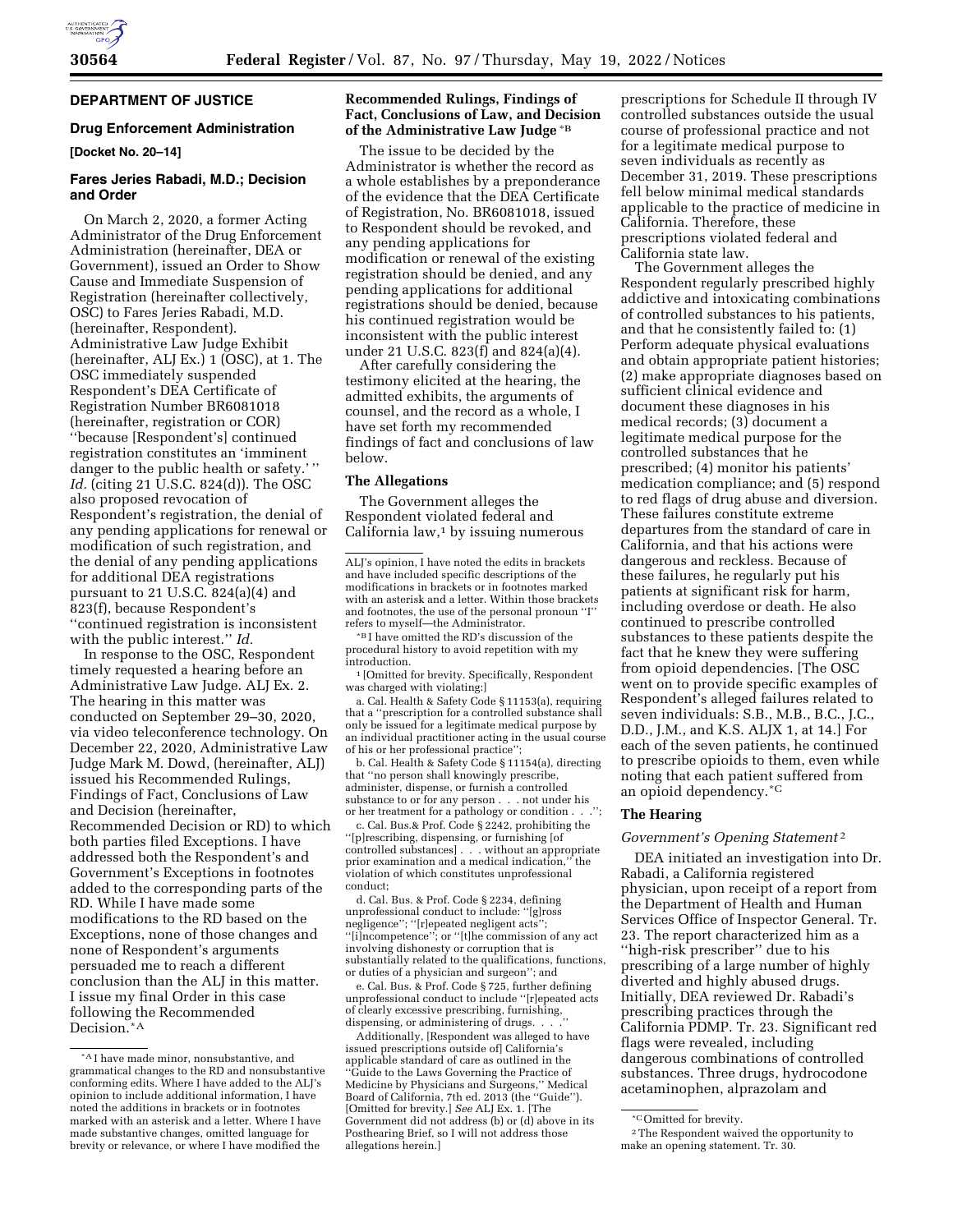## DEPARTMENT OF JUSTICE

### Drug Enforcement Administration

**[Docket No. 20–14]**

### Fares Jeries Rabadi, M.D.; Decision and Order

On March 2, 2020, a former Acting Administrator of the Drug Enforcement Administration (hereinafter, DEA or Government), issued an Order to Show Cause and Immediate Suspension of Registration (hereinafter collectively, OSC) to Fares Jeries Rabadi, M.D. (hereinafter, Respondent). Administrative Law Judge Exhibit (hereinafter, ALJ Ex.) 1 (OSC), at 1. The OSC immediately suspended Respondent's DEA Certificate of Registration Number BR6081018 (hereinafter, registration or COR) ''because [Respondent's] continued registration constitutes an 'imminent danger to the public health or safety.' '' *Id.* (citing 21 U.S.C. 824(d)). The OSC also proposed revocation of Respondent's registration, the denial of any pending applications for renewal or modification of such registration, and the denial of any pending applications for additional DEA registrations pursuant to 21 U.S.C. 824(a)(4) and 823(f), because Respondent's ''continued registration is inconsistent with the public interest.'' *Id.*

In response to the OSC, Respondent timely requested a hearing before an Administrative Law Judge. ALJ Ex. 2. The hearing in this matter was conducted on September 29–30, 2020, via video teleconference technology. On December 22, 2020, Administrative Law Judge Mark M. Dowd, (hereinafter, ALJ) issued his Recommended Rulings, Findings of Fact, Conclusions of Law and Decision (hereinafter, Recommended Decision or RD) to which both parties filed Exceptions. I have addressed both the Respondent's and Government's Exceptions in footnotes added to the corresponding parts of the RD. While I have made some modifications to the RD based on the Exceptions, none of those changes and none of Respondent's arguments persuaded me to reach a different conclusion than the ALJ in this matter. I issue my final Order in this case following the Recommended Decision.*A

### Recommended Rulings, Findings of Fact, Conclusions of Law, and Decision of the Administrative Law Judge *B

The issue to be decided by the Administrator is whether the record as a whole establishes by a preponderance of the evidence that the DEA Certificate of Registration, No. BR6081018, issued to Respondent should be revoked, and any pending applications for modification or renewal of the existing registration should be denied, and any pending applications for additional registrations should be denied, because his continued registration would be inconsistent with the public interest under 21 U.S.C. 823(f) and 824(a)(4).

After carefully considering the testimony elicited at the hearing, the admitted exhibits, the arguments of counsel, and the record as a whole, I have set forth my recommended findings of fact and conclusions of law below.

### The Allegations

The Government alleges the Respondent violated federal and California law,[1] by issuing numerous prescriptions for Schedule II through IV controlled substances outside the usual course of professional practice and not for a legitimate medical purpose to seven individuals as recently as December 31, 2019. These prescriptions fell below minimal medical standards applicable to the practice of medicine in California. Therefore, these prescriptions violated federal and California state law.

The Government alleges the Respondent regularly prescribed highly addictive and intoxicating combinations of controlled substances to his patients, and that he consistently failed to: (1) Perform adequate physical evaluations and obtain appropriate patient histories; (2) make appropriate diagnoses based on sufficient clinical evidence and document these diagnoses in his medical records; (3) document a legitimate medical purpose for the controlled substances that he prescribed; (4) monitor his patients' medication compliance; and (5) respond to red flags of drug abuse and diversion. These failures constitute extreme departures from the standard of care in California, and that his actions were dangerous and reckless. Because of these failures, he regularly put his patients at significant risk for harm, including overdose or death. He also continued to prescribe controlled substances to these patients despite the fact that he knew they were suffering from opioid dependencies. [The OSC went on to provide specific examples of Respondent's alleged failures related to seven individuals: S.B., M.B., B.C., J.C., D.D., J.M., and K.S. ALJX 1, at 14.] For each of the seven patients, he continued to prescribe opioids to them, even while noting that each patient suffered from an opioid dependency.*C

### The Hearing

#### *Government's Opening Statement*[2]

DEA initiated an investigation into Dr. Rabadi, a California registered physician, upon receipt of a report from the Department of Health and Human Services Office of Inspector General. Tr. 23. The report characterized him as a ''high-risk prescriber'' due to his prescribing of a large number of highly diverted and highly abused drugs. Initially, DEA reviewed Dr. Rabadi's prescribing practices through the California PDMP. Tr. 23. Significant red flags were revealed, including dangerous combinations of controlled substances. Three drugs, hydrocodone acetaminophen, alprazolam and

---

*A I have made minor, nonsubstantive, and grammatical changes to the RD and nonsubstantive conforming edits. Where I have added to the ALJ's opinion to include additional information, I have noted the additions in brackets or in footnotes marked with an asterisk and a letter. Where I have made substantive changes, omitted language for brevity or relevance, or where I have modified the ALJ's opinion, I have noted the edits in brackets and have included specific descriptions of the modifications in brackets or in footnotes marked with an asterisk and a letter. Within those brackets and footnotes, the use of the personal pronoun ''I'' refers to myself—the Administrator.

*B I have omitted the RD's discussion of the procedural history to avoid repetition with my introduction.

[1] [Omitted for brevity. Specifically, Respondent was charged with violating:]

a. Cal. Health & Safety Code § 11153(a), requiring that a ''prescription for a controlled substance shall only be issued for a legitimate medical purpose by an individual practitioner acting in the usual course of his or her professional practice'';

b. Cal. Health & Safety Code § 11154(a), directing that ''no person shall knowingly prescribe, administer, dispense, or furnish a controlled substance to or for any person . . . not under his or her treatment for a pathology or condition . . .'';

c. Cal. Bus.& Prof. Code § 2242, prohibiting the ''[p]rescribing, dispensing, or furnishing [of controlled substances] . . . without an appropriate prior examination and a medical indication,'' the violation of which constitutes unprofessional conduct;

d. Cal. Bus. & Prof. Code § 2234, defining unprofessional conduct to include: ''[g]ross negligence''; ''[r]epeated negligent acts''; ''[i]ncompetence''; or ''[t]he commission of any act involving dishonesty or corruption that is substantially related to the qualifications, functions, or duties of a physician and surgeon''; and

e. Cal. Bus. & Prof. Code § 725, further defining unprofessional conduct to include ''[r]epeated acts of clearly excessive prescribing, furnishing, dispensing, or administering of drugs. . . .''

Additionally, [Respondent was alleged to have issued prescriptions outside of] California's applicable standard of care as outlined in the ''Guide to the Laws Governing the Practice of Medicine by Physicians and Surgeons,'' Medical Board of California, 7th ed. 2013 (the ''Guide''). [Omitted for brevity.] *See* ALJ Ex. 1. [The Government did not address (b) or (d) above in its Posthearing Brief, so I will not address those allegations herein.]

*C Omitted for brevity.

[2] The Respondent waived the opportunity to make an opening statement. Tr. 30.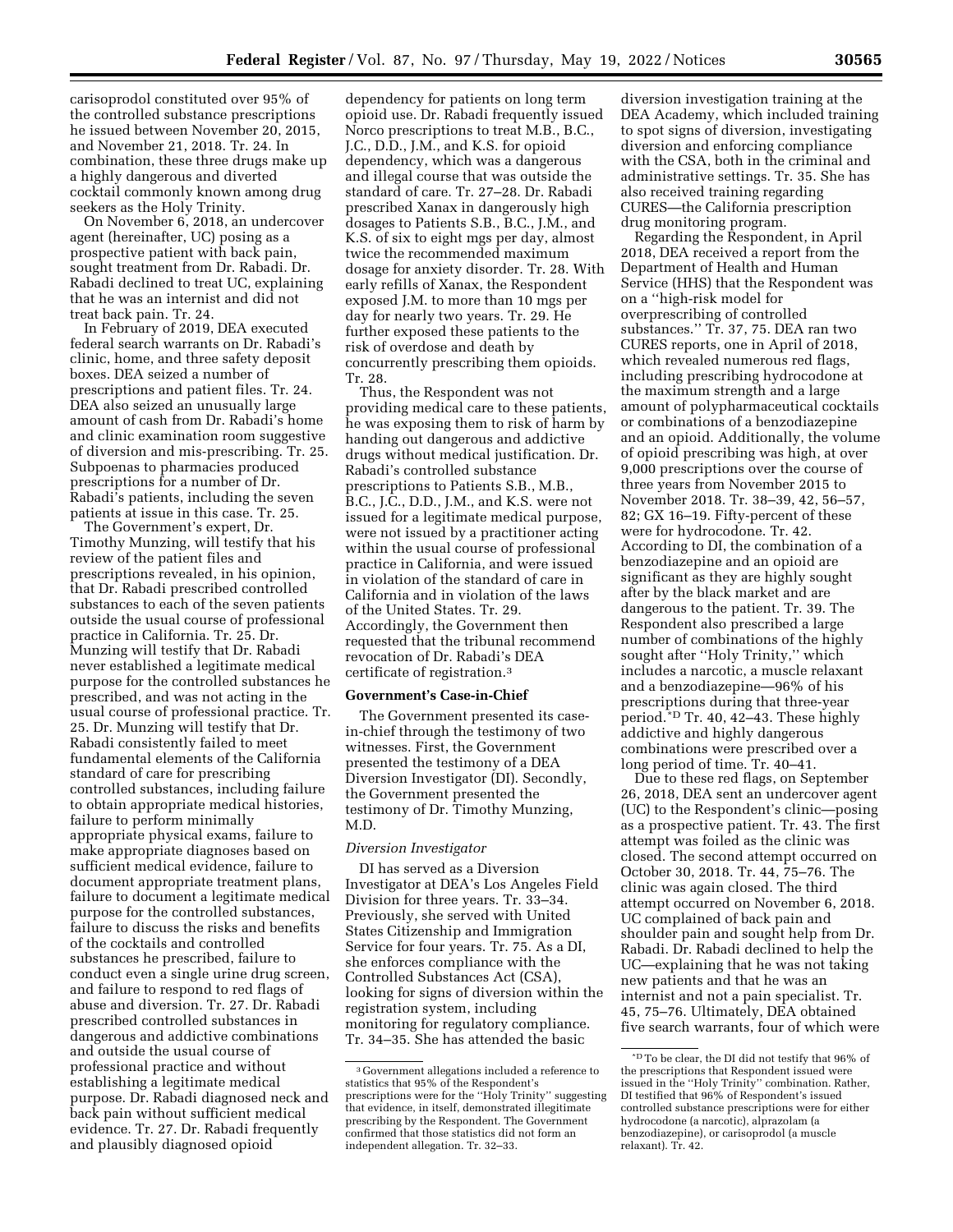carisoprodol constituted over 95% of the controlled substance prescriptions he issued between November 20, 2015, and November 21, 2018. Tr. 24. In combination, these three drugs make up a highly dangerous and diverted cocktail commonly known among drug seekers as the Holy Trinity.

On November 6, 2018, an undercover agent (hereinafter, UC) posing as a prospective patient with back pain, sought treatment from Dr. Rabadi. Dr. Rabadi declined to treat UC, explaining that he was an internist and did not treat back pain. Tr. 24.

In February of 2019, DEA executed federal search warrants on Dr. Rabadi's clinic, home, and three safety deposit boxes. DEA seized a number of prescriptions and patient files. Tr. 24. DEA also seized an unusually large amount of cash from Dr. Rabadi's home and clinic examination room suggestive of diversion and mis-prescribing. Tr. 25. Subpoenas to pharmacies produced prescriptions for a number of Dr. Rabadi's patients, including the seven patients at issue in this case. Tr. 25.

The Government's expert, Dr. Timothy Munzing, will testify that his review of the patient files and prescriptions revealed, in his opinion, that Dr. Rabadi prescribed controlled substances to each of the seven patients outside the usual course of professional practice in California. Tr. 25. Dr. Munzing will testify that Dr. Rabadi never established a legitimate medical purpose for the controlled substances he prescribed, and was not acting in the usual course of professional practice. Tr. 25. Dr. Munzing will testify that Dr. Rabadi consistently failed to meet fundamental elements of the California standard of care for prescribing controlled substances, including failure to obtain appropriate medical histories, failure to perform minimally appropriate physical exams, failure to make appropriate diagnoses based on sufficient medical evidence, failure to document appropriate treatment plans, failure to document a legitimate medical purpose for the controlled substances, failure to discuss the risks and benefits of the cocktails and controlled substances he prescribed, failure to conduct even a single urine drug screen, and failure to respond to red flags of abuse and diversion. Tr. 27. Dr. Rabadi prescribed controlled substances in dangerous and addictive combinations and outside the usual course of professional practice and without establishing a legitimate medical purpose. Dr. Rabadi diagnosed neck and back pain without sufficient medical evidence. Tr. 27. Dr. Rabadi frequently and plausibly diagnosed opioid dependency for patients on long term opioid use. Dr. Rabadi frequently issued Norco prescriptions to treat M.B., B.C., J.C., D.D., J.M., and K.S. for opioid dependency, which was a dangerous and illegal course that was outside the standard of care. Tr. 27–28. Dr. Rabadi prescribed Xanax in dangerously high dosages to Patients S.B., B.C., J.M., and K.S. of six to eight mgs per day, almost twice the recommended maximum dosage for anxiety disorder. Tr. 28. With early refills of Xanax, the Respondent exposed J.M. to more than 10 mgs per day for nearly two years. Tr. 29. He further exposed these patients to the risk of overdose and death by concurrently prescribing them opioids. Tr. 28.

Thus, the Respondent was not providing medical care to these patients, he was exposing them to risk of harm by handing out dangerous and addictive drugs without medical justification. Dr. Rabadi's controlled substance prescriptions to Patients S.B., M.B., B.C., J.C., D.D., J.M., and K.S. were not issued for a legitimate medical purpose, were not issued by a practitioner acting within the usual course of professional practice in California, and were issued in violation of the standard of care in California and in violation of the laws of the United States. Tr. 29. Accordingly, the Government then requested that the tribunal recommend revocation of Dr. Rabadi's DEA certificate of registration.[3]

## Government's Case-in-Chief

The Government presented its case-in-chief through the testimony of two witnesses. First, the Government presented the testimony of a DEA Diversion Investigator (DI). Secondly, the Government presented the testimony of Dr. Timothy Munzing, M.D.

### *Diversion Investigator*

DI has served as a Diversion Investigator at DEA's Los Angeles Field Division for three years. Tr. 33–34. Previously, she served with United States Citizenship and Immigration Service for four years. Tr. 75. As a DI, she enforces compliance with the Controlled Substances Act (CSA), looking for signs of diversion within the registration system, including monitoring for regulatory compliance. Tr. 34–35. She has attended the basic diversion investigation training at the DEA Academy, which included training to spot signs of diversion, investigating diversion and enforcing compliance with the CSA, both in the criminal and administrative settings. Tr. 35. She has also received training regarding CURES—the California prescription drug monitoring program.

Regarding the Respondent, in April 2018, DEA received a report from the Department of Health and Human Service (HHS) that the Respondent was on a ''high-risk model for overprescribing of controlled substances.'' Tr. 37, 75. DEA ran two CURES reports, one in April of 2018, which revealed numerous red flags, including prescribing hydrocodone at the maximum strength and a large amount of polypharmaceutical cocktails or combinations of a benzodiazepine and an opioid. Additionally, the volume of opioid prescribing was high, at over 9,000 prescriptions over the course of three years from November 2015 to November 2018. Tr. 38–39, 42, 56–57, 82; GX 16–19. Fifty-percent of these were for hydrocodone. Tr. 42. According to DI, the combination of a benzodiazepine and an opioid are significant as they are highly sought after by the black market and are dangerous to the patient. Tr. 39. The Respondent also prescribed a large number of combinations of the highly sought after ''Holy Trinity,'' which includes a narcotic, a muscle relaxant and a benzodiazepine—96% of his prescriptions during that three-year period.[*D] Tr. 40, 42–43. These highly addictive and highly dangerous combinations were prescribed over a long period of time. Tr. 40–41.

Due to these red flags, on September 26, 2018, DEA sent an undercover agent (UC) to the Respondent's clinic—posing as a prospective patient. Tr. 43. The first attempt was foiled as the clinic was closed. The second attempt occurred on October 30, 2018. Tr. 44, 75–76. The clinic was again closed. The third attempt occurred on November 6, 2018. UC complained of back pain and shoulder pain and sought help from Dr. Rabadi. Dr. Rabadi declined to help the UC—explaining that he was not taking new patients and that he was an internist and not a pain specialist. Tr. 45, 75–76. Ultimately, DEA obtained five search warrants, four of which were

---

[3] Government allegations included a reference to statistics that 95% of the Respondent's prescriptions were for the ''Holy Trinity'' suggesting that evidence, in itself, demonstrated illegitimate prescribing by the Respondent. The Government confirmed that those statistics did not form an independent allegation. Tr. 32–33.

[*D] To be clear, the DI did not testify that 96% of the prescriptions that Respondent issued were issued in the ''Holy Trinity'' combination. Rather, DI testified that 96% of Respondent's issued controlled substance prescriptions were for either hydrocodone (a narcotic), alprazolam (a benzodiazepine), or carisoprodol (a muscle relaxant). Tr. 42.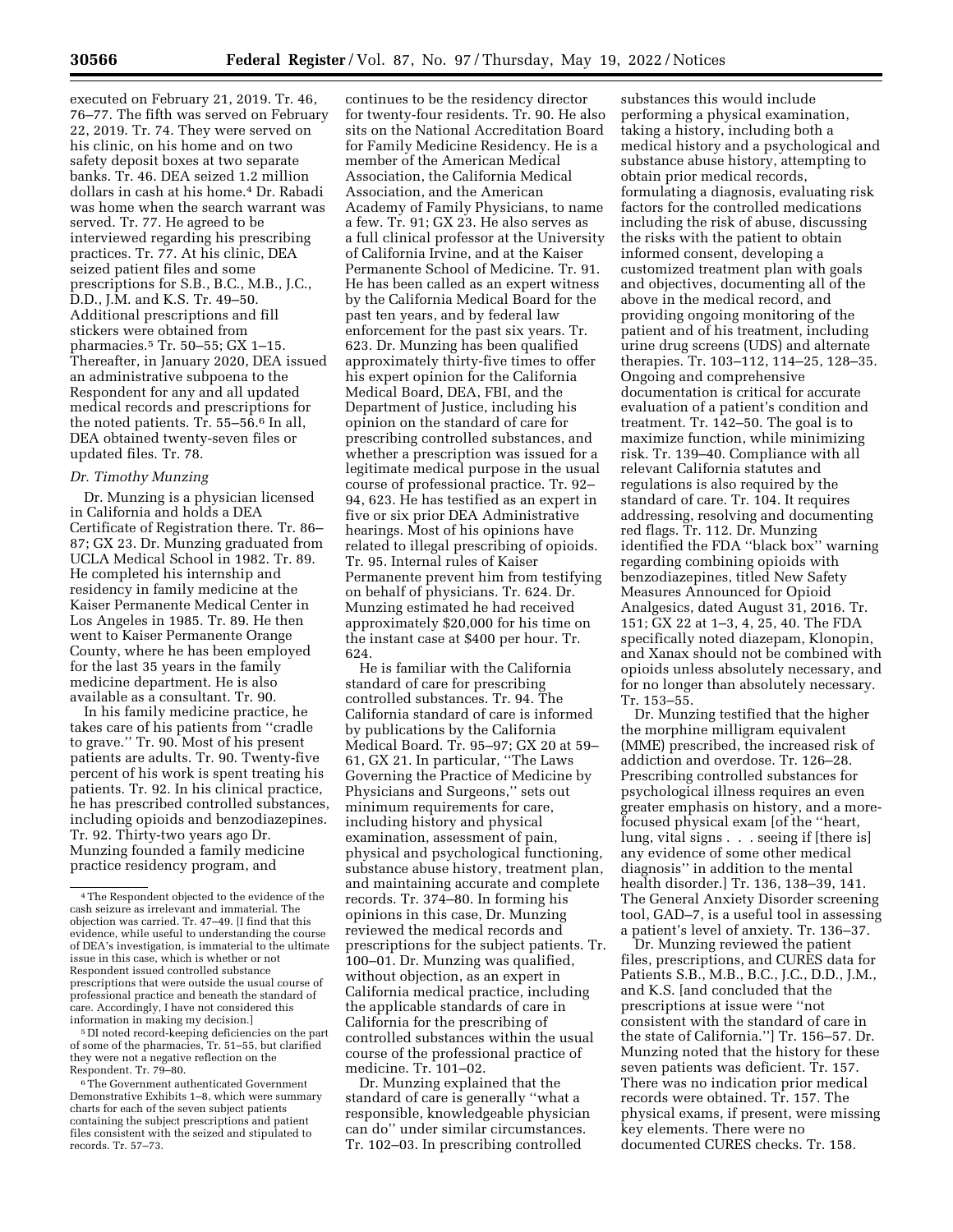executed on February 21, 2019. Tr. 46, 76–77. The fifth was served on February 22, 2019. Tr. 74. They were served on his clinic, on his home and on two safety deposit boxes at two separate banks. Tr. 46. DEA seized 1.2 million dollars in cash at his home.[4] Dr. Rabadi was home when the search warrant was served. Tr. 77. He agreed to be interviewed regarding his prescribing practices. Tr. 77. At his clinic, DEA seized patient files and some prescriptions for S.B., B.C., M.B., J.C., D.D., J.M. and K.S. Tr. 49–50. Additional prescriptions and fill stickers were obtained from pharmacies.[5] Tr. 50–55; GX 1–15. Thereafter, in January 2020, DEA issued an administrative subpoena to the Respondent for any and all updated medical records and prescriptions for the noted patients. Tr. 55–56.[6] In all, DEA obtained twenty-seven files or updated files. Tr. 78.

### *Dr. Timothy Munzing*

Dr. Munzing is a physician licensed in California and holds a DEA Certificate of Registration there. Tr. 86–87; GX 23. Dr. Munzing graduated from UCLA Medical School in 1982. Tr. 89. He completed his internship and residency in family medicine at the Kaiser Permanente Medical Center in Los Angeles in 1985. Tr. 89. He then went to Kaiser Permanente Orange County, where he has been employed for the last 35 years in the family medicine department. He is also available as a consultant. Tr. 90.

In his family medicine practice, he takes care of his patients from ''cradle to grave.'' Tr. 90. Most of his present patients are adults. Tr. 90. Twenty-five percent of his work is spent treating his patients. Tr. 92. In his clinical practice, he has prescribed controlled substances, including opioids and benzodiazepines. Tr. 92. Thirty-two years ago Dr. Munzing founded a family medicine practice residency program, and continues to be the residency director for twenty-four residents. Tr. 90. He also sits on the National Accreditation Board for Family Medicine Residency. He is a member of the American Medical Association, the California Medical Association, and the American Academy of Family Physicians, to name a few. Tr. 91; GX 23. He also serves as a full clinical professor at the University of California Irvine, and at the Kaiser Permanente School of Medicine. Tr. 91. He has been called as an expert witness by the California Medical Board for the past ten years, and by federal law enforcement for the past six years. Tr. 623. Dr. Munzing has been qualified approximately thirty-five times to offer his expert opinion for the California Medical Board, DEA, FBI, and the Department of Justice, including his opinion on the standard of care for prescribing controlled substances, and whether a prescription was issued for a legitimate medical purpose in the usual course of professional practice. Tr. 92–94, 623. He has testified as an expert in five or six prior DEA Administrative hearings. Most of his opinions have related to illegal prescribing of opioids. Tr. 95. Internal rules of Kaiser Permanente prevent him from testifying on behalf of physicians. Tr. 624. Dr. Munzing estimated he had received approximately $20,000 for his time on the instant case at $400 per hour. Tr. 624.

He is familiar with the California standard of care for prescribing controlled substances. Tr. 94. The California standard of care is informed by publications by the California Medical Board. Tr. 95–97; GX 20 at 59–61, GX 21. In particular, ''The Laws Governing the Practice of Medicine by Physicians and Surgeons,'' sets out minimum requirements for care, including history and physical examination, assessment of pain, physical and psychological functioning, substance abuse history, treatment plan, and maintaining accurate and complete records. Tr. 374–80. In forming his opinions in this case, Dr. Munzing reviewed the medical records and prescriptions for the subject patients. Tr. 100–01. Dr. Munzing was qualified, without objection, as an expert in California medical practice, including the applicable standards of care in California for the prescribing of controlled substances within the usual course of the professional practice of medicine. Tr. 101–02.

Dr. Munzing explained that the standard of care is generally ''what a responsible, knowledgeable physician can do'' under similar circumstances. Tr. 102–03. In prescribing controlled substances this would include performing a physical examination, taking a history, including both a medical history and a psychological and substance abuse history, attempting to obtain prior medical records, formulating a diagnosis, evaluating risk factors for the controlled medications including the risk of abuse, discussing the risks with the patient to obtain informed consent, developing a customized treatment plan with goals and objectives, documenting all of the above in the medical record, and providing ongoing monitoring of the patient and of his treatment, including urine drug screens (UDS) and alternate therapies. Tr. 103–112, 114–25, 128–35. Ongoing and comprehensive documentation is critical for accurate evaluation of a patient's condition and treatment. Tr. 142–50. The goal is to maximize function, while minimizing risk. Tr. 139–40. Compliance with all relevant California statutes and regulations is also required by the standard of care. Tr. 104. It requires addressing, resolving and documenting red flags. Tr. 112. Dr. Munzing identified the FDA ''black box'' warning regarding combining opioids with benzodiazepines, titled New Safety Measures Announced for Opioid Analgesics, dated August 31, 2016. Tr. 151; GX 22 at 1–3, 4, 25, 40. The FDA specifically noted diazepam, Klonopin, and Xanax should not be combined with opioids unless absolutely necessary, and for no longer than absolutely necessary. Tr. 153–55.

Dr. Munzing testified that the higher the morphine milligram equivalent (MME) prescribed, the increased risk of addiction and overdose. Tr. 126–28. Prescribing controlled substances for psychological illness requires an even greater emphasis on history, and a more-focused physical exam [of the ''heart, lung, vital signs . . . seeing if [there is] any evidence of some other medical diagnosis'' in addition to the mental health disorder.] Tr. 136, 138–39, 141. The Generalized Anxiety Disorder screening tool, GAD–7, is a useful tool in assessing a patient's level of anxiety. Tr. 136–37.

Dr. Munzing reviewed the patient files, prescriptions, and CURES data for Patients S.B., M.B., B.C., J.C., D.D., J.M., and K.S. [and concluded that the prescriptions at issue were ''not consistent with the standard of care in the state of California.''] Tr. 156–57. Dr. Munzing noted that the history for these seven patients was deficient. Tr. 157. There was no indication prior medical records were obtained. Tr. 157. The physical exams, if present, were missing key elements. There were no documented CURES checks. Tr. 158.

---

[4] The Respondent objected to the evidence of the cash seizure as irrelevant and immaterial. The objection was carried. Tr. 47–49. [I find that this evidence, while useful to understanding the course of DEA's investigation, is immaterial to the ultimate issue in this case, which is whether or not Respondent issued controlled substance prescriptions that were outside the usual course of professional practice and beneath the standard of care. Accordingly, I have not considered this information in making my decision.]

[5] DI noted record-keeping deficiencies on the part of some of the pharmacies, Tr. 51–55, but clarified they were not a negative reflection on the Respondent. Tr. 79–80.

[6] The Government authenticated Government Demonstrative Exhibits 1–8, which were summary charts for each of the seven subject patients containing the subject prescriptions and patient files consistent with the seized and stipulated to records. Tr. 57–73.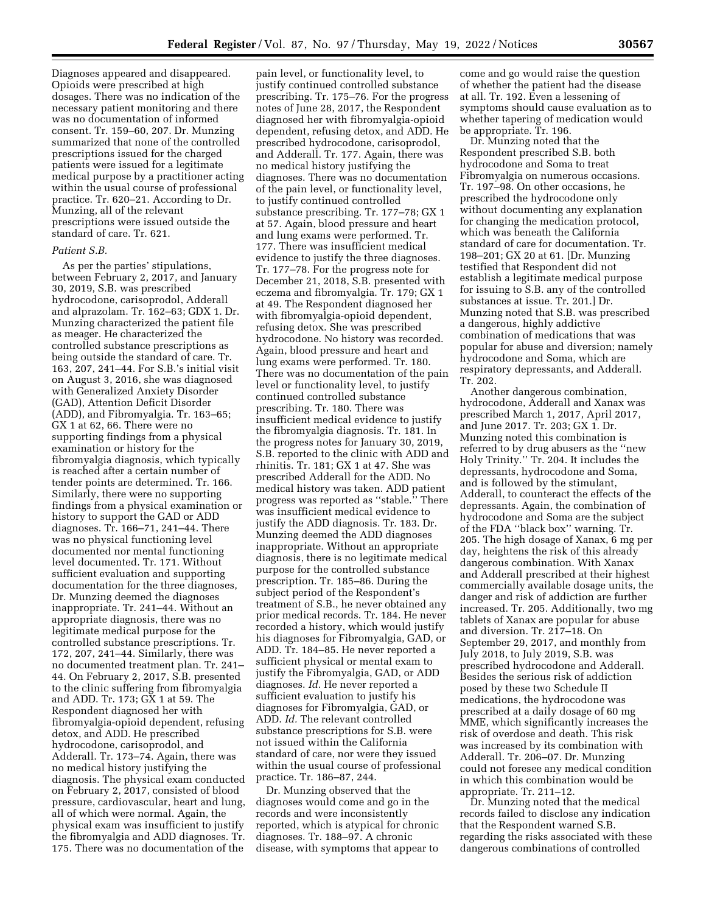Diagnoses appeared and disappeared. Opioids were prescribed at high dosages. There was no indication of the necessary patient monitoring and there was no documentation of informed consent. Tr. 159–60, 207. Dr. Munzing summarized that none of the controlled prescriptions issued for the charged patients were issued for a legitimate medical purpose by a practitioner acting within the usual course of professional practice. Tr. 620–21. According to Dr. Munzing, all of the relevant prescriptions were issued outside the standard of care. Tr. 621.

*Patient S.B.*

As per the parties' stipulations, between February 2, 2017, and January 30, 2019, S.B. was prescribed hydrocodone, carisoprodol, Adderall and alprazolam. Tr. 162–63; GDX 1. Dr. Munzing characterized the patient file as meager. He characterized the controlled substance prescriptions as being outside the standard of care. Tr. 163, 207, 241–44. For S.B.'s initial visit on August 3, 2016, she was diagnosed with Generalized Anxiety Disorder (GAD), Attention Deficit Disorder (ADD), and Fibromyalgia. Tr. 163–65; GX 1 at 62, 66. There were no supporting findings from a physical examination or history for the fibromyalgia diagnosis, which typically is reached after a certain number of tender points are determined. Tr. 166. Similarly, there were no supporting findings from a physical examination or history to support the GAD or ADD diagnoses. Tr. 166–71, 241–44. There was no physical functioning level documented nor mental functioning level documented. Tr. 171. Without sufficient evaluation and supporting documentation for the three diagnoses, Dr. Munzing deemed the diagnoses inappropriate. Tr. 241–44. Without an appropriate diagnosis, there was no legitimate medical purpose for the controlled substance prescriptions. Tr. 172, 207, 241–44. Similarly, there was no documented treatment plan. Tr. 241–44. On February 2, 2017, S.B. presented to the clinic suffering from fibromyalgia and ADD. Tr. 173; GX 1 at 59. The Respondent diagnosed her with fibromyalgia-opioid dependent, refusing detox, and ADD. He prescribed hydrocodone, carisoprodol, and Adderall. Tr. 173–74. Again, there was no medical history justifying the diagnosis. The physical exam conducted on February 2, 2017, consisted of blood pressure, cardiovascular, heart and lung, all of which were normal. Again, the physical exam was insufficient to justify the fibromyalgia and ADD diagnoses. Tr. 175. There was no documentation of the pain level, or functionality level, to justify continued controlled substance prescribing. Tr. 175–76. For the progress notes of June 28, 2017, the Respondent diagnosed her with fibromyalgia-opioid dependent, refusing detox, and ADD. He prescribed hydrocodone, carisoprodol, and Adderall. Tr. 177. Again, there was no medical history justifying the diagnoses. There was no documentation of the pain level, or functionality level, to justify continued controlled substance prescribing. Tr. 177–78; GX 1 at 57. Again, blood pressure and heart and lung exams were performed. Tr. 177. There was insufficient medical evidence to justify the three diagnoses. Tr. 177–78. For the progress note for December 21, 2018, S.B. presented with eczema and fibromyalgia. Tr. 179; GX 1 at 49. The Respondent diagnosed her with fibromyalgia-opioid dependent, refusing detox. She was prescribed hydrocodone. No history was recorded. Again, blood pressure and heart and lung exams were performed. Tr. 180. There was no documentation of the pain level or functionality level, to justify continued controlled substance prescribing. Tr. 180. There was insufficient medical evidence to justify the fibromyalgia diagnosis. Tr. 181. In the progress notes for January 30, 2019, S.B. reported to the clinic with ADD and rhinitis. Tr. 181; GX 1 at 47. She was prescribed Adderall for the ADD. No medical history was taken. ADD patient progress was reported as "stable." There was insufficient medical evidence to justify the ADD diagnosis. Tr. 183. Dr. Munzing deemed the ADD diagnoses inappropriate. Without an appropriate diagnosis, there is no legitimate medical purpose for the controlled substance prescription. Tr. 185–86. During the subject period of the Respondent's treatment of S.B., he never obtained any prior medical records. Tr. 184. He never recorded a history, which would justify his diagnoses for Fibromyalgia, GAD, or ADD. Tr. 184–85. He never reported a sufficient physical or mental exam to justify the Fibromyalgia, GAD, or ADD diagnoses. *Id.* He never reported a sufficient evaluation to justify his diagnoses for Fibromyalgia, GAD, or ADD. *Id.* The relevant controlled substance prescriptions for S.B. were not issued within the California standard of care, nor were they issued within the usual course of professional practice. Tr. 186–87, 244.

Dr. Munzing observed that the diagnoses would come and go in the records and were inconsistently reported, which is atypical for chronic diagnoses. Tr. 188–97. A chronic disease, with symptoms that appear to come and go would raise the question of whether the patient had the disease at all. Tr. 192. Even a lessening of symptoms should cause evaluation as to whether tapering of medication would be appropriate. Tr. 196.

Dr. Munzing noted that the Respondent prescribed S.B. both hydrocodone and Soma to treat Fibromyalgia on numerous occasions. Tr. 197–98. On other occasions, he prescribed the hydrocodone only without documenting any explanation for changing the medication protocol, which was beneath the California standard of care for documentation. Tr. 198–201; GX 20 at 61. [Dr. Munzing testified that Respondent did not establish a legitimate medical purpose for issuing to S.B. any of the controlled substances at issue. Tr. 201.] Dr. Munzing noted that S.B. was prescribed a dangerous, highly addictive combination of medications that was popular for abuse and diversion; namely hydrocodone and Soma, which are respiratory depressants, and Adderall. Tr. 202.

Another dangerous combination, hydrocodone, Adderall and Xanax was prescribed March 1, 2017, April 2017, and June 2017. Tr. 203; GX 1. Dr. Munzing noted this combination is referred to by drug abusers as the "new Holy Trinity." Tr. 204. It includes the depressants, hydrocodone and Soma, and is followed by the stimulant, Adderall, to counteract the effects of the depressants. Again, the combination of hydrocodone and Soma are the subject of the FDA "black box" warning. Tr. 205. The high dosage of Xanax, 6 mg per day, heightens the risk of this already dangerous combination. With Xanax and Adderall prescribed at their highest commercially available dosage units, the danger and risk of addiction are further increased. Tr. 205. Additionally, two mg tablets of Xanax are popular for abuse and diversion. Tr. 217–18. On September 29, 2017, and monthly from July 2018, to July 2019, S.B. was prescribed hydrocodone and Adderall. Besides the serious risk of addiction posed by these two Schedule II medications, the hydrocodone was prescribed at a daily dosage of 60 mg MME, which significantly increases the risk of overdose and death. This risk was increased by its combination with Adderall. Tr. 206–07. Dr. Munzing could not foresee any medical condition in which this combination would be appropriate. Tr. 211–12.

Dr. Munzing noted that the medical records failed to disclose any indication that the Respondent warned S.B. regarding the risks associated with these dangerous combinations of controlled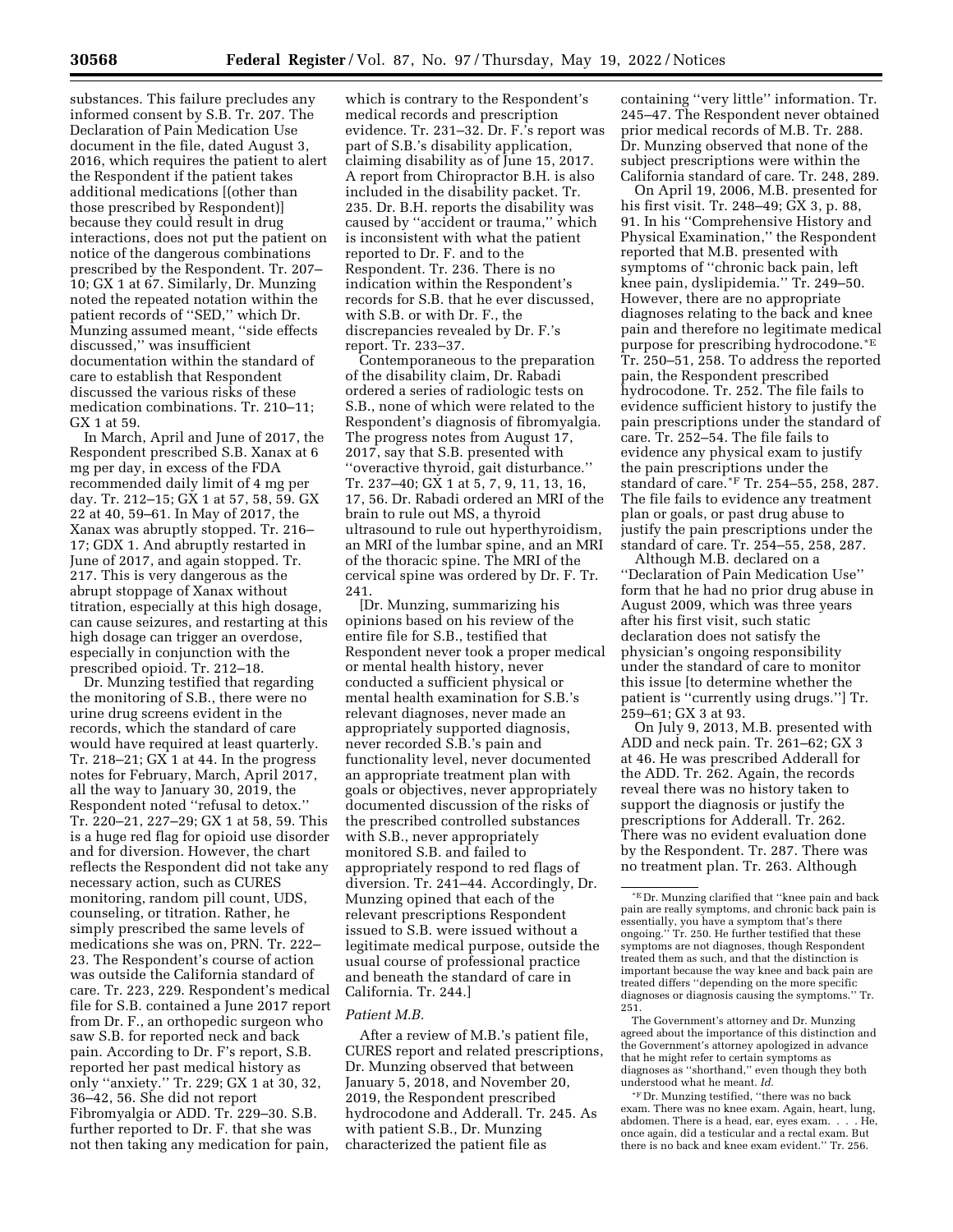substances. This failure precludes any informed consent by S.B. Tr. 207. The Declaration of Pain Medication Use document in the file, dated August 3, 2016, which requires the patient to alert the Respondent if the patient takes additional medications [(other than those prescribed by Respondent)] because they could result in drug interactions, does not put the patient on notice of the dangerous combinations prescribed by the Respondent. Tr. 207–10; GX 1 at 67. Similarly, Dr. Munzing noted the repeated notation within the patient records of ''SED,'' which Dr. Munzing assumed meant, ''side effects discussed,'' was insufficient documentation within the standard of care to establish that Respondent discussed the various risks of these medication combinations. Tr. 210–11; GX 1 at 59.

In March, April and June of 2017, the Respondent prescribed S.B. Xanax at 6 mg per day, in excess of the FDA recommended daily limit of 4 mg per day. Tr. 212–15; GX 1 at 57, 58, 59. GX 22 at 40, 59–61. In May of 2017, the Xanax was abruptly stopped. Tr. 216–17; GDX 1. And abruptly restarted in June of 2017, and again stopped. Tr. 217. This is very dangerous as the abrupt stoppage of Xanax without titration, especially at this high dosage, can cause seizures, and restarting at this high dosage can trigger an overdose, especially in conjunction with the prescribed opioid. Tr. 212–18.

Dr. Munzing testified that regarding the monitoring of S.B., there were no urine drug screens evident in the records, which the standard of care would have required at least quarterly. Tr. 218–21; GX 1 at 44. In the progress notes for February, March, April 2017, all the way to January 30, 2019, the Respondent noted ''refusal to detox.'' Tr. 220–21, 227–29; GX 1 at 58, 59. This is a huge red flag for opioid use disorder and for diversion. However, the chart reflects the Respondent did not take any necessary action, such as CURES monitoring, random pill count, UDS, counseling, or titration. Rather, he simply prescribed the same levels of medications she was on, PRN. Tr. 222–23. The Respondent's course of action was outside the California standard of care. Tr. 223, 229. Respondent's medical file for S.B. contained a June 2017 report from Dr. F., an orthopedic surgeon who saw S.B. for reported neck and back pain. According to Dr. F's report, S.B. reported her past medical history as only ''anxiety.'' Tr. 229; GX 1 at 30, 32, 36–42, 56. She did not report Fibromyalgia or ADD. Tr. 229–30. S.B. further reported to Dr. F. that she was not then taking any medication for pain, which is contrary to the Respondent's medical records and prescription evidence. Tr. 231–32. Dr. F.'s report was part of S.B.'s disability application, claiming disability as of June 15, 2017. A report from Chiropractor B.H. is also included in the disability packet. Tr. 235. Dr. B.H. reports the disability was caused by ''accident or trauma,'' which is inconsistent with what the patient reported to Dr. F. and to the Respondent. Tr. 236. There is no indication within the Respondent's records for S.B. that he ever discussed, with S.B. or with Dr. F., the discrepancies revealed by Dr. F.'s report. Tr. 233–37.

Contemporaneous to the preparation of the disability claim, Dr. Rabadi ordered a series of radiologic tests on S.B., none of which were related to the Respondent's diagnosis of fibromyalgia. The progress notes from August 17, 2017, say that S.B. presented with ''overactive thyroid, gait disturbance.'' Tr. 237–40; GX 1 at 5, 7, 9, 11, 13, 16, 17, 56. Dr. Rabadi ordered an MRI of the brain to rule out MS, a thyroid ultrasound to rule out hyperthyroidism, an MRI of the lumbar spine, and an MRI of the thoracic spine. The MRI of the cervical spine was ordered by Dr. F. Tr. 241.

[Dr. Munzing, summarizing his opinions based on his review of the entire file for S.B., testified that Respondent never took a proper medical or mental health history, never conducted a sufficient physical or mental health examination for S.B.'s relevant diagnoses, never made an appropriately supported diagnosis, never recorded S.B.'s pain and functionality level, never documented an appropriate treatment plan with goals or objectives, never appropriately documented discussion of the risks of the prescribed controlled substances with S.B., never appropriately monitored S.B. and failed to appropriately respond to red flags of diversion. Tr. 241–44. Accordingly, Dr. Munzing opined that each of the relevant prescriptions Respondent issued to S.B. were issued without a legitimate medical purpose, outside the usual course of professional practice and beneath the standard of care in California. Tr. 244.]

### *Patient M.B.*

After a review of M.B.'s patient file, CURES report and related prescriptions, Dr. Munzing observed that between January 5, 2018, and November 20, 2019, the Respondent prescribed hydrocodone and Adderall. Tr. 245. As with patient S.B., Dr. Munzing characterized the patient file as containing ''very little'' information. Tr. 245–47. The Respondent never obtained prior medical records of M.B. Tr. 288. Dr. Munzing observed that none of the subject prescriptions were within the California standard of care. Tr. 248, 289.

On April 19, 2006, M.B. presented for his first visit. Tr. 248–49; GX 3, p. 88, 91. In his ''Comprehensive History and Physical Examination,'' the Respondent reported that M.B. presented with symptoms of ''chronic back pain, left knee pain, dyslipidemia.'' Tr. 249–50. However, there are no appropriate diagnoses relating to the back and knee pain and therefore no legitimate medical purpose for prescribing hydrocodone.*E Tr. 250–51, 258. To address the reported pain, the Respondent prescribed hydrocodone. Tr. 252. The file fails to evidence sufficient history to justify the pain prescriptions under the standard of care. Tr. 252–54. The file fails to evidence any physical exam to justify the pain prescriptions under the standard of care.*F Tr. 254–55, 258, 287. The file fails to evidence any treatment plan or goals, or past drug abuse to justify the pain prescriptions under the standard of care. Tr. 254–55, 258, 287.

Although M.B. declared on a ''Declaration of Pain Medication Use'' form that he had no prior drug abuse in August 2009, which was three years after his first visit, such static declaration does not satisfy the physician's ongoing responsibility under the standard of care to monitor this issue [to determine whether the patient is ''currently using drugs.''] Tr. 259–61; GX 3 at 93.

On July 9, 2013, M.B. presented with ADD and neck pain. Tr. 261–62; GX 3 at 46. He was prescribed Adderall for the ADD. Tr. 262. Again, the records reveal there was no history taken to support the diagnosis or justify the prescriptions for Adderall. Tr. 262. There was no evident evaluation done by the Respondent. Tr. 287. There was no treatment plan. Tr. 263. Although

---

*E Dr. Munzing clarified that ''knee pain and back pain are really symptoms, and chronic back pain is essentially, you have a symptom that's there ongoing.'' Tr. 250. He further testified that these symptoms are not diagnoses, though Respondent treated them as such, and that the distinction is important because the way knee and back pain are treated differs ''depending on the more specific diagnoses or diagnosis causing the symptoms.'' Tr. 251.

The Government's attorney and Dr. Munzing agreed about the importance of this distinction and the Government's attorney apologized in advance that he might refer to certain symptoms as diagnoses as ''shorthand,'' even though they both understood what he meant. *Id.*

*F Dr. Munzing testified, ''there was no back exam. There was no knee exam. Again, heart, lung, abdomen. There is a head, ear, eyes exam. . . . He, once again, did a testicular and a rectal exam. But there is no back and knee exam evident.'' Tr. 256.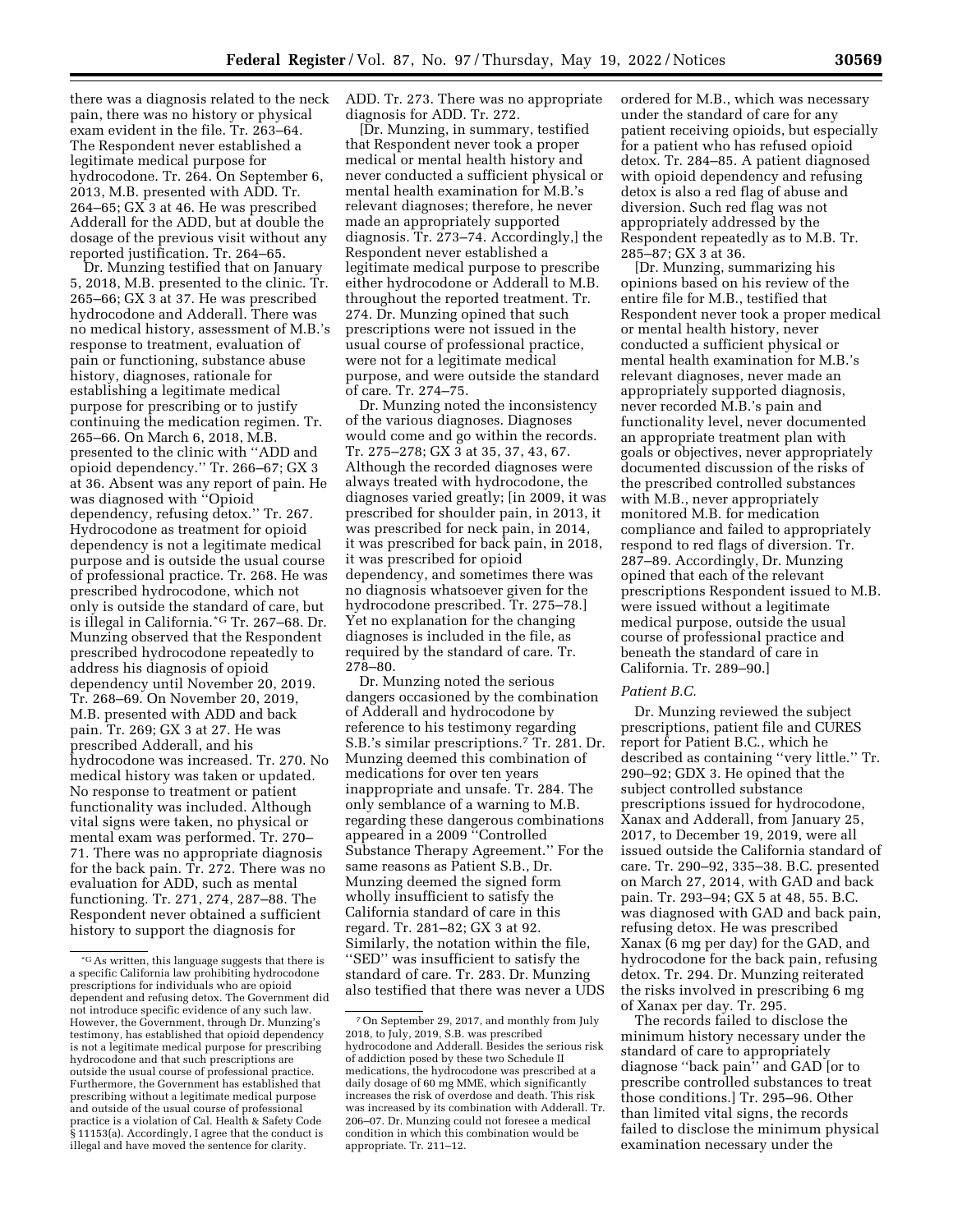there was a diagnosis related to the neck pain, there was no history or physical exam evident in the file. Tr. 263–64. The Respondent never established a legitimate medical purpose for hydrocodone. Tr. 264. On September 6, 2013, M.B. presented with ADD. Tr. 264–65; GX 3 at 46. He was prescribed Adderall for the ADD, but at double the dosage of the previous visit without any reported justification. Tr. 264–65.

Dr. Munzing testified that on January 5, 2018, M.B. presented to the clinic. Tr. 265–66; GX 3 at 37. He was prescribed hydrocodone and Adderall. There was no medical history, assessment of M.B.'s response to treatment, evaluation of pain or functioning, substance abuse history, diagnoses, rationale for establishing a legitimate medical purpose for prescribing or to justify continuing the medication regimen. Tr. 265–66. On March 6, 2018, M.B. presented to the clinic with ''ADD and opioid dependency.'' Tr. 266–67; GX 3 at 36. Absent was any report of pain. He was diagnosed with ''Opioid dependency, refusing detox.'' Tr. 267. Hydrocodone as treatment for opioid dependency is not a legitimate medical purpose and is outside the usual course of professional practice. Tr. 268. He was prescribed hydrocodone, which not only is outside the standard of care, but is illegal in California.[*G] Tr. 267–68. Dr. Munzing observed that the Respondent prescribed hydrocodone repeatedly to address his diagnosis of opioid dependency until November 20, 2019. Tr. 268–69. On November 20, 2019, M.B. presented with ADD and back pain. Tr. 269; GX 3 at 27. He was prescribed Adderall, and his hydrocodone was increased. Tr. 270. No medical history was taken or updated. No response to treatment or patient functionality was included. Although vital signs were taken, no physical or mental exam was performed. Tr. 270–71. There was no appropriate diagnosis for the back pain. Tr. 272. There was no evaluation for ADD, such as mental functioning. Tr. 271, 274, 287–88. The Respondent never obtained a sufficient history to support the diagnosis for ADD. Tr. 273. There was no appropriate diagnosis for ADD. Tr. 272.

[Dr. Munzing, in summary, testified that Respondent never took a proper medical or mental health history and never conducted a sufficient physical or mental health examination for M.B.'s relevant diagnoses; therefore, he never made an appropriately supported diagnosis. Tr. 273–74. Accordingly,] the Respondent never established a legitimate medical purpose to prescribe either hydrocodone or Adderall to M.B. throughout the reported treatment. Tr. 274. Dr. Munzing opined that such prescriptions were not issued in the usual course of professional practice, were not for a legitimate medical purpose, and were outside the standard of care. Tr. 274–75.

Dr. Munzing noted the inconsistency of the various diagnoses. Diagnoses would come and go within the records. Tr. 275–278; GX 3 at 35, 37, 43, 67. Although the recorded diagnoses were always treated with hydrocodone, the diagnoses varied greatly; [in 2009, it was prescribed for shoulder pain, in 2013, it was prescribed for neck pain, in 2014, it was prescribed for back pain, in 2018, it was prescribed for opioid dependency, and sometimes there was no diagnosis whatsoever given for the hydrocodone prescribed. Tr. 275–78.] Yet no explanation for the changing diagnoses is included in the file, as required by the standard of care. Tr. 278–80.

Dr. Munzing noted the serious dangers occasioned by the combination of Adderall and hydrocodone by reference to his testimony regarding S.B.'s similar prescriptions.[7] Tr. 281. Dr. Munzing deemed this combination of medications for over ten years inappropriate and unsafe. Tr. 284. The only semblance of a warning to M.B. regarding these dangerous combinations appeared in a 2009 ''Controlled Substance Therapy Agreement.'' For the same reasons as Patient S.B., Dr. Munzing deemed the signed form wholly insufficient to satisfy the California standard of care in this regard. Tr. 281–82; GX 3 at 92. Similarly, the notation within the file, ''SED'' was insufficient to satisfy the standard of care. Tr. 283. Dr. Munzing also testified that there was never a UDS ordered for M.B., which was necessary under the standard of care for any patient receiving opioids, but especially for a patient who has refused opioid detox. Tr. 284–85. A patient diagnosed with opioid dependency and refusing detox is also a red flag of abuse and diversion. Such red flag was not appropriately addressed by the Respondent repeatedly as to M.B. Tr. 285–87; GX 3 at 36.

[Dr. Munzing, summarizing his opinions based on his review of the entire file for M.B., testified that Respondent never took a proper medical or mental health history, never conducted a sufficient physical or mental health examination for M.B.'s relevant diagnoses, never made an appropriately supported diagnosis, never recorded M.B.'s pain and functionality level, never documented an appropriate treatment plan with goals or objectives, never appropriately documented discussion of the risks of the prescribed controlled substances with M.B., never appropriately monitored M.B. for medication compliance and failed to appropriately respond to red flags of diversion. Tr. 287–89. Accordingly, Dr. Munzing opined that each of the relevant prescriptions Respondent issued to M.B. were issued without a legitimate medical purpose, outside the usual course of professional practice and beneath the standard of care in California. Tr. 289–90.]

### *Patient B.C.*

Dr. Munzing reviewed the subject prescriptions, patient file and CURES report for Patient B.C., which he described as containing ''very little.'' Tr. 290–92; GDX 3. He opined that the subject controlled substance prescriptions issued for hydrocodone, Xanax and Adderall, from January 25, 2017, to December 19, 2019, were all issued outside the California standard of care. Tr. 290–92, 335–38. B.C. presented on March 27, 2014, with GAD and back pain. Tr. 293–94; GX 5 at 48, 55. B.C. was diagnosed with GAD and back pain, refusing detox. He was prescribed Xanax (6 mg per day) for the GAD, and hydrocodone for the back pain, refusing detox. Tr. 294. Dr. Munzing reiterated the risks involved in prescribing 6 mg of Xanax per day. Tr. 295.

The records failed to disclose the minimum history necessary under the standard of care to appropriately diagnose ''back pain'' and GAD [or to prescribe controlled substances to treat those conditions.] Tr. 295–96. Other than limited vital signs, the records failed to disclose the minimum physical examination necessary under the

---

[*G] As written, this language suggests that there is a specific California law prohibiting hydrocodone prescriptions for individuals who are opioid dependent and refusing detox. The Government did not introduce specific evidence of any such law. However, the Government, through Dr. Munzing's testimony, has established that opioid dependency is not a legitimate medical purpose for prescribing hydrocodone and that such prescriptions are outside the usual course of professional practice. Furthermore, the Government has established that prescribing without a legitimate medical purpose and outside of the usual course of professional practice is a violation of Cal. Health & Safety Code § 11153(a). Accordingly, I agree that the conduct is illegal and have moved the sentence for clarity.

[7] On September 29, 2017, and monthly from July 2018, to July, 2019, S.B. was prescribed hydrocodone and Adderall. Besides the serious risk of addiction posed by these two Schedule II medications, the hydrocodone was prescribed at a daily dosage of 60 mg MME, which significantly increases the risk of overdose and death. This risk was increased by its combination with Adderall. Tr. 206–07. Dr. Munzing could not foresee a medical condition in which this combination would be appropriate. Tr. 211–12.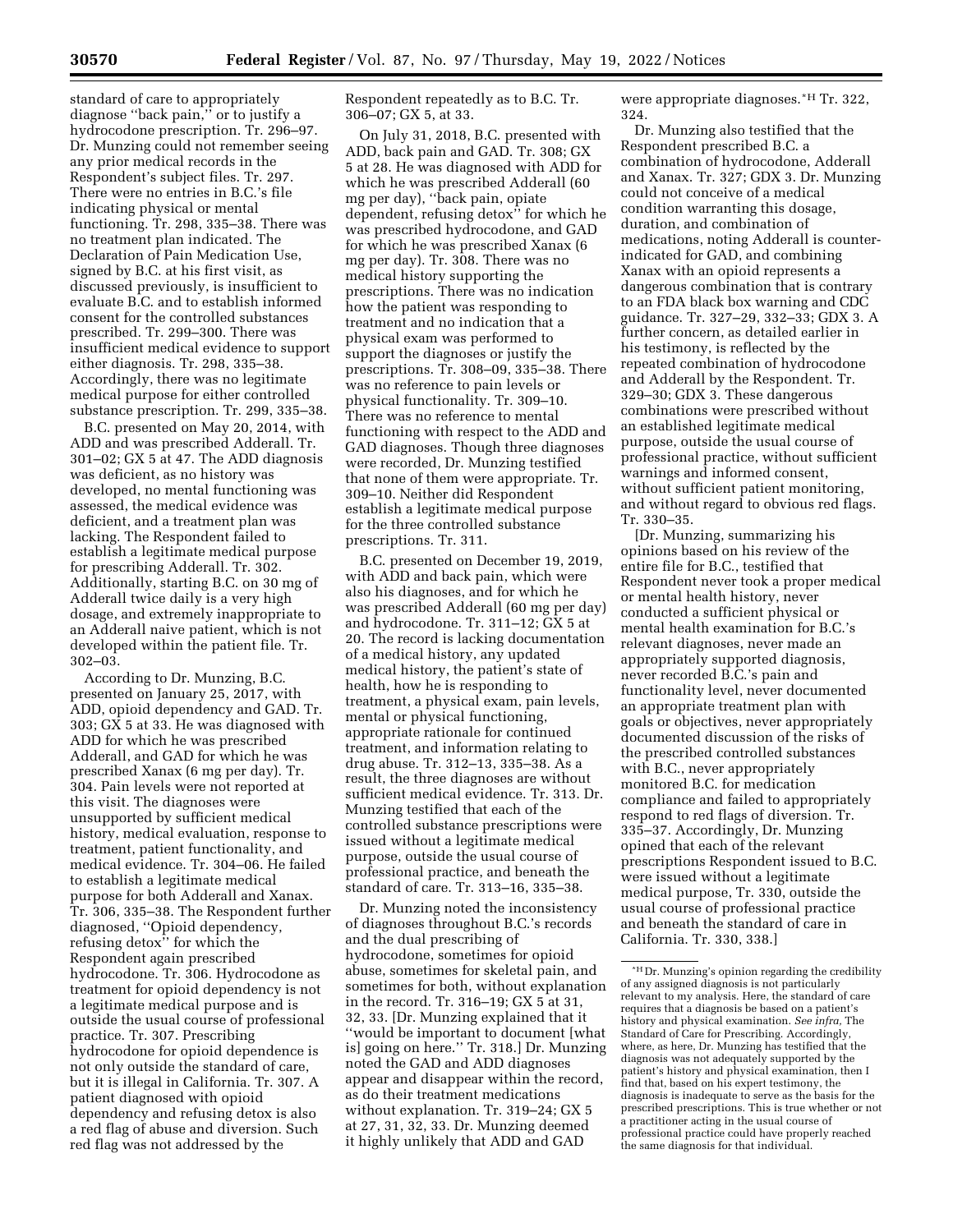standard of care to appropriately diagnose ''back pain,'' or to justify a hydrocodone prescription. Tr. 296–97. Dr. Munzing could not remember seeing any prior medical records in the Respondent's subject files. Tr. 297. There were no entries in B.C.'s file indicating physical or mental functioning. Tr. 298, 335–38. There was no treatment plan indicated. The Declaration of Pain Medication Use, signed by B.C. at his first visit, as discussed previously, is insufficient to evaluate B.C. and to establish informed consent for the controlled substances prescribed. Tr. 299–300. There was insufficient medical evidence to support either diagnosis. Tr. 298, 335–38. Accordingly, there was no legitimate medical purpose for either controlled substance prescription. Tr. 299, 335–38.

B.C. presented on May 20, 2014, with ADD and was prescribed Adderall. Tr. 301–02; GX 5 at 47. The ADD diagnosis was deficient, as no history was developed, no mental functioning was assessed, the medical evidence was deficient, and a treatment plan was lacking. The Respondent failed to establish a legitimate medical purpose for prescribing Adderall. Tr. 302. Additionally, starting B.C. on 30 mg of Adderall twice daily is a very high dosage, and extremely inappropriate to an Adderall naive patient, which is not developed within the patient file. Tr. 302–03.

According to Dr. Munzing, B.C. presented on January 25, 2017, with ADD, opioid dependency and GAD. Tr. 303; GX 5 at 33. He was diagnosed with ADD for which he was prescribed Adderall, and GAD for which he was prescribed Xanax (6 mg per day). Tr. 304. Pain levels were not reported at this visit. The diagnoses were unsupported by sufficient medical history, medical evaluation, response to treatment, patient functionality, and medical evidence. Tr. 304–06. He failed to establish a legitimate medical purpose for both Adderall and Xanax. Tr. 306, 335–38. The Respondent further diagnosed, ''Opioid dependency, refusing detox'' for which the Respondent again prescribed hydrocodone. Tr. 306. Hydrocodone as treatment for opioid dependency is not a legitimate medical purpose and is outside the usual course of professional practice. Tr. 307. Prescribing hydrocodone for opioid dependence is not only outside the standard of care, but it is illegal in California. Tr. 307. A patient diagnosed with opioid dependency and refusing detox is also a red flag of abuse and diversion. Such red flag was not addressed by the Respondent repeatedly as to B.C. Tr. 306–07; GX 5, at 33.

On July 31, 2018, B.C. presented with ADD, back pain and GAD. Tr. 308; GX 5 at 28. He was diagnosed with ADD for which he was prescribed Adderall (60 mg per day), ''back pain, opiate dependent, refusing detox'' for which he was prescribed hydrocodone, and GAD for which he was prescribed Xanax (6 mg per day). Tr. 308. There was no medical history supporting the prescriptions. There was no indication how the patient was responding to treatment and no indication that a physical exam was performed to support the diagnoses or justify the prescriptions. Tr. 308–09, 335–38. There was no reference to pain levels or physical functionality. Tr. 309–10. There was no reference to mental functioning with respect to the ADD and GAD diagnoses. Though three diagnoses were recorded, Dr. Munzing testified that none of them were appropriate. Tr. 309–10. Neither did Respondent establish a legitimate medical purpose for the three controlled substance prescriptions. Tr. 311.

B.C. presented on December 19, 2019, with ADD and back pain, which were also his diagnoses, and for which he was prescribed Adderall (60 mg per day) and hydrocodone. Tr. 311–12; GX 5 at 20. The record is lacking documentation of a medical history, any updated medical history, the patient's state of health, how he is responding to treatment, a physical exam, pain levels, mental or physical functioning, appropriate rationale for continued treatment, and information relating to drug abuse. Tr. 312–13, 335–38. As a result, the three diagnoses are without sufficient medical evidence. Tr. 313. Dr. Munzing testified that each of the controlled substance prescriptions were issued without a legitimate medical purpose, outside the usual course of professional practice, and beneath the standard of care. Tr. 313–16, 335–38.

Dr. Munzing noted the inconsistency of diagnoses throughout B.C.'s records and the dual prescribing of hydrocodone, sometimes for opioid abuse, sometimes for skeletal pain, and sometimes for both, without explanation in the record. Tr. 316–19; GX 5 at 31, 32, 33. [Dr. Munzing explained that it ''would be important to document [what is] going on here.'' Tr. 318.] Dr. Munzing noted the GAD and ADD diagnoses appear and disappear within the record, as do their treatment medications without explanation. Tr. 319–24; GX 5 at 27, 31, 32, 33. Dr. Munzing deemed it highly unlikely that ADD and GAD were appropriate diagnoses.*H Tr. 322, 324.

Dr. Munzing also testified that the Respondent prescribed B.C. a combination of hydrocodone, Adderall and Xanax. Tr. 327; GDX 3. Dr. Munzing could not conceive of a medical condition warranting this dosage, duration, and combination of medications, noting Adderall is counter-indicated for GAD, and combining Xanax with an opioid represents a dangerous combination that is contrary to an FDA black box warning and CDC guidance. Tr. 327–29, 332–33; GDX 3. A further concern, as detailed earlier in his testimony, is reflected by the repeated combination of hydrocodone and Adderall by the Respondent. Tr. 329–30; GDX 3. These dangerous combinations were prescribed without an established legitimate medical purpose, outside the usual course of professional practice, without sufficient warnings and informed consent, without sufficient patient monitoring, and without regard to obvious red flags. Tr. 330–35.

[Dr. Munzing, summarizing his opinions based on his review of the entire file for B.C., testified that Respondent never took a proper medical or mental health history, never conducted a sufficient physical or mental health examination for B.C.'s relevant diagnoses, never made an appropriately supported diagnosis, never recorded B.C.'s pain and functionality level, never documented an appropriate treatment plan with goals or objectives, never appropriately documented discussion of the risks of the prescribed controlled substances with B.C., never appropriately monitored B.C. for medication compliance and failed to appropriately respond to red flags of diversion. Tr. 335–37. Accordingly, Dr. Munzing opined that each of the relevant prescriptions Respondent issued to B.C. were issued without a legitimate medical purpose, Tr. 330, outside the usual course of professional practice and beneath the standard of care in California. Tr. 330, 338.]

*H Dr. Munzing's opinion regarding the credibility of any assigned diagnosis is not particularly relevant to my analysis. Here, the standard of care requires that a diagnosis be based on a patient's history and physical examination. *See infra,* The Standard of Care for Prescribing. Accordingly, where, as here, Dr. Munzing has testified that the diagnosis was not adequately supported by the patient's history and physical examination, then I find that, based on his expert testimony, the diagnosis is inadequate to serve as the basis for the prescribed prescriptions. This is true whether or not a practitioner acting in the usual course of professional practice could have properly reached the same diagnosis for that individual.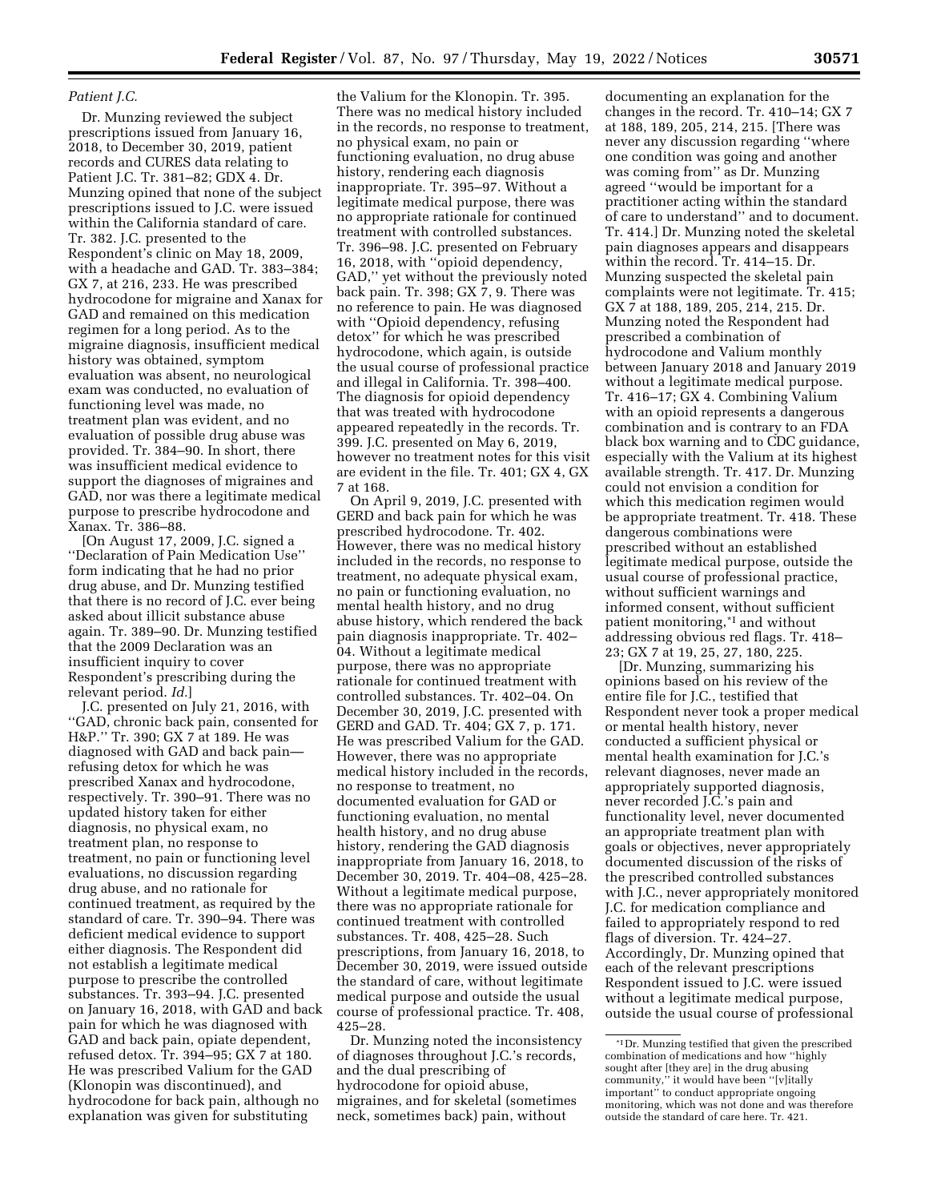*Patient J.C.*

Dr. Munzing reviewed the subject prescriptions issued from January 16, 2018, to December 30, 2019, patient records and CURES data relating to Patient J.C. Tr. 381–82; GDX 4. Dr. Munzing opined that none of the subject prescriptions issued to J.C. were issued within the California standard of care. Tr. 382. J.C. presented to the Respondent's clinic on May 18, 2009, with a headache and GAD. Tr. 383–384; GX 7, at 216, 233. He was prescribed hydrocodone for migraine and Xanax for GAD and remained on this medication regimen for a long period. As to the migraine diagnosis, insufficient medical history was obtained, symptom evaluation was absent, no neurological exam was conducted, no evaluation of functioning level was made, no treatment plan was evident, and no evaluation of possible drug abuse was provided. Tr. 384–90. In short, there was insufficient medical evidence to support the diagnoses of migraines and GAD, nor was there a legitimate medical purpose to prescribe hydrocodone and Xanax. Tr. 386–88.

[On August 17, 2009, J.C. signed a ''Declaration of Pain Medication Use'' form indicating that he had no prior drug abuse, and Dr. Munzing testified that there is no record of J.C. ever being asked about illicit substance abuse again. Tr. 389–90. Dr. Munzing testified that the 2009 Declaration was an insufficient inquiry to cover Respondent's prescribing during the relevant period. *Id.*]

J.C. presented on July 21, 2016, with ''GAD, chronic back pain, consented for H&P.'' Tr. 390; GX 7 at 189. He was diagnosed with GAD and back pain—refusing detox for which he was prescribed Xanax and hydrocodone, respectively. Tr. 390–91. There was no updated history taken for either diagnosis, no physical exam, no treatment plan, no response to treatment, no pain or functioning level evaluations, no discussion regarding drug abuse, and no rationale for continued treatment, as required by the standard of care. Tr. 390–94. There was deficient medical evidence to support either diagnosis. The Respondent did not establish a legitimate medical purpose to prescribe the controlled substances. Tr. 393–94. J.C. presented on January 16, 2018, with GAD and back pain for which he was diagnosed with GAD and back pain, opiate dependent, refused detox. Tr. 394–95; GX 7 at 180. He was prescribed Valium for the GAD (Klonopin was discontinued), and hydrocodone for back pain, although no explanation was given for substituting the Valium for the Klonopin. Tr. 395. There was no medical history included in the records, no response to treatment, no physical exam, no pain or functioning evaluation, no drug abuse history, rendering each diagnosis inappropriate. Tr. 395–97. Without a legitimate medical purpose, there was no appropriate rationale for continued treatment with controlled substances. Tr. 396–98. J.C. presented on February 16, 2018, with ''opioid dependency, GAD,'' yet without the previously noted back pain. Tr. 398; GX 7, 9. There was no reference to pain. He was diagnosed with ''Opioid dependency, refusing detox'' for which he was prescribed hydrocodone, which again, is outside the usual course of professional practice and illegal in California. Tr. 398–400. The diagnosis for opioid dependency that was treated with hydrocodone appeared repeatedly in the records. Tr. 399. J.C. presented on May 6, 2019, however no treatment notes for this visit are evident in the file. Tr. 401; GX 4, GX 7 at 168.

On April 9, 2019, J.C. presented with GERD and back pain for which he was prescribed hydrocodone. Tr. 402. However, there was no medical history included in the records, no response to treatment, no adequate physical exam, no pain or functioning evaluation, no mental health history, and no drug abuse history, which rendered the back pain diagnosis inappropriate. Tr. 402–04. Without a legitimate medical purpose, there was no appropriate rationale for continued treatment with controlled substances. Tr. 402–04. On December 30, 2019, J.C. presented with GERD and GAD. Tr. 404; GX 7, p. 171. He was prescribed Valium for the GAD. However, there was no appropriate medical history included in the records, no response to treatment, no documented evaluation for GAD or functioning evaluation, no mental health history, and no drug abuse history, rendering the GAD diagnosis inappropriate from January 16, 2018, to December 30, 2019. Tr. 404–08, 425–28. Without a legitimate medical purpose, there was no appropriate rationale for continued treatment with controlled substances. Tr. 408, 425–28. Such prescriptions, from January 16, 2018, to December 30, 2019, were issued outside the standard of care, without legitimate medical purpose and outside the usual course of professional practice. Tr. 408, 425–28.

Dr. Munzing noted the inconsistency of diagnoses throughout J.C.'s records, and the dual prescribing of hydrocodone for opioid abuse, migraines, and for skeletal (sometimes neck, sometimes back) pain, without documenting an explanation for the changes in the record. Tr. 410–14; GX 7 at 188, 189, 205, 214, 215. [There was never any discussion regarding ''where one condition was going and another was coming from'' as Dr. Munzing agreed ''would be important for a practitioner acting within the standard of care to understand'' and to document. Tr. 414.] Dr. Munzing noted the skeletal pain diagnoses appears and disappears within the record. Tr. 414–15. Dr. Munzing suspected the skeletal pain complaints were not legitimate. Tr. 415; GX 7 at 188, 189, 205, 214, 215. Dr. Munzing noted the Respondent had prescribed a combination of hydrocodone and Valium monthly between January 2018 and January 2019 without a legitimate medical purpose. Tr. 416–17; GX 4. Combining Valium with an opioid represents a dangerous combination and is contrary to an FDA black box warning and to CDC guidance, especially with the Valium at its highest available strength. Tr. 417. Dr. Munzing could not envision a condition for which this medication regimen would be appropriate treatment. Tr. 418. These dangerous combinations were prescribed without an established legitimate medical purpose, outside the usual course of professional practice, without sufficient warnings and informed consent, without sufficient patient monitoring,[*I] and without addressing obvious red flags. Tr. 418–23; GX 7 at 19, 25, 27, 180, 225.

[Dr. Munzing, summarizing his opinions based on his review of the entire file for J.C., testified that Respondent never took a proper medical or mental health history, never conducted a sufficient physical or mental health examination for J.C.'s relevant diagnoses, never made an appropriately supported diagnosis, never recorded J.C.'s pain and functionality level, never documented an appropriate treatment plan with goals or objectives, never appropriately documented discussion of the risks of the prescribed controlled substances with J.C., never appropriately monitored J.C. for medication compliance and failed to appropriately respond to red flags of diversion. Tr. 424–27. Accordingly, Dr. Munzing opined that each of the relevant prescriptions Respondent issued to J.C. were issued without a legitimate medical purpose, outside the usual course of professional

[*I] Dr. Munzing testified that given the prescribed combination of medications and how ''highly sought after [they are] in the drug abusing community,'' it would have been ''[v]itally important'' to conduct appropriate ongoing monitoring, which was not done and was therefore outside the standard of care here. Tr. 421.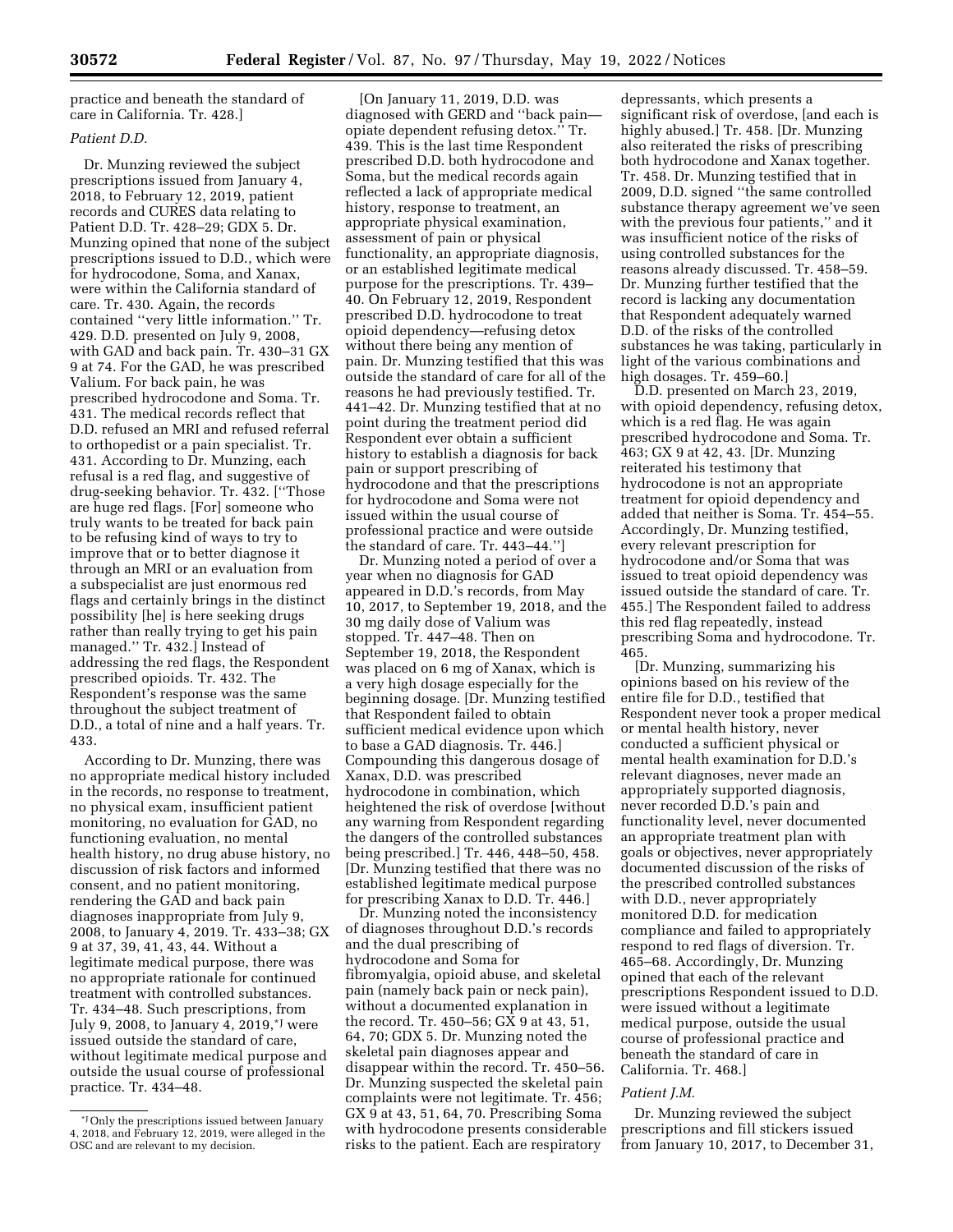practice and beneath the standard of care in California. Tr. 428.]

*Patient D.D.*

Dr. Munzing reviewed the subject prescriptions issued from January 4, 2018, to February 12, 2019, patient records and CURES data relating to Patient D.D. Tr. 428–29; GDX 5. Dr. Munzing opined that none of the subject prescriptions issued to D.D., which were for hydrocodone, Soma, and Xanax, were within the California standard of care. Tr. 430. Again, the records contained ''very little information.'' Tr. 429. D.D. presented on July 9, 2008, with GAD and back pain. Tr. 430–31 GX 9 at 74. For the GAD, he was prescribed Valium. For back pain, he was prescribed hydrocodone and Soma. Tr. 431. The medical records reflect that D.D. refused an MRI and refused referral to orthopedist or a pain specialist. Tr. 431. According to Dr. Munzing, each refusal is a red flag, and suggestive of drug-seeking behavior. Tr. 432. [''Those are huge red flags. [For] someone who truly wants to be treated for back pain to be refusing kind of ways to try to improve that or to better diagnose it through an MRI or an evaluation from a subspecialist are just enormous red flags and certainly brings in the distinct possibility [he] is here seeking drugs rather than really trying to get his pain managed.'' Tr. 432.] Instead of addressing the red flags, the Respondent prescribed opioids. Tr. 432. The Respondent's response was the same throughout the subject treatment of D.D., a total of nine and a half years. Tr. 433.

According to Dr. Munzing, there was no appropriate medical history included in the records, no response to treatment, no physical exam, insufficient patient monitoring, no evaluation for GAD, no functioning evaluation, no mental health history, no drug abuse history, no discussion of risk factors and informed consent, and no patient monitoring, rendering the GAD and back pain diagnoses inappropriate from July 9, 2008, to January 4, 2019. Tr. 433–38; GX 9 at 37, 39, 41, 43, 44. Without a legitimate medical purpose, there was no appropriate rationale for continued treatment with controlled substances. Tr. 434–48. Such prescriptions, from July 9, 2008, to January 4, 2019,*J were issued outside the standard of care, without legitimate medical purpose and outside the usual course of professional practice. Tr. 434–48.

[On January 11, 2019, D.D. was diagnosed with GERD and ''back pain—opiate dependent refusing detox.'' Tr. 439. This is the last time Respondent prescribed D.D. both hydrocodone and Soma, but the medical records again reflected a lack of appropriate medical history, response to treatment, an appropriate physical examination, assessment of pain or physical functionality, an appropriate diagnosis, or an established legitimate medical purpose for the prescriptions. Tr. 439–40. On February 12, 2019, Respondent prescribed D.D. hydrocodone to treat opioid dependency—refusing detox without there being any mention of pain. Dr. Munzing testified that this was outside the standard of care for all of the reasons he had previously testified. Tr. 441–42. Dr. Munzing testified that at no point during the treatment period did Respondent ever obtain a sufficient history to establish a diagnosis for back pain or support prescribing of hydrocodone and that the prescriptions for hydrocodone and Soma were not issued within the usual course of professional practice and were outside the standard of care. Tr. 443–44.'']

Dr. Munzing noted a period of over a year when no diagnosis for GAD appeared in D.D.'s records, from May 10, 2017, to September 19, 2018, and the 30 mg daily dose of Valium was stopped. Tr. 447–48. Then on September 19, 2018, the Respondent was placed on 6 mg of Xanax, which is a very high dosage especially for the beginning dosage. [Dr. Munzing testified that Respondent failed to obtain sufficient medical evidence upon which to base a GAD diagnosis. Tr. 446.] Compounding this dangerous dosage of Xanax, D.D. was prescribed hydrocodone in combination, which heightened the risk of overdose [without any warning from Respondent regarding the dangers of the controlled substances being prescribed.] Tr. 446, 448–50, 458. [Dr. Munzing testified that there was no established legitimate medical purpose for prescribing Xanax to D.D. Tr. 446.]

Dr. Munzing noted the inconsistency of diagnoses throughout D.D.'s records and the dual prescribing of hydrocodone and Soma for fibromyalgia, opioid abuse, and skeletal pain (namely back pain or neck pain), without a documented explanation in the record. Tr. 450–56; GX 9 at 43, 51, 64, 70; GDX 5. Dr. Munzing noted the skeletal pain diagnoses appear and disappear within the record. Tr. 450–56. Dr. Munzing suspected the skeletal pain complaints were not legitimate. Tr. 456; GX 9 at 43, 51, 64, 70. Prescribing Soma with hydrocodone presents considerable risks to the patient. Each are respiratory depressants, which presents a significant risk of overdose, [and each is highly abused.] Tr. 458. [Dr. Munzing also reiterated the risks of prescribing both hydrocodone and Xanax together. Tr. 458. Dr. Munzing testified that in 2009, D.D. signed ''the same controlled substance therapy agreement we've seen with the previous four patients,'' and it was insufficient notice of the risks of using controlled substances for the reasons already discussed. Tr. 458–59. Dr. Munzing further testified that the record is lacking any documentation that Respondent adequately warned D.D. of the risks of the controlled substances he was taking, particularly in light of the various combinations and high dosages. Tr. 459–60.]

D.D. presented on March 23, 2019, with opioid dependency, refusing detox, which is a red flag. He was again prescribed hydrocodone and Soma. Tr. 463; GX 9 at 42, 43. [Dr. Munzing reiterated his testimony that hydrocodone is not an appropriate treatment for opioid dependency and added that neither is Soma. Tr. 454–55. Accordingly, Dr. Munzing testified, every relevant prescription for hydrocodone and/or Soma that was issued to treat opioid dependency was issued outside the standard of care. Tr. 455.] The Respondent failed to address this red flag repeatedly, instead prescribing Soma and hydrocodone. Tr. 465.

[Dr. Munzing, summarizing his opinions based on his review of the entire file for D.D., testified that Respondent never took a proper medical or mental health history, never conducted a sufficient physical or mental health examination for D.D.'s relevant diagnoses, never made an appropriately supported diagnosis, never recorded D.D.'s pain and functionality level, never documented an appropriate treatment plan with goals or objectives, never appropriately documented discussion of the risks of the prescribed controlled substances with D.D., never appropriately monitored D.D. for medication compliance and failed to appropriately respond to red flags of diversion. Tr. 465–68. Accordingly, Dr. Munzing opined that each of the relevant prescriptions Respondent issued to D.D. were issued without a legitimate medical purpose, outside the usual course of professional practice and beneath the standard of care in California. Tr. 468.]

*Patient J.M.*

Dr. Munzing reviewed the subject prescriptions and fill stickers issued from January 10, 2017, to December 31,

*J Only the prescriptions issued between January 4, 2018, and February 12, 2019, were alleged in the OSC and are relevant to my decision.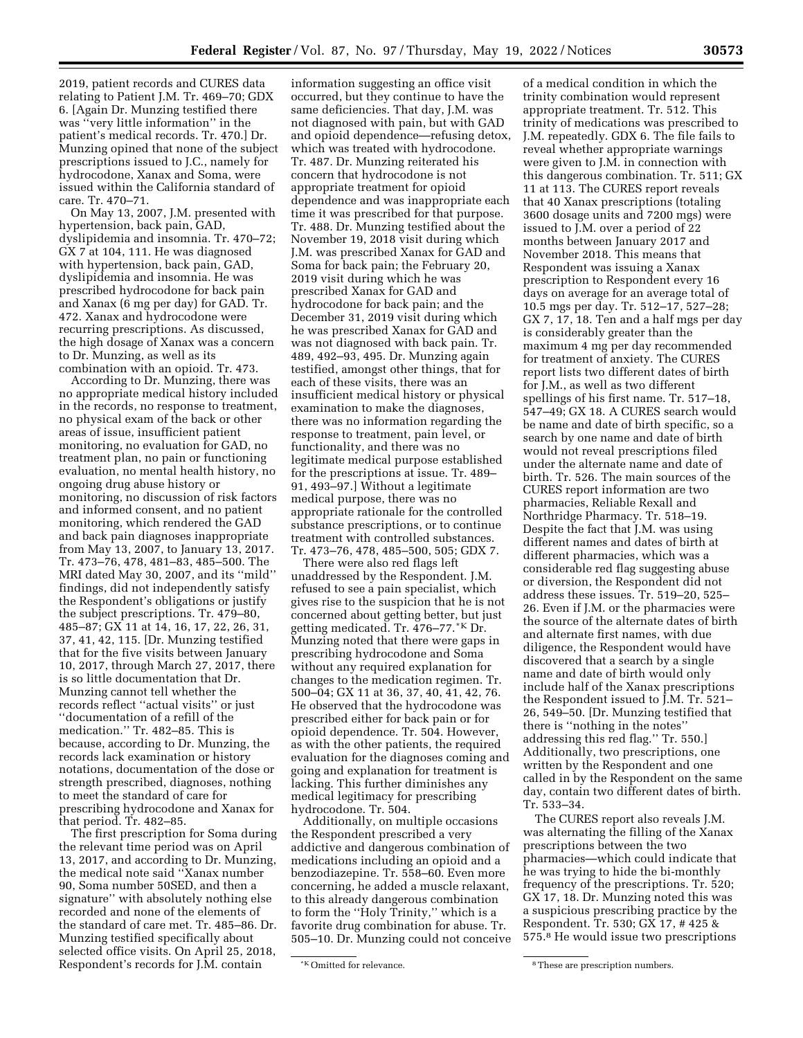2019, patient records and CURES data relating to Patient J.M. Tr. 469–70; GDX 6. [Again Dr. Munzing testified there was ''very little information'' in the patient's medical records. Tr. 470.] Dr. Munzing opined that none of the subject prescriptions issued to J.C., namely for hydrocodone, Xanax and Soma, were issued within the California standard of care. Tr. 470–71.

On May 13, 2007, J.M. presented with hypertension, back pain, GAD, dyslipidemia and insomnia. Tr. 470–72; GX 7 at 104, 111. He was diagnosed with hypertension, back pain, GAD, dyslipidemia and insomnia. He was prescribed hydrocodone for back pain and Xanax (6 mg per day) for GAD. Tr. 472. Xanax and hydrocodone were recurring prescriptions. As discussed, the high dosage of Xanax was a concern to Dr. Munzing, as well as its combination with an opioid. Tr. 473.

According to Dr. Munzing, there was no appropriate medical history included in the records, no response to treatment, no physical exam of the back or other areas of issue, insufficient patient monitoring, no evaluation for GAD, no treatment plan, no pain or functioning evaluation, no mental health history, no ongoing drug abuse history or monitoring, no discussion of risk factors and informed consent, and no patient monitoring, which rendered the GAD and back pain diagnoses inappropriate from May 13, 2007, to January 13, 2017. Tr. 473–76, 478, 481–83, 485–500. The MRI dated May 30, 2007, and its ''mild'' findings, did not independently satisfy the Respondent's obligations or justify the subject prescriptions. Tr. 479–80, 485–87; GX 11 at 14, 16, 17, 22, 26, 31, 37, 41, 42, 115. [Dr. Munzing testified that for the five visits between January 10, 2017, through March 27, 2017, there is so little documentation that Dr. Munzing cannot tell whether the records reflect ''actual visits'' or just ''documentation of a refill of the medication.'' Tr. 482–85. This is because, according to Dr. Munzing, the records lack examination or history notations, documentation of the dose or strength prescribed, diagnoses, nothing to meet the standard of care for prescribing hydrocodone and Xanax for that period. Tr. 482–85.

The first prescription for Soma during the relevant time period was on April 13, 2017, and according to Dr. Munzing, the medical note said ''Xanax number 90, Soma number 50SED, and then a signature'' with absolutely nothing else recorded and none of the elements of the standard of care met. Tr. 485–86. Dr. Munzing testified specifically about selected office visits. On April 25, 2018, Respondent's records for J.M. contain information suggesting an office visit occurred, but they continue to have the same deficiencies. That day, J.M. was not diagnosed with pain, but with GAD and opioid dependence—refusing detox, which was treated with hydrocodone. Tr. 487. Dr. Munzing reiterated his concern that hydrocodone is not appropriate treatment for opioid dependence and was inappropriate each time it was prescribed for that purpose. Tr. 488. Dr. Munzing testified about the November 19, 2018 visit during which J.M. was prescribed Xanax for GAD and Soma for back pain; the February 20, 2019 visit during which he was prescribed Xanax for GAD and hydrocodone for back pain; and the December 31, 2019 visit during which he was prescribed Xanax for GAD and was not diagnosed with back pain. Tr. 489, 492–93, 495. Dr. Munzing again testified, amongst other things, that for each of these visits, there was an insufficient medical history or physical examination to make the diagnoses, there was no information regarding the response to treatment, pain level, or functionality, and there was no legitimate medical purpose established for the prescriptions at issue. Tr. 489–91, 493–97.] Without a legitimate medical purpose, there was no appropriate rationale for the controlled substance prescriptions, or to continue treatment with controlled substances. Tr. 473–76, 478, 485–500, 505; GDX 7.

There were also red flags left unaddressed by the Respondent. J.M. refused to see a pain specialist, which gives rise to the suspicion that he is not concerned about getting better, but just getting medicated. Tr. 476–77.*K Dr. Munzing noted that there were gaps in prescribing hydrocodone and Soma without any required explanation for changes to the medication regimen. Tr. 500–04; GX 11 at 36, 37, 40, 41, 42, 76. He observed that the hydrocodone was prescribed either for back pain or for opioid dependence. Tr. 504. However, as with the other patients, the required evaluation for the diagnoses coming and going and explanation for treatment is lacking. This further diminishes any medical legitimacy for prescribing hydrocodone. Tr. 504.

Additionally, on multiple occasions the Respondent prescribed a very addictive and dangerous combination of medications including an opioid and a benzodiazepine. Tr. 558–60. Even more concerning, he added a muscle relaxant, to this already dangerous combination to form the ''Holy Trinity,'' which is a favorite drug combination for abuse. Tr. 505–10. Dr. Munzing could not conceive of a medical condition in which the trinity combination would represent appropriate treatment. Tr. 512. This trinity of medications was prescribed to J.M. repeatedly. GDX 6. The file fails to reveal whether appropriate warnings were given to J.M. in connection with this dangerous combination. Tr. 511; GX 11 at 113. The CURES report reveals that 40 Xanax prescriptions (totaling 3600 dosage units and 7200 mgs) were issued to J.M. over a period of 22 months between January 2017 and November 2018. This means that Respondent was issuing a Xanax prescription to Respondent every 16 days on average for an average total of 10.5 mgs per day. Tr. 512–17, 527–28; GX 7, 17, 18. Ten and a half mgs per day is considerably greater than the maximum 4 mg per day recommended for treatment of anxiety. The CURES report lists two different dates of birth for J.M., as well as two different spellings of his first name. Tr. 517–18, 547–49; GX 18. A CURES search would be name and date of birth specific, so a search by one name and date of birth would not reveal prescriptions filed under the alternate name and date of birth. Tr. 526. The main sources of the CURES report information are two pharmacies, Reliable Rexall and Northridge Pharmacy. Tr. 518–19. Despite the fact that J.M. was using different names and dates of birth at different pharmacies, which was a considerable red flag suggesting abuse or diversion, the Respondent did not address these issues. Tr. 519–20, 525–26. Even if J.M. or the pharmacies were the source of the alternate dates of birth and alternate first names, with due diligence, the Respondent would have discovered that a search by a single name and date of birth would only include half of the Xanax prescriptions the Respondent issued to J.M. Tr. 521–26, 549–50. [Dr. Munzing testified that there is ''nothing in the notes'' addressing this red flag.'' Tr. 550.] Additionally, two prescriptions, one written by the Respondent and one called in by the Respondent on the same day, contain two different dates of birth. Tr. 533–34.

The CURES report also reveals J.M. was alternating the filling of the Xanax prescriptions between the two pharmacies—which could indicate that he was trying to hide the bi-monthly frequency of the prescriptions. Tr. 520; GX 17, 18. Dr. Munzing noted this was a suspicious prescribing practice by the Respondent. Tr. 530; GX 17, # 425 & 575.[8] He would issue two prescriptions

*K Omitted for relevance.

[8] These are prescription numbers.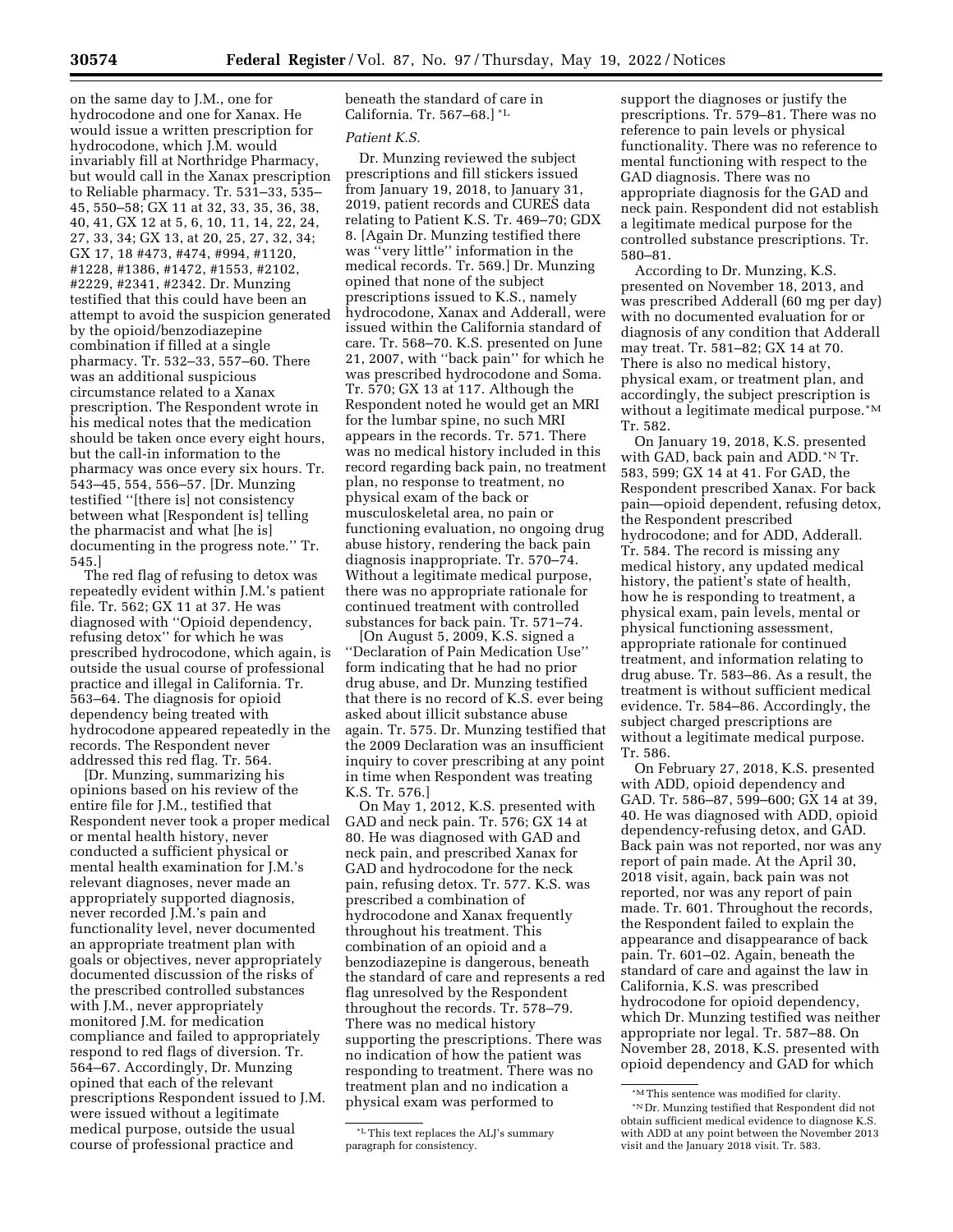on the same day to J.M., one for hydrocodone and one for Xanax. He would issue a written prescription for hydrocodone, which J.M. would invariably fill at Northridge Pharmacy, but would call in the Xanax prescription to Reliable pharmacy. Tr. 531–33, 535–45, 550–58; GX 11 at 32, 33, 35, 36, 38, 40, 41, GX 12 at 5, 6, 10, 11, 14, 22, 24, 27, 33, 34; GX 13, at 20, 25, 27, 32, 34; GX 17, 18 #473, #474, #994, #1120, #1228, #1386, #1472, #1553, #2102, #2229, #2341, #2342. Dr. Munzing testified that this could have been an attempt to avoid the suspicion generated by the opioid/benzodiazepine combination if filled at a single pharmacy. Tr. 532–33, 557–60. There was an additional suspicious circumstance related to a Xanax prescription. The Respondent wrote in his medical notes that the medication should be taken once every eight hours, but the call-in information to the pharmacy was once every six hours. Tr. 543–45, 554, 556–57. [Dr. Munzing testified "[there is] not consistency between what [Respondent is] telling the pharmacist and what [he is] documenting in the progress note." Tr. 545.]

The red flag of refusing to detox was repeatedly evident within J.M.'s patient file. Tr. 562; GX 11 at 37. He was diagnosed with "Opioid dependency, refusing detox" for which he was prescribed hydrocodone, which again, is outside the usual course of professional practice and illegal in California. Tr. 563–64. The diagnosis for opioid dependency being treated with hydrocodone appeared repeatedly in the records. The Respondent never addressed this red flag. Tr. 564.

[Dr. Munzing, summarizing his opinions based on his review of the entire file for J.M., testified that Respondent never took a proper medical or mental health history, never conducted a sufficient physical or mental health examination for J.M.'s relevant diagnoses, never made an appropriately supported diagnosis, never recorded J.M.'s pain and functionality level, never documented an appropriate treatment plan with goals or objectives, never appropriately documented discussion of the risks of the prescribed controlled substances with J.M., never appropriately monitored J.M. for medication compliance and failed to appropriately respond to red flags of diversion. Tr. 564–67. Accordingly, Dr. Munzing opined that each of the relevant prescriptions Respondent issued to J.M. were issued without a legitimate medical purpose, outside the usual course of professional practice and beneath the standard of care in California. Tr. 567–68.] *L

### Patient K.S.

Dr. Munzing reviewed the subject prescriptions and fill stickers issued from January 19, 2018, to January 31, 2019, patient records and CURES data relating to Patient K.S. Tr. 469–70; GDX 8. [Again Dr. Munzing testified there was "very little" information in the medical records. Tr. 569.] Dr. Munzing opined that none of the subject prescriptions issued to K.S., namely hydrocodone, Xanax and Adderall, were issued within the California standard of care. Tr. 568–70. K.S. presented on June 21, 2007, with "back pain" for which he was prescribed hydrocodone and Soma. Tr. 570; GX 13 at 117. Although the Respondent noted he would get an MRI for the lumbar spine, no such MRI appears in the records. Tr. 571. There was no medical history included in this record regarding back pain, no treatment plan, no response to treatment, no physical exam of the back or musculoskeletal area, no pain or functioning evaluation, no ongoing drug abuse history, rendering the back pain diagnosis inappropriate. Tr. 570–74. Without a legitimate medical purpose, there was no appropriate rationale for continued treatment with controlled substances for back pain. Tr. 571–74.

[On August 5, 2009, K.S. signed a "Declaration of Pain Medication Use" form indicating that he had no prior drug abuse, and Dr. Munzing testified that there is no record of K.S. ever being asked about illicit substance abuse again. Tr. 575. Dr. Munzing testified that the 2009 Declaration was an insufficient inquiry to cover prescribing at any point in time when Respondent was treating K.S. Tr. 576.]

On May 1, 2012, K.S. presented with GAD and neck pain. Tr. 576; GX 14 at 80. He was diagnosed with GAD and neck pain, and prescribed Xanax for GAD and hydrocodone for the neck pain, refusing detox. Tr. 577. K.S. was prescribed a combination of hydrocodone and Xanax frequently throughout his treatment. This combination of an opioid and a benzodiazepine is dangerous, beneath the standard of care and represents a red flag unresolved by the Respondent throughout the records. Tr. 578–79. There was no medical history supporting the prescriptions. There was no indication of how the patient was responding to treatment. There was no treatment plan and no indication a physical exam was performed to support the diagnoses or justify the prescriptions. Tr. 579–81. There was no reference to pain levels or physical functionality. There was no reference to mental functioning with respect to the GAD diagnosis. There was no appropriate diagnosis for the GAD and neck pain. Respondent did not establish a legitimate medical purpose for the controlled substance prescriptions. Tr. 580–81.

According to Dr. Munzing, K.S. presented on November 18, 2013, and was prescribed Adderall (60 mg per day) with no documented evaluation for or diagnosis of any condition that Adderall may treat. Tr. 581–82; GX 14 at 70. There is also no medical history, physical exam, or treatment plan, and accordingly, the subject prescription is without a legitimate medical purpose.*M Tr. 582.

On January 19, 2018, K.S. presented with GAD, back pain and ADD.*N Tr. 583, 599; GX 14 at 41. For GAD, the Respondent prescribed Xanax. For back pain—opioid dependent, refusing detox, the Respondent prescribed hydrocodone; and for ADD, Adderall. Tr. 584. The record is missing any medical history, any updated medical history, the patient's state of health, how he is responding to treatment, a physical exam, pain levels, mental or physical functioning assessment, appropriate rationale for continued treatment, and information relating to drug abuse. Tr. 583–86. As a result, the treatment is without sufficient medical evidence. Tr. 584–86. Accordingly, the subject charged prescriptions are without a legitimate medical purpose. Tr. 586.

On February 27, 2018, K.S. presented with ADD, opioid dependency and GAD. Tr. 586–87, 599–600; GX 14 at 39, 40. He was diagnosed with ADD, opioid dependency-refusing detox, and GAD. Back pain was not reported, nor was any report of pain made. At the April 30, 2018 visit, again, back pain was not reported, nor was any report of pain made. Tr. 601. Throughout the records, the Respondent failed to explain the appearance and disappearance of back pain. Tr. 601–02. Again, beneath the standard of care and against the law in California, K.S. was prescribed hydrocodone for opioid dependency, which Dr. Munzing testified was neither appropriate nor legal. Tr. 587–88. On November 28, 2018, K.S. presented with opioid dependency and GAD for which

*L This text replaces the ALJ's summary paragraph for consistency.

*M This sentence was modified for clarity.

*N Dr. Munzing testified that Respondent did not obtain sufficient medical evidence to diagnose K.S. with ADD at any point between the November 2013 visit and the January 2018 visit. Tr. 583.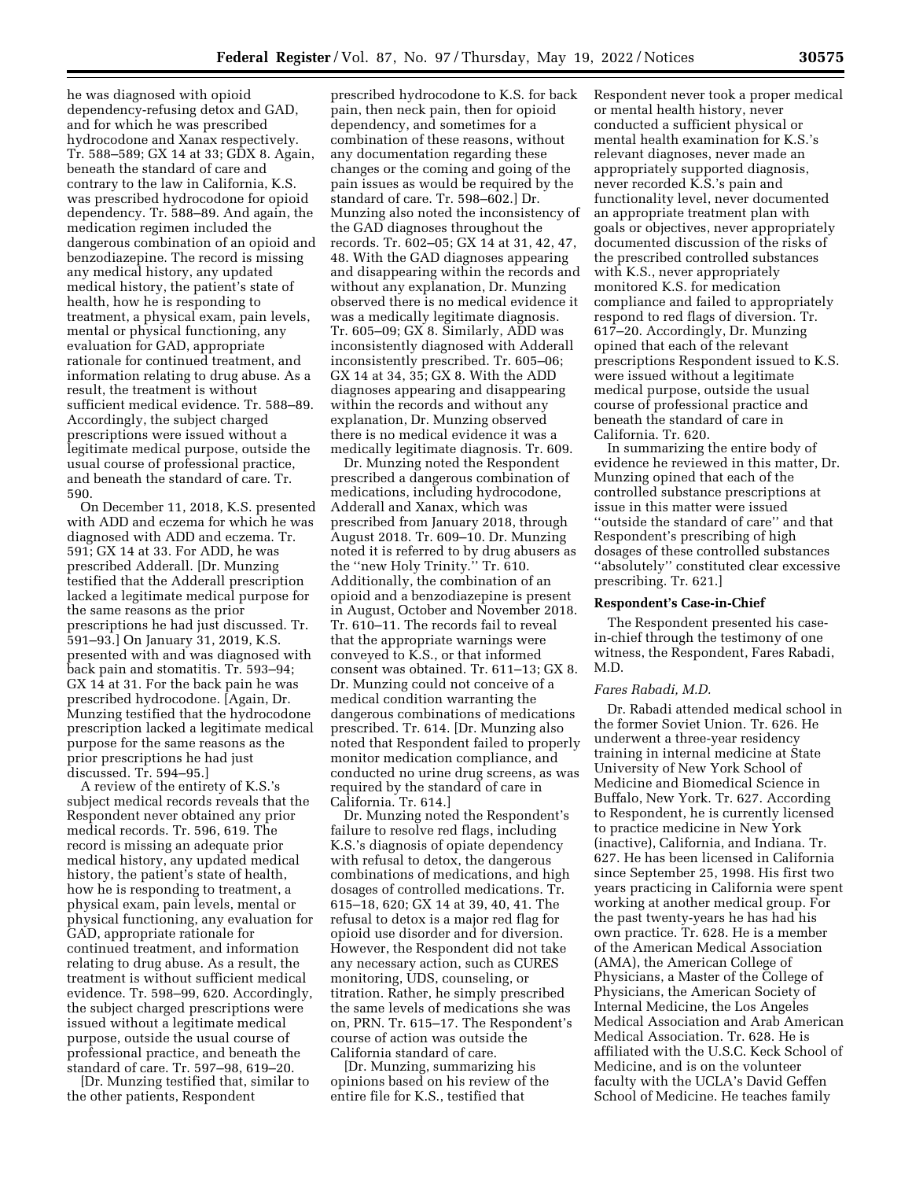he was diagnosed with opioid dependency-refusing detox and GAD, and for which he was prescribed hydrocodone and Xanax respectively. Tr. 588–589; GX 14 at 33; GDX 8. Again, beneath the standard of care and contrary to the law in California, K.S. was prescribed hydrocodone for opioid dependency. Tr. 588–89. And again, the medication regimen included the dangerous combination of an opioid and benzodiazepine. The record is missing any medical history, any updated medical history, the patient's state of health, how he is responding to treatment, a physical exam, pain levels, mental or physical functioning, any evaluation for GAD, appropriate rationale for continued treatment, and information relating to drug abuse. As a result, the treatment is without sufficient medical evidence. Tr. 588–89. Accordingly, the subject charged prescriptions were issued without a legitimate medical purpose, outside the usual course of professional practice, and beneath the standard of care. Tr. 590.

On December 11, 2018, K.S. presented with ADD and eczema for which he was diagnosed with ADD and eczema. Tr. 591; GX 14 at 33. For ADD, he was prescribed Adderall. [Dr. Munzing testified that the Adderall prescription lacked a legitimate medical purpose for the same reasons as the prior prescriptions he had just discussed. Tr. 591–93.] On January 31, 2019, K.S. presented with and was diagnosed with back pain and stomatitis. Tr. 593–94; GX 14 at 31. For the back pain he was prescribed hydrocodone. [Again, Dr. Munzing testified that the hydrocodone prescription lacked a legitimate medical purpose for the same reasons as the prior prescriptions he had just discussed. Tr. 594–95.]

A review of the entirety of K.S.'s subject medical records reveals that the Respondent never obtained any prior medical records. Tr. 596, 619. The record is missing an adequate prior medical history, any updated medical history, the patient's state of health, how he is responding to treatment, a physical exam, pain levels, mental or physical functioning, any evaluation for GAD, appropriate rationale for continued treatment, and information relating to drug abuse. As a result, the treatment is without sufficient medical evidence. Tr. 598–99, 620. Accordingly, the subject charged prescriptions were issued without a legitimate medical purpose, outside the usual course of professional practice, and beneath the standard of care. Tr. 597–98, 619–20.

[Dr. Munzing testified that, similar to the other patients, Respondent prescribed hydrocodone to K.S. for back pain, then neck pain, then for opioid dependency, and sometimes for a combination of these reasons, without any documentation regarding these changes or the coming and going of the pain issues as would be required by the standard of care. Tr. 598–602.] Dr. Munzing also noted the inconsistency of the GAD diagnoses throughout the records. Tr. 602–05; GX 14 at 31, 42, 47, 48. With the GAD diagnoses appearing and disappearing within the records and without any explanation, Dr. Munzing observed there is no medical evidence it was a medically legitimate diagnosis. Tr. 605–09; GX 8. Similarly, ADD was inconsistently diagnosed with Adderall inconsistently prescribed. Tr. 605–06; GX 14 at 34, 35; GX 8. With the ADD diagnoses appearing and disappearing within the records and without any explanation, Dr. Munzing observed there is no medical evidence it was a medically legitimate diagnosis. Tr. 609.

Dr. Munzing noted the Respondent prescribed a dangerous combination of medications, including hydrocodone, Adderall and Xanax, which was prescribed from January 2018, through August 2018. Tr. 609–10. Dr. Munzing noted it is referred to by drug abusers as the ''new Holy Trinity.'' Tr. 610. Additionally, the combination of an opioid and a benzodiazepine is present in August, October and November 2018. Tr. 610–11. The records fail to reveal that the appropriate warnings were conveyed to K.S., or that informed consent was obtained. Tr. 611–13; GX 8. Dr. Munzing could not conceive of a medical condition warranting the dangerous combinations of medications prescribed. Tr. 614. [Dr. Munzing also noted that Respondent failed to properly monitor medication compliance, and conducted no urine drug screens, as was required by the standard of care in California. Tr. 614.]

Dr. Munzing noted the Respondent's failure to resolve red flags, including K.S.'s diagnosis of opiate dependency with refusal to detox, the dangerous combinations of medications, and high dosages of controlled medications. Tr. 615–18, 620; GX 14 at 39, 40, 41. The refusal to detox is a major red flag for opioid use disorder and for diversion. However, the Respondent did not take any necessary action, such as CURES monitoring, UDS, counseling, or titration. Rather, he simply prescribed the same levels of medications she was on, PRN. Tr. 615–17. The Respondent's course of action was outside the California standard of care.

[Dr. Munzing, summarizing his opinions based on his review of the entire file for K.S., testified that Respondent never took a proper medical or mental health history, never conducted a sufficient physical or mental health examination for K.S.'s relevant diagnoses, never made an appropriately supported diagnosis, never recorded K.S.'s pain and functionality level, never documented an appropriate treatment plan with goals or objectives, never appropriately documented discussion of the risks of the prescribed controlled substances with K.S., never appropriately monitored K.S. for medication compliance and failed to appropriately respond to red flags of diversion. Tr. 617–20. Accordingly, Dr. Munzing opined that each of the relevant prescriptions Respondent issued to K.S. were issued without a legitimate medical purpose, outside the usual course of professional practice and beneath the standard of care in California. Tr. 620.

In summarizing the entire body of evidence he reviewed in this matter, Dr. Munzing opined that each of the controlled substance prescriptions at issue in this matter were issued ''outside the standard of care'' and that Respondent's prescribing of high dosages of these controlled substances ''absolutely'' constituted clear excessive prescribing. Tr. 621.]

**Respondent's Case-in-Chief**

The Respondent presented his case-in-chief through the testimony of one witness, the Respondent, Fares Rabadi, M.D.

*Fares Rabadi, M.D.*

Dr. Rabadi attended medical school in the former Soviet Union. Tr. 626. He underwent a three-year residency training in internal medicine at State University of New York School of Medicine and Biomedical Science in Buffalo, New York. Tr. 627. According to Respondent, he is currently licensed to practice medicine in New York (inactive), California, and Indiana. Tr. 627. He has been licensed in California since September 25, 1998. His first two years practicing in California were spent working at another medical group. For the past twenty-years he has had his own practice. Tr. 628. He is a member of the American Medical Association (AMA), the American College of Physicians, a Master of the College of Physicians, the American Society of Internal Medicine, the Los Angeles Medical Association and Arab American Medical Association. Tr. 628. He is affiliated with the U.S.C. Keck School of Medicine, and is on the volunteer faculty with the UCLA's David Geffen School of Medicine. He teaches family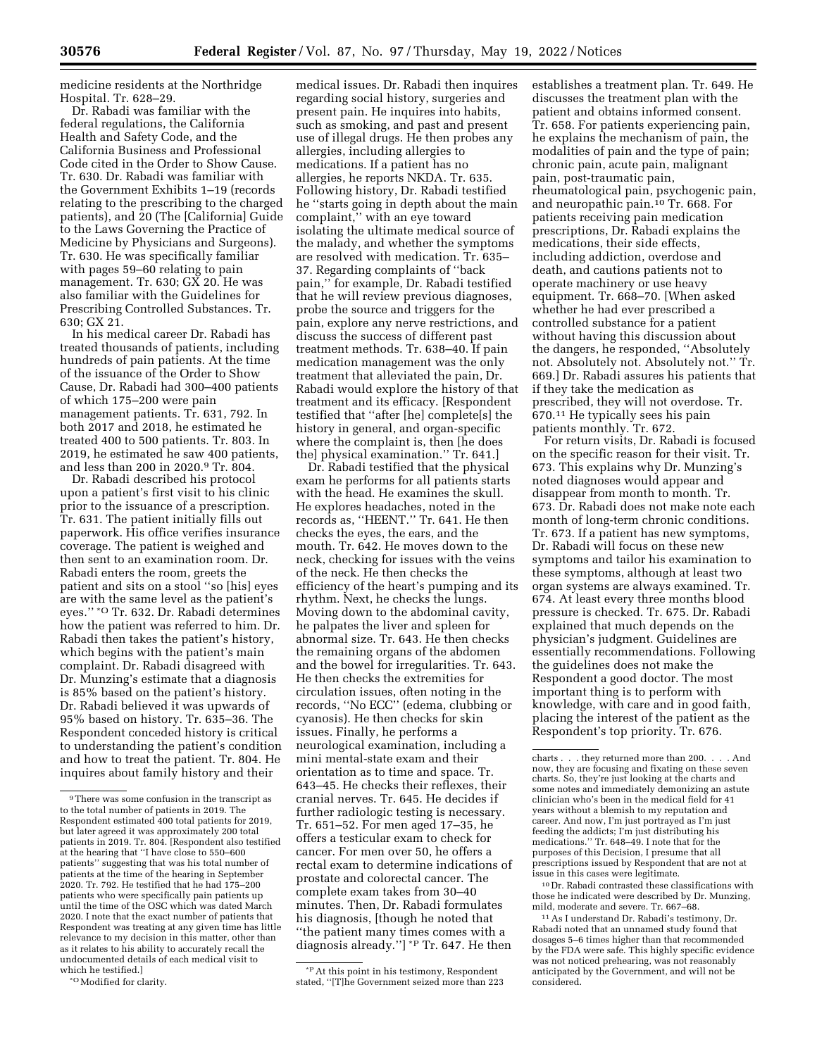medicine residents at the Northridge Hospital. Tr. 628–29.

Dr. Rabadi was familiar with the federal regulations, the California Health and Safety Code, and the California Business and Professional Code cited in the Order to Show Cause. Tr. 630. Dr. Rabadi was familiar with the Government Exhibits 1–19 (records relating to the prescribing to the charged patients), and 20 (The [California] Guide to the Laws Governing the Practice of Medicine by Physicians and Surgeons). Tr. 630. He was specifically familiar with pages 59–60 relating to pain management. Tr. 630; GX 20. He was also familiar with the Guidelines for Prescribing Controlled Substances. Tr. 630; GX 21.

In his medical career Dr. Rabadi has treated thousands of patients, including hundreds of pain patients. At the time of the issuance of the Order to Show Cause, Dr. Rabadi had 300–400 patients of which 175–200 were pain management patients. Tr. 631, 792. In both 2017 and 2018, he estimated he treated 400 to 500 patients. Tr. 803. In 2019, he estimated he saw 400 patients, and less than 200 in 2020.[9] Tr. 804.

Dr. Rabadi described his protocol upon a patient's first visit to his clinic prior to the issuance of a prescription. Tr. 631. The patient initially fills out paperwork. His office verifies insurance coverage. The patient is weighed and then sent to an examination room. Dr. Rabadi enters the room, greets the patient and sits on a stool "so [his] eyes are with the same level as the patient's eyes." *O Tr. 632. Dr. Rabadi determines how the patient was referred to him. Dr. Rabadi then takes the patient's history, which begins with the patient's main complaint. Dr. Rabadi disagreed with Dr. Munzing's estimate that a diagnosis is 85% based on the patient's history. Dr. Rabadi believed it was upwards of 95% based on history. Tr. 635–36. The Respondent conceded history is critical to understanding the patient's condition and how to treat the patient. Tr. 804. He inquires about family history and their medical issues. Dr. Rabadi then inquires regarding social history, surgeries and present pain. He inquires into habits, such as smoking, and past and present use of illegal drugs. He then probes any allergies, including allergies to medications. If a patient has no allergies, he reports NKDA. Tr. 635. Following history, Dr. Rabadi testified he "starts going in depth about the main complaint," with an eye toward isolating the ultimate medical source of the malady, and whether the symptoms are resolved with medication. Tr. 635–37. Regarding complaints of "back pain," for example, Dr. Rabadi testified that he will review previous diagnoses, probe the source and triggers for the pain, explore any nerve restrictions, and discuss the success of different past treatment methods. Tr. 638–40. If pain medication management was the only treatment that alleviated the pain, Dr. Rabadi would explore the history of that treatment and its efficacy. [Respondent testified that "after [he] complete[s] the history in general, and organ-specific where the complaint is, then [he does the] physical examination." Tr. 641.]

Dr. Rabadi testified that the physical exam he performs for all patients starts with the head. He examines the skull. He explores headaches, noted in the records as, "HEENT." Tr. 641. He then checks the eyes, the ears, and the mouth. Tr. 642. He moves down to the neck, checking for issues with the veins of the neck. He then checks the efficiency of the heart's pumping and its rhythm. Next, he checks the lungs. Moving down to the abdominal cavity, he palpates the liver and spleen for abnormal size. Tr. 643. He then checks the remaining organs of the abdomen and the bowel for irregularities. Tr. 643. He then checks the extremities for circulation issues, often noting in the records, "No ECC" (edema, clubbing or cyanosis). He then checks for skin issues. Finally, he performs a neurological examination, including a mini mental-state exam and their orientation as to time and space. Tr. 643–45. He checks their reflexes, their cranial nerves. Tr. 645. He decides if further radiologic testing is necessary. Tr. 651–52. For men aged 17–35, he offers a testicular exam to check for cancer. For men over 50, he offers a rectal exam to determine indications of prostate and colorectal cancer. The complete exam takes from 30–40 minutes. Then, Dr. Rabadi formulates his diagnosis, [though he noted that "the patient many times comes with a diagnosis already."] *P Tr. 647. He then establishes a treatment plan. Tr. 649. He discusses the treatment plan with the patient and obtains informed consent. Tr. 658. For patients experiencing pain, he explains the mechanism of pain, the modalities of pain and the type of pain; chronic pain, acute pain, malignant pain, post-traumatic pain, rheumatological pain, psychogenic pain, and neuropathic pain.[10] Tr. 668. For patients receiving pain medication prescriptions, Dr. Rabadi explains the medications, their side effects, including addiction, overdose and death, and cautions patients not to operate machinery or use heavy equipment. Tr. 668–70. [When asked whether he had ever prescribed a controlled substance for a patient without having this discussion about the dangers, he responded, "Absolutely not. Absolutely not. Absolutely not." Tr. 669.] Dr. Rabadi assures his patients that if they take the medication as prescribed, they will not overdose. Tr. 670.[11] He typically sees his pain patients monthly. Tr. 672.

For return visits, Dr. Rabadi is focused on the specific reason for their visit. Tr. 673. This explains why Dr. Munzing's noted diagnoses would appear and disappear from month to month. Tr. 673. Dr. Rabadi does not make note each month of long-term chronic conditions. Tr. 673. If a patient has new symptoms, Dr. Rabadi will focus on these new symptoms and tailor his examination to these symptoms, although at least two organ systems are always examined. Tr. 674. At least every three months blood pressure is checked. Tr. 675. Dr. Rabadi explained that much depends on the physician's judgment. Guidelines are essentially recommendations. Following the guidelines does not make the Respondent a good doctor. The most important thing is to perform with knowledge, with care and in good faith, placing the interest of the patient as the Respondent's top priority. Tr. 676.

---

[9] There was some confusion in the transcript as to the total number of patients in 2019. The Respondent estimated 400 total patients for 2019, but later agreed it was approximately 200 total patients in 2019. Tr. 804. [Respondent also testified at the hearing that "I have close to 550–600 patients" suggesting that was his total number of patients at the time of the hearing in September 2020. Tr. 792. He testified that he had 175–200 patients who were specifically pain patients up until the time of the OSC which was dated March 2020. I note that the exact number of patients that Respondent was treating at any given time has little relevance to my decision in this matter, other than as it relates to his ability to accurately recall the undocumented details of each medical visit to which he testified.]

*O Modified for clarity.

*P At this point in his testimony, Respondent stated, "[T]he Government seized more than 223 charts . . . they returned more than 200. . . . And now, they are focusing and fixating on these seven charts. So, they're just looking at the charts and some notes and immediately demonizing an astute clinician who's been in the medical field for 41 years without a blemish to my reputation and career. And now, I'm just portrayed as I'm just feeding the addicts; I'm just distributing his medications." Tr. 648–49. I note that for the purposes of this Decision, I presume that all prescriptions issued by Respondent that are not at issue in this cases were legitimate.

[10] Dr. Rabadi contrasted these classifications with those he indicated were described by Dr. Munzing, mild, moderate and severe. Tr. 667–68.

[11] As I understand Dr. Rabadi's testimony, Dr. Rabadi noted that an unnamed study found that dosages 5–6 times higher than that recommended by the FDA were safe. This highly specific evidence was not noticed prehearing, was not reasonably anticipated by the Government, and will not be considered.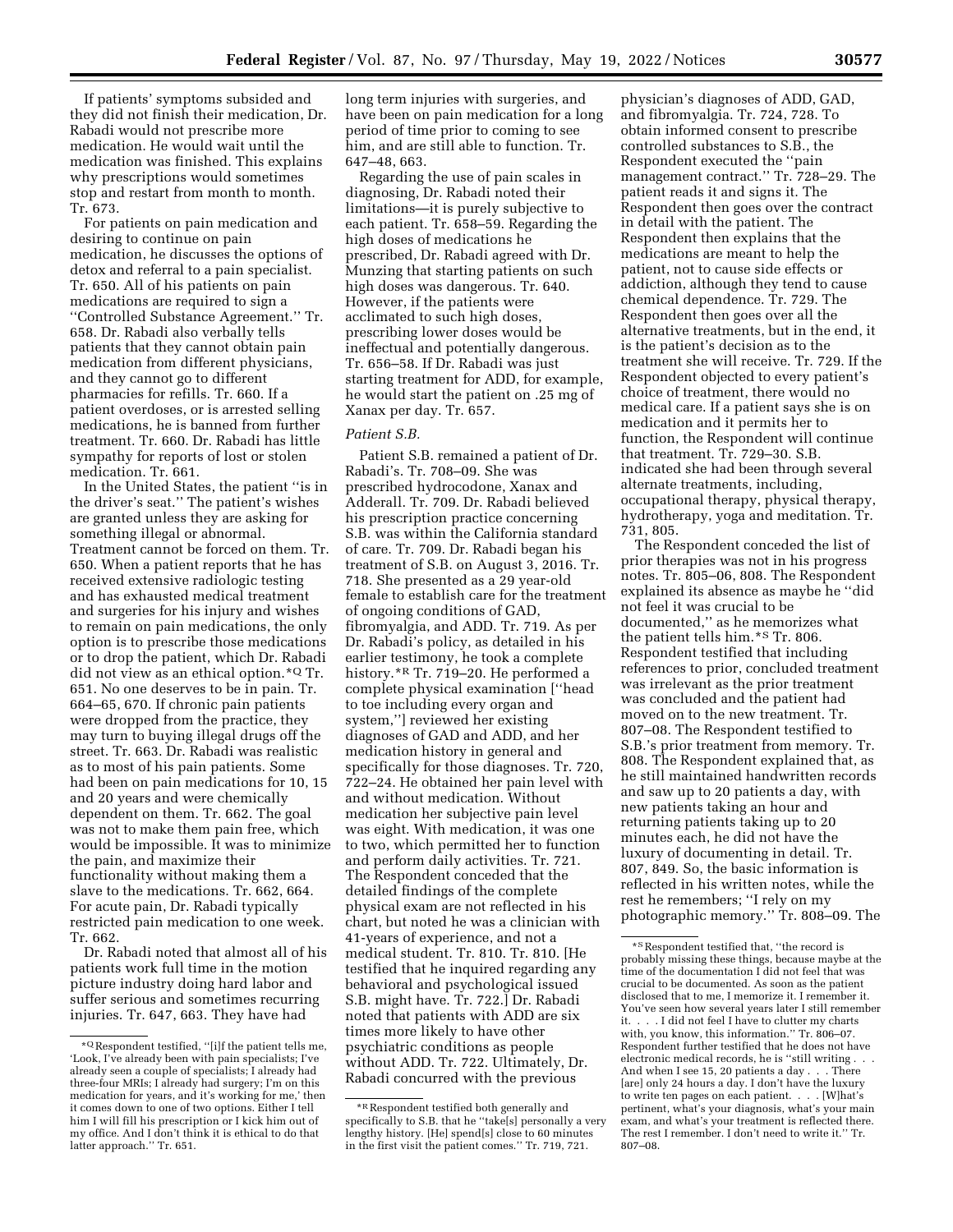If patients' symptoms subsided and they did not finish their medication, Dr. Rabadi would not prescribe more medication. He would wait until the medication was finished. This explains why prescriptions would sometimes stop and restart from month to month. Tr. 673.

For patients on pain medication and desiring to continue on pain medication, he discusses the options of detox and referral to a pain specialist. Tr. 650. All of his patients on pain medications are required to sign a ''Controlled Substance Agreement.'' Tr. 658. Dr. Rabadi also verbally tells patients that they cannot obtain pain medication from different physicians, and they cannot go to different pharmacies for refills. Tr. 660. If a patient overdoses, or is arrested selling medications, he is banned from further treatment. Tr. 660. Dr. Rabadi has little sympathy for reports of lost or stolen medication. Tr. 661.

In the United States, the patient ''is in the driver's seat.'' The patient's wishes are granted unless they are asking for something illegal or abnormal. Treatment cannot be forced on them. Tr. 650. When a patient reports that he has received extensive radiologic testing and has exhausted medical treatment and surgeries for his injury and wishes to remain on pain medications, the only option is to prescribe those medications or to drop the patient, which Dr. Rabadi did not view as an ethical option.*Q Tr. 651. No one deserves to be in pain. Tr. 664–65, 670. If chronic pain patients were dropped from the practice, they may turn to buying illegal drugs off the street. Tr. 663. Dr. Rabadi was realistic as to most of his pain patients. Some had been on pain medications for 10, 15 and 20 years and were chemically dependent on them. Tr. 662. The goal was not to make them pain free, which would be impossible. It was to minimize the pain, and maximize their functionality without making them a slave to the medications. Tr. 662, 664. For acute pain, Dr. Rabadi typically restricted pain medication to one week. Tr. 662.

Dr. Rabadi noted that almost all of his patients work full time in the motion picture industry doing hard labor and suffer serious and sometimes recurring injuries. Tr. 647, 663. They have had long term injuries with surgeries, and have been on pain medication for a long period of time prior to coming to see him, and are still able to function. Tr. 647–48, 663.

Regarding the use of pain scales in diagnosing, Dr. Rabadi noted their limitations—it is purely subjective to each patient. Tr. 658–59. Regarding the high doses of medications he prescribed, Dr. Rabadi agreed with Dr. Munzing that starting patients on such high doses was dangerous. Tr. 640. However, if the patients were acclimated to such high doses, prescribing lower doses would be ineffectual and potentially dangerous. Tr. 656–58. If Dr. Rabadi was just starting treatment for ADD, for example, he would start the patient on .25 mg of Xanax per day. Tr. 657.

### *Patient S.B.*

Patient S.B. remained a patient of Dr. Rabadi's. Tr. 708–09. She was prescribed hydrocodone, Xanax and Adderall. Tr. 709. Dr. Rabadi believed his prescription practice concerning S.B. was within the California standard of care. Tr. 709. Dr. Rabadi began his treatment of S.B. on August 3, 2016. Tr. 718. She presented as a 29 year-old female to establish care for the treatment of ongoing conditions of GAD, fibromyalgia, and ADD. Tr. 719. As per Dr. Rabadi's policy, as detailed in his earlier testimony, he took a complete history.*R Tr. 719–20. He performed a complete physical examination [''head to toe including every organ and system,''] reviewed her existing diagnoses of GAD and ADD, and her medication history in general and specifically for those diagnoses. Tr. 720, 722–24. He obtained her pain level with and without medication. Without medication her subjective pain level was eight. With medication, it was one to two, which permitted her to function and perform daily activities. Tr. 721. The Respondent conceded that the detailed findings of the complete physical exam are not reflected in his chart, but noted he was a clinician with 41-years of experience, and not a medical student. Tr. 810. Tr. 810. [He testified that he inquired regarding any behavioral and psychological issued S.B. might have. Tr. 722.] Dr. Rabadi noted that patients with ADD are six times more likely to have other psychiatric conditions as people without ADD. Tr. 722. Ultimately, Dr. Rabadi concurred with the previous physician's diagnoses of ADD, GAD, and fibromyalgia. Tr. 724, 728. To obtain informed consent to prescribe controlled substances to S.B., the Respondent executed the ''pain management contract.'' Tr. 728–29. The patient reads it and signs it. The Respondent then goes over the contract in detail with the patient. The Respondent then explains that the medications are meant to help the patient, not to cause side effects or addiction, although they tend to cause chemical dependence. Tr. 729. The Respondent then goes over all the alternative treatments, but in the end, it is the patient's decision as to the treatment she will receive. Tr. 729. If the Respondent objected to every patient's choice of treatment, there would no medical care. If a patient says she is on medication and it permits her to function, the Respondent will continue that treatment. Tr. 729–30. S.B. indicated she had been through several alternate treatments, including, occupational therapy, physical therapy, hydrotherapy, yoga and meditation. Tr. 731, 805.

The Respondent conceded the list of prior therapies was not in his progress notes. Tr. 805–06, 808. The Respondent explained its absence as maybe he ''did not feel it was crucial to be documented,'' as he memorizes what the patient tells him.*S Tr. 806. Respondent testified that including references to prior, concluded treatment was irrelevant as the prior treatment was concluded and the patient had moved on to the new treatment. Tr. 807–08. The Respondent testified to S.B.'s prior treatment from memory. Tr. 808. The Respondent explained that, as he still maintained handwritten records and saw up to 20 patients a day, with new patients taking an hour and returning patients taking up to 20 minutes each, he did not have the luxury of documenting in detail. Tr. 807, 849. So, the basic information is reflected in his written notes, while the rest he remembers; ''I rely on my photographic memory.'' Tr. 808–09. The

---

*Q Respondent testified, ''[i]f the patient tells me, 'Look, I've already been with pain specialists; I've already seen a couple of specialists; I already had three-four MRIs; I already had surgery; I'm on this medication for years, and it's working for me,' then it comes down to one of two options. Either I tell him I will fill his prescription or I kick him out of my office. And I don't think it is ethical to do that latter approach.'' Tr. 651.

*R Respondent testified both generally and specifically to S.B. that he ''take[s] personally a very lengthy history. [He] spend[s] close to 60 minutes in the first visit the patient comes.'' Tr. 719, 721.

*S Respondent testified that, ''the record is probably missing these things, because maybe at the time of the documentation I did not feel that was crucial to be documented. As soon as the patient disclosed that to me, I memorize it. I remember it. You've seen how several years later I still remember it. . . . I did not feel I have to clutter my charts with, you know, this information.'' Tr. 806–07. Respondent further testified that he does not have electronic medical records, he is ''still writing . . . And when I see 15, 20 patients a day . . . There [are] only 24 hours a day. I don't have the luxury to write ten pages on each patient. . . . [W]hat's pertinent, what's your diagnosis, what's your main exam, and what's your treatment is reflected there. The rest I remember. I don't need to write it.'' Tr. 807–08.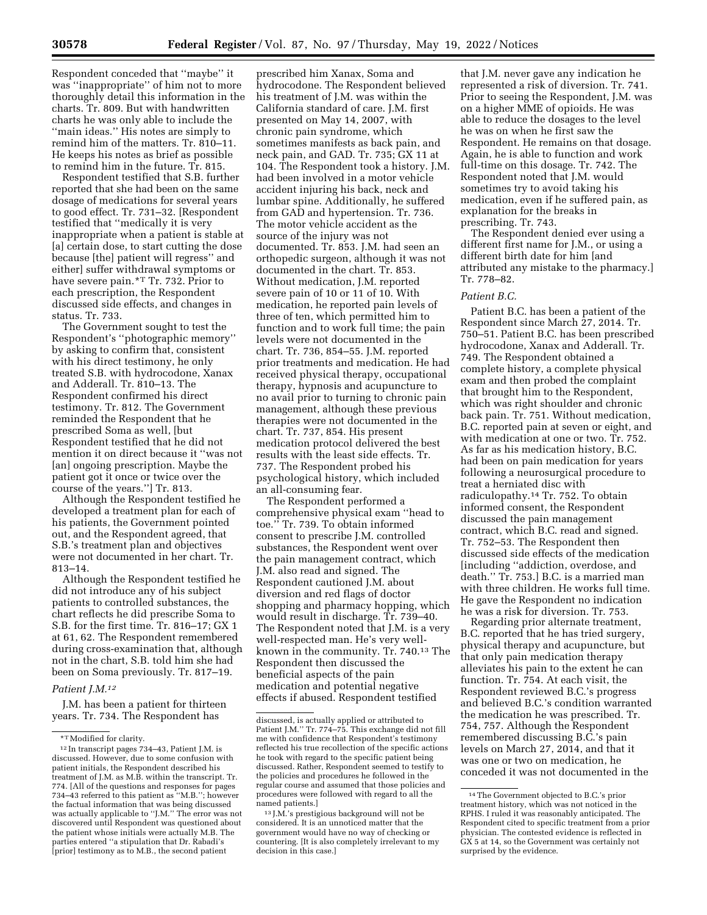Respondent conceded that ''maybe'' it was ''inappropriate'' of him not to more thoroughly detail this information in the charts. Tr. 809. But with handwritten charts he was only able to include the ''main ideas.'' His notes are simply to remind him of the matters. Tr. 810–11. He keeps his notes as brief as possible to remind him in the future. Tr. 815.

Respondent testified that S.B. further reported that she had been on the same dosage of medications for several years to good effect. Tr. 731–32. [Respondent testified that ''medically it is very inappropriate when a patient is stable at [a] certain dose, to start cutting the dose because [the] patient will regress'' and either] suffer withdrawal symptoms or have severe pain.*T Tr. 732. Prior to each prescription, the Respondent discussed side effects, and changes in status. Tr. 733.

The Government sought to test the Respondent's ''photographic memory'' by asking to confirm that, consistent with his direct testimony, he only treated S.B. with hydrocodone, Xanax and Adderall. Tr. 810–13. The Respondent confirmed his direct testimony. Tr. 812. The Government reminded the Respondent that he prescribed Soma as well, [but Respondent testified that he did not mention it on direct because it ''was not [an] ongoing prescription. Maybe the patient got it once or twice over the course of the years.''] Tr. 813.

Although the Respondent testified he developed a treatment plan for each of his patients, the Government pointed out, and the Respondent agreed, that S.B.'s treatment plan and objectives were not documented in her chart. Tr. 813–14.

Although the Respondent testified he did not introduce any of his subject patients to controlled substances, the chart reflects he did prescribe Soma to S.B. for the first time. Tr. 816–17; GX 1 at 61, 62. The Respondent remembered during cross-examination that, although not in the chart, S.B. told him she had been on Soma previously. Tr. 817–19.

*Patient J.M.*[12]

J.M. has been a patient for thirteen years. Tr. 734. The Respondent has prescribed him Xanax, Soma and hydrocodone. The Respondent believed his treatment of J.M. was within the California standard of care. J.M. first presented on May 14, 2007, with chronic pain syndrome, which sometimes manifests as back pain, and neck pain, and GAD. Tr. 735; GX 11 at 104. The Respondent took a history. J.M. had been involved in a motor vehicle accident injuring his back, neck and lumbar spine. Additionally, he suffered from GAD and hypertension. Tr. 736. The motor vehicle accident as the source of the injury was not documented. Tr. 853. J.M. had seen an orthopedic surgeon, although it was not documented in the chart. Tr. 853. Without medication, J.M. reported severe pain of 10 or 11 of 10. With medication, he reported pain levels of three of ten, which permitted him to function and to work full time; the pain levels were not documented in the chart. Tr. 736, 854–55. J.M. reported prior treatments and medication. He had received physical therapy, occupational therapy, hypnosis and acupuncture to no avail prior to turning to chronic pain management, although these previous therapies were not documented in the chart. Tr. 737, 854. His present medication protocol delivered the best results with the least side effects. Tr. 737. The Respondent probed his psychological history, which included an all-consuming fear.

The Respondent performed a comprehensive physical exam ''head to toe.'' Tr. 739. To obtain informed consent to prescribe J.M. controlled substances, the Respondent went over the pain management contract, which J.M. also read and signed. The Respondent cautioned J.M. about diversion and red flags of doctor shopping and pharmacy hopping, which would result in discharge. Tr. 739–40. The Respondent noted that J.M. is a very well-respected man. He's very well-known in the community. Tr. 740.[13] The Respondent then discussed the beneficial aspects of the pain medication and potential negative effects if abused. Respondent testified that J.M. never gave any indication he represented a risk of diversion. Tr. 741. Prior to seeing the Respondent, J.M. was on a higher MME of opioids. He was able to reduce the dosages to the level he was on when he first saw the Respondent. He remains on that dosage. Again, he is able to function and work full-time on this dosage. Tr. 742. The Respondent noted that J.M. would sometimes try to avoid taking his medication, even if he suffered pain, as explanation for the breaks in prescribing. Tr. 743.

The Respondent denied ever using a different first name for J.M., or using a different birth date for him [and attributed any mistake to the pharmacy.] Tr. 778–82.

*Patient B.C.*

Patient B.C. has been a patient of the Respondent since March 27, 2014. Tr. 750–51. Patient B.C. has been prescribed hydrocodone, Xanax and Adderall. Tr. 749. The Respondent obtained a complete history, a complete physical exam and then probed the complaint that brought him to the Respondent, which was right shoulder and chronic back pain. Tr. 751. Without medication, B.C. reported pain at seven or eight, and with medication at one or two. Tr. 752. As far as his medication history, B.C. had been on pain medication for years following a neurosurgical procedure to treat a herniated disc with radiculopathy.[14] Tr. 752. To obtain informed consent, the Respondent discussed the pain management contract, which B.C. read and signed. Tr. 752–53. The Respondent then discussed side effects of the medication [including ''addiction, overdose, and death.'' Tr. 753.] B.C. is a married man with three children. He works full time. He gave the Respondent no indication he was a risk for diversion. Tr. 753.

Regarding prior alternate treatment, B.C. reported that he has tried surgery, physical therapy and acupuncture, but that only pain medication therapy alleviates his pain to the extent he can function. Tr. 754. At each visit, the Respondent reviewed B.C.'s progress and believed B.C.'s condition warranted the medication he was prescribed. Tr. 754, 757. Although the Respondent remembered discussing B.C.'s pain levels on March 27, 2014, and that it was one or two on medication, he conceded it was not documented in the

---

*T Modified for clarity.

[12] In transcript pages 734–43, Patient J.M. is discussed. However, due to some confusion with patient initials, the Respondent described his treatment of J.M. as M.B. within the transcript. Tr. 774. [All of the questions and responses for pages 734–43 referred to this patient as ''M.B.''; however the factual information that was being discussed was actually applicable to ''J.M.'' The error was not discovered until Respondent was questioned about the patient whose initials were actually M.B. The parties entered ''a stipulation that Dr. Rabadi's [prior] testimony as to M.B., the second patient discussed, is actually applied or attributed to Patient J.M.'' Tr. 774–75. This exchange did not fill me with confidence that Respondent's testimony reflected his true recollection of the specific actions he took with regard to the specific patient being discussed. Rather, Respondent seemed to testify to the policies and procedures he followed in the regular course and assumed that those policies and procedures were followed with regard to all the named patients.]

[13] J.M.'s prestigious background will not be considered. It is an unnoticed matter that the government would have no way of checking or countering. [It is also completely irrelevant to my decision in this case.]

[14] The Government objected to B.C.'s prior treatment history, which was not noticed in the RPHS. I ruled it was reasonably anticipated. The Respondent cited to specific treatment from a prior physician. The contested evidence is reflected in GX 5 at 14, so the Government was certainly not surprised by the evidence.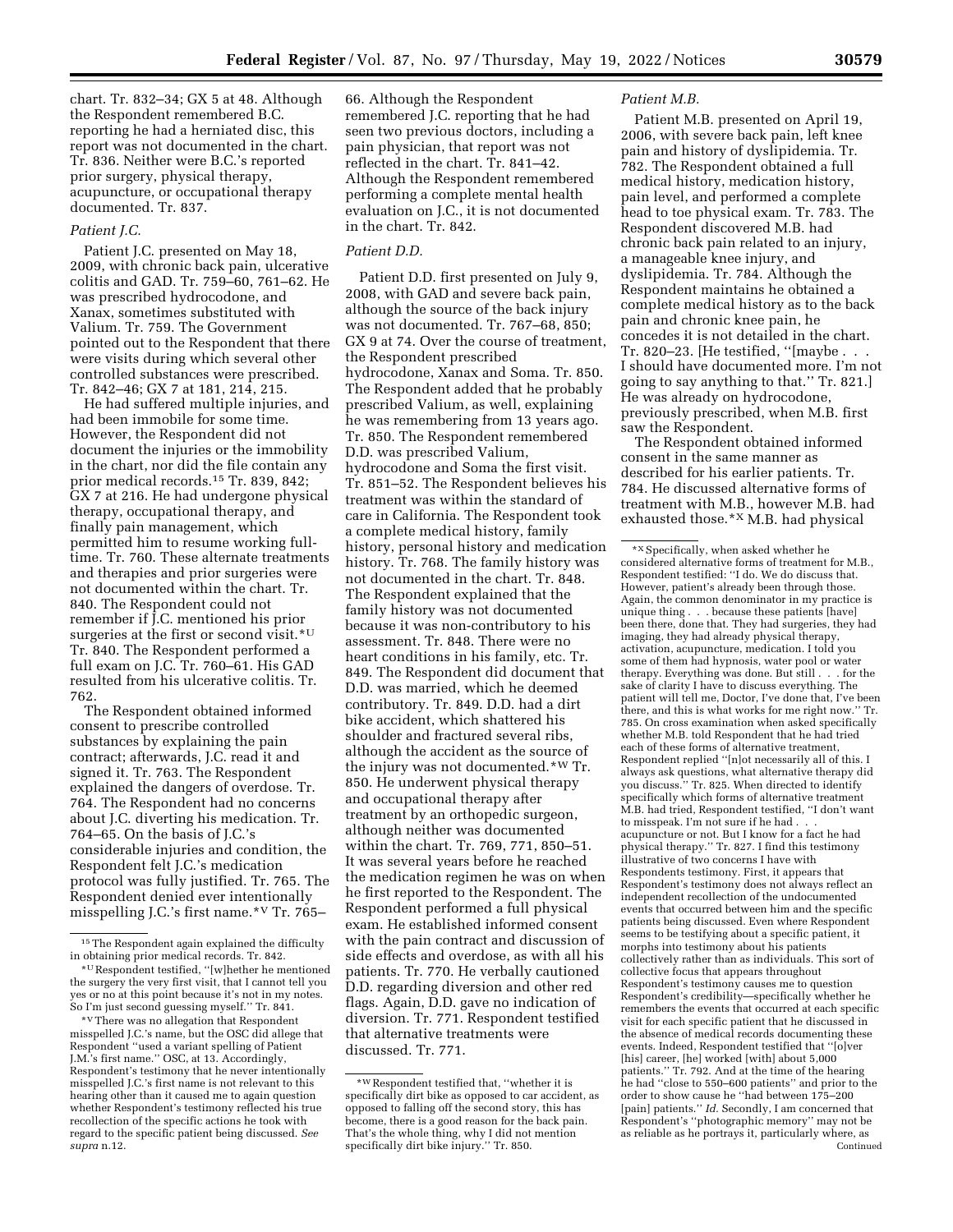chart. Tr. 832–34; GX 5 at 48. Although the Respondent remembered B.C. reporting he had a herniated disc, this report was not documented in the chart. Tr. 836. Neither were B.C.'s reported prior surgery, physical therapy, acupuncture, or occupational therapy documented. Tr. 837.

*Patient J.C.*

Patient J.C. presented on May 18, 2009, with chronic back pain, ulcerative colitis and GAD. Tr. 759–60, 761–62. He was prescribed hydrocodone, and Xanax, sometimes substituted with Valium. Tr. 759. The Government pointed out to the Respondent that there were visits during which several other controlled substances were prescribed. Tr. 842–46; GX 7 at 181, 214, 215.

He had suffered multiple injuries, and had been immobile for some time. However, the Respondent did not document the injuries or the immobility in the chart, nor did the file contain any prior medical records.[15] Tr. 839, 842; GX 7 at 216. He had undergone physical therapy, occupational therapy, and finally pain management, which permitted him to resume working full-time. Tr. 760. These alternate treatments and therapies and prior surgeries were not documented within the chart. Tr. 840. The Respondent could not remember if J.C. mentioned his prior surgeries at the first or second visit.[*U] Tr. 840. The Respondent performed a full exam on J.C. Tr. 760–61. His GAD resulted from his ulcerative colitis. Tr. 762.

The Respondent obtained informed consent to prescribe controlled substances by explaining the pain contract; afterwards, J.C. read it and signed it. Tr. 763. The Respondent explained the dangers of overdose. Tr. 764. The Respondent had no concerns about J.C. diverting his medication. Tr. 764–65. On the basis of J.C.'s considerable injuries and condition, the Respondent felt J.C.'s medication protocol was fully justified. Tr. 765. The Respondent denied ever intentionally misspelling J.C.'s first name.[*V] Tr. 765–66. Although the Respondent remembered J.C. reporting that he had seen two previous doctors, including a pain physician, that report was not reflected in the chart. Tr. 841–42. Although the Respondent remembered performing a complete mental health evaluation on J.C., it is not documented in the chart. Tr. 842.

*Patient D.D.*

Patient D.D. first presented on July 9, 2008, with GAD and severe back pain, although the source of the back injury was not documented. Tr. 767–68, 850; GX 9 at 74. Over the course of treatment, the Respondent prescribed hydrocodone, Xanax and Soma. Tr. 850. The Respondent added that he probably prescribed Valium, as well, explaining he was remembering from 13 years ago. Tr. 850. The Respondent remembered D.D. was prescribed Valium, hydrocodone and Soma the first visit. Tr. 851–52. The Respondent believes his treatment was within the standard of care in California. The Respondent took a complete medical history, family history, personal history and medication history. Tr. 768. The family history was not documented in the chart. Tr. 848. The Respondent explained that the family history was not documented because it was non-contributory to his assessment. Tr. 848. There were no heart conditions in his family, etc. Tr. 849. The Respondent did document that D.D. was married, which he deemed contributory. Tr. 849. D.D. had a dirt bike accident, which shattered his shoulder and fractured several ribs, although the accident as the source of the injury was not documented.[*W] Tr. 850. He underwent physical therapy and occupational therapy after treatment by an orthopedic surgeon, although neither was documented within the chart. Tr. 769, 771, 850–51. It was several years before he reached the medication regimen he was on when he first reported to the Respondent. The Respondent performed a full physical exam. He established informed consent with the pain contract and discussion of side effects and overdose, as with all his patients. Tr. 770. He verbally cautioned D.D. regarding diversion and other red flags. Again, D.D. gave no indication of diversion. Tr. 771. Respondent testified that alternative treatments were discussed. Tr. 771.

*Patient M.B.*

Patient M.B. presented on April 19, 2006, with severe back pain, left knee pain and history of dyslipidemia. Tr. 782. The Respondent obtained a full medical history, medication history, pain level, and performed a complete head to toe physical exam. Tr. 783. The Respondent discovered M.B. had chronic back pain related to an injury, a manageable knee injury, and dyslipidemia. Tr. 784. Although the Respondent maintains he obtained a complete medical history as to the back pain and chronic knee pain, he concedes it is not detailed in the chart. Tr. 820–23. [He testified, "[maybe . . . I should have documented more. I'm not going to say anything to that." Tr. 821.] He was already on hydrocodone, previously prescribed, when M.B. first saw the Respondent.

The Respondent obtained informed consent in the same manner as described for his earlier patients. Tr. 784. He discussed alternative forms of treatment with M.B., however M.B. had exhausted those.[*X] M.B. had physical

---

[15] The Respondent again explained the difficulty in obtaining prior medical records. Tr. 842.

[*U] Respondent testified, "[w]hether he mentioned the surgery the very first visit, that I cannot tell you yes or no at this point because it's not in my notes. So I'm just second guessing myself." Tr. 841.

[*V] There was no allegation that Respondent misspelled J.C.'s name, but the OSC did allege that Respondent "used a variant spelling of Patient J.M.'s first name." OSC, at 13. Accordingly, Respondent's testimony that he never intentionally misspelled J.C.'s first name is not relevant to this hearing other than it caused me to again question whether Respondent's testimony reflected his true recollection of the specific actions he took with regard to the specific patient being discussed. *See supra* n.12.

[*W] Respondent testified that, "whether it is specifically dirt bike as opposed to car accident, as opposed to falling off the second story, this has become, there is a good reason for the back pain. That's the whole thing, why I did not mention specifically dirt bike injury." Tr. 850.

[*X] Specifically, when asked whether he considered alternative forms of treatment for M.B., Respondent testified: "I do. We do discuss that. However, patient's already been through those. Again, the common denominator in my practice is unique thing . . . because these patients [have] been there, done that. They had surgeries, they had imaging, they had already physical therapy, activation, acupuncture, medication. I told you some of them had hypnosis, water pool or water therapy. Everything was done. But still . . . for the sake of clarity I have to discuss everything. The patient will tell me, Doctor, I've done that, I've been there, and this is what works for me right now." Tr. 785. On cross examination when asked specifically whether M.B. told Respondent that he had tried each of these forms of alternative treatment, Respondent replied "[n]ot necessarily all of this. I always ask questions, what alternative therapy did you discuss." Tr. 825. When directed to identify specifically which forms of alternative treatment M.B. had tried, Respondent testified, "I don't want to misspeak. I'm not sure if he had . . . acupuncture or not. But I know for a fact he had physical therapy." Tr. 827. I find this testimony illustrative of two concerns I have with Respondents testimony. First, it appears that Respondent's testimony does not always reflect an independent recollection of the undocumented events that occurred between him and the specific patients being discussed. Even where Respondent seems to be testifying about a specific patient, it morphs into testimony about his patients collectively rather than as individuals. This sort of collective focus that appears throughout Respondent's testimony causes me to question Respondent's credibility—specifically whether he remembers the events that occurred at each specific visit for each specific patient that he discussed in the absence of medical records documenting these events. Indeed, Respondent testified that "[o]ver [his] career, [he] worked [with] about 5,000 patients." Tr. 792. And at the time of the hearing he had "close to 550–600 patients" and prior to the order to show cause he "had between 175–200 [pain] patients." *Id.* Secondly, I am concerned that Respondent's "photographic memory" may not be as reliable as he portrays it, particularly where, as
Continued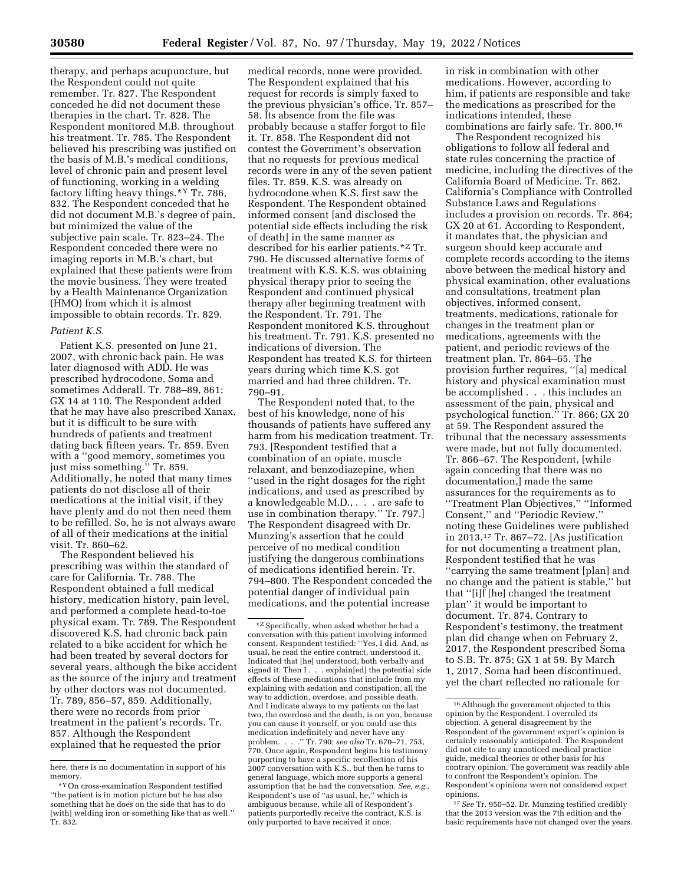therapy, and perhaps acupuncture, but the Respondent could not quite remember. Tr. 827. The Respondent conceded he did not document these therapies in the chart. Tr. 828. The Respondent monitored M.B. throughout his treatment. Tr. 785. The Respondent believed his prescribing was justified on the basis of M.B.'s medical conditions, level of chronic pain and present level of functioning, working in a welding factory lifting heavy things.*Y Tr. 786, 832. The Respondent conceded that he did not document M.B.'s degree of pain, but minimized the value of the subjective pain scale. Tr. 823–24. The Respondent conceded there were no imaging reports in M.B.'s chart, but explained that these patients were from the movie business. They were treated by a Health Maintenance Organization (HMO) from which it is almost impossible to obtain records. Tr. 829.

### *Patient K.S.*

Patient K.S. presented on June 21, 2007, with chronic back pain. He was later diagnosed with ADD. He was prescribed hydrocodone, Soma and sometimes Adderall. Tr. 788–89, 861; GX 14 at 110. The Respondent added that he may have also prescribed Xanax, but it is difficult to be sure with hundreds of patients and treatment dating back fifteen years. Tr. 859. Even with a ''good memory, sometimes you just miss something.'' Tr. 859. Additionally, he noted that many times patients do not disclose all of their medications at the initial visit, if they have plenty and do not then need them to be refilled. So, he is not always aware of all of their medications at the initial visit. Tr. 860–62.

The Respondent believed his prescribing was within the standard of care for California. Tr. 788. The Respondent obtained a full medical history, medication history, pain level, and performed a complete head-to-toe physical exam. Tr. 789. The Respondent discovered K.S. had chronic back pain related to a bike accident for which he had been treated by several doctors for several years, although the bike accident as the source of the injury and treatment by other doctors was not documented. Tr. 789, 856–57, 859. Additionally, there were no records from prior treatment in the patient's records. Tr. 857. Although the Respondent explained that he requested the prior medical records, none were provided. The Respondent explained that his request for records is simply faxed to the previous physician's office. Tr. 857–58. Its absence from the file was probably because a staffer forgot to file it. Tr. 858. The Respondent did not contest the Government's observation that no requests for previous medical records were in any of the seven patient files. Tr. 859. K.S. was already on hydrocodone when K.S. first saw the Respondent. The Respondent obtained informed consent [and disclosed the potential side effects including the risk of death] in the same manner as described for his earlier patients.*Z Tr. 790. He discussed alternative forms of treatment with K.S. K.S. was obtaining physical therapy prior to seeing the Respondent and continued physical therapy after beginning treatment with the Respondent. Tr. 791. The Respondent monitored K.S. throughout his treatment. Tr. 791. K.S. presented no indications of diversion. The Respondent has treated K.S. for thirteen years during which time K.S. got married and had three children. Tr. 790–91.

The Respondent noted that, to the best of his knowledge, none of his thousands of patients have suffered any harm from his medication treatment. Tr. 793. [Respondent testified that a combination of an opiate, muscle relaxant, and benzodiazepine, when ''used in the right dosages for the right indications, and used as prescribed by a knowledgeable M.D., . . . are safe to use in combination therapy.'' Tr. 797.] The Respondent disagreed with Dr. Munzing's assertion that he could perceive of no medical condition justifying the dangerous combinations of medications identified herein. Tr. 794–800. The Respondent conceded the potential danger of individual pain medications, and the potential increase in risk in combination with other medications. However, according to him, if patients are responsible and take the medications as prescribed for the indications intended, these combinations are fairly safe. Tr. 800.[16]

The Respondent recognized his obligations to follow all federal and state rules concerning the practice of medicine, including the directives of the California Board of Medicine. Tr. 862. California's Compliance with Controlled Substance Laws and Regulations includes a provision on records. Tr. 864; GX 20 at 61. According to Respondent, it mandates that, the physician and surgeon should keep accurate and complete records according to the items above between the medical history and physical examination, other evaluations and consultations, treatment plan objectives, informed consent, treatments, medications, rationale for changes in the treatment plan or medications, agreements with the patient, and periodic reviews of the treatment plan. Tr. 864–65. The provision further requires, ''[a] medical history and physical examination must be accomplished . . . this includes an assessment of the pain, physical and psychological function.'' Tr. 866; GX 20 at 59. The Respondent assured the tribunal that the necessary assessments were made, but not fully documented. Tr. 866–67. The Respondent, [while again conceding that there was no documentation,] made the same assurances for the requirements as to ''Treatment Plan Objectives,'' ''Informed Consent,'' and ''Periodic Review,'' noting these Guidelines were published in 2013.[17] Tr. 867–72. [As justification for not documenting a treatment plan, Respondent testified that he was ''carrying the same treatment [plan] and no change and the patient is stable,'' but that ''[i]f [he] changed the treatment plan'' it would be important to document. Tr. 874. Contrary to Respondent's testimony, the treatment plan did change when on February 2, 2017, the Respondent prescribed Soma to S.B. Tr. 875; GX 1 at 59. By March 1, 2017, Soma had been discontinued, yet the chart reflected no rationale for

---

here, there is no documentation in support of his memory.

*Y On cross-examination Respondent testified ''the patient is in motion picture but he has also something that he does on the side that has to do [with] welding iron or something like that as well.'' Tr. 832.

*Z Specifically, when asked whether he had a conversation with this patient involving informed consent, Respondent testified: ''Yes, I did. And, as usual, he read the entire contract, understood it. Indicated that [he] understood, both verbally and signed it. Then I . . . explain[ed] the potential side effects of these medications that include from my explaining with sedation and constipation, all the way to addiction, overdose, and possible death. And I indicate always to my patients on the last two, the overdose and the death, is on you, because you can cause it yourself, or you could use this medication indefinitely and never have any problem. . . .'' Tr. 790; *see also* Tr. 670–71, 753, 770. Once again, Respondent begins his testimony purporting to have a specific recollection of his 2007 conversation with K.S., but then he turns to general language, which more supports a general assumption that he had the conversation. *See, e.g.,* Respondent's use of ''as usual, he,'' which is ambiguous because, while all of Respondent's patients purportedly receive the contract, K.S. is only purported to have received it once.

[16] Although the government objected to this opinion by the Respondent, I overruled its objection. A general disagreement by the Respondent of the government expert's opinion is certainly reasonably anticipated. The Respondent did not cite to any unnoticed medical practice guide, medical theories or other basis for his contrary opinion. The government was readily able to confront the Respondent's opinion. The Respondent's opinions were not considered expert opinions.

[17] *See* Tr. 950–52. Dr. Munzing testified credibly that the 2013 version was the 7th edition and the basic requirements have not changed over the years.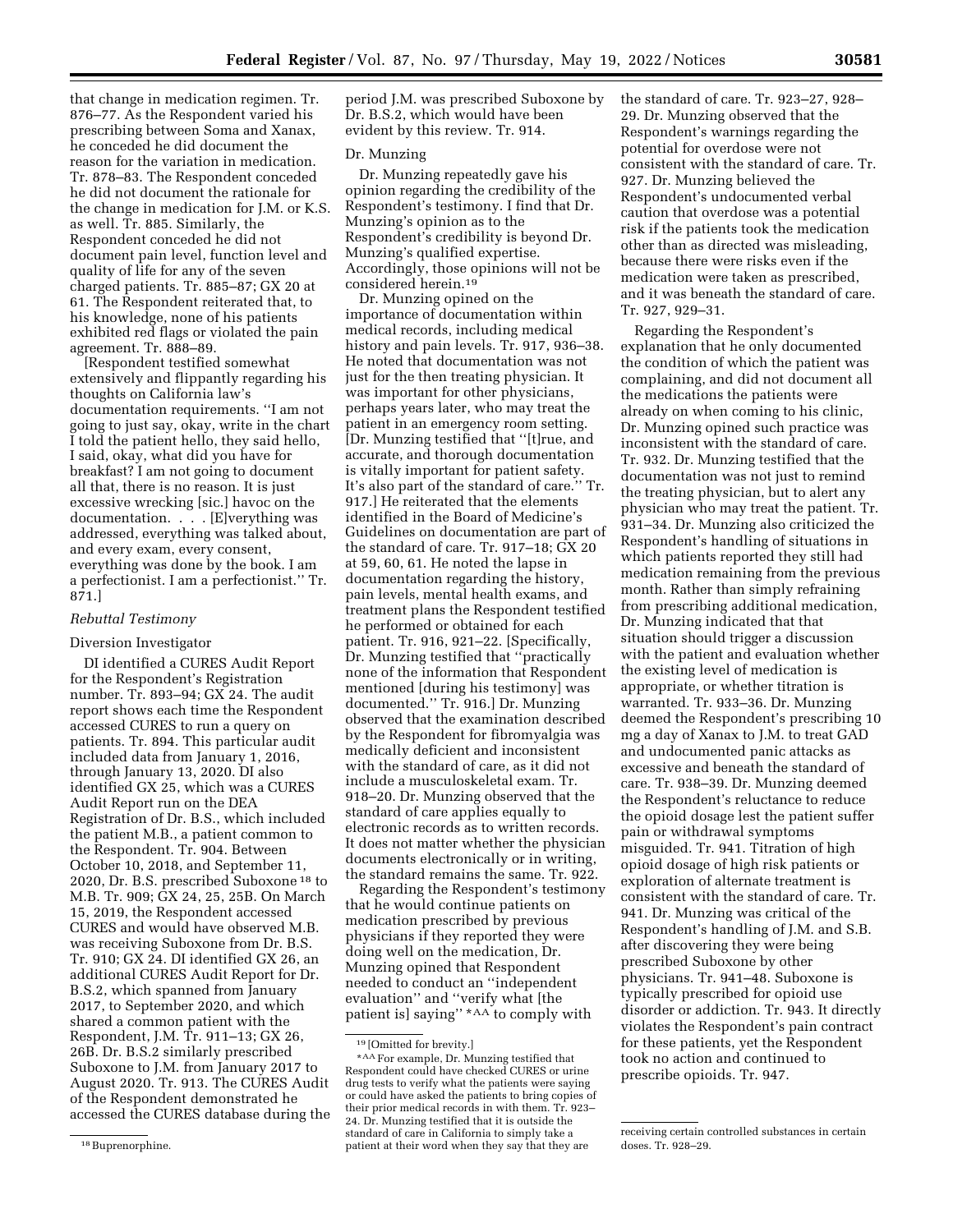that change in medication regimen. Tr. 876–77. As the Respondent varied his prescribing between Soma and Xanax, he conceded he did document the reason for the variation in medication. Tr. 878–83. The Respondent conceded he did not document the rationale for the change in medication for J.M. or K.S. as well. Tr. 885. Similarly, the Respondent conceded he did not document pain level, function level and quality of life for any of the seven charged patients. Tr. 885–87; GX 20 at 61. The Respondent reiterated that, to his knowledge, none of his patients exhibited red flags or violated the pain agreement. Tr. 888–89.

[Respondent testified somewhat extensively and flippantly regarding his thoughts on California law's documentation requirements. ''I am not going to just say, okay, write in the chart I told the patient hello, they said hello, I said, okay, what did you have for breakfast? I am not going to document all that, there is no reason. It is just excessive wrecking [sic.] havoc on the documentation. . . . [E]verything was addressed, everything was talked about, and every exam, every consent, everything was done by the book. I am a perfectionist. I am a perfectionist.'' Tr. 871.]

### *Rebuttal Testimony*

Diversion Investigator

DI identified a CURES Audit Report for the Respondent's Registration number. Tr. 893–94; GX 24. The audit report shows each time the Respondent accessed CURES to run a query on patients. Tr. 894. This particular audit included data from January 1, 2016, through January 13, 2020. DI also identified GX 25, which was a CURES Audit Report run on the DEA Registration of Dr. B.S., which included the patient M.B., a patient common to the Respondent. Tr. 904. Between October 10, 2018, and September 11, 2020, Dr. B.S. prescribed Suboxone[18] to M.B. Tr. 909; GX 24, 25, 25B. On March 15, 2019, the Respondent accessed CURES and would have observed M.B. was receiving Suboxone from Dr. B.S. Tr. 910; GX 24. DI identified GX 26, an additional CURES Audit Report for Dr. B.S.2, which spanned from January 2017, to September 2020, and which shared a common patient with the Respondent, J.M. Tr. 911–13; GX 26, 26B. Dr. B.S.2 similarly prescribed Suboxone to J.M. from January 2017 to August 2020. Tr. 913. The CURES Audit of the Respondent demonstrated he accessed the CURES database during the period J.M. was prescribed Suboxone by Dr. B.S.2, which would have been evident by this review. Tr. 914.

Dr. Munzing

Dr. Munzing repeatedly gave his opinion regarding the credibility of the Respondent's testimony. I find that Dr. Munzing's opinion as to the Respondent's credibility is beyond Dr. Munzing's qualified expertise. Accordingly, those opinions will not be considered herein.[19]

Dr. Munzing opined on the importance of documentation within medical records, including medical history and pain levels. Tr. 917, 936–38. He noted that documentation was not just for the then treating physician. It was important for other physicians, perhaps years later, who may treat the patient in an emergency room setting. [Dr. Munzing testified that ''[t]rue, and accurate, and thorough documentation is vitally important for patient safety. It's also part of the standard of care.'' Tr. 917.] He reiterated that the elements identified in the Board of Medicine's Guidelines on documentation are part of the standard of care. Tr. 917–18; GX 20 at 59, 60, 61. He noted the lapse in documentation regarding the history, pain levels, mental health exams, and treatment plans the Respondent testified he performed or obtained for each patient. Tr. 916, 921–22. [Specifically, Dr. Munzing testified that ''practically none of the information that Respondent mentioned [during his testimony] was documented.'' Tr. 916.] Dr. Munzing observed that the examination described by the Respondent for fibromyalgia was medically deficient and inconsistent with the standard of care, as it did not include a musculoskeletal exam. Tr. 918–20. Dr. Munzing observed that the standard of care applies equally to electronic records as to written records. It does not matter whether the physician documents electronically or in writing, the standard remains the same. Tr. 922.

Regarding the Respondent's testimony that he would continue patients on medication prescribed by previous physicians if they reported they were doing well on the medication, Dr. Munzing opined that Respondent needed to conduct an ''independent evaluation'' and ''verify what [the patient is] saying'' *AA to comply with the standard of care. Tr. 923–27, 928–29. Dr. Munzing observed that the Respondent's warnings regarding the potential for overdose were not consistent with the standard of care. Tr. 927. Dr. Munzing believed the Respondent's undocumented verbal caution that overdose was a potential risk if the patients took the medication other than as directed was misleading, because there were risks even if the medication were taken as prescribed, and it was beneath the standard of care. Tr. 927, 929–31.

Regarding the Respondent's explanation that he only documented the condition of which the patient was complaining, and did not document all the medications the patients were already on when coming to his clinic, Dr. Munzing opined such practice was inconsistent with the standard of care. Tr. 932. Dr. Munzing testified that the documentation was not just to remind the treating physician, but to alert any physician who may treat the patient. Tr. 931–34. Dr. Munzing also criticized the Respondent's handling of situations in which patients reported they still had medication remaining from the previous month. Rather than simply refraining from prescribing additional medication, Dr. Munzing indicated that that situation should trigger a discussion with the patient and evaluation whether the existing level of medication is appropriate, or whether titration is warranted. Tr. 933–36. Dr. Munzing deemed the Respondent's prescribing 10 mg a day of Xanax to J.M. to treat GAD and undocumented panic attacks as excessive and beneath the standard of care. Tr. 938–39. Dr. Munzing deemed the Respondent's reluctance to reduce the opioid dosage lest the patient suffer pain or withdrawal symptoms misguided. Tr. 941. Titration of high opioid dosage of high risk patients or exploration of alternate treatment is consistent with the standard of care. Tr. 941. Dr. Munzing was critical of the Respondent's handling of J.M. and S.B. after discovering they were being prescribed Suboxone by other physicians. Tr. 941–48. Suboxone is typically prescribed for opioid use disorder or addiction. Tr. 943. It directly violates the Respondent's pain contract for these patients, yet the Respondent took no action and continued to prescribe opioids. Tr. 947.

---

[18] Buprenorphine.

[19] [Omitted for brevity.]

*AA For example, Dr. Munzing testified that Respondent could have checked CURES or urine drug tests to verify what the patients were saying or could have asked the patients to bring copies of their prior medical records in with them. Tr. 923–24. Dr. Munzing testified that it is outside the standard of care in California to simply take a patient at their word when they say that they are receiving certain controlled substances in certain doses. Tr. 928–29.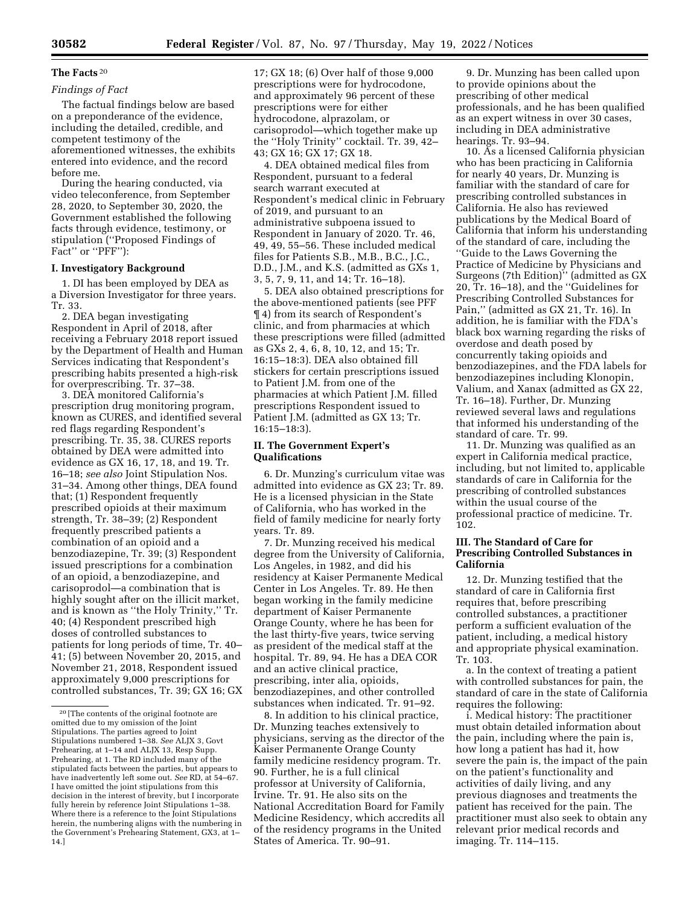## The Facts [20]

### *Findings of Fact*

The factual findings below are based on a preponderance of the evidence, including the detailed, credible, and competent testimony of the aforementioned witnesses, the exhibits entered into evidence, and the record before me.

During the hearing conducted, via video teleconference, from September 28, 2020, to September 30, 2020, the Government established the following facts through evidence, testimony, or stipulation ("Proposed Findings of Fact" or "PFF"):

### I. Investigatory Background

1. DI has been employed by DEA as a Diversion Investigator for three years. Tr. 33.

2. DEA began investigating Respondent in April of 2018, after receiving a February 2018 report issued by the Department of Health and Human Services indicating that Respondent's prescribing habits presented a high-risk for overprescribing. Tr. 37–38.

3. DEA monitored California's prescription drug monitoring program, known as CURES, and identified several red flags regarding Respondent's prescribing. Tr. 35, 38. CURES reports obtained by DEA were admitted into evidence as GX 16, 17, 18, and 19. Tr. 16–18; *see also* Joint Stipulation Nos. 31–34. Among other things, DEA found that; (1) Respondent frequently prescribed opioids at their maximum strength, Tr. 38–39; (2) Respondent frequently prescribed patients a combination of an opioid and a benzodiazepine, Tr. 39; (3) Respondent issued prescriptions for a combination of an opioid, a benzodiazepine, and carisoprodol—a combination that is highly sought after on the illicit market, and is known as "the Holy Trinity," Tr. 40; (4) Respondent prescribed high doses of controlled substances to patients for long periods of time, Tr. 40–41; (5) between November 20, 2015, and November 21, 2018, Respondent issued approximately 9,000 prescriptions for controlled substances, Tr. 39; GX 16; GX 17; GX 18; (6) Over half of those 9,000 prescriptions were for hydrocodone, and approximately 96 percent of these prescriptions were for either hydrocodone, alprazolam, or carisoprodol—which together make up the "Holy Trinity" cocktail. Tr. 39, 42–43; GX 16; GX 17; GX 18.

4. DEA obtained medical files from Respondent, pursuant to a federal search warrant executed at Respondent's medical clinic in February of 2019, and pursuant to an administrative subpoena issued to Respondent in January of 2020. Tr. 46, 49, 49, 55–56. These included medical files for Patients S.B., M.B., B.C., J.C., D.D., J.M., and K.S. (admitted as GXs 1, 3, 5, 7, 9, 11, and 14; Tr. 16–18).

5. DEA also obtained prescriptions for the above-mentioned patients (see PFF ¶ 4) from its search of Respondent's clinic, and from pharmacies at which these prescriptions were filled (admitted as GXs 2, 4, 6, 8, 10, 12, and 15; Tr. 16:15–18:3). DEA also obtained fill stickers for certain prescriptions issued to Patient J.M. from one of the pharmacies at which Patient J.M. filled prescriptions Respondent issued to Patient J.M. (admitted as GX 13; Tr. 16:15–18:3).

### II. The Government Expert's Qualifications

6. Dr. Munzing's curriculum vitae was admitted into evidence as GX 23; Tr. 89. He is a licensed physician in the State of California, who has worked in the field of family medicine for nearly forty years. Tr. 89.

7. Dr. Munzing received his medical degree from the University of California, Los Angeles, in 1982, and did his residency at Kaiser Permanente Medical Center in Los Angeles. Tr. 89. He then began working in the family medicine department of Kaiser Permanente Orange County, where he has been for the last thirty-five years, twice serving as president of the medical staff at the hospital. Tr. 89, 94. He has a DEA COR and an active clinical practice, prescribing, inter alia, opioids, benzodiazepines, and other controlled substances when indicated. Tr. 91–92.

8. In addition to his clinical practice, Dr. Munzing teaches extensively to physicians, serving as the director of the Kaiser Permanente Orange County family medicine residency program. Tr. 90. Further, he is a full clinical professor at University of California, Irvine. Tr. 91. He also sits on the National Accreditation Board for Family Medicine Residency, which accredits all of the residency programs in the United States of America. Tr. 90–91.

9. Dr. Munzing has been called upon to provide opinions about the prescribing of other medical professionals, and he has been qualified as an expert witness in over 30 cases, including in DEA administrative hearings. Tr. 93–94.

10. As a licensed California physician who has been practicing in California for nearly 40 years, Dr. Munzing is familiar with the standard of care for prescribing controlled substances in California. He also has reviewed publications by the Medical Board of California that inform his understanding of the standard of care, including the "Guide to the Laws Governing the Practice of Medicine by Physicians and Surgeons (7th Edition)" (admitted as GX 20, Tr. 16–18), and the "Guidelines for Prescribing Controlled Substances for Pain," (admitted as GX 21, Tr. 16). In addition, he is familiar with the FDA's black box warning regarding the risks of overdose and death posed by concurrently taking opioids and benzodiazepines, and the FDA labels for benzodiazepines including Klonopin, Valium, and Xanax (admitted as GX 22, Tr. 16–18). Further, Dr. Munzing reviewed several laws and regulations that informed his understanding of the standard of care. Tr. 99.

11. Dr. Munzing was qualified as an expert in California medical practice, including, but not limited to, applicable standards of care in California for the prescribing of controlled substances within the usual course of the professional practice of medicine. Tr. 102.

### III. The Standard of Care for Prescribing Controlled Substances in California

12. Dr. Munzing testified that the standard of care in California first requires that, before prescribing controlled substances, a practitioner perform a sufficient evaluation of the patient, including, a medical history and appropriate physical examination. Tr. 103.

a. In the context of treating a patient with controlled substances for pain, the standard of care in the state of California requires the following:

i. Medical history: The practitioner must obtain detailed information about the pain, including where the pain is, how long a patient has had it, how severe the pain is, the impact of the pain on the patient's functionality and activities of daily living, and any previous diagnoses and treatments the patient has received for the pain. The practitioner must also seek to obtain any relevant prior medical records and imaging. Tr. 114–115.

[20] [The contents of the original footnote are omitted due to my omission of the Joint Stipulations. The parties agreed to Joint Stipulations numbered 1–38. *See* ALJX 3, Govt Prehearing, at 1–14 and ALJX 13, Resp Supp. Prehearing, at 1. The RD included many of the stipulated facts between the parties, but appears to have inadvertently left some out. *See* RD, at 54–67. I have omitted the joint stipulations from this decision in the interest of brevity, but I incorporate fully herein by reference Joint Stipulations 1–38. Where there is a reference to the Joint Stipulations herein, the numbering aligns with the numbering in the Government's Prehearing Statement, GX3, at 1–14.]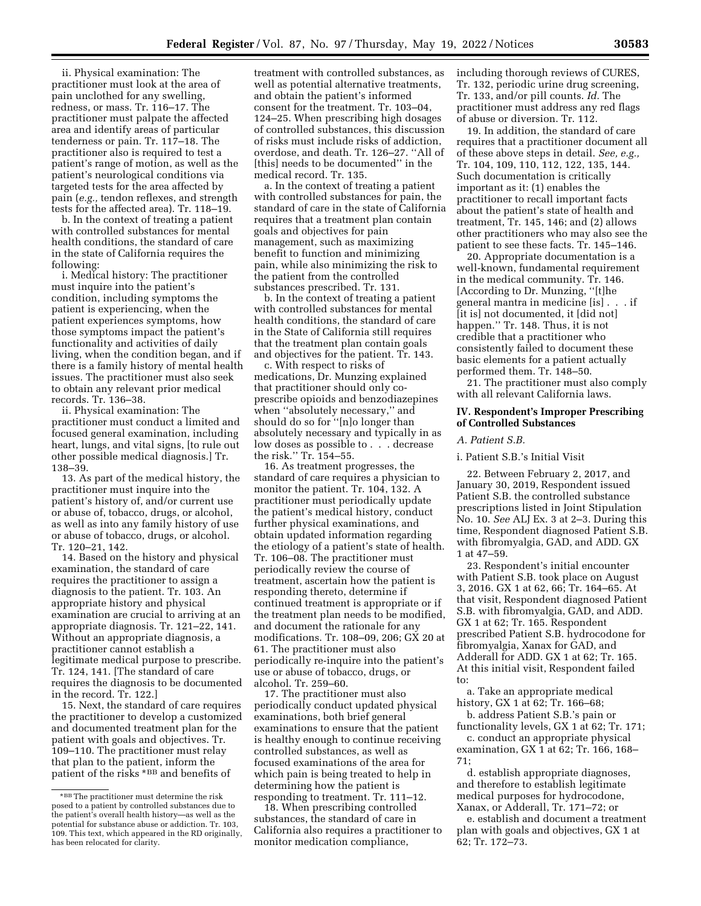ii. Physical examination: The practitioner must look at the area of pain unclothed for any swelling, redness, or mass. Tr. 116–17. The practitioner must palpate the affected area and identify areas of particular tenderness or pain. Tr. 117–18. The practitioner also is required to test a patient's range of motion, as well as the patient's neurological conditions via targeted tests for the area affected by pain (*e.g.,* tendon reflexes, and strength tests for the affected area). Tr. 118–19.

b. In the context of treating a patient with controlled substances for mental health conditions, the standard of care in the state of California requires the following:

i. Medical history: The practitioner must inquire into the patient's condition, including symptoms the patient is experiencing, when the patient experiences symptoms, how those symptoms impact the patient's functionality and activities of daily living, when the condition began, and if there is a family history of mental health issues. The practitioner must also seek to obtain any relevant prior medical records. Tr. 136–38.

ii. Physical examination: The practitioner must conduct a limited and focused general examination, including heart, lungs, and vital signs, [to rule out other possible medical diagnosis.] Tr. 138–39.

13. As part of the medical history, the practitioner must inquire into the patient's history of, and/or current use or abuse of, tobacco, drugs, or alcohol, as well as into any family history of use or abuse of tobacco, drugs, or alcohol. Tr. 120–21, 142.

14. Based on the history and physical examination, the standard of care requires the practitioner to assign a diagnosis to the patient. Tr. 103. An appropriate history and physical examination are crucial to arriving at an appropriate diagnosis. Tr. 121–22, 141. Without an appropriate diagnosis, a practitioner cannot establish a legitimate medical purpose to prescribe. Tr. 124, 141. [The standard of care requires the diagnosis to be documented in the record. Tr. 122.]

15. Next, the standard of care requires the practitioner to develop a customized and documented treatment plan for the patient with goals and objectives. Tr. 109–110. The practitioner must relay that plan to the patient, inform the patient of the risks *BB and benefits of treatment with controlled substances, as well as potential alternative treatments, and obtain the patient's informed consent for the treatment. Tr. 103–04, 124–25. When prescribing high dosages of controlled substances, this discussion of risks must include risks of addiction, overdose, and death. Tr. 126–27. ''All of [this] needs to be documented'' in the medical record. Tr. 135.

a. In the context of treating a patient with controlled substances for pain, the standard of care in the state of California requires that a treatment plan contain goals and objectives for pain management, such as maximizing benefit to function and minimizing pain, while also minimizing the risk to the patient from the controlled substances prescribed. Tr. 131.

b. In the context of treating a patient with controlled substances for mental health conditions, the standard of care in the State of California still requires that the treatment plan contain goals and objectives for the patient. Tr. 143.

c. With respect to risks of medications, Dr. Munzing explained that practitioner should only co-prescribe opioids and benzodiazepines when ''absolutely necessary,'' and should do so for ''[n]o longer than absolutely necessary and typically in as low doses as possible to . . . decrease the risk.'' Tr. 154–55.

16. As treatment progresses, the standard of care requires a physician to monitor the patient. Tr. 104, 132. A practitioner must periodically update the patient's medical history, conduct further physical examinations, and obtain updated information regarding the etiology of a patient's state of health. Tr. 106–08. The practitioner must periodically review the course of treatment, ascertain how the patient is responding thereto, determine if continued treatment is appropriate or if the treatment plan needs to be modified, and document the rationale for any modifications. Tr. 108–09, 206; GX 20 at 61. The practitioner must also periodically re-inquire into the patient's use or abuse of tobacco, drugs, or alcohol. Tr. 259–60.

17. The practitioner must also periodically conduct updated physical examinations, both brief general examinations to ensure that the patient is healthy enough to continue receiving controlled substances, as well as focused examinations of the area for which pain is being treated to help in determining how the patient is responding to treatment. Tr. 111–12.

18. When prescribing controlled substances, the standard of care in California also requires a practitioner to monitor medication compliance, including thorough reviews of CURES, Tr. 132, periodic urine drug screening, Tr. 133, and/or pill counts. *Id.* The practitioner must address any red flags of abuse or diversion. Tr. 112.

19. In addition, the standard of care requires that a practitioner document all of these above steps in detail. *See, e.g.,* Tr. 104, 109, 110, 112, 122, 135, 144. Such documentation is critically important as it: (1) enables the practitioner to recall important facts about the patient's state of health and treatment, Tr. 145, 146; and (2) allows other practitioners who may also see the patient to see these facts. Tr. 145–146.

20. Appropriate documentation is a well-known, fundamental requirement in the medical community. Tr. 146. [According to Dr. Munzing, ''[t]he general mantra in medicine [is] . . . if [it is] not documented, it [did not] happen.'' Tr. 148. Thus, it is not credible that a practitioner who consistently failed to document these basic elements for a patient actually performed them. Tr. 148–50.

21. The practitioner must also comply with all relevant California laws.

## IV. Respondent's Improper Prescribing of Controlled Substances

### *A. Patient S.B.*

i. Patient S.B.'s Initial Visit

22. Between February 2, 2017, and January 30, 2019, Respondent issued Patient S.B. the controlled substance prescriptions listed in Joint Stipulation No. 10. *See* ALJ Ex. 3 at 2–3. During this time, Respondent diagnosed Patient S.B. with fibromyalgia, GAD, and ADD. GX 1 at 47–59.

23. Respondent's initial encounter with Patient S.B. took place on August 3, 2016. GX 1 at 62, 66; Tr. 164–65. At that visit, Respondent diagnosed Patient S.B. with fibromyalgia, GAD, and ADD. GX 1 at 62; Tr. 165. Respondent prescribed Patient S.B. hydrocodone for fibromyalgia, Xanax for GAD, and Adderall for ADD. GX 1 at 62; Tr. 165. At this initial visit, Respondent failed to:

a. Take an appropriate medical history, GX 1 at 62; Tr. 166–68;

b. address Patient S.B.'s pain or functionality levels, GX 1 at 62; Tr. 171;

c. conduct an appropriate physical examination, GX 1 at 62; Tr. 166, 168–71;

d. establish appropriate diagnoses, and therefore to establish legitimate medical purposes for hydrocodone, Xanax, or Adderall, Tr. 171–72; or

e. establish and document a treatment plan with goals and objectives, GX 1 at 62; Tr. 172–73.

*BB The practitioner must determine the risk posed to a patient by controlled substances due to the patient's overall health history—as well as the potential for substance abuse or addiction. Tr. 103, 109. This text, which appeared in the RD originally, has been relocated for clarity.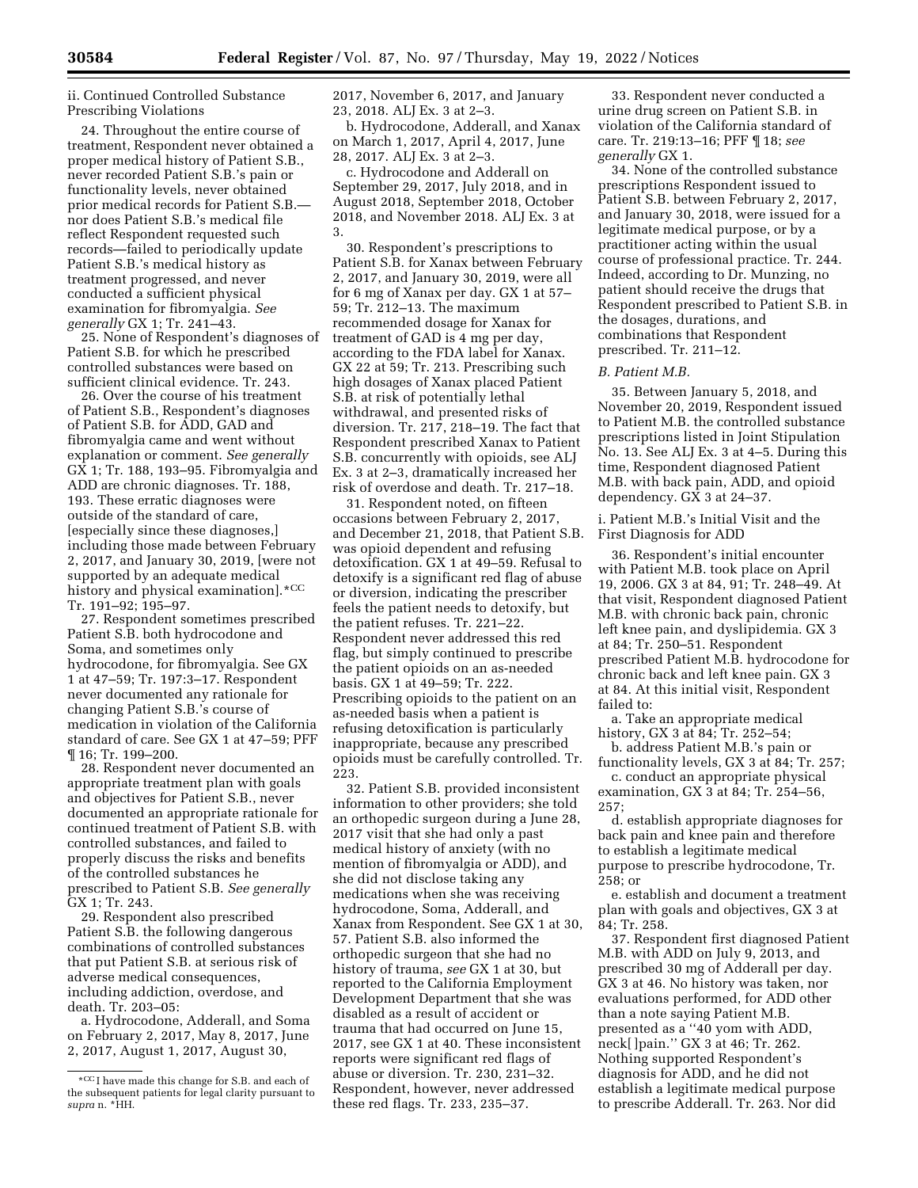ii. Continued Controlled Substance Prescribing Violations

24. Throughout the entire course of treatment, Respondent never obtained a proper medical history of Patient S.B., never recorded Patient S.B.'s pain or functionality levels, never obtained prior medical records for Patient S.B.—nor does Patient S.B.'s medical file reflect Respondent requested such records—failed to periodically update Patient S.B.'s medical history as treatment progressed, and never conducted a sufficient physical examination for fibromyalgia. *See generally* GX 1; Tr. 241–43.

25. None of Respondent's diagnoses of Patient S.B. for which he prescribed controlled substances were based on sufficient clinical evidence. Tr. 243.

26. Over the course of his treatment of Patient S.B., Respondent's diagnoses of Patient S.B. for ADD, GAD and fibromyalgia came and went without explanation or comment. *See generally* GX 1; Tr. 188, 193–95. Fibromyalgia and ADD are chronic diagnoses. Tr. 188, 193. These erratic diagnoses were outside of the standard of care, [especially since these diagnoses,] including those made between February 2, 2017, and January 30, 2019, [were not supported by an adequate medical history and physical examination].*CC Tr. 191–92; 195–97.

27. Respondent sometimes prescribed Patient S.B. both hydrocodone and Soma, and sometimes only hydrocodone, for fibromyalgia. See GX 1 at 47–59; Tr. 197:3–17. Respondent never documented any rationale for changing Patient S.B.'s course of medication in violation of the California standard of care. See GX 1 at 47–59; PFF ¶ 16; Tr. 199–200.

28. Respondent never documented an appropriate treatment plan with goals and objectives for Patient S.B., never documented an appropriate rationale for continued treatment of Patient S.B. with controlled substances, and failed to properly discuss the risks and benefits of the controlled substances he prescribed to Patient S.B. *See generally* GX 1; Tr. 243.

29. Respondent also prescribed Patient S.B. the following dangerous combinations of controlled substances that put Patient S.B. at serious risk of adverse medical consequences, including addiction, overdose, and death. Tr. 203–05:

a. Hydrocodone, Adderall, and Soma on February 2, 2017, May 8, 2017, June 2, 2017, August 1, 2017, August 30, 2017, November 6, 2017, and January 23, 2018. ALJ Ex. 3 at 2–3.

b. Hydrocodone, Adderall, and Xanax on March 1, 2017, April 4, 2017, June 28, 2017. ALJ Ex. 3 at 2–3.

c. Hydrocodone and Adderall on September 29, 2017, July 2018, and in August 2018, September 2018, October 2018, and November 2018. ALJ Ex. 3 at 3.

30. Respondent's prescriptions to Patient S.B. for Xanax between February 2, 2017, and January 30, 2019, were all for 6 mg of Xanax per day. GX 1 at 57–59; Tr. 212–13. The maximum recommended dosage for Xanax for treatment of GAD is 4 mg per day, according to the FDA label for Xanax. GX 22 at 59; Tr. 213. Prescribing such high dosages of Xanax placed Patient S.B. at risk of potentially lethal withdrawal, and presented risks of diversion. Tr. 217, 218–19. The fact that Respondent prescribed Xanax to Patient S.B. concurrently with opioids, see ALJ Ex. 3 at 2–3, dramatically increased her risk of overdose and death. Tr. 217–18.

31. Respondent noted, on fifteen occasions between February 2, 2017, and December 21, 2018, that Patient S.B. was opioid dependent and refusing detoxification. GX 1 at 49–59. Refusal to detoxify is a significant red flag of abuse or diversion, indicating the prescriber feels the patient needs to detoxify, but the patient refuses. Tr. 221–22. Respondent never addressed this red flag, but simply continued to prescribe the patient opioids on an as-needed basis. GX 1 at 49–59; Tr. 222. Prescribing opioids to the patient on an as-needed basis when a patient is refusing detoxification is particularly inappropriate, because any prescribed opioids must be carefully controlled. Tr. 223.

32. Patient S.B. provided inconsistent information to other providers; she told an orthopedic surgeon during a June 28, 2017 visit that she had only a past medical history of anxiety (with no mention of fibromyalgia or ADD), and she did not disclose taking any medications when she was receiving hydrocodone, Soma, Adderall, and Xanax from Respondent. See GX 1 at 30, 57. Patient S.B. also informed the orthopedic surgeon that she had no history of trauma, *see* GX 1 at 30, but reported to the California Employment Development Department that she was disabled as a result of accident or trauma that had occurred on June 15, 2017, see GX 1 at 40. These inconsistent reports were significant red flags of abuse or diversion. Tr. 230, 231–32. Respondent, however, never addressed these red flags. Tr. 233, 235–37.

33. Respondent never conducted a urine drug screen on Patient S.B. in violation of the California standard of care. Tr. 219:13–16; PFF ¶ 18; *see generally* GX 1.

34. None of the controlled substance prescriptions Respondent issued to Patient S.B. between February 2, 2017, and January 30, 2018, were issued for a legitimate medical purpose, or by a practitioner acting within the usual course of professional practice. Tr. 244. Indeed, according to Dr. Munzing, no patient should receive the drugs that Respondent prescribed to Patient S.B. in the dosages, durations, and combinations that Respondent prescribed. Tr. 211–12.

### *B. Patient M.B.*

35. Between January 5, 2018, and November 20, 2019, Respondent issued to Patient M.B. the controlled substance prescriptions listed in Joint Stipulation No. 13. See ALJ Ex. 3 at 4–5. During this time, Respondent diagnosed Patient M.B. with back pain, ADD, and opioid dependency. GX 3 at 24–37.

i. Patient M.B.'s Initial Visit and the First Diagnosis for ADD

36. Respondent's initial encounter with Patient M.B. took place on April 19, 2006. GX 3 at 84, 91; Tr. 248–49. At that visit, Respondent diagnosed Patient M.B. with chronic back pain, chronic left knee pain, and dyslipidemia. GX 3 at 84; Tr. 250–51. Respondent prescribed Patient M.B. hydrocodone for chronic back and left knee pain. GX 3 at 84. At this initial visit, Respondent failed to:

a. Take an appropriate medical history, GX 3 at 84; Tr. 252–54;

b. address Patient M.B.'s pain or functionality levels, GX 3 at 84; Tr. 257;

c. conduct an appropriate physical examination, GX 3 at 84; Tr. 254–56, 257;

d. establish appropriate diagnoses for back pain and knee pain and therefore to establish a legitimate medical purpose to prescribe hydrocodone, Tr. 258; or

e. establish and document a treatment plan with goals and objectives, GX 3 at 84; Tr. 258.

37. Respondent first diagnosed Patient M.B. with ADD on July 9, 2013, and prescribed 30 mg of Adderall per day. GX 3 at 46. No history was taken, nor evaluations performed, for ADD other than a note saying Patient M.B. presented as a ''40 yom with ADD, neck[ ]pain.'' GX 3 at 46; Tr. 262. Nothing supported Respondent's diagnosis for ADD, and he did not establish a legitimate medical purpose to prescribe Adderall. Tr. 263. Nor did

*CC I have made this change for S.B. and each of the subsequent patients for legal clarity pursuant to *supra* n. *HH.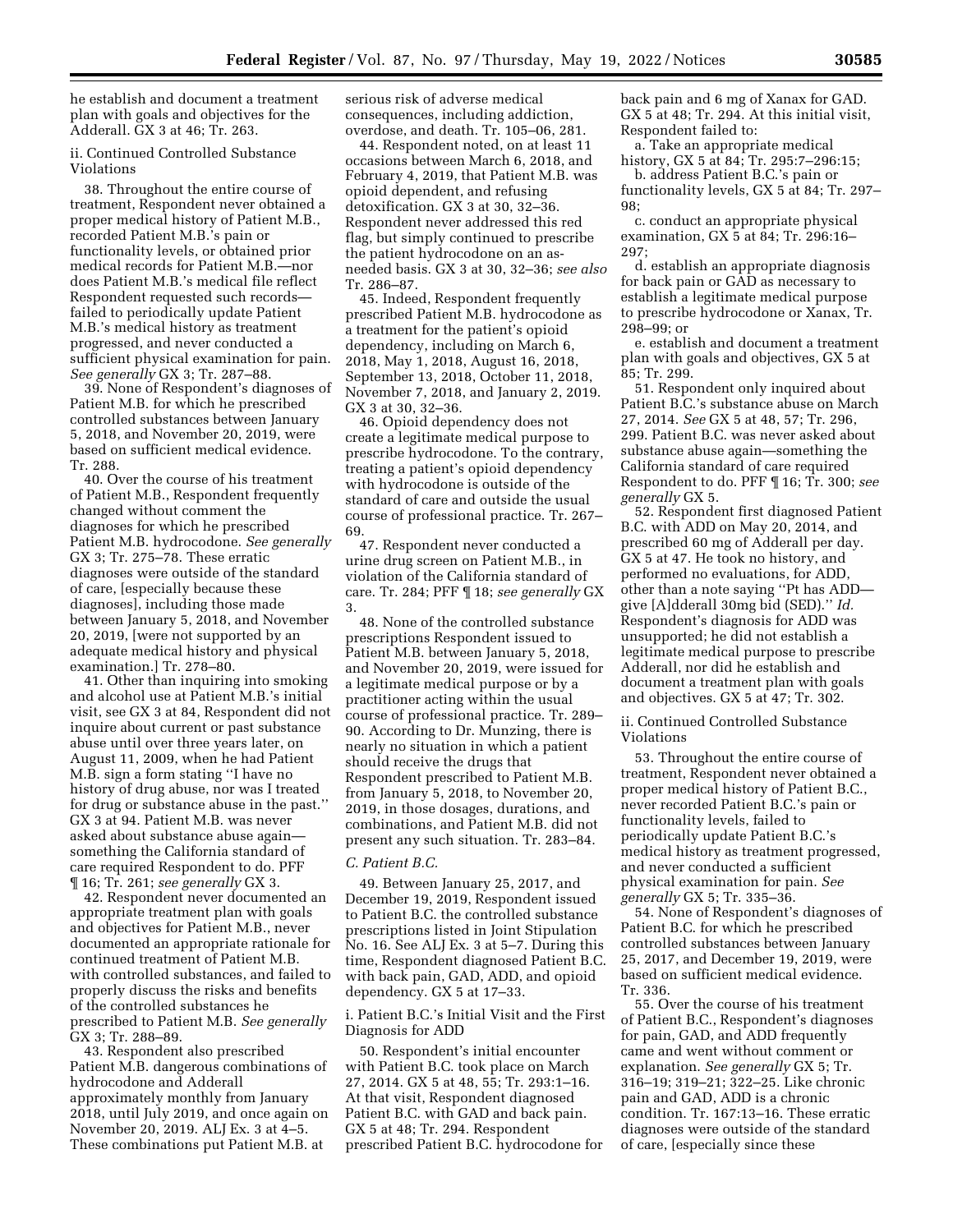he establish and document a treatment plan with goals and objectives for the Adderall. GX 3 at 46; Tr. 263.

ii. Continued Controlled Substance Violations

38. Throughout the entire course of treatment, Respondent never obtained a proper medical history of Patient M.B., recorded Patient M.B.'s pain or functionality levels, or obtained prior medical records for Patient M.B.—nor does Patient M.B.'s medical file reflect Respondent requested such records—failed to periodically update Patient M.B.'s medical history as treatment progressed, and never conducted a sufficient physical examination for pain. *See generally* GX 3; Tr. 287–88.

39. None of Respondent's diagnoses of Patient M.B. for which he prescribed controlled substances between January 5, 2018, and November 20, 2019, were based on sufficient medical evidence. Tr. 288.

40. Over the course of his treatment of Patient M.B., Respondent frequently changed without comment the diagnoses for which he prescribed Patient M.B. hydrocodone. *See generally* GX 3; Tr. 275–78. These erratic diagnoses were outside of the standard of care, [especially because these diagnoses], including those made between January 5, 2018, and November 20, 2019, [were not supported by an adequate medical history and physical examination.] Tr. 278–80.

41. Other than inquiring into smoking and alcohol use at Patient M.B.'s initial visit, see GX 3 at 84, Respondent did not inquire about current or past substance abuse until over three years later, on August 11, 2009, when he had Patient M.B. sign a form stating ''I have no history of drug abuse, nor was I treated for drug or substance abuse in the past.'' GX 3 at 94. Patient M.B. was never asked about substance abuse again—something the California standard of care required Respondent to do. PFF ¶ 16; Tr. 261; *see generally* GX 3.

42. Respondent never documented an appropriate treatment plan with goals and objectives for Patient M.B., never documented an appropriate rationale for continued treatment of Patient M.B. with controlled substances, and failed to properly discuss the risks and benefits of the controlled substances he prescribed to Patient M.B. *See generally* GX 3; Tr. 288–89.

43. Respondent also prescribed Patient M.B. dangerous combinations of hydrocodone and Adderall approximately monthly from January 2018, until July 2019, and once again on November 20, 2019. ALJ Ex. 3 at 4–5. These combinations put Patient M.B. at serious risk of adverse medical consequences, including addiction, overdose, and death. Tr. 105–06, 281.

44. Respondent noted, on at least 11 occasions between March 6, 2018, and February 4, 2019, that Patient M.B. was opioid dependent, and refusing detoxification. GX 3 at 30, 32–36. Respondent never addressed this red flag, but simply continued to prescribe the patient hydrocodone on an as-needed basis. GX 3 at 30, 32–36; *see also* Tr. 286–87.

45. Indeed, Respondent frequently prescribed Patient M.B. hydrocodone as a treatment for the patient's opioid dependency, including on March 6, 2018, May 1, 2018, August 16, 2018, September 13, 2018, October 11, 2018, November 7, 2018, and January 2, 2019. GX 3 at 30, 32–36.

46. Opioid dependency does not create a legitimate medical purpose to prescribe hydrocodone. To the contrary, treating a patient's opioid dependency with hydrocodone is outside of the standard of care and outside the usual course of professional practice. Tr. 267–69.

47. Respondent never conducted a urine drug screen on Patient M.B., in violation of the California standard of care. Tr. 284; PFF ¶ 18; *see generally* GX 3.

48. None of the controlled substance prescriptions Respondent issued to Patient M.B. between January 5, 2018, and November 20, 2019, were issued for a legitimate medical purpose or by a practitioner acting within the usual course of professional practice. Tr. 289–90. According to Dr. Munzing, there is nearly no situation in which a patient should receive the drugs that Respondent prescribed to Patient M.B. from January 5, 2018, to November 20, 2019, in those dosages, durations, and combinations, and Patient M.B. did not present any such situation. Tr. 283–84.

*C. Patient B.C.*

49. Between January 25, 2017, and December 19, 2019, Respondent issued to Patient B.C. the controlled substance prescriptions listed in Joint Stipulation No. 16. See ALJ Ex. 3 at 5–7. During this time, Respondent diagnosed Patient B.C. with back pain, GAD, ADD, and opioid dependency. GX 5 at 17–33.

i. Patient B.C.'s Initial Visit and the First Diagnosis for ADD

50. Respondent's initial encounter with Patient B.C. took place on March 27, 2014. GX 5 at 48, 55; Tr. 293:1–16. At that visit, Respondent diagnosed Patient B.C. with GAD and back pain. GX 5 at 48; Tr. 294. Respondent prescribed Patient B.C. hydrocodone for back pain and 6 mg of Xanax for GAD. GX 5 at 48; Tr. 294. At this initial visit, Respondent failed to:

a. Take an appropriate medical history, GX 5 at 84; Tr. 295:7–296:15;

b. address Patient B.C.'s pain or functionality levels, GX 5 at 84; Tr. 297–98;

c. conduct an appropriate physical examination, GX 5 at 84; Tr. 296:16–297;

d. establish an appropriate diagnosis for back pain or GAD as necessary to establish a legitimate medical purpose to prescribe hydrocodone or Xanax, Tr. 298–99; or

e. establish and document a treatment plan with goals and objectives, GX 5 at 85; Tr. 299.

51. Respondent only inquired about Patient B.C.'s substance abuse on March 27, 2014. *See* GX 5 at 48, 57; Tr. 296, 299. Patient B.C. was never asked about substance abuse again—something the California standard of care required Respondent to do. PFF ¶ 16; Tr. 300; *see generally* GX 5.

52. Respondent first diagnosed Patient B.C. with ADD on May 20, 2014, and prescribed 60 mg of Adderall per day. GX 5 at 47. He took no history, and performed no evaluations, for ADD, other than a note saying ''Pt has ADD—give [A]dderall 30mg bid (SED).'' *Id.* Respondent's diagnosis for ADD was unsupported; he did not establish a legitimate medical purpose to prescribe Adderall, nor did he establish and document a treatment plan with goals and objectives. GX 5 at 47; Tr. 302.

ii. Continued Controlled Substance Violations

53. Throughout the entire course of treatment, Respondent never obtained a proper medical history of Patient B.C., never recorded Patient B.C.'s pain or functionality levels, failed to periodically update Patient B.C.'s medical history as treatment progressed, and never conducted a sufficient physical examination for pain. *See generally* GX 5; Tr. 335–36.

54. None of Respondent's diagnoses of Patient B.C. for which he prescribed controlled substances between January 25, 2017, and December 19, 2019, were based on sufficient medical evidence. Tr. 336.

55. Over the course of his treatment of Patient B.C., Respondent's diagnoses for pain, GAD, and ADD frequently came and went without comment or explanation. *See generally* GX 5; Tr. 316–19; 319–21; 322–25. Like chronic pain and GAD, ADD is a chronic condition. Tr. 167:13–16. These erratic diagnoses were outside of the standard of care, [especially since these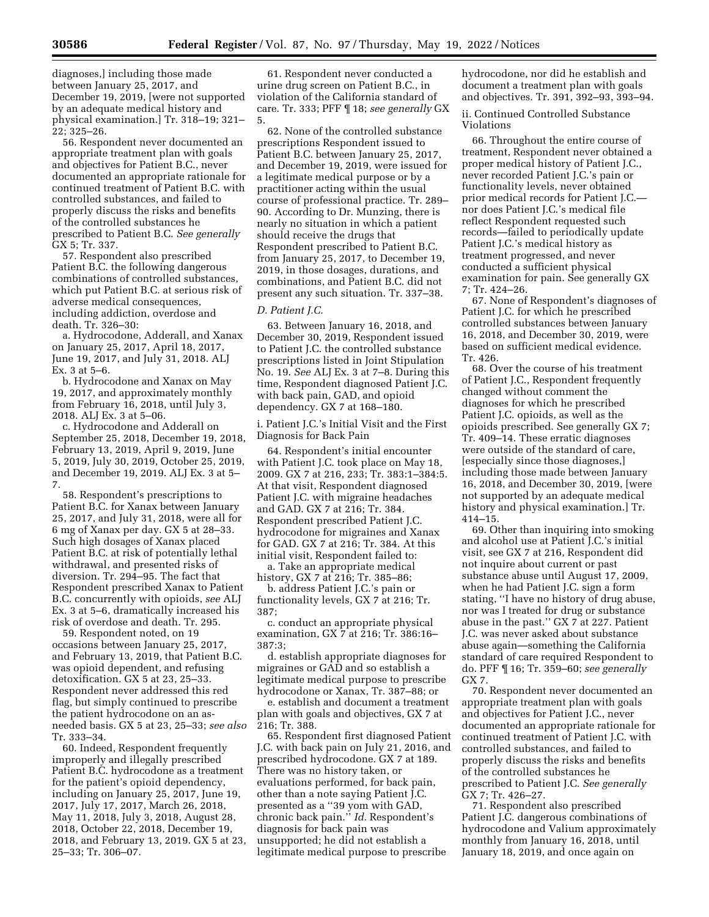diagnoses,] including those made between January 25, 2017, and December 19, 2019, [were not supported by an adequate medical history and physical examination.] Tr. 318–19; 321–22; 325–26.

56. Respondent never documented an appropriate treatment plan with goals and objectives for Patient B.C., never documented an appropriate rationale for continued treatment of Patient B.C. with controlled substances, and failed to properly discuss the risks and benefits of the controlled substances he prescribed to Patient B.C. *See generally* GX 5; Tr. 337.

57. Respondent also prescribed Patient B.C. the following dangerous combinations of controlled substances, which put Patient B.C. at serious risk of adverse medical consequences, including addiction, overdose and death. Tr. 326–30:

a. Hydrocodone, Adderall, and Xanax on January 25, 2017, April 18, 2017, June 19, 2017, and July 31, 2018. ALJ Ex. 3 at 5–6.

b. Hydrocodone and Xanax on May 19, 2017, and approximately monthly from February 16, 2018, until July 3, 2018. ALJ Ex. 3 at 5–06.

c. Hydrocodone and Adderall on September 25, 2018, December 19, 2018, February 13, 2019, April 9, 2019, June 5, 2019, July 30, 2019, October 25, 2019, and December 19, 2019. ALJ Ex. 3 at 5–7.

58. Respondent's prescriptions to Patient B.C. for Xanax between January 25, 2017, and July 31, 2018, were all for 6 mg of Xanax per day. GX 5 at 28–33. Such high dosages of Xanax placed Patient B.C. at risk of potentially lethal withdrawal, and presented risks of diversion. Tr. 294–95. The fact that Respondent prescribed Xanax to Patient B.C. concurrently with opioids, *see* ALJ Ex. 3 at 5–6, dramatically increased his risk of overdose and death. Tr. 295.

59. Respondent noted, on 19 occasions between January 25, 2017, and February 13, 2019, that Patient B.C. was opioid dependent, and refusing detoxification. GX 5 at 23, 25–33. Respondent never addressed this red flag, but simply continued to prescribe the patient hydrocodone on an as-needed basis. GX 5 at 23, 25–33; *see also* Tr. 333–34.

60. Indeed, Respondent frequently improperly and illegally prescribed Patient B.C. hydrocodone as a treatment for the patient's opioid dependency, including on January 25, 2017, June 19, 2017, July 17, 2017, March 26, 2018, May 11, 2018, July 3, 2018, August 28, 2018, October 22, 2018, December 19, 2018, and February 13, 2019. GX 5 at 23, 25–33; Tr. 306–07.

61. Respondent never conducted a urine drug screen on Patient B.C., in violation of the California standard of care. Tr. 333; PFF ¶ 18; *see generally* GX 5.

62. None of the controlled substance prescriptions Respondent issued to Patient B.C. between January 25, 2017, and December 19, 2019, were issued for a legitimate medical purpose or by a practitioner acting within the usual course of professional practice. Tr. 289–90. According to Dr. Munzing, there is nearly no situation in which a patient should receive the drugs that Respondent prescribed to Patient B.C. from January 25, 2017, to December 19, 2019, in those dosages, durations, and combinations, and Patient B.C. did not present any such situation. Tr. 337–38.

### *D. Patient J.C.*

63. Between January 16, 2018, and December 30, 2019, Respondent issued to Patient J.C. the controlled substance prescriptions listed in Joint Stipulation No. 19. *See* ALJ Ex. 3 at 7–8. During this time, Respondent diagnosed Patient J.C. with back pain, GAD, and opioid dependency. GX 7 at 168–180.

#### i. Patient J.C.'s Initial Visit and the First Diagnosis for Back Pain

64. Respondent's initial encounter with Patient J.C. took place on May 18, 2009. GX 7 at 216, 233; Tr. 383:1–384:5. At that visit, Respondent diagnosed Patient J.C. with migraine headaches and GAD. GX 7 at 216; Tr. 384. Respondent prescribed Patient J.C. hydrocodone for migraines and Xanax for GAD. GX 7 at 216; Tr. 384. At this initial visit, Respondent failed to:

a. Take an appropriate medical history, GX 7 at 216; Tr. 385–86;

b. address Patient J.C.'s pain or functionality levels, GX 7 at 216; Tr. 387;

c. conduct an appropriate physical examination, GX 7 at 216; Tr. 386:16–387:3;

d. establish appropriate diagnoses for migraines or GAD and so establish a legitimate medical purpose to prescribe hydrocodone or Xanax, Tr. 387–88; or

e. establish and document a treatment plan with goals and objectives, GX 7 at 216; Tr. 388.

65. Respondent first diagnosed Patient J.C. with back pain on July 21, 2016, and prescribed hydrocodone. GX 7 at 189. There was no history taken, or evaluations performed, for back pain, other than a note saying Patient J.C. presented as a ''39 yom with GAD, chronic back pain.'' *Id.* Respondent's diagnosis for back pain was unsupported; he did not establish a legitimate medical purpose to prescribe hydrocodone, nor did he establish and document a treatment plan with goals and objectives. Tr. 391, 392–93, 393–94.

#### ii. Continued Controlled Substance Violations

66. Throughout the entire course of treatment, Respondent never obtained a proper medical history of Patient J.C., never recorded Patient J.C.'s pain or functionality levels, never obtained prior medical records for Patient J.C.—nor does Patient J.C.'s medical file reflect Respondent requested such records—failed to periodically update Patient J.C.'s medical history as treatment progressed, and never conducted a sufficient physical examination for pain. See generally GX 7; Tr. 424–26.

67. None of Respondent's diagnoses of Patient J.C. for which he prescribed controlled substances between January 16, 2018, and December 30, 2019, were based on sufficient medical evidence. Tr. 426.

68. Over the course of his treatment of Patient J.C., Respondent frequently changed without comment the diagnoses for which he prescribed Patient J.C. opioids, as well as the opioids prescribed. See generally GX 7; Tr. 409–14. These erratic diagnoses were outside of the standard of care, [especially since those diagnoses,] including those made between January 16, 2018, and December 30, 2019, [were not supported by an adequate medical history and physical examination.] Tr. 414–15.

69. Other than inquiring into smoking and alcohol use at Patient J.C.'s initial visit, see GX 7 at 216, Respondent did not inquire about current or past substance abuse until August 17, 2009, when he had Patient J.C. sign a form stating, ''I have no history of drug abuse, nor was I treated for drug or substance abuse in the past.'' GX 7 at 227. Patient J.C. was never asked about substance abuse again—something the California standard of care required Respondent to do. PFF ¶ 16; Tr. 359–60; *see generally* GX 7.

70. Respondent never documented an appropriate treatment plan with goals and objectives for Patient J.C., never documented an appropriate rationale for continued treatment of Patient J.C. with controlled substances, and failed to properly discuss the risks and benefits of the controlled substances he prescribed to Patient J.C. *See generally* GX 7; Tr. 426–27.

71. Respondent also prescribed Patient J.C. dangerous combinations of hydrocodone and Valium approximately monthly from January 16, 2018, until January 18, 2019, and once again on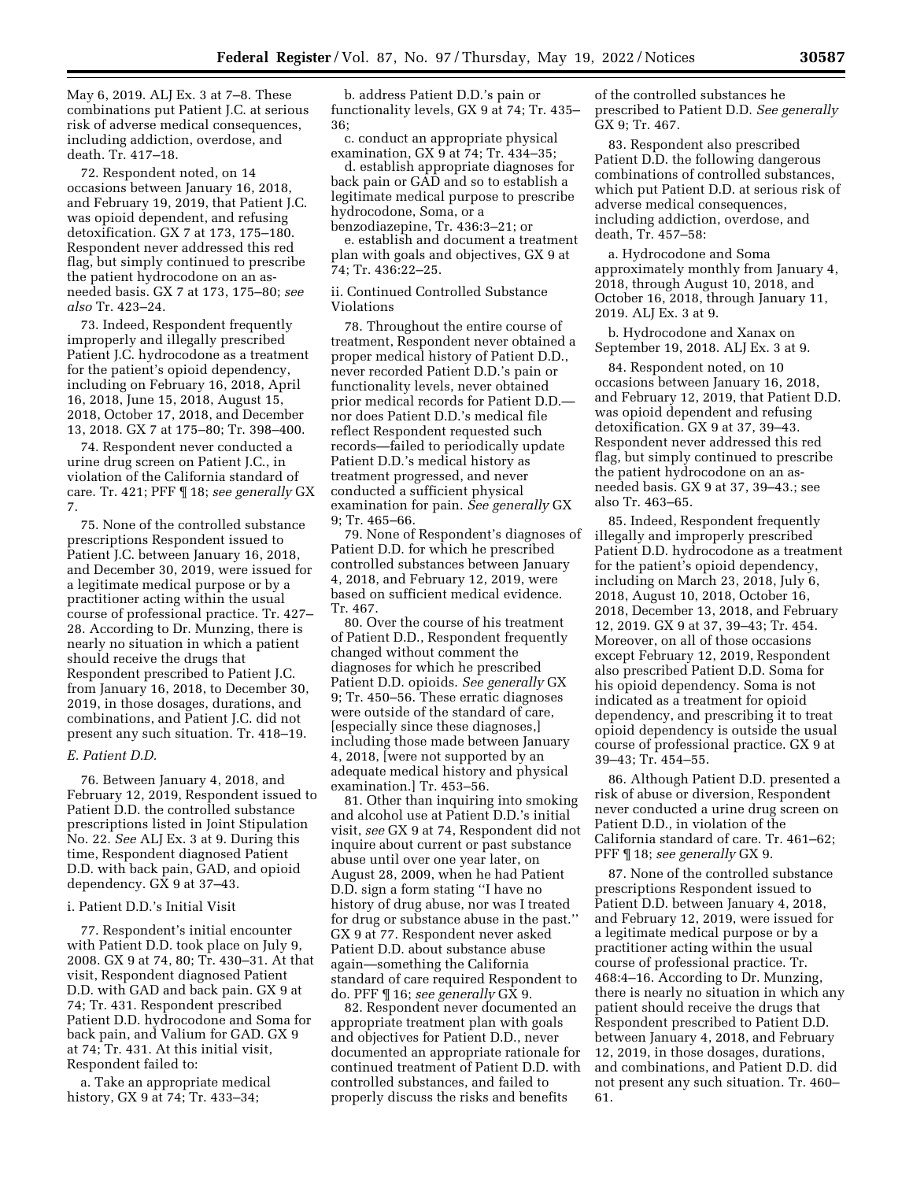May 6, 2019. ALJ Ex. 3 at 7–8. These combinations put Patient J.C. at serious risk of adverse medical consequences, including addiction, overdose, and death. Tr. 417–18.

72. Respondent noted, on 14 occasions between January 16, 2018, and February 19, 2019, that Patient J.C. was opioid dependent, and refusing detoxification. GX 7 at 173, 175–180. Respondent never addressed this red flag, but simply continued to prescribe the patient hydrocodone on an as-needed basis. GX 7 at 173, 175–80; *see also* Tr. 423–24.

73. Indeed, Respondent frequently improperly and illegally prescribed Patient J.C. hydrocodone as a treatment for the patient's opioid dependency, including on February 16, 2018, April 16, 2018, June 15, 2018, August 15, 2018, October 17, 2018, and December 13, 2018. GX 7 at 175–80; Tr. 398–400.

74. Respondent never conducted a urine drug screen on Patient J.C., in violation of the California standard of care. Tr. 421; PFF ¶ 18; *see generally* GX 7.

75. None of the controlled substance prescriptions Respondent issued to Patient J.C. between January 16, 2018, and December 30, 2019, were issued for a legitimate medical purpose or by a practitioner acting within the usual course of professional practice. Tr. 427–28. According to Dr. Munzing, there is nearly no situation in which a patient should receive the drugs that Respondent prescribed to Patient J.C. from January 16, 2018, to December 30, 2019, in those dosages, durations, and combinations, and Patient J.C. did not present any such situation. Tr. 418–19.

### *E. Patient D.D.*

76. Between January 4, 2018, and February 12, 2019, Respondent issued to Patient D.D. the controlled substance prescriptions listed in Joint Stipulation No. 22. *See* ALJ Ex. 3 at 9. During this time, Respondent diagnosed Patient D.D. with back pain, GAD, and opioid dependency. GX 9 at 37–43.

#### i. Patient D.D.'s Initial Visit

77. Respondent's initial encounter with Patient D.D. took place on July 9, 2008. GX 9 at 74, 80; Tr. 430–31. At that visit, Respondent diagnosed Patient D.D. with GAD and back pain. GX 9 at 74; Tr. 431. Respondent prescribed Patient D.D. hydrocodone and Soma for back pain, and Valium for GAD. GX 9 at 74; Tr. 431. At this initial visit, Respondent failed to:

a. Take an appropriate medical history, GX 9 at 74; Tr. 433–34;

b. address Patient D.D.'s pain or functionality levels, GX 9 at 74; Tr. 435–36;

c. conduct an appropriate physical examination, GX 9 at 74; Tr. 434–35;

d. establish appropriate diagnoses for back pain or GAD and so to establish a legitimate medical purpose to prescribe hydrocodone, Soma, or a benzodiazepine, Tr. 436:3–21; or

e. establish and document a treatment plan with goals and objectives, GX 9 at 74; Tr. 436:22–25.

#### ii. Continued Controlled Substance Violations

78. Throughout the entire course of treatment, Respondent never obtained a proper medical history of Patient D.D., never recorded Patient D.D.'s pain or functionality levels, never obtained prior medical records for Patient D.D.—nor does Patient D.D.'s medical file reflect Respondent requested such records—failed to periodically update Patient D.D.'s medical history as treatment progressed, and never conducted a sufficient physical examination for pain. *See generally* GX 9; Tr. 465–66.

79. None of Respondent's diagnoses of Patient D.D. for which he prescribed controlled substances between January 4, 2018, and February 12, 2019, were based on sufficient medical evidence. Tr. 467.

80. Over the course of his treatment of Patient D.D., Respondent frequently changed without comment the diagnoses for which he prescribed Patient D.D. opioids. *See generally* GX 9; Tr. 450–56. These erratic diagnoses were outside of the standard of care, [especially since these diagnoses,] including those made between January 4, 2018, [were not supported by an adequate medical history and physical examination.] Tr. 453–56.

81. Other than inquiring into smoking and alcohol use at Patient D.D.'s initial visit, *see* GX 9 at 74, Respondent did not inquire about current or past substance abuse until over one year later, on August 28, 2009, when he had Patient D.D. sign a form stating ''I have no history of drug abuse, nor was I treated for drug or substance abuse in the past.'' GX 9 at 77. Respondent never asked Patient D.D. about substance abuse again—something the California standard of care required Respondent to do. PFF ¶ 16; *see generally* GX 9.

82. Respondent never documented an appropriate treatment plan with goals and objectives for Patient D.D., never documented an appropriate rationale for continued treatment of Patient D.D. with controlled substances, and failed to properly discuss the risks and benefits of the controlled substances he prescribed to Patient D.D. *See generally* GX 9; Tr. 467.

83. Respondent also prescribed Patient D.D. the following dangerous combinations of controlled substances, which put Patient D.D. at serious risk of adverse medical consequences, including addiction, overdose, and death, Tr. 457–58:

a. Hydrocodone and Soma approximately monthly from January 4, 2018, through August 10, 2018, and October 16, 2018, through January 11, 2019. ALJ Ex. 3 at 9.

b. Hydrocodone and Xanax on September 19, 2018. ALJ Ex. 3 at 9.

84. Respondent noted, on 10 occasions between January 16, 2018, and February 12, 2019, that Patient D.D. was opioid dependent and refusing detoxification. GX 9 at 37, 39–43. Respondent never addressed this red flag, but simply continued to prescribe the patient hydrocodone on an as-needed basis. GX 9 at 37, 39–43.; see also Tr. 463–65.

85. Indeed, Respondent frequently illegally and improperly prescribed Patient D.D. hydrocodone as a treatment for the patient's opioid dependency, including on March 23, 2018, July 6, 2018, August 10, 2018, October 16, 2018, December 13, 2018, and February 12, 2019. GX 9 at 37, 39–43; Tr. 454. Moreover, on all of those occasions except February 12, 2019, Respondent also prescribed Patient D.D. Soma for his opioid dependency. Soma is not indicated as a treatment for opioid dependency, and prescribing it to treat opioid dependency is outside the usual course of professional practice. GX 9 at 39–43; Tr. 454–55.

86. Although Patient D.D. presented a risk of abuse or diversion, Respondent never conducted a urine drug screen on Patient D.D., in violation of the California standard of care. Tr. 461–62; PFF ¶ 18; *see generally* GX 9.

87. None of the controlled substance prescriptions Respondent issued to Patient D.D. between January 4, 2018, and February 12, 2019, were issued for a legitimate medical purpose or by a practitioner acting within the usual course of professional practice. Tr. 468:4–16. According to Dr. Munzing, there is nearly no situation in which any patient should receive the drugs that Respondent prescribed to Patient D.D. between January 4, 2018, and February 12, 2019, in those dosages, durations, and combinations, and Patient D.D. did not present any such situation. Tr. 460–61.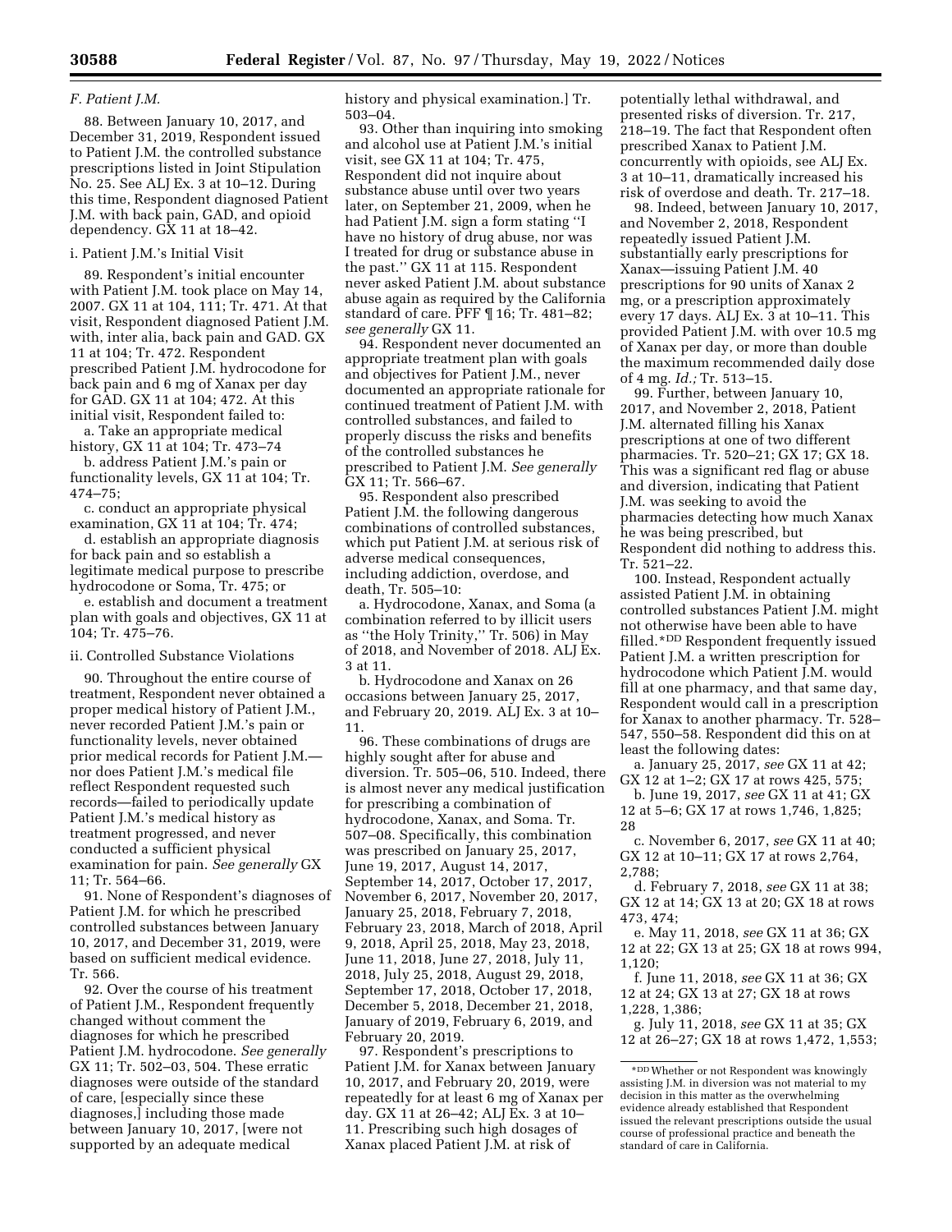### F. Patient J.M.

88. Between January 10, 2017, and December 31, 2019, Respondent issued to Patient J.M. the controlled substance prescriptions listed in Joint Stipulation No. 25. See ALJ Ex. 3 at 10–12. During this time, Respondent diagnosed Patient J.M. with back pain, GAD, and opioid dependency. GX 11 at 18–42.

#### i. Patient J.M.'s Initial Visit

89. Respondent's initial encounter with Patient J.M. took place on May 14, 2007. GX 11 at 104, 111; Tr. 471. At that visit, Respondent diagnosed Patient J.M. with, inter alia, back pain and GAD. GX 11 at 104; Tr. 472. Respondent prescribed Patient J.M. hydrocodone for back pain and 6 mg of Xanax per day for GAD. GX 11 at 104; 472. At this initial visit, Respondent failed to:

a. Take an appropriate medical history, GX 11 at 104; Tr. 473–74

b. address Patient J.M.'s pain or functionality levels, GX 11 at 104; Tr. 474–75;

c. conduct an appropriate physical examination, GX 11 at 104; Tr. 474;

d. establish an appropriate diagnosis for back pain and so establish a legitimate medical purpose to prescribe hydrocodone or Soma, Tr. 475; or

e. establish and document a treatment plan with goals and objectives, GX 11 at 104; Tr. 475–76.

#### ii. Controlled Substance Violations

90. Throughout the entire course of treatment, Respondent never obtained a proper medical history of Patient J.M., never recorded Patient J.M.'s pain or functionality levels, never obtained prior medical records for Patient J.M.—nor does Patient J.M.'s medical file reflect Respondent requested such records—failed to periodically update Patient J.M.'s medical history as treatment progressed, and never conducted a sufficient physical examination for pain. *See generally* GX 11; Tr. 564–66.

91. None of Respondent's diagnoses of Patient J.M. for which he prescribed controlled substances between January 10, 2017, and December 31, 2019, were based on sufficient medical evidence. Tr. 566.

92. Over the course of his treatment of Patient J.M., Respondent frequently changed without comment the diagnoses for which he prescribed Patient J.M. hydrocodone. *See generally* GX 11; Tr. 502–03, 504. These erratic diagnoses were outside of the standard of care, [especially since these diagnoses,] including those made between January 10, 2017, [were not supported by an adequate medical history and physical examination.] Tr. 503–04.

93. Other than inquiring into smoking and alcohol use at Patient J.M.'s initial visit, see GX 11 at 104; Tr. 475, Respondent did not inquire about substance abuse until over two years later, on September 21, 2009, when he had Patient J.M. sign a form stating "I have no history of drug abuse, nor was I treated for drug or substance abuse in the past." GX 11 at 115. Respondent never asked Patient J.M. about substance abuse again as required by the California standard of care. PFF ¶ 16; Tr. 481–82; *see generally* GX 11.

94. Respondent never documented an appropriate treatment plan with goals and objectives for Patient J.M., never documented an appropriate rationale for continued treatment of Patient J.M. with controlled substances, and failed to properly discuss the risks and benefits of the controlled substances he prescribed to Patient J.M. *See generally* GX 11; Tr. 566–67.

95. Respondent also prescribed Patient J.M. the following dangerous combinations of controlled substances, which put Patient J.M. at serious risk of adverse medical consequences, including addiction, overdose, and death, Tr. 505–10:

a. Hydrocodone, Xanax, and Soma (a combination referred to by illicit users as "the Holy Trinity," Tr. 506) in May of 2018, and November of 2018. ALJ Ex. 3 at 11.

b. Hydrocodone and Xanax on 26 occasions between January 25, 2017, and February 20, 2019. ALJ Ex. 3 at 10–11.

96. These combinations of drugs are highly sought after for abuse and diversion. Tr. 505–06, 510. Indeed, there is almost never any medical justification for prescribing a combination of hydrocodone, Xanax, and Soma. Tr. 507–08. Specifically, this combination was prescribed on January 25, 2017, June 19, 2017, August 14, 2017, September 14, 2017, October 17, 2017, November 6, 2017, November 20, 2017, January 25, 2018, February 7, 2018, February 23, 2018, March of 2018, April 9, 2018, April 25, 2018, May 23, 2018, June 11, 2018, June 27, 2018, July 11, 2018, July 25, 2018, August 29, 2018, September 17, 2018, October 17, 2018, December 5, 2018, December 21, 2018, January of 2019, February 6, 2019, and February 20, 2019.

97. Respondent's prescriptions to Patient J.M. for Xanax between January 10, 2017, and February 20, 2019, were repeatedly for at least 6 mg of Xanax per day. GX 11 at 26–42; ALJ Ex. 3 at 10–11. Prescribing such high dosages of Xanax placed Patient J.M. at risk of potentially lethal withdrawal, and presented risks of diversion. Tr. 217, 218–19. The fact that Respondent often prescribed Xanax to Patient J.M. concurrently with opioids, see ALJ Ex. 3 at 10–11, dramatically increased his risk of overdose and death. Tr. 217–18.

98. Indeed, between January 10, 2017, and November 2, 2018, Respondent repeatedly issued Patient J.M. substantially early prescriptions for Xanax—issuing Patient J.M. 40 prescriptions for 90 units of Xanax 2 mg, or a prescription approximately every 17 days. ALJ Ex. 3 at 10–11. This provided Patient J.M. with over 10.5 mg of Xanax per day, or more than double the maximum recommended daily dose of 4 mg. *Id.;* Tr. 513–15.

99. Further, between January 10, 2017, and November 2, 2018, Patient J.M. alternated filling his Xanax prescriptions at one of two different pharmacies. Tr. 520–21; GX 17; GX 18. This was a significant red flag or abuse and diversion, indicating that Patient J.M. was seeking to avoid the pharmacies detecting how much Xanax he was being prescribed, but Respondent did nothing to address this. Tr. 521–22.

100. Instead, Respondent actually assisted Patient J.M. in obtaining controlled substances Patient J.M. might not otherwise have been able to have filled.[*DD] Respondent frequently issued Patient J.M. a written prescription for hydrocodone which Patient J.M. would fill at one pharmacy, and that same day, Respondent would call in a prescription for Xanax to another pharmacy. Tr. 528–547, 550–58. Respondent did this on at least the following dates:

a. January 25, 2017, *see* GX 11 at 42; GX 12 at 1–2; GX 17 at rows 425, 575;

b. June 19, 2017, *see* GX 11 at 41; GX 12 at 5–6; GX 17 at rows 1,746, 1,825; 28

c. November 6, 2017, *see* GX 11 at 40; GX 12 at 10–11; GX 17 at rows 2,764, 2,788;

d. February 7, 2018, *see* GX 11 at 38; GX 12 at 14; GX 13 at 20; GX 18 at rows 473, 474;

e. May 11, 2018, *see* GX 11 at 36; GX 12 at 22; GX 13 at 25; GX 18 at rows 994, 1,120;

f. June 11, 2018, *see* GX 11 at 36; GX 12 at 24; GX 13 at 27; GX 18 at rows 1,228, 1,386;

g. July 11, 2018, *see* GX 11 at 35; GX 12 at 26–27; GX 18 at rows 1,472, 1,553;

---

[*DD] Whether or not Respondent was knowingly assisting J.M. in diversion was not material to my decision in this matter as the overwhelming evidence already established that Respondent issued the relevant prescriptions outside the usual course of professional practice and beneath the standard of care in California.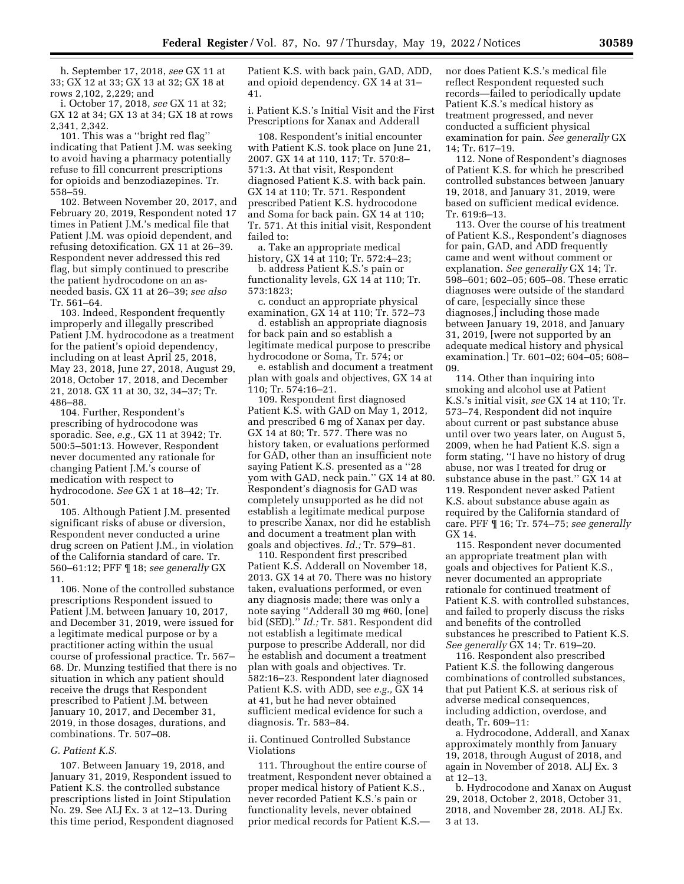h. September 17, 2018, *see* GX 11 at 33; GX 12 at 33; GX 13 at 32; GX 18 at rows 2,102, 2,229; and

i. October 17, 2018, *see* GX 11 at 32; GX 12 at 34; GX 13 at 34; GX 18 at rows 2,341, 2,342.

101. This was a ''bright red flag'' indicating that Patient J.M. was seeking to avoid having a pharmacy potentially refuse to fill concurrent prescriptions for opioids and benzodiazepines. Tr. 558–59.

102. Between November 20, 2017, and February 20, 2019, Respondent noted 17 times in Patient J.M.'s medical file that Patient J.M. was opioid dependent, and refusing detoxification. GX 11 at 26–39. Respondent never addressed this red flag, but simply continued to prescribe the patient hydrocodone on an as-needed basis. GX 11 at 26–39; *see also* Tr. 561–64.

103. Indeed, Respondent frequently improperly and illegally prescribed Patient J.M. hydrocodone as a treatment for the patient's opioid dependency, including on at least April 25, 2018, May 23, 2018, June 27, 2018, August 29, 2018, October 17, 2018, and December 21, 2018. GX 11 at 30, 32, 34–37; Tr. 486–88.

104. Further, Respondent's prescribing of hydrocodone was sporadic. See, *e.g.,* GX 11 at 3942; Tr. 500:5–501:13. However, Respondent never documented any rationale for changing Patient J.M.'s course of medication with respect to hydrocodone. *See* GX 1 at 18–42; Tr. 501.

105. Although Patient J.M. presented significant risks of abuse or diversion, Respondent never conducted a urine drug screen on Patient J.M., in violation of the California standard of care. Tr. 560–61:12; PFF ¶ 18; *see generally* GX 11.

106. None of the controlled substance prescriptions Respondent issued to Patient J.M. between January 10, 2017, and December 31, 2019, were issued for a legitimate medical purpose or by a practitioner acting within the usual course of professional practice. Tr. 567–68. Dr. Munzing testified that there is no situation in which any patient should receive the drugs that Respondent prescribed to Patient J.M. between January 10, 2017, and December 31, 2019, in those dosages, durations, and combinations. Tr. 507–08.

### *G. Patient K.S.*

107. Between January 19, 2018, and January 31, 2019, Respondent issued to Patient K.S. the controlled substance prescriptions listed in Joint Stipulation No. 29. See ALJ Ex. 3 at 12–13. During this time period, Respondent diagnosed Patient K.S. with back pain, GAD, ADD, and opioid dependency. GX 14 at 31–41.

#### i. Patient K.S.'s Initial Visit and the First Prescriptions for Xanax and Adderall

108. Respondent's initial encounter with Patient K.S. took place on June 21, 2007. GX 14 at 110, 117; Tr. 570:8–571:3. At that visit, Respondent diagnosed Patient K.S. with back pain. GX 14 at 110; Tr. 571. Respondent prescribed Patient K.S. hydrocodone and Soma for back pain. GX 14 at 110; Tr. 571. At this initial visit, Respondent failed to:

a. Take an appropriate medical history, GX 14 at 110; Tr. 572:4–23;

b. address Patient K.S.'s pain or functionality levels, GX 14 at 110; Tr. 573:1823;

c. conduct an appropriate physical examination, GX 14 at 110; Tr. 572–73

d. establish an appropriate diagnosis for back pain and so establish a legitimate medical purpose to prescribe hydrocodone or Soma, Tr. 574; or

e. establish and document a treatment plan with goals and objectives, GX 14 at 110; Tr. 574:16–21.

109. Respondent first diagnosed Patient K.S. with GAD on May 1, 2012, and prescribed 6 mg of Xanax per day. GX 14 at 80; Tr. 577. There was no history taken, or evaluations performed for GAD, other than an insufficient note saying Patient K.S. presented as a ''28 yom with GAD, neck pain.'' GX 14 at 80. Respondent's diagnosis for GAD was completely unsupported as he did not establish a legitimate medical purpose to prescribe Xanax, nor did he establish and document a treatment plan with goals and objectives. *Id.;* Tr. 579–81.

110. Respondent first prescribed Patient K.S. Adderall on November 18, 2013. GX 14 at 70. There was no history taken, evaluations performed, or even any diagnosis made; there was only a note saying ''Adderall 30 mg #60, [one] bid (SED).'' *Id.;* Tr. 581. Respondent did not establish a legitimate medical purpose to prescribe Adderall, nor did he establish and document a treatment plan with goals and objectives. Tr. 582:16–23. Respondent later diagnosed Patient K.S. with ADD, see *e.g.,* GX 14 at 41, but he had never obtained sufficient medical evidence for such a diagnosis. Tr. 583–84.

#### ii. Continued Controlled Substance Violations

111. Throughout the entire course of treatment, Respondent never obtained a proper medical history of Patient K.S., never recorded Patient K.S.'s pain or functionality levels, never obtained prior medical records for Patient K.S.—nor does Patient K.S.'s medical file reflect Respondent requested such records—failed to periodically update Patient K.S.'s medical history as treatment progressed, and never conducted a sufficient physical examination for pain. *See generally* GX 14; Tr. 617–19.

112. None of Respondent's diagnoses of Patient K.S. for which he prescribed controlled substances between January 19, 2018, and January 31, 2019, were based on sufficient medical evidence. Tr. 619:6–13.

113. Over the course of his treatment of Patient K.S., Respondent's diagnoses for pain, GAD, and ADD frequently came and went without comment or explanation. *See generally* GX 14; Tr. 598–601; 602–05; 605–08. These erratic diagnoses were outside of the standard of care, [especially since these diagnoses,] including those made between January 19, 2018, and January 31, 2019, [were not supported by an adequate medical history and physical examination.] Tr. 601–02; 604–05; 608–09.

114. Other than inquiring into smoking and alcohol use at Patient K.S.'s initial visit, *see* GX 14 at 110; Tr. 573–74, Respondent did not inquire about current or past substance abuse until over two years later, on August 5, 2009, when he had Patient K.S. sign a form stating, ''I have no history of drug abuse, nor was I treated for drug or substance abuse in the past.'' GX 14 at 119. Respondent never asked Patient K.S. about substance abuse again as required by the California standard of care. PFF ¶ 16; Tr. 574–75; *see generally* GX 14.

115. Respondent never documented an appropriate treatment plan with goals and objectives for Patient K.S., never documented an appropriate rationale for continued treatment of Patient K.S. with controlled substances, and failed to properly discuss the risks and benefits of the controlled substances he prescribed to Patient K.S. *See generally* GX 14; Tr. 619–20.

116. Respondent also prescribed Patient K.S. the following dangerous combinations of controlled substances, that put Patient K.S. at serious risk of adverse medical consequences, including addiction, overdose, and death, Tr. 609–11:

a. Hydrocodone, Adderall, and Xanax approximately monthly from January 19, 2018, through August of 2018, and again in November of 2018. ALJ Ex. 3 at 12–13.

b. Hydrocodone and Xanax on August 29, 2018, October 2, 2018, October 31, 2018, and November 28, 2018. ALJ Ex. 3 at 13.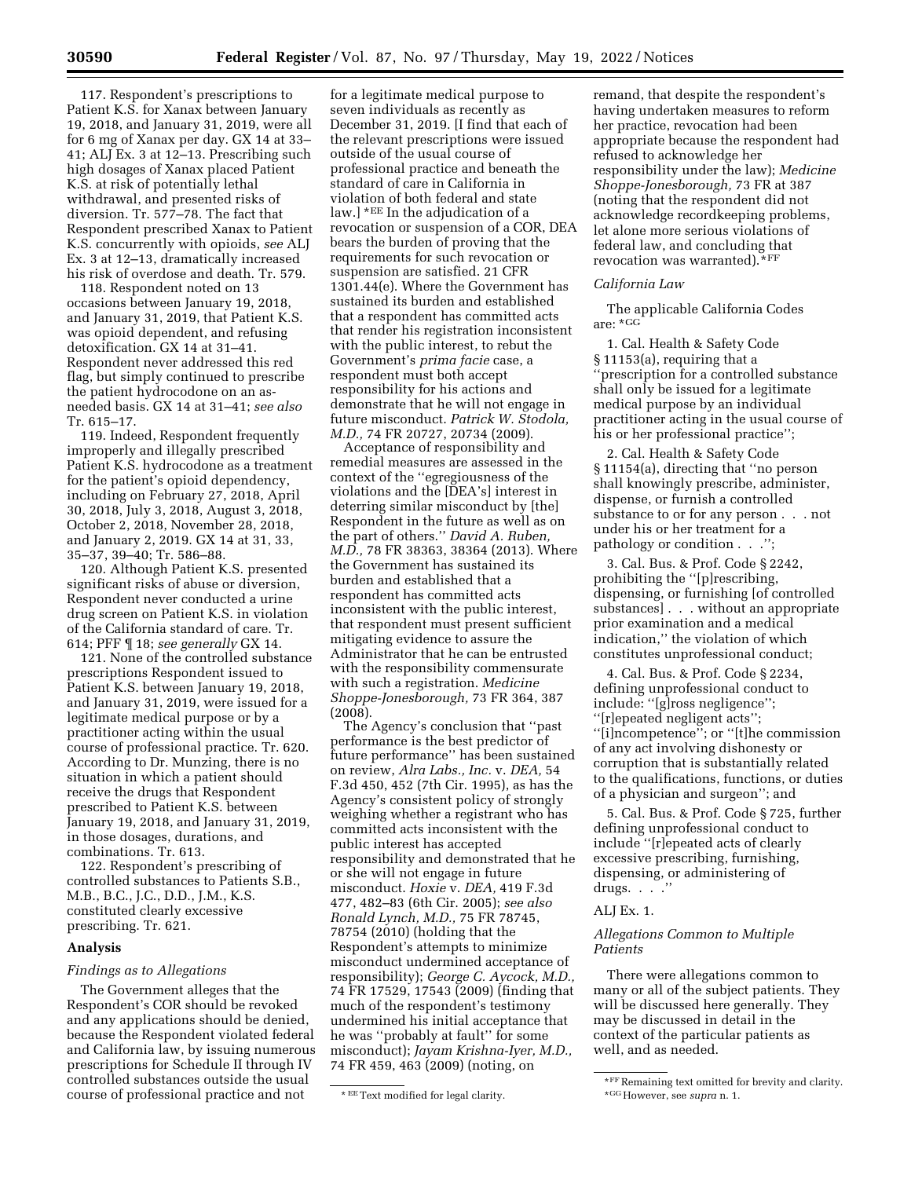117. Respondent's prescriptions to Patient K.S. for Xanax between January 19, 2018, and January 31, 2019, were all for 6 mg of Xanax per day. GX 14 at 33–41; ALJ Ex. 3 at 12–13. Prescribing such high dosages of Xanax placed Patient K.S. at risk of potentially lethal withdrawal, and presented risks of diversion. Tr. 577–78. The fact that Respondent prescribed Xanax to Patient K.S. concurrently with opioids, *see* ALJ Ex. 3 at 12–13, dramatically increased his risk of overdose and death. Tr. 579.

118. Respondent noted on 13 occasions between January 19, 2018, and January 31, 2019, that Patient K.S. was opioid dependent, and refusing detoxification. GX 14 at 31–41. Respondent never addressed this red flag, but simply continued to prescribe the patient hydrocodone on an as-needed basis. GX 14 at 31–41; *see also* Tr. 615–17.

119. Indeed, Respondent frequently improperly and illegally prescribed Patient K.S. hydrocodone as a treatment for the patient's opioid dependency, including on February 27, 2018, April 30, 2018, July 3, 2018, August 3, 2018, October 2, 2018, November 28, 2018, and January 2, 2019. GX 14 at 31, 33, 35–37, 39–40; Tr. 586–88.

120. Although Patient K.S. presented significant risks of abuse or diversion, Respondent never conducted a urine drug screen on Patient K.S. in violation of the California standard of care. Tr. 614; PFF ¶ 18; *see generally* GX 14.

121. None of the controlled substance prescriptions Respondent issued to Patient K.S. between January 19, 2018, and January 31, 2019, were issued for a legitimate medical purpose or by a practitioner acting within the usual course of professional practice. Tr. 620. According to Dr. Munzing, there is no situation in which a patient should receive the drugs that Respondent prescribed to Patient K.S. between January 19, 2018, and January 31, 2019, in those dosages, durations, and combinations. Tr. 613.

122. Respondent's prescribing of controlled substances to Patients S.B., M.B., B.C., J.C., D.D., J.M., K.S. constituted clearly excessive prescribing. Tr. 621.

## Analysis

### *Findings as to Allegations*

The Government alleges that the Respondent's COR should be revoked and any applications should be denied, because the Respondent violated federal and California law, by issuing numerous prescriptions for Schedule II through IV controlled substances outside the usual course of professional practice and not for a legitimate medical purpose to seven individuals as recently as December 31, 2019. [I find that each of the relevant prescriptions were issued outside of the usual course of professional practice and beneath the standard of care in California in violation of both federal and state law.] *EE In the adjudication of a revocation or suspension of a COR, DEA bears the burden of proving that the requirements for such revocation or suspension are satisfied. 21 CFR 1301.44(e). Where the Government has sustained its burden and established that a respondent has committed acts that render his registration inconsistent with the public interest, to rebut the Government's *prima facie* case, a respondent must both accept responsibility for his actions and demonstrate that he will not engage in future misconduct. *Patrick W. Stodola, M.D.,* 74 FR 20727, 20734 (2009).

Acceptance of responsibility and remedial measures are assessed in the context of the ''egregiousness of the violations and the [DEA's] interest in deterring similar misconduct by [the] Respondent in the future as well as on the part of others.'' *David A. Ruben, M.D.,* 78 FR 38363, 38364 (2013). Where the Government has sustained its burden and established that a respondent has committed acts inconsistent with the public interest, that respondent must present sufficient mitigating evidence to assure the Administrator that he can be entrusted with the responsibility commensurate with such a registration. *Medicine Shoppe-Jonesborough,* 73 FR 364, 387 (2008).

The Agency's conclusion that ''past performance is the best predictor of future performance'' has been sustained on review, *Alra Labs., Inc.* v. *DEA,* 54 F.3d 450, 452 (7th Cir. 1995), as has the Agency's consistent policy of strongly weighing whether a registrant who has committed acts inconsistent with the public interest has accepted responsibility and demonstrated that he or she will not engage in future misconduct. *Hoxie* v. *DEA,* 419 F.3d 477, 482–83 (6th Cir. 2005); *see also Ronald Lynch, M.D.,* 75 FR 78745, 78754 (2010) (holding that the Respondent's attempts to minimize misconduct undermined acceptance of responsibility); *George C. Aycock, M.D.,* 74 FR 17529, 17543 (2009) (finding that much of the respondent's testimony undermined his initial acceptance that he was ''probably at fault'' for some misconduct); *Jayam Krishna-Iyer, M.D.,* 74 FR 459, 463 (2009) (noting, on remand, that despite the respondent's having undertaken measures to reform her practice, revocation had been appropriate because the respondent had refused to acknowledge her responsibility under the law); *Medicine Shoppe-Jonesborough,* 73 FR at 387 (noting that the respondent did not acknowledge recordkeeping problems, let alone more serious violations of federal law, and concluding that revocation was warranted).*FF

### *California Law*

The applicable California Codes are: *GG

1. Cal. Health & Safety Code § 11153(a), requiring that a ''prescription for a controlled substance shall only be issued for a legitimate medical purpose by an individual practitioner acting in the usual course of his or her professional practice'';

2. Cal. Health & Safety Code § 11154(a), directing that ''no person shall knowingly prescribe, administer, dispense, or furnish a controlled substance to or for any person . . . not under his or her treatment for a pathology or condition . . .'';

3. Cal. Bus. & Prof. Code § 2242, prohibiting the ''[p]rescribing, dispensing, or furnishing [of controlled substances] . . . without an appropriate prior examination and a medical indication,'' the violation of which constitutes unprofessional conduct;

4. Cal. Bus. & Prof. Code § 2234, defining unprofessional conduct to include: ''[g]ross negligence''; ''[r]epeated negligent acts''; ''[i]ncompetence''; or ''[t]he commission of any act involving dishonesty or corruption that is substantially related to the qualifications, functions, or duties of a physician and surgeon''; and

5. Cal. Bus. & Prof. Code § 725, further defining unprofessional conduct to include ''[r]epeated acts of clearly excessive prescribing, furnishing, dispensing, or administering of drugs. . . .''

ALJ Ex. 1.

### *Allegations Common to Multiple Patients*

There were allegations common to many or all of the subject patients. They will be discussed here generally. They may be discussed in detail in the context of the particular patients as well, and as needed.

*EE Text modified for legal clarity.

*FF Remaining text omitted for brevity and clarity.

*GG However, see *supra* n. 1.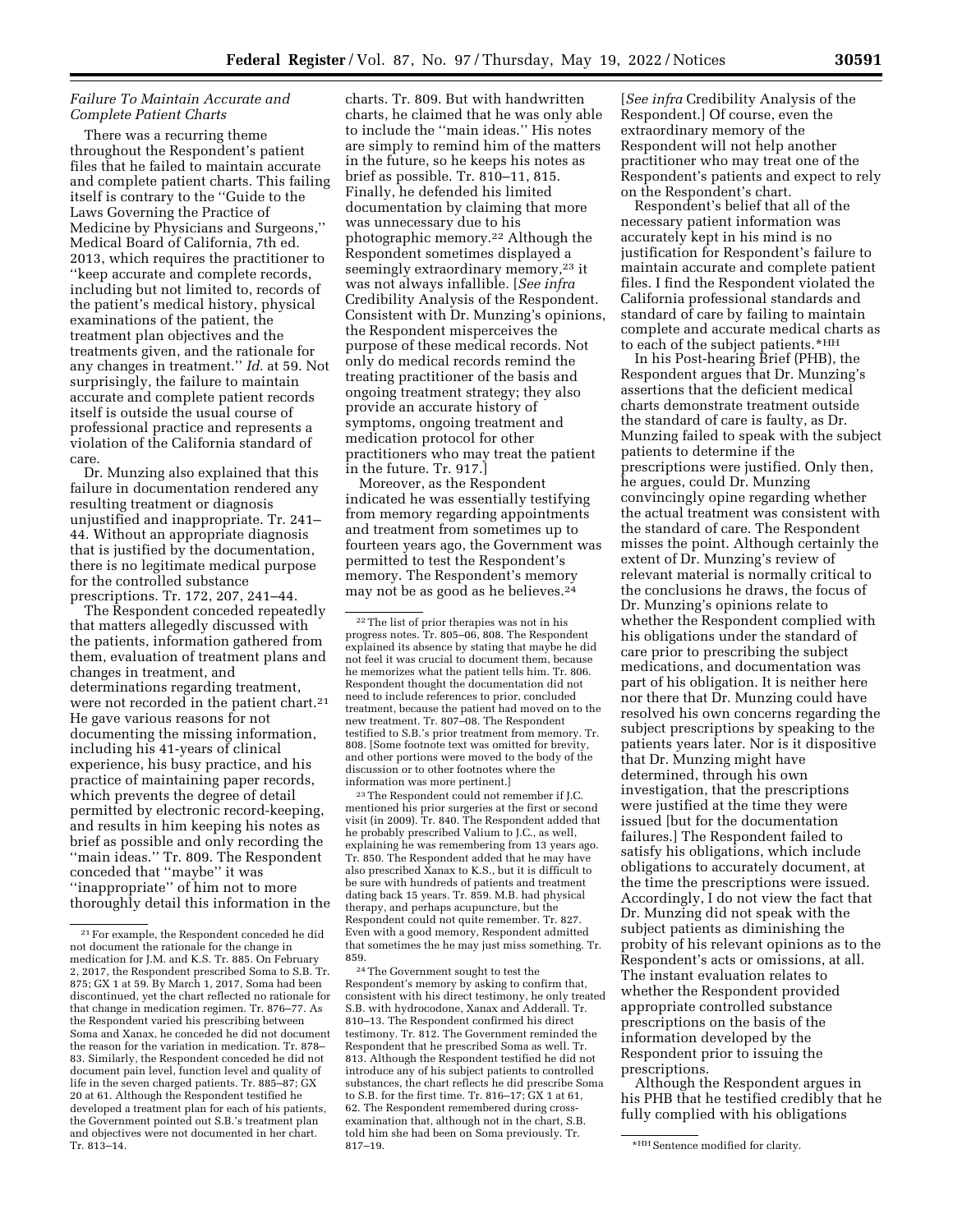*Failure To Maintain Accurate and Complete Patient Charts*

There was a recurring theme throughout the Respondent's patient files that he failed to maintain accurate and complete patient charts. This failing itself is contrary to the ''Guide to the Laws Governing the Practice of Medicine by Physicians and Surgeons,'' Medical Board of California, 7th ed. 2013, which requires the practitioner to ''keep accurate and complete records, including but not limited to, records of the patient's medical history, physical examinations of the patient, the treatment plan objectives and the treatments given, and the rationale for any changes in treatment.'' *Id.* at 59. Not surprisingly, the failure to maintain accurate and complete patient records itself is outside the usual course of professional practice and represents a violation of the California standard of care.

Dr. Munzing also explained that this failure in documentation rendered any resulting treatment or diagnosis unjustified and inappropriate. Tr. 241–44. Without an appropriate diagnosis that is justified by the documentation, there is no legitimate medical purpose for the controlled substance prescriptions. Tr. 172, 207, 241–44.

The Respondent conceded repeatedly that matters allegedly discussed with the patients, information gathered from them, evaluation of treatment plans and changes in treatment, and determinations regarding treatment, were not recorded in the patient chart.[21] He gave various reasons for not documenting the missing information, including his 41-years of clinical experience, his busy practice, and his practice of maintaining paper records, which prevents the degree of detail permitted by electronic record-keeping, and results in him keeping his notes as brief as possible and only recording the ''main ideas.'' Tr. 809. The Respondent conceded that ''maybe'' it was ''inappropriate'' of him not to more thoroughly detail this information in the charts. Tr. 809. But with handwritten charts, he claimed that he was only able to include the ''main ideas.'' His notes are simply to remind him of the matters in the future, so he keeps his notes as brief as possible. Tr. 810–11, 815. Finally, he defended his limited documentation by claiming that more was unnecessary due to his photographic memory.[22] Although the Respondent sometimes displayed a seemingly extraordinary memory,[23] it was not always infallible. [*See infra* Credibility Analysis of the Respondent. Consistent with Dr. Munzing's opinions, the Respondent misperceives the purpose of these medical records. Not only do medical records remind the treating practitioner of the basis and ongoing treatment strategy; they also provide an accurate history of symptoms, ongoing treatment and medication protocol for other practitioners who may treat the patient in the future. Tr. 917.]

Moreover, as the Respondent indicated he was essentially testifying from memory regarding appointments and treatment from sometimes up to fourteen years ago, the Government was permitted to test the Respondent's memory. The Respondent's memory may not be as good as he believes.[24] [*See infra* Credibility Analysis of the Respondent.] Of course, even the extraordinary memory of the Respondent will not help another practitioner who may treat one of the Respondent's patients and expect to rely on the Respondent's chart.

Respondent's belief that all of the necessary patient information was accurately kept in his mind is no justification for Respondent's failure to maintain accurate and complete patient files. I find the Respondent violated the California professional standards and standard of care by failing to maintain complete and accurate medical charts as to each of the subject patients.*HH

In his Post-hearing Brief (PHB), the Respondent argues that Dr. Munzing's assertions that the deficient medical charts demonstrate treatment outside the standard of care is faulty, as Dr. Munzing failed to speak with the subject patients to determine if the prescriptions were justified. Only then, he argues, could Dr. Munzing convincingly opine regarding whether the actual treatment was consistent with the standard of care. The Respondent misses the point. Although certainly the extent of Dr. Munzing's review of relevant material is normally critical to the conclusions he draws, the focus of Dr. Munzing's opinions relate to whether the Respondent complied with his obligations under the standard of care prior to prescribing the subject medications, and documentation was part of his obligation. It is neither here nor there that Dr. Munzing could have resolved his own concerns regarding the subject prescriptions by speaking to the patients years later. Nor is it dispositive that Dr. Munzing might have determined, through his own investigation, that the prescriptions were justified at the time they were issued [but for the documentation failures.] The Respondent failed to satisfy his obligations, which include obligations to accurately document, at the time the prescriptions were issued. Accordingly, I do not view the fact that Dr. Munzing did not speak with the subject patients as diminishing the probity of his relevant opinions as to the Respondent's acts or omissions, at all. The instant evaluation relates to whether the Respondent provided appropriate controlled substance prescriptions on the basis of the information developed by the Respondent prior to issuing the prescriptions.

Although the Respondent argues in his PHB that he testified credibly that he fully complied with his obligations

---

[21] For example, the Respondent conceded he did not document the rationale for the change in medication for J.M. and K.S. Tr. 885. On February 2, 2017, the Respondent prescribed Soma to S.B. Tr. 875; GX 1 at 59. By March 1, 2017, Soma had been discontinued, yet the chart reflected no rationale for that change in medication regimen. Tr. 876–77. As the Respondent varied his prescribing between Soma and Xanax, he conceded he did not document the reason for the variation in medication. Tr. 878–83. Similarly, the Respondent conceded he did not document pain level, function level and quality of life in the seven charged patients. Tr. 885–87; GX 20 at 61. Although the Respondent testified he developed a treatment plan for each of his patients, the Government pointed out S.B.'s treatment plan and objectives were not documented in her chart. Tr. 813–14.

[22] The list of prior therapies was not in his progress notes. Tr. 805–06, 808. The Respondent explained its absence by stating that maybe he did not feel it was crucial to document them, because he memorizes what the patient tells him. Tr. 806. Respondent thought the documentation did not need to include references to prior, concluded treatment, because the patient had moved on to the new treatment. Tr. 807–08. The Respondent testified to S.B.'s prior treatment from memory. Tr. 808. [Some footnote text was omitted for brevity, and other portions were moved to the body of the discussion or to other footnotes where the information was more pertinent.]

[23] The Respondent could not remember if J.C. mentioned his prior surgeries at the first or second visit (in 2009). Tr. 840. The Respondent added that he probably prescribed Valium to J.C., as well, explaining he was remembering from 13 years ago. Tr. 850. The Respondent added that he may have also prescribed Xanax to K.S., but it is difficult to be sure with hundreds of patients and treatment dating back 15 years. Tr. 859. M.B. had physical therapy, and perhaps acupuncture, but the Respondent could not quite remember. Tr. 827. Even with a good memory, Respondent admitted that sometimes the he may just miss something. Tr. 859.

[24] The Government sought to test the Respondent's memory by asking to confirm that, consistent with his direct testimony, he only treated S.B. with hydrocodone, Xanax and Adderall. Tr. 810–13. The Respondent confirmed his direct testimony. Tr. 812. The Government reminded the Respondent that he prescribed Soma as well. Tr. 813. Although the Respondent testified he did not introduce any of his subject patients to controlled substances, the chart reflects he did prescribe Soma to S.B. for the first time. Tr. 816–17; GX 1 at 61, 62. The Respondent remembered during cross-examination that, although not in the chart, S.B. told him she had been on Soma previously. Tr. 817–19.

*HH Sentence modified for clarity.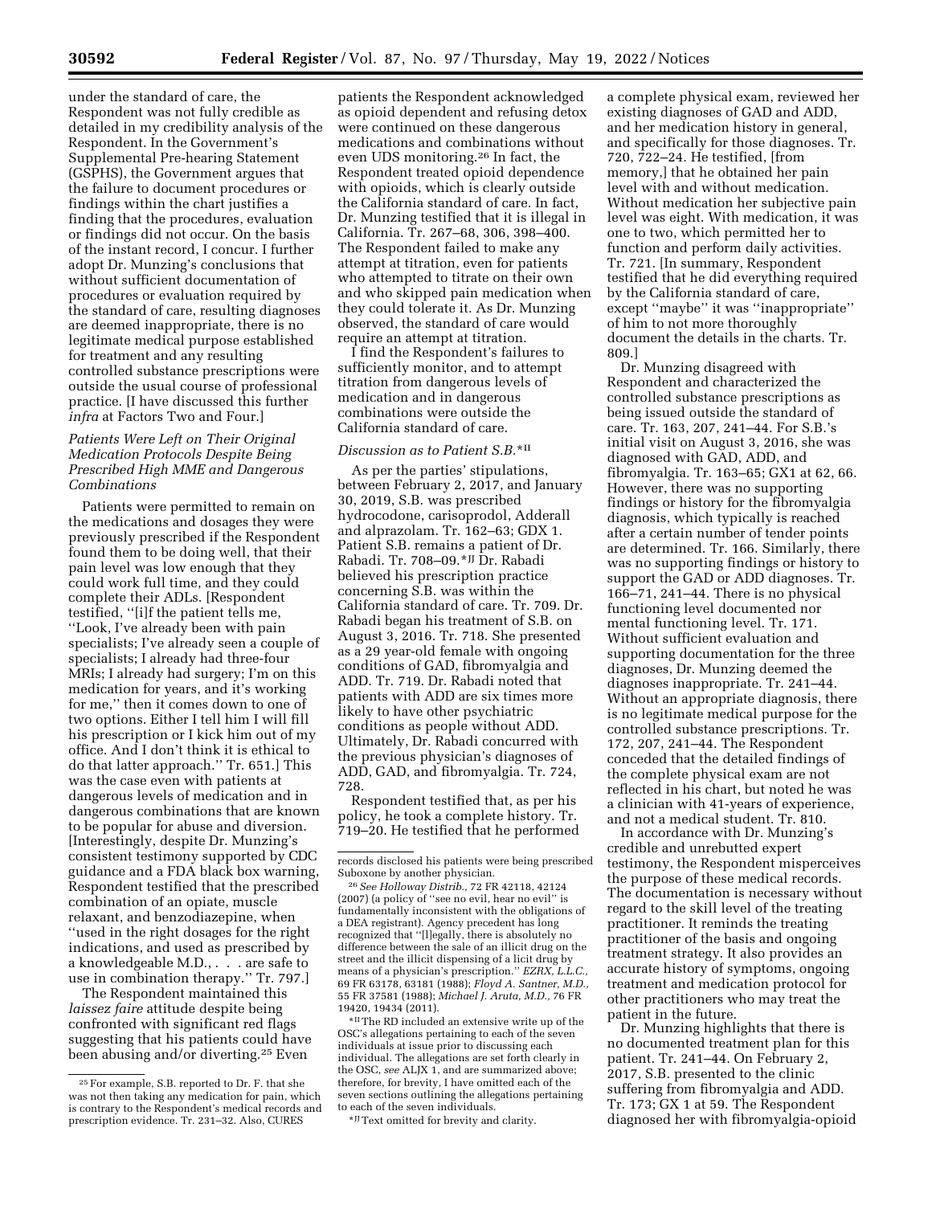under the standard of care, the Respondent was not fully credible as detailed in my credibility analysis of the Respondent. In the Government's Supplemental Pre-hearing Statement (GSPHS), the Government argues that the failure to document procedures or findings within the chart justifies a finding that the procedures, evaluation or findings did not occur. On the basis of the instant record, I concur. I further adopt Dr. Munzing's conclusions that without sufficient documentation of procedures or evaluation required by the standard of care, resulting diagnoses are deemed inappropriate, there is no legitimate medical purpose established for treatment and any resulting controlled substance prescriptions were outside the usual course of professional practice. [I have discussed this further *infra* at Factors Two and Four.]

### *Patients Were Left on Their Original Medication Protocols Despite Being Prescribed High MME and Dangerous Combinations*

Patients were permitted to remain on the medications and dosages they were previously prescribed if the Respondent found them to be doing well, that their pain level was low enough that they could work full time, and they could complete their ADLs. [Respondent testified, ''[i]f the patient tells me, ''Look, I've already been with pain specialists; I've already seen a couple of specialists; I already had three-four MRIs; I already had surgery; I'm on this medication for years, and it's working for me,'' then it comes down to one of two options. Either I tell him I will fill his prescription or I kick him out of my office. And I don't think it is ethical to do that latter approach.'' Tr. 651.] This was the case even with patients at dangerous levels of medication and in dangerous combinations that are known to be popular for abuse and diversion. [Interestingly, despite Dr. Munzing's consistent testimony supported by CDC guidance and a FDA black box warning, Respondent testified that the prescribed combination of an opiate, muscle relaxant, and benzodiazepine, when ''used in the right dosages for the right indications, and used as prescribed by a knowledgeable M.D., . . . are safe to use in combination therapy.'' Tr. 797.]

The Respondent maintained this *laissez faire* attitude despite being confronted with significant red flags suggesting that his patients could have been abusing and/or diverting.[25] Even patients the Respondent acknowledged as opioid dependent and refusing detox were continued on these dangerous medications and combinations without even UDS monitoring.[26] In fact, the Respondent treated opioid dependence with opioids, which is clearly outside the California standard of care. In fact, Dr. Munzing testified that it is illegal in California. Tr. 267–68, 306, 398–400. The Respondent failed to make any attempt at titration, even for patients who attempted to titrate on their own and who skipped pain medication when they could tolerate it. As Dr. Munzing observed, the standard of care would require an attempt at titration.

I find the Respondent's failures to sufficiently monitor, and to attempt titration from dangerous levels of medication and in dangerous combinations were outside the California standard of care.

### *Discussion as to Patient S.B.*\*II

As per the parties' stipulations, between February 2, 2017, and January 30, 2019, S.B. was prescribed hydrocodone, carisoprodol, Adderall and alprazolam. Tr. 162–63; GDX 1. Patient S.B. remains a patient of Dr. Rabadi. Tr. 708–09.\*JJ Dr. Rabadi believed his prescription practice concerning S.B. was within the California standard of care. Tr. 709. Dr. Rabadi began his treatment of S.B. on August 3, 2016. Tr. 718. She presented as a 29 year-old female with ongoing conditions of GAD, fibromyalgia and ADD. Tr. 719. Dr. Rabadi noted that patients with ADD are six times more likely to have other psychiatric conditions as people without ADD. Ultimately, Dr. Rabadi concurred with the previous physician's diagnoses of ADD, GAD, and fibromyalgia. Tr. 724, 728.

Respondent testified that, as per his policy, he took a complete history. Tr. 719–20. He testified that he performed a complete physical exam, reviewed her existing diagnoses of GAD and ADD, and her medication history in general, and specifically for those diagnoses. Tr. 720, 722–24. He testified, [from memory,] that he obtained her pain level with and without medication. Without medication her subjective pain level was eight. With medication, it was one to two, which permitted her to function and perform daily activities. Tr. 721. [In summary, Respondent testified that he did everything required by the California standard of care, except ''maybe'' it was ''inappropriate'' of him to not more thoroughly document the details in the charts. Tr. 809.]

Dr. Munzing disagreed with Respondent and characterized the controlled substance prescriptions as being issued outside the standard of care. Tr. 163, 207, 241–44. For S.B.'s initial visit on August 3, 2016, she was diagnosed with GAD, ADD, and fibromyalgia. Tr. 163–65; GX1 at 62, 66. However, there was no supporting findings or history for the fibromyalgia diagnosis, which typically is reached after a certain number of tender points are determined. Tr. 166. Similarly, there was no supporting findings or history to support the GAD or ADD diagnoses. Tr. 166–71, 241–44. There is no physical functioning level documented nor mental functioning level. Tr. 171. Without sufficient evaluation and supporting documentation for the three diagnoses, Dr. Munzing deemed the diagnoses inappropriate. Tr. 241–44. Without an appropriate diagnosis, there is no legitimate medical purpose for the controlled substance prescriptions. Tr. 172, 207, 241–44. The Respondent conceded that the detailed findings of the complete physical exam are not reflected in his chart, but noted he was a clinician with 41-years of experience, and not a medical student. Tr. 810.

In accordance with Dr. Munzing's credible and unrebutted expert testimony, the Respondent misperceives the purpose of these medical records. The documentation is necessary without regard to the skill level of the treating practitioner. It reminds the treating practitioner of the basis and ongoing treatment strategy. It also provides an accurate history of symptoms, ongoing treatment and medication protocol for other practitioners who may treat the patient in the future.

Dr. Munzing highlights that there is no documented treatment plan for this patient. Tr. 241–44. On February 2, 2017, S.B. presented to the clinic suffering from fibromyalgia and ADD. Tr. 173; GX 1 at 59. The Respondent diagnosed her with fibromyalgia-opioid

---

[25] For example, S.B. reported to Dr. F. that she was not then taking any medication for pain, which is contrary to the Respondent's medical records and prescription evidence. Tr. 231–32. Also, CURES records disclosed his patients were being prescribed Suboxone by another physician.

[26] *See Holloway Distrib.*, 72 FR 42118, 42124 (2007) (a policy of ''see no evil, hear no evil'' is fundamentally inconsistent with the obligations of a DEA registrant). Agency precedent has long recognized that ''[l]egally, there is absolutely no difference between the sale of an illicit drug on the street and the illicit dispensing of a licit drug by means of a physician's prescription.'' *EZRX, L.L.C.*, 69 FR 63178, 63181 (1988); *Floyd A. Santner, M.D.*, 55 FR 37581 (1988); *Michael J. Aruta, M.D.*, 76 FR 19420, 19434 (2011).

\*II The RD included an extensive write up of the OSC's allegations pertaining to each of the seven individuals at issue prior to discussing each individual. The allegations are set forth clearly in the OSC, *see* ALJX 1, and are summarized above; therefore, for brevity, I have omitted each of the seven sections outlining the allegations pertaining to each of the seven individuals.

\*JJ Text omitted for brevity and clarity.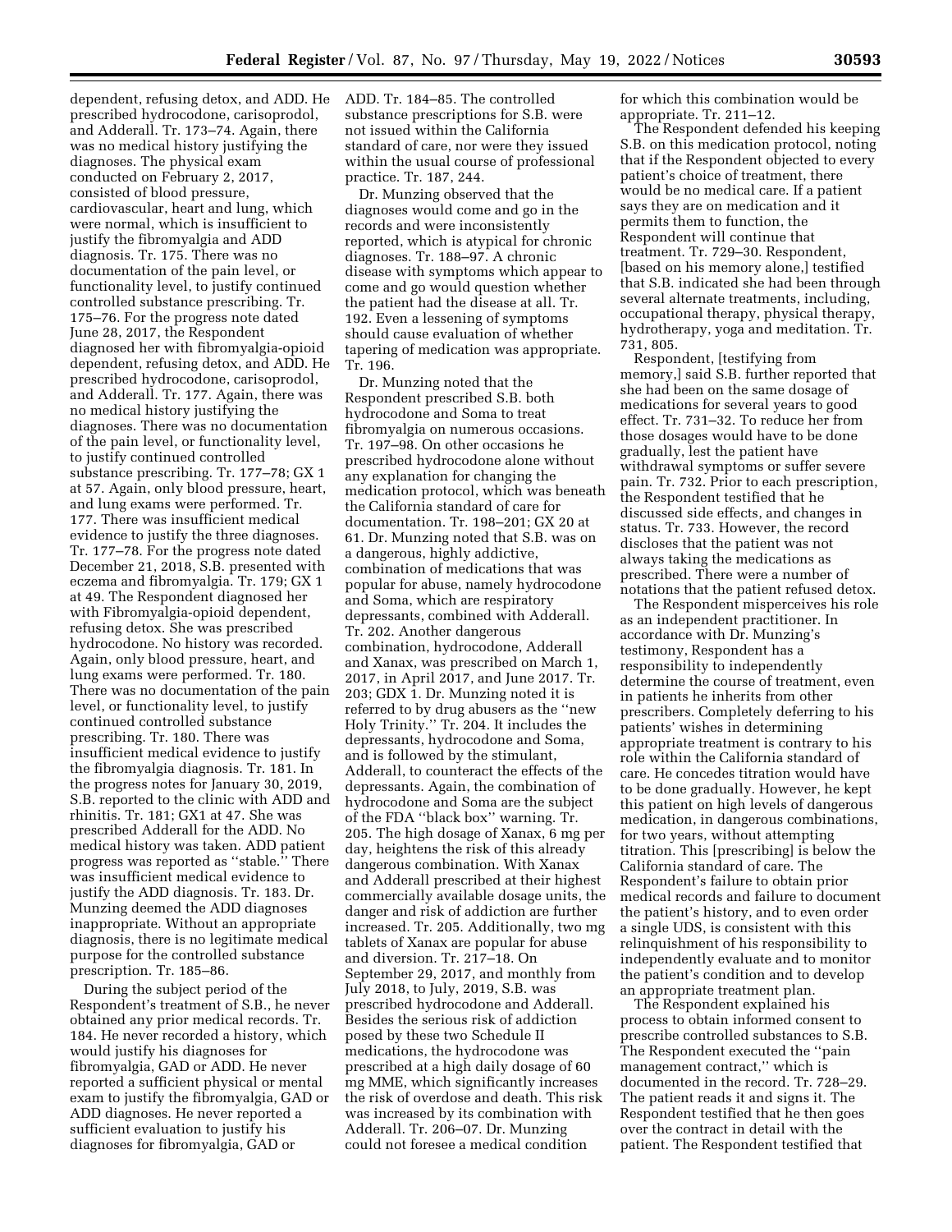dependent, refusing detox, and ADD. He prescribed hydrocodone, carisoprodol, and Adderall. Tr. 173–74. Again, there was no medical history justifying the diagnoses. The physical exam conducted on February 2, 2017, consisted of blood pressure, cardiovascular, heart and lung, which were normal, which is insufficient to justify the fibromyalgia and ADD diagnosis. Tr. 175. There was no documentation of the pain level, or functionality level, to justify continued controlled substance prescribing. Tr. 175–76. For the progress note dated June 28, 2017, the Respondent diagnosed her with fibromyalgia-opioid dependent, refusing detox, and ADD. He prescribed hydrocodone, carisoprodol, and Adderall. Tr. 177. Again, there was no medical history justifying the diagnoses. There was no documentation of the pain level, or functionality level, to justify continued controlled substance prescribing. Tr. 177–78; GX 1 at 57. Again, only blood pressure, heart, and lung exams were performed. Tr. 177. There was insufficient medical evidence to justify the three diagnoses. Tr. 177–78. For the progress note dated December 21, 2018, S.B. presented with eczema and fibromyalgia. Tr. 179; GX 1 at 49. The Respondent diagnosed her with Fibromyalgia-opioid dependent, refusing detox. She was prescribed hydrocodone. No history was recorded. Again, only blood pressure, heart, and lung exams were performed. Tr. 180. There was no documentation of the pain level, or functionality level, to justify continued controlled substance prescribing. Tr. 180. There was insufficient medical evidence to justify the fibromyalgia diagnosis. Tr. 181. In the progress notes for January 30, 2019, S.B. reported to the clinic with ADD and rhinitis. Tr. 181; GX1 at 47. She was prescribed Adderall for the ADD. No medical history was taken. ADD patient progress was reported as ''stable.'' There was insufficient medical evidence to justify the ADD diagnosis. Tr. 183. Dr. Munzing deemed the ADD diagnoses inappropriate. Without an appropriate diagnosis, there is no legitimate medical purpose for the controlled substance prescription. Tr. 185–86.

During the subject period of the Respondent's treatment of S.B., he never obtained any prior medical records. Tr. 184. He never recorded a history, which would justify his diagnoses for fibromyalgia, GAD or ADD. He never reported a sufficient physical or mental exam to justify the fibromyalgia, GAD or ADD diagnoses. He never reported a sufficient evaluation to justify his diagnoses for fibromyalgia, GAD or ADD. Tr. 184–85. The controlled substance prescriptions for S.B. were not issued within the California standard of care, nor were they issued within the usual course of professional practice. Tr. 187, 244.

Dr. Munzing observed that the diagnoses would come and go in the records and were inconsistently reported, which is atypical for chronic diagnoses. Tr. 188–97. A chronic disease with symptoms which appear to come and go would question whether the patient had the disease at all. Tr. 192. Even a lessening of symptoms should cause evaluation of whether tapering of medication was appropriate. Tr. 196.

Dr. Munzing noted that the Respondent prescribed S.B. both hydrocodone and Soma to treat fibromyalgia on numerous occasions. Tr. 197–98. On other occasions he prescribed hydrocodone alone without any explanation for changing the medication protocol, which was beneath the California standard of care for documentation. Tr. 198–201; GX 20 at 61. Dr. Munzing noted that S.B. was on a dangerous, highly addictive, combination of medications that was popular for abuse, namely hydrocodone and Soma, which are respiratory depressants, combined with Adderall. Tr. 202. Another dangerous combination, hydrocodone, Adderall and Xanax, was prescribed on March 1, 2017, in April 2017, and June 2017. Tr. 203; GDX 1. Dr. Munzing noted it is referred to by drug abusers as the ''new Holy Trinity.'' Tr. 204. It includes the depressants, hydrocodone and Soma, and is followed by the stimulant, Adderall, to counteract the effects of the depressants. Again, the combination of hydrocodone and Soma are the subject of the FDA ''black box'' warning. Tr. 205. The high dosage of Xanax, 6 mg per day, heightens the risk of this already dangerous combination. With Xanax and Adderall prescribed at their highest commercially available dosage units, the danger and risk of addiction are further increased. Tr. 205. Additionally, two mg tablets of Xanax are popular for abuse and diversion. Tr. 217–18. On September 29, 2017, and monthly from July 2018, to July, 2019, S.B. was prescribed hydrocodone and Adderall. Besides the serious risk of addiction posed by these two Schedule II medications, the hydrocodone was prescribed at a high daily dosage of 60 mg MME, which significantly increases the risk of overdose and death. This risk was increased by its combination with Adderall. Tr. 206–07. Dr. Munzing could not foresee a medical condition for which this combination would be appropriate. Tr. 211–12.

The Respondent defended his keeping S.B. on this medication protocol, noting that if the Respondent objected to every patient's choice of treatment, there would be no medical care. If a patient says they are on medication and it permits them to function, the Respondent will continue that treatment. Tr. 729–30. Respondent, [based on his memory alone,] testified that S.B. indicated she had been through several alternate treatments, including, occupational therapy, physical therapy, hydrotherapy, yoga and meditation. Tr. 731, 805.

Respondent, [testifying from memory,] said S.B. further reported that she had been on the same dosage of medications for several years to good effect. Tr. 731–32. To reduce her from those dosages would have to be done gradually, lest the patient have withdrawal symptoms or suffer severe pain. Tr. 732. Prior to each prescription, the Respondent testified that he discussed side effects, and changes in status. Tr. 733. However, the record discloses that the patient was not always taking the medications as prescribed. There were a number of notations that the patient refused detox.

The Respondent misperceives his role as an independent practitioner. In accordance with Dr. Munzing's testimony, Respondent has a responsibility to independently determine the course of treatment, even in patients he inherits from other prescribers. Completely deferring to his patients' wishes in determining appropriate treatment is contrary to his role within the California standard of care. He concedes titration would have to be done gradually. However, he kept this patient on high levels of dangerous medication, in dangerous combinations, for two years, without attempting titration. This [prescribing] is below the California standard of care. The Respondent's failure to obtain prior medical records and failure to document the patient's history, and to even order a single UDS, is consistent with this relinquishment of his responsibility to independently evaluate and to monitor the patient's condition and to develop an appropriate treatment plan.

The Respondent explained his process to obtain informed consent to prescribe controlled substances to S.B. The Respondent executed the ''pain management contract,'' which is documented in the record. Tr. 728–29. The patient reads it and signs it. The Respondent testified that he then goes over the contract in detail with the patient. The Respondent testified that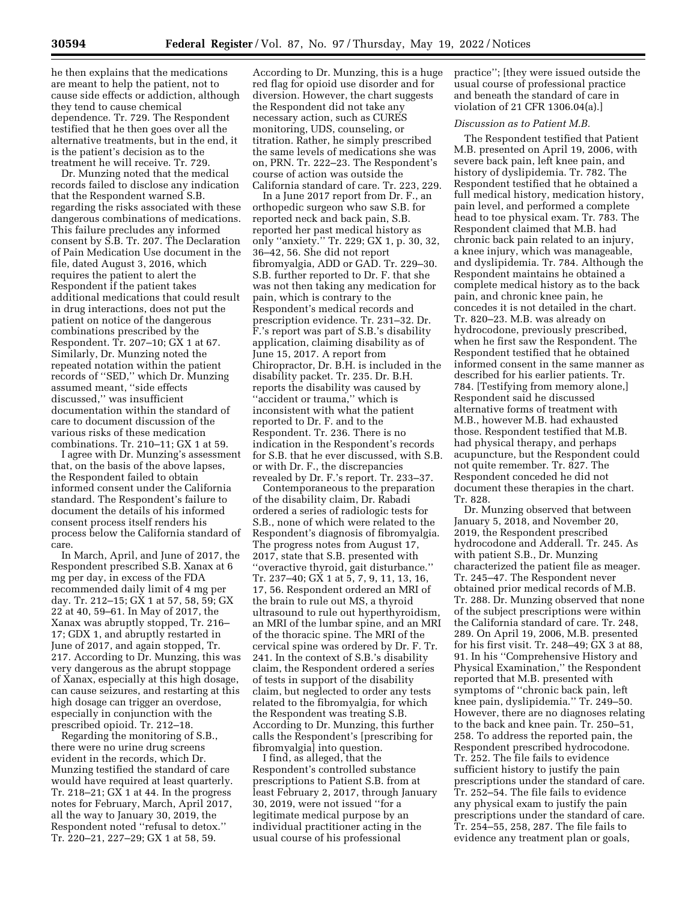he then explains that the medications are meant to help the patient, not to cause side effects or addiction, although they tend to cause chemical dependence. Tr. 729. The Respondent testified that he then goes over all the alternative treatments, but in the end, it is the patient's decision as to the treatment he will receive. Tr. 729.

Dr. Munzing noted that the medical records failed to disclose any indication that the Respondent warned S.B. regarding the risks associated with these dangerous combinations of medications. This failure precludes any informed consent by S.B. Tr. 207. The Declaration of Pain Medication Use document in the file, dated August 3, 2016, which requires the patient to alert the Respondent if the patient takes additional medications that could result in drug interactions, does not put the patient on notice of the dangerous combinations prescribed by the Respondent. Tr. 207–10; GX 1 at 67. Similarly, Dr. Munzing noted the repeated notation within the patient records of ''SED,'' which Dr. Munzing assumed meant, ''side effects discussed,'' was insufficient documentation within the standard of care to document discussion of the various risks of these medication combinations. Tr. 210–11; GX 1 at 59.

I agree with Dr. Munzing's assessment that, on the basis of the above lapses, the Respondent failed to obtain informed consent under the California standard. The Respondent's failure to document the details of his informed consent process itself renders his process below the California standard of care.

In March, April, and June of 2017, the Respondent prescribed S.B. Xanax at 6 mg per day, in excess of the FDA recommended daily limit of 4 mg per day. Tr. 212–15; GX 1 at 57, 58, 59; GX 22 at 40, 59–61. In May of 2017, the Xanax was abruptly stopped, Tr. 216–17; GDX 1, and abruptly restarted in June of 2017, and again stopped, Tr. 217. According to Dr. Munzing, this was very dangerous as the abrupt stoppage of Xanax, especially at this high dosage, can cause seizures, and restarting at this high dosage can trigger an overdose, especially in conjunction with the prescribed opioid. Tr. 212–18.

Regarding the monitoring of S.B., there were no urine drug screens evident in the records, which Dr. Munzing testified the standard of care would have required at least quarterly. Tr. 218–21; GX 1 at 44. In the progress notes for February, March, April 2017, all the way to January 30, 2019, the Respondent noted ''refusal to detox.'' Tr. 220–21, 227–29; GX 1 at 58, 59. According to Dr. Munzing, this is a huge red flag for opioid use disorder and for diversion. However, the chart suggests the Respondent did not take any necessary action, such as CURES monitoring, UDS, counseling, or titration. Rather, he simply prescribed the same levels of medications she was on, PRN. Tr. 222–23. The Respondent's course of action was outside the California standard of care. Tr. 223, 229.

In a June 2017 report from Dr. F., an orthopedic surgeon who saw S.B. for reported neck and back pain, S.B. reported her past medical history as only ''anxiety.'' Tr. 229; GX 1, p. 30, 32, 36–42, 56. She did not report fibromyalgia, ADD or GAD. Tr. 229–30. S.B. further reported to Dr. F. that she was not then taking any medication for pain, which is contrary to the Respondent's medical records and prescription evidence. Tr. 231–32. Dr. F.'s report was part of S.B.'s disability application, claiming disability as of June 15, 2017. A report from Chiropractor, Dr. B.H. is included in the disability packet. Tr. 235. Dr. B.H. reports the disability was caused by ''accident or trauma,'' which is inconsistent with what the patient reported to Dr. F. and to the Respondent. Tr. 236. There is no indication in the Respondent's records for S.B. that he ever discussed, with S.B. or with Dr. F., the discrepancies revealed by Dr. F.'s report. Tr. 233–37.

Contemporaneous to the preparation of the disability claim, Dr. Rabadi ordered a series of radiologic tests for S.B., none of which were related to the Respondent's diagnosis of fibromyalgia. The progress notes from August 17, 2017, state that S.B. presented with ''overactive thyroid, gait disturbance.'' Tr. 237–40; GX 1 at 5, 7, 9, 11, 13, 16, 17, 56. Respondent ordered an MRI of the brain to rule out MS, a thyroid ultrasound to rule out hyperthyroidism, an MRI of the lumbar spine, and an MRI of the thoracic spine. The MRI of the cervical spine was ordered by Dr. F. Tr. 241. In the context of S.B.'s disability claim, the Respondent ordered a series of tests in support of the disability claim, but neglected to order any tests related to the fibromyalgia, for which the Respondent was treating S.B. According to Dr. Munzing, this further calls the Respondent's [prescribing for fibromyalgia] into question.

I find, as alleged, that the Respondent's controlled substance prescriptions to Patient S.B. from at least February 2, 2017, through January 30, 2019, were not issued ''for a legitimate medical purpose by an individual practitioner acting in the usual course of his professional practice''; [they were issued outside the usual course of professional practice and beneath the standard of care in violation of 21 CFR 1306.04(a).]

*Discussion as to Patient M.B.*

The Respondent testified that Patient M.B. presented on April 19, 2006, with severe back pain, left knee pain, and history of dyslipidemia. Tr. 782. The Respondent testified that he obtained a full medical history, medication history, pain level, and performed a complete head to toe physical exam. Tr. 783. The Respondent claimed that M.B. had chronic back pain related to an injury, a knee injury, which was manageable, and dyslipidemia. Tr. 784. Although the Respondent maintains he obtained a complete medical history as to the back pain, and chronic knee pain, he concedes it is not detailed in the chart. Tr. 820–23. M.B. was already on hydrocodone, previously prescribed, when he first saw the Respondent. The Respondent testified that he obtained informed consent in the same manner as described for his earlier patients. Tr. 784. [Testifying from memory alone,] Respondent said he discussed alternative forms of treatment with M.B., however M.B. had exhausted those. Respondent testified that M.B. had physical therapy, and perhaps acupuncture, but the Respondent could not quite remember. Tr. 827. The Respondent conceded he did not document these therapies in the chart. Tr. 828.

Dr. Munzing observed that between January 5, 2018, and November 20, 2019, the Respondent prescribed hydrocodone and Adderall. Tr. 245. As with patient S.B., Dr. Munzing characterized the patient file as meager. Tr. 245–47. The Respondent never obtained prior medical records of M.B. Tr. 288. Dr. Munzing observed that none of the subject prescriptions were within the California standard of care. Tr. 248, 289. On April 19, 2006, M.B. presented for his first visit. Tr. 248–49; GX 3 at 88, 91. In his ''Comprehensive History and Physical Examination,'' the Respondent reported that M.B. presented with symptoms of ''chronic back pain, left knee pain, dyslipidemia.'' Tr. 249–50. However, there are no diagnoses relating to the back and knee pain. Tr. 250–51, 258. To address the reported pain, the Respondent prescribed hydrocodone. Tr. 252. The file fails to evidence sufficient history to justify the pain prescriptions under the standard of care. Tr. 252–54. The file fails to evidence any physical exam to justify the pain prescriptions under the standard of care. Tr. 254–55, 258, 287. The file fails to evidence any treatment plan or goals,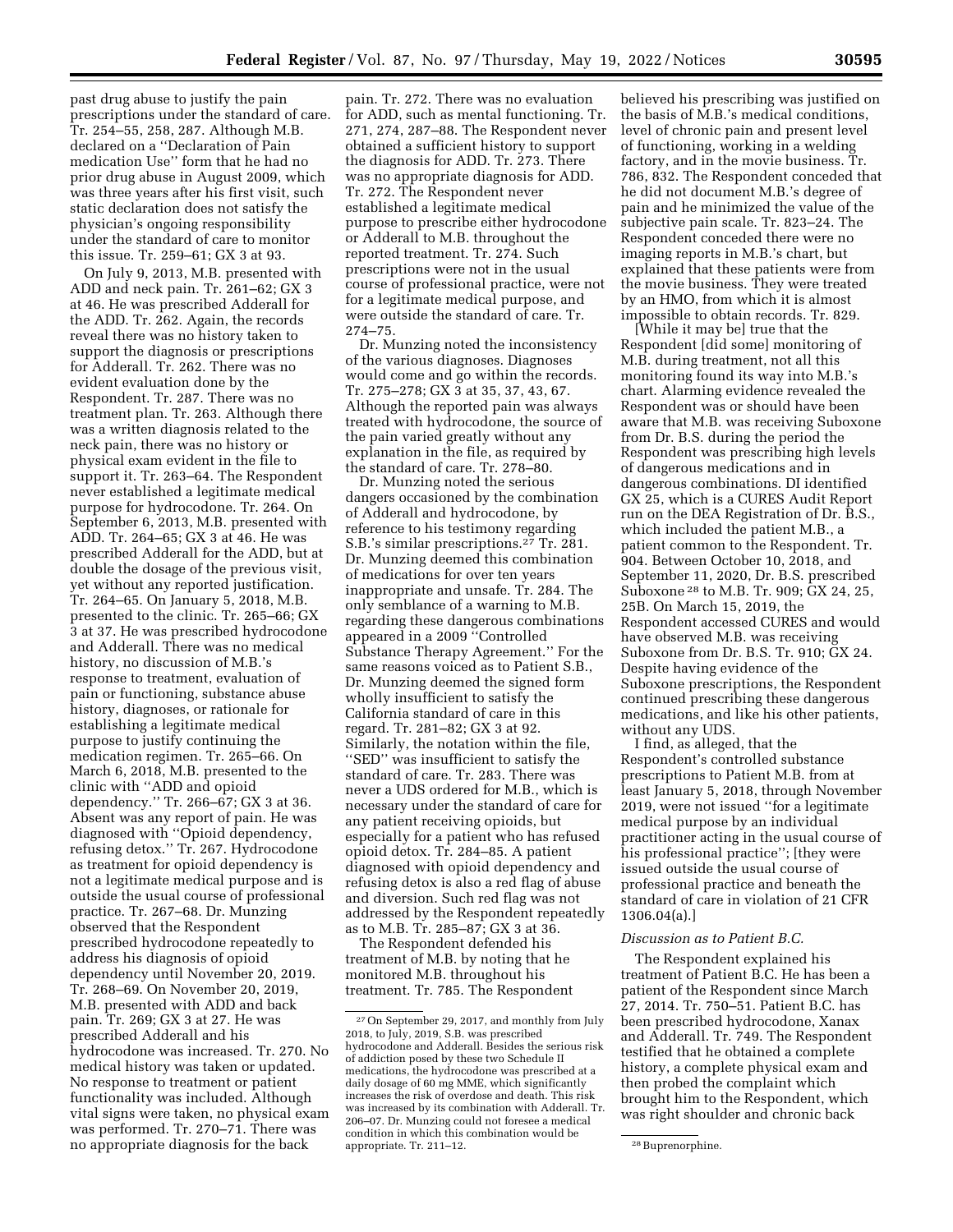past drug abuse to justify the pain prescriptions under the standard of care. Tr. 254–55, 258, 287. Although M.B. declared on a ''Declaration of Pain medication Use'' form that he had no prior drug abuse in August 2009, which was three years after his first visit, such static declaration does not satisfy the physician's ongoing responsibility under the standard of care to monitor this issue. Tr. 259–61; GX 3 at 93.

On July 9, 2013, M.B. presented with ADD and neck pain. Tr. 261–62; GX 3 at 46. He was prescribed Adderall for the ADD. Tr. 262. Again, the records reveal there was no history taken to support the diagnosis or prescriptions for Adderall. Tr. 262. There was no evident evaluation done by the Respondent. Tr. 287. There was no treatment plan. Tr. 263. Although there was a written diagnosis related to the neck pain, there was no history or physical exam evident in the file to support it. Tr. 263–64. The Respondent never established a legitimate medical purpose for hydrocodone. Tr. 264. On September 6, 2013, M.B. presented with ADD. Tr. 264–65; GX 3 at 46. He was prescribed Adderall for the ADD, but at double the dosage of the previous visit, yet without any reported justification. Tr. 264–65. On January 5, 2018, M.B. presented to the clinic. Tr. 265–66; GX 3 at 37. He was prescribed hydrocodone and Adderall. There was no medical history, no discussion of M.B.'s response to treatment, evaluation of pain or functioning, substance abuse history, diagnoses, or rationale for establishing a legitimate medical purpose to justify continuing the medication regimen. Tr. 265–66. On March 6, 2018, M.B. presented to the clinic with ''ADD and opioid dependency.'' Tr. 266–67; GX 3 at 36. Absent was any report of pain. He was diagnosed with ''Opioid dependency, refusing detox.'' Tr. 267. Hydrocodone as treatment for opioid dependency is not a legitimate medical purpose and is outside the usual course of professional practice. Tr. 267–68. Dr. Munzing observed that the Respondent prescribed hydrocodone repeatedly to address his diagnosis of opioid dependency until November 20, 2019. Tr. 268–69. On November 20, 2019, M.B. presented with ADD and back pain. Tr. 269; GX 3 at 27. He was prescribed Adderall and his hydrocodone was increased. Tr. 270. No medical history was taken or updated. No response to treatment or patient functionality was included. Although vital signs were taken, no physical exam was performed. Tr. 270–71. There was no appropriate diagnosis for the back pain. Tr. 272. There was no evaluation for ADD, such as mental functioning. Tr. 271, 274, 287–88. The Respondent never obtained a sufficient history to support the diagnosis for ADD. Tr. 273. There was no appropriate diagnosis for ADD. Tr. 272. The Respondent never established a legitimate medical purpose to prescribe either hydrocodone or Adderall to M.B. throughout the reported treatment. Tr. 274. Such prescriptions were not in the usual course of professional practice, were not for a legitimate medical purpose, and were outside the standard of care. Tr. 274–75.

Dr. Munzing noted the inconsistency of the various diagnoses. Diagnoses would come and go within the records. Tr. 275–278; GX 3 at 35, 37, 43, 67. Although the reported pain was always treated with hydrocodone, the source of the pain varied greatly without any explanation in the file, as required by the standard of care. Tr. 278–80.

Dr. Munzing noted the serious dangers occasioned by the combination of Adderall and hydrocodone, by reference to his testimony regarding S.B.'s similar prescriptions.[27] Tr. 281. Dr. Munzing deemed this combination of medications for over ten years inappropriate and unsafe. Tr. 284. The only semblance of a warning to M.B. regarding these dangerous combinations appeared in a 2009 ''Controlled Substance Therapy Agreement.'' For the same reasons voiced as to Patient S.B., Dr. Munzing deemed the signed form wholly insufficient to satisfy the California standard of care in this regard. Tr. 281–82; GX 3 at 92. Similarly, the notation within the file, ''SED'' was insufficient to satisfy the standard of care. Tr. 283. There was never a UDS ordered for M.B., which is necessary under the standard of care for any patient receiving opioids, but especially for a patient who has refused opioid detox. Tr. 284–85. A patient diagnosed with opioid dependency and refusing detox is also a red flag of abuse and diversion. Such red flag was not addressed by the Respondent repeatedly as to M.B. Tr. 285–87; GX 3 at 36.

The Respondent defended his treatment of M.B. by noting that he monitored M.B. throughout his treatment. Tr. 785. The Respondent believed his prescribing was justified on the basis of M.B.'s medical conditions, level of chronic pain and present level of functioning, working in a welding factory, and in the movie business. Tr. 786, 832. The Respondent conceded that he did not document M.B.'s degree of pain and he minimized the value of the subjective pain scale. Tr. 823–24. The Respondent conceded there were no imaging reports in M.B.'s chart, but explained that these patients were from the movie business. They were treated by an HMO, from which it is almost impossible to obtain records. Tr. 829.

[While it may be] true that the Respondent [did some] monitoring of M.B. during treatment, not all this monitoring found its way into M.B.'s chart. Alarming evidence revealed the Respondent was or should have been aware that M.B. was receiving Suboxone from Dr. B.S. during the period the Respondent was prescribing high levels of dangerous medications and in dangerous combinations. DI identified GX 25, which is a CURES Audit Report run on the DEA Registration of Dr. B.S., which included the patient M.B., a patient common to the Respondent. Tr. 904. Between October 10, 2018, and September 11, 2020, Dr. B.S. prescribed Suboxone[28] to M.B. Tr. 909; GX 24, 25, 25B. On March 15, 2019, the Respondent accessed CURES and would have observed M.B. was receiving Suboxone from Dr. B.S. Tr. 910; GX 24. Despite having evidence of the Suboxone prescriptions, the Respondent continued prescribing these dangerous medications, and like his other patients, without any UDS.

I find, as alleged, that the Respondent's controlled substance prescriptions to Patient M.B. from at least January 5, 2018, through November 2019, were not issued ''for a legitimate medical purpose by an individual practitioner acting in the usual course of his professional practice''; [they were issued outside the usual course of professional practice and beneath the standard of care in violation of 21 CFR 1306.04(a).]

*Discussion as to Patient B.C.*

The Respondent explained his treatment of Patient B.C. He has been a patient of the Respondent since March 27, 2014. Tr. 750–51. Patient B.C. has been prescribed hydrocodone, Xanax and Adderall. Tr. 749. The Respondent testified that he obtained a complete history, a complete physical exam and then probed the complaint which brought him to the Respondent, which was right shoulder and chronic back

[27] On September 29, 2017, and monthly from July 2018, to July, 2019, S.B. was prescribed hydrocodone and Adderall. Besides the serious risk of addiction posed by these two Schedule II medications, the hydrocodone was prescribed at a daily dosage of 60 mg MME, which significantly increases the risk of overdose and death. This risk was increased by its combination with Adderall. Tr. 206–07. Dr. Munzing could not foresee a medical condition in which this combination would be appropriate. Tr. 211–12.

[28] Buprenorphine.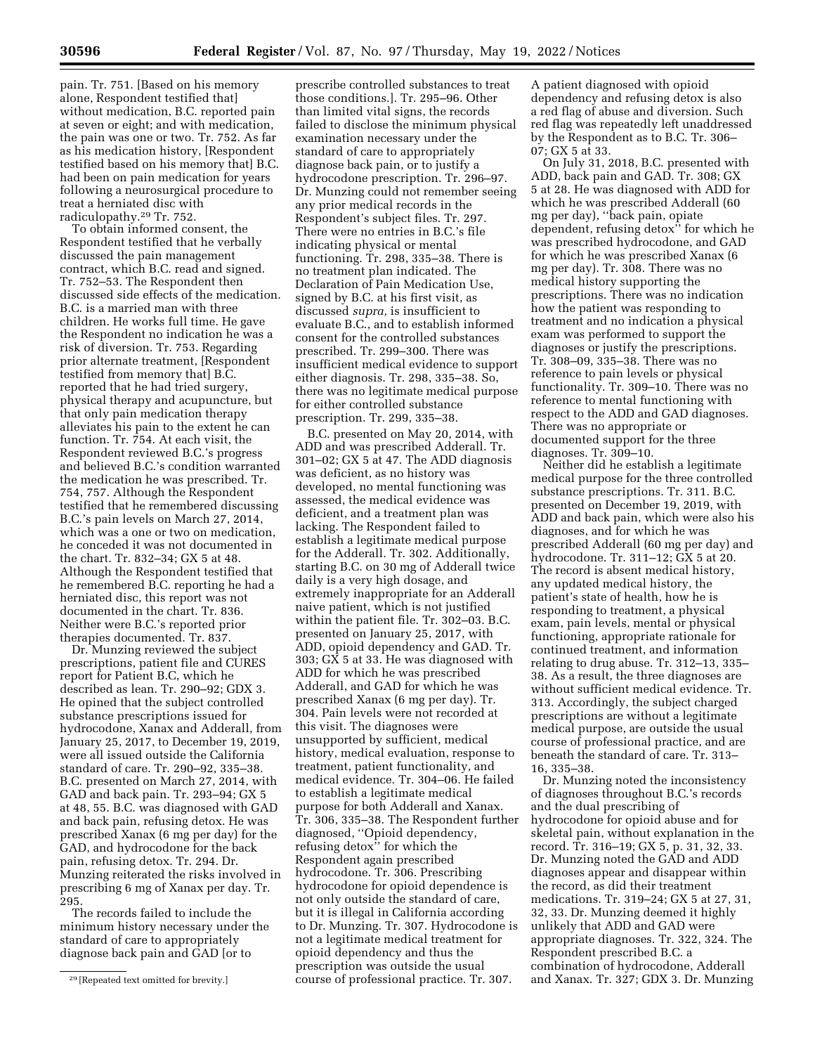pain. Tr. 751. [Based on his memory alone, Respondent testified that] without medication, B.C. reported pain at seven or eight; and with medication, the pain was one or two. Tr. 752. As far as his medication history, [Respondent testified based on his memory that] B.C. had been on pain medication for years following a neurosurgical procedure to treat a herniated disc with radiculopathy.[29] Tr. 752.

To obtain informed consent, the Respondent testified that he verbally discussed the pain management contract, which B.C. read and signed. Tr. 752–53. The Respondent then discussed side effects of the medication. B.C. is a married man with three children. He works full time. He gave the Respondent no indication he was a risk of diversion. Tr. 753. Regarding prior alternate treatment, [Respondent testified from memory that] B.C. reported that he had tried surgery, physical therapy and acupuncture, but that only pain medication therapy alleviates his pain to the extent he can function. Tr. 754. At each visit, the Respondent reviewed B.C.'s progress and believed B.C.'s condition warranted the medication he was prescribed. Tr. 754, 757. Although the Respondent testified that he remembered discussing B.C.'s pain levels on March 27, 2014, which was a one or two on medication, he conceded it was not documented in the chart. Tr. 832–34; GX 5 at 48. Although the Respondent testified that he remembered B.C. reporting he had a herniated disc, this report was not documented in the chart. Tr. 836. Neither were B.C.'s reported prior therapies documented. Tr. 837.

Dr. Munzing reviewed the subject prescriptions, patient file and CURES report for Patient B.C, which he described as lean. Tr. 290–92; GDX 3. He opined that the subject controlled substance prescriptions issued for hydrocodone, Xanax and Adderall, from January 25, 2017, to December 19, 2019, were all issued outside the California standard of care. Tr. 290–92, 335–38. B.C. presented on March 27, 2014, with GAD and back pain. Tr. 293–94; GX 5 at 48, 55. B.C. was diagnosed with GAD and back pain, refusing detox. He was prescribed Xanax (6 mg per day) for the GAD, and hydrocodone for the back pain, refusing detox. Tr. 294. Dr. Munzing reiterated the risks involved in prescribing 6 mg of Xanax per day. Tr. 295.

The records failed to include the minimum history necessary under the standard of care to appropriately diagnose back pain and GAD [or to prescribe controlled substances to treat those conditions.]. Tr. 295–96. Other than limited vital signs, the records failed to disclose the minimum physical examination necessary under the standard of care to appropriately diagnose back pain, or to justify a hydrocodone prescription. Tr. 296–97. Dr. Munzing could not remember seeing any prior medical records in the Respondent's subject files. Tr. 297. There were no entries in B.C.'s file indicating physical or mental functioning. Tr. 298, 335–38. There is no treatment plan indicated. The Declaration of Pain Medication Use, signed by B.C. at his first visit, as discussed *supra,* is insufficient to evaluate B.C., and to establish informed consent for the controlled substances prescribed. Tr. 299–300. There was insufficient medical evidence to support either diagnosis. Tr. 298, 335–38. So, there was no legitimate medical purpose for either controlled substance prescription. Tr. 299, 335–38.

B.C. presented on May 20, 2014, with ADD and was prescribed Adderall. Tr. 301–02; GX 5 at 47. The ADD diagnosis was deficient, as no history was developed, no mental functioning was assessed, the medical evidence was deficient, and a treatment plan was lacking. The Respondent failed to establish a legitimate medical purpose for the Adderall. Tr. 302. Additionally, starting B.C. on 30 mg of Adderall twice daily is a very high dosage, and extremely inappropriate for an Adderall naive patient, which is not justified within the patient file. Tr. 302–03. B.C. presented on January 25, 2017, with ADD, opioid dependency and GAD. Tr. 303; GX 5 at 33. He was diagnosed with ADD for which he was prescribed Adderall, and GAD for which he was prescribed Xanax (6 mg per day). Tr. 304. Pain levels were not recorded at this visit. The diagnoses were unsupported by sufficient, medical history, medical evaluation, response to treatment, patient functionality, and medical evidence. Tr. 304–06. He failed to establish a legitimate medical purpose for both Adderall and Xanax. Tr. 306, 335–38. The Respondent further diagnosed, ''Opioid dependency, refusing detox'' for which the Respondent again prescribed hydrocodone. Tr. 306. Prescribing hydrocodone for opioid dependence is not only outside the standard of care, but it is illegal in California according to Dr. Munzing. Tr. 307. Hydrocodone is not a legitimate medical treatment for opioid dependency and thus the prescription was outside the usual course of professional practice. Tr. 307. A patient diagnosed with opioid dependency and refusing detox is also a red flag of abuse and diversion. Such red flag was repeatedly left unaddressed by the Respondent as to B.C. Tr. 306–07; GX 5 at 33.

On July 31, 2018, B.C. presented with ADD, back pain and GAD. Tr. 308; GX 5 at 28. He was diagnosed with ADD for which he was prescribed Adderall (60 mg per day), ''back pain, opiate dependent, refusing detox'' for which he was prescribed hydrocodone, and GAD for which he was prescribed Xanax (6 mg per day). Tr. 308. There was no medical history supporting the prescriptions. There was no indication how the patient was responding to treatment and no indication a physical exam was performed to support the diagnoses or justify the prescriptions. Tr. 308–09, 335–38. There was no reference to pain levels or physical functionality. Tr. 309–10. There was no reference to mental functioning with respect to the ADD and GAD diagnoses. There was no appropriate or documented support for the three diagnoses. Tr. 309–10.

Neither did he establish a legitimate medical purpose for the three controlled substance prescriptions. Tr. 311. B.C. presented on December 19, 2019, with ADD and back pain, which were also his diagnoses, and for which he was prescribed Adderall (60 mg per day) and hydrocodone. Tr. 311–12; GX 5 at 20. The record is absent medical history, any updated medical history, the patient's state of health, how he is responding to treatment, a physical exam, pain levels, mental or physical functioning, appropriate rationale for continued treatment, and information relating to drug abuse. Tr. 312–13, 335–38. As a result, the three diagnoses are without sufficient medical evidence. Tr. 313. Accordingly, the subject charged prescriptions are without a legitimate medical purpose, are outside the usual course of professional practice, and are beneath the standard of care. Tr. 313–16, 335–38.

Dr. Munzing noted the inconsistency of diagnoses throughout B.C.'s records and the dual prescribing of hydrocodone for opioid abuse and for skeletal pain, without explanation in the record. Tr. 316–19; GX 5, p. 31, 32, 33. Dr. Munzing noted the GAD and ADD diagnoses appear and disappear within the record, as did their treatment medications. Tr. 319–24; GX 5 at 27, 31, 32, 33. Dr. Munzing deemed it highly unlikely that ADD and GAD were appropriate diagnoses. Tr. 322, 324. The Respondent prescribed B.C. a combination of hydrocodone, Adderall and Xanax. Tr. 327; GDX 3. Dr. Munzing

[29] [Repeated text omitted for brevity.]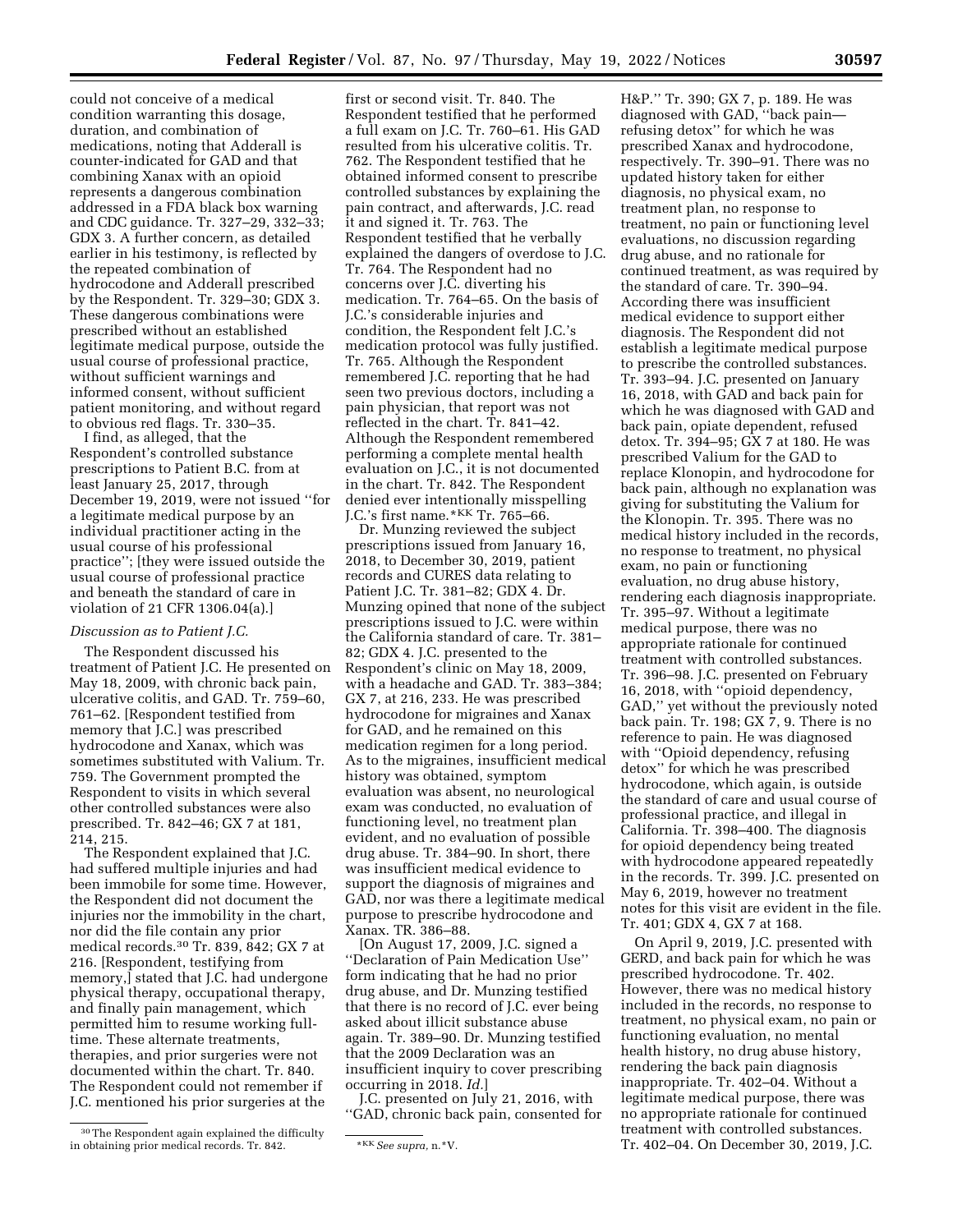could not conceive of a medical condition warranting this dosage, duration, and combination of medications, noting that Adderall is counter-indicated for GAD and that combining Xanax with an opioid represents a dangerous combination addressed in a FDA black box warning and CDC guidance. Tr. 327–29, 332–33; GDX 3. A further concern, as detailed earlier in his testimony, is reflected by the repeated combination of hydrocodone and Adderall prescribed by the Respondent. Tr. 329–30; GDX 3. These dangerous combinations were prescribed without an established legitimate medical purpose, outside the usual course of professional practice, without sufficient warnings and informed consent, without sufficient patient monitoring, and without regard to obvious red flags. Tr. 330–35.

I find, as alleged, that the Respondent's controlled substance prescriptions to Patient B.C. from at least January 25, 2017, through December 19, 2019, were not issued ''for a legitimate medical purpose by an individual practitioner acting in the usual course of his professional practice''; [they were issued outside the usual course of professional practice and beneath the standard of care in violation of 21 CFR 1306.04(a).]

*Discussion as to Patient J.C.*

The Respondent discussed his treatment of Patient J.C. He presented on May 18, 2009, with chronic back pain, ulcerative colitis, and GAD. Tr. 759–60, 761–62. [Respondent testified from memory that J.C.] was prescribed hydrocodone and Xanax, which was sometimes substituted with Valium. Tr. 759. The Government prompted the Respondent to visits in which several other controlled substances were also prescribed. Tr. 842–46; GX 7 at 181, 214, 215.

The Respondent explained that J.C. had suffered multiple injuries and had been immobile for some time. However, the Respondent did not document the injuries nor the immobility in the chart, nor did the file contain any prior medical records.[30] Tr. 839, 842; GX 7 at 216. [Respondent, testifying from memory,] stated that J.C. had undergone physical therapy, occupational therapy, and finally pain management, which permitted him to resume working full-time. These alternate treatments, therapies, and prior surgeries were not documented within the chart. Tr. 840. The Respondent could not remember if J.C. mentioned his prior surgeries at the first or second visit. Tr. 840. The Respondent testified that he performed a full exam on J.C. Tr. 760–61. His GAD resulted from his ulcerative colitis. Tr. 762. The Respondent testified that he obtained informed consent to prescribe controlled substances by explaining the pain contract, and afterwards, J.C. read it and signed it. Tr. 763. The Respondent testified that he verbally explained the dangers of overdose to J.C. Tr. 764. The Respondent had no concerns over J.C. diverting his medication. Tr. 764–65. On the basis of J.C.'s considerable injuries and condition, the Respondent felt J.C.'s medication protocol was fully justified. Tr. 765. Although the Respondent remembered J.C. reporting that he had seen two previous doctors, including a pain physician, that report was not reflected in the chart. Tr. 841–42. Although the Respondent remembered performing a complete mental health evaluation on J.C., it is not documented in the chart. Tr. 842. The Respondent denied ever intentionally misspelling J.C.'s first name.*KK Tr. 765–66.

Dr. Munzing reviewed the subject prescriptions issued from January 16, 2018, to December 30, 2019, patient records and CURES data relating to Patient J.C. Tr. 381–82; GDX 4. Dr. Munzing opined that none of the subject prescriptions issued to J.C. were within the California standard of care. Tr. 381–82; GDX 4. J.C. presented to the Respondent's clinic on May 18, 2009, with a headache and GAD. Tr. 383–384; GX 7, at 216, 233. He was prescribed hydrocodone for migraines and Xanax for GAD, and he remained on this medication regimen for a long period. As to the migraines, insufficient medical history was obtained, symptom evaluation was absent, no neurological exam was conducted, no evaluation of functioning level, no treatment plan evident, and no evaluation of possible drug abuse. Tr. 384–90. In short, there was insufficient medical evidence to support the diagnosis of migraines and GAD, nor was there a legitimate medical purpose to prescribe hydrocodone and Xanax. TR. 386–88.

[On August 17, 2009, J.C. signed a ''Declaration of Pain Medication Use'' form indicating that he had no prior drug abuse, and Dr. Munzing testified that there is no record of J.C. ever being asked about illicit substance abuse again. Tr. 389–90. Dr. Munzing testified that the 2009 Declaration was an insufficient inquiry to cover prescribing occurring in 2018. *Id.*]

J.C. presented on July 21, 2016, with ''GAD, chronic back pain, consented for H&P.'' Tr. 390; GX 7, p. 189. He was diagnosed with GAD, ''back pain—refusing detox'' for which he was prescribed Xanax and hydrocodone, respectively. Tr. 390–91. There was no updated history taken for either diagnosis, no physical exam, no treatment plan, no response to treatment, no pain or functioning level evaluations, no discussion regarding drug abuse, and no rationale for continued treatment, as was required by the standard of care. Tr. 390–94. According there was insufficient medical evidence to support either diagnosis. The Respondent did not establish a legitimate medical purpose to prescribe the controlled substances. Tr. 393–94. J.C. presented on January 16, 2018, with GAD and back pain for which he was diagnosed with GAD and back pain, opiate dependent, refused detox. Tr. 394–95; GX 7 at 180. He was prescribed Valium for the GAD to replace Klonopin, and hydrocodone for back pain, although no explanation was giving for substituting the Valium for the Klonopin. Tr. 395. There was no medical history included in the records, no response to treatment, no physical exam, no pain or functioning evaluation, no drug abuse history, rendering each diagnosis inappropriate. Tr. 395–97. Without a legitimate medical purpose, there was no appropriate rationale for continued treatment with controlled substances. Tr. 396–98. J.C. presented on February 16, 2018, with ''opioid dependency, GAD,'' yet without the previously noted back pain. Tr. 198; GX 7, 9. There is no reference to pain. He was diagnosed with ''Opioid dependency, refusing detox'' for which he was prescribed hydrocodone, which again, is outside the standard of care and usual course of professional practice, and illegal in California. Tr. 398–400. The diagnosis for opioid dependency being treated with hydrocodone appeared repeatedly in the records. Tr. 399. J.C. presented on May 6, 2019, however no treatment notes for this visit are evident in the file. Tr. 401; GDX 4, GX 7 at 168.

On April 9, 2019, J.C. presented with GERD, and back pain for which he was prescribed hydrocodone. Tr. 402. However, there was no medical history included in the records, no response to treatment, no physical exam, no pain or functioning evaluation, no mental health history, no drug abuse history, rendering the back pain diagnosis inappropriate. Tr. 402–04. Without a legitimate medical purpose, there was no appropriate rationale for continued treatment with controlled substances. Tr. 402–04. On December 30, 2019, J.C.

---

[30] The Respondent again explained the difficulty in obtaining prior medical records. Tr. 842.

*KK *See supra,* n.*V.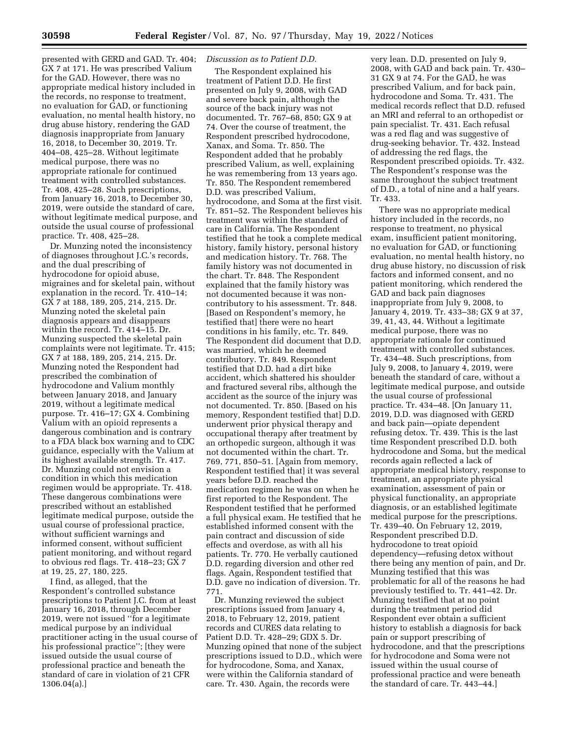presented with GERD and GAD. Tr. 404; GX 7 at 171. He was prescribed Valium for the GAD. However, there was no appropriate medical history included in the records, no response to treatment, no evaluation for GAD, or functioning evaluation, no mental health history, no drug abuse history, rendering the GAD diagnosis inappropriate from January 16, 2018, to December 30, 2019. Tr. 404–08, 425–28. Without legitimate medical purpose, there was no appropriate rationale for continued treatment with controlled substances. Tr. 408, 425–28. Such prescriptions, from January 16, 2018, to December 30, 2019, were outside the standard of care, without legitimate medical purpose, and outside the usual course of professional practice. Tr. 408, 425–28.

Dr. Munzing noted the inconsistency of diagnoses throughout J.C.'s records, and the dual prescribing of hydrocodone for opioid abuse, migraines and for skeletal pain, without explanation in the record. Tr. 410–14; GX 7 at 188, 189, 205, 214, 215. Dr. Munzing noted the skeletal pain diagnosis appears and disappears within the record. Tr. 414–15. Dr. Munzing suspected the skeletal pain complaints were not legitimate. Tr. 415; GX 7 at 188, 189, 205, 214, 215. Dr. Munzing noted the Respondent had prescribed the combination of hydrocodone and Valium monthly between January 2018, and January 2019, without a legitimate medical purpose. Tr. 416–17; GX 4. Combining Valium with an opioid represents a dangerous combination and is contrary to a FDA black box warning and to CDC guidance, especially with the Valium at its highest available strength. Tr. 417. Dr. Munzing could not envision a condition in which this medication regimen would be appropriate. Tr. 418. These dangerous combinations were prescribed without an established legitimate medical purpose, outside the usual course of professional practice, without sufficient warnings and informed consent, without sufficient patient monitoring, and without regard to obvious red flags. Tr. 418–23; GX 7 at 19, 25, 27, 180, 225.

I find, as alleged, that the Respondent's controlled substance prescriptions to Patient J.C. from at least January 16, 2018, through December 2019, were not issued "for a legitimate medical purpose by an individual practitioner acting in the usual course of his professional practice"; [they were issued outside the usual course of professional practice and beneath the standard of care in violation of 21 CFR 1306.04(a).]

*Discussion as to Patient D.D.*

The Respondent explained his treatment of Patient D.D. He first presented on July 9, 2008, with GAD and severe back pain, although the source of the back injury was not documented. Tr. 767–68, 850; GX 9 at 74. Over the course of treatment, the Respondent prescribed hydrocodone, Xanax, and Soma. Tr. 850. The Respondent added that he probably prescribed Valium, as well, explaining he was remembering from 13 years ago. Tr. 850. The Respondent remembered D.D. was prescribed Valium, hydrocodone, and Soma at the first visit. Tr. 851–52. The Respondent believes his treatment was within the standard of care in California. The Respondent testified that he took a complete medical history, family history, personal history and medication history. Tr. 768. The family history was not documented in the chart. Tr. 848. The Respondent explained that the family history was not documented because it was non-contributory to his assessment. Tr. 848. [Based on Respondent's memory, he testified that] there were no heart conditions in his family, etc. Tr. 849. The Respondent did document that D.D. was married, which he deemed contributory. Tr. 849. Respondent testified that D.D. had a dirt bike accident, which shattered his shoulder and fractured several ribs, although the accident as the source of the injury was not documented. Tr. 850. [Based on his memory, Respondent testified that] D.D. underwent prior physical therapy and occupational therapy after treatment by an orthopedic surgeon, although it was not documented within the chart. Tr. 769, 771, 850–51. [Again from memory, Respondent testified that] it was several years before D.D. reached the medication regimen he was on when he first reported to the Respondent. The Respondent testified that he performed a full physical exam. He testified that he established informed consent with the pain contract and discussion of side effects and overdose, as with all his patients. Tr. 770. He verbally cautioned D.D. regarding diversion and other red flags. Again, Respondent testified that D.D. gave no indication of diversion. Tr. 771.

Dr. Munzing reviewed the subject prescriptions issued from January 4, 2018, to February 12, 2019, patient records and CURES data relating to Patient D.D. Tr. 428–29; GDX 5. Dr. Munzing opined that none of the subject prescriptions issued to D.D., which were for hydrocodone, Soma, and Xanax, were within the California standard of care. Tr. 430. Again, the records were very lean. D.D. presented on July 9, 2008, with GAD and back pain. Tr. 430–31 GX 9 at 74. For the GAD, he was prescribed Valium, and for back pain, hydrocodone and Soma. Tr. 431. The medical records reflect that D.D. refused an MRI and referral to an orthopedist or pain specialist. Tr. 431. Each refusal was a red flag and was suggestive of drug-seeking behavior. Tr. 432. Instead of addressing the red flags, the Respondent prescribed opioids. Tr. 432. The Respondent's response was the same throughout the subject treatment of D.D., a total of nine and a half years. Tr. 433.

There was no appropriate medical history included in the records, no response to treatment, no physical exam, insufficient patient monitoring, no evaluation for GAD, or functioning evaluation, no mental health history, no drug abuse history, no discussion of risk factors and informed consent, and no patient monitoring, which rendered the GAD and back pain diagnoses inappropriate from July 9, 2008, to January 4, 2019. Tr. 433–38; GX 9 at 37, 39, 41, 43, 44. Without a legitimate medical purpose, there was no appropriate rationale for continued treatment with controlled substances. Tr. 434–48. Such prescriptions, from July 9, 2008, to January 4, 2019, were beneath the standard of care, without a legitimate medical purpose, and outside the usual course of professional practice. Tr. 434–48. [On January 11, 2019, D.D. was diagnosed with GERD and back pain—opiate dependent refusing detox. Tr. 439. This is the last time Respondent prescribed D.D. both hydrocodone and Soma, but the medical records again reflected a lack of appropriate medical history, response to treatment, an appropriate physical examination, assessment of pain or physical functionality, an appropriate diagnosis, or an established legitimate medical purpose for the prescriptions. Tr. 439–40. On February 12, 2019, Respondent prescribed D.D. hydrocodone to treat opioid dependency—refusing detox without there being any mention of pain, and Dr. Munzing testified that this was problematic for all of the reasons he had previously testified to. Tr. 441–42. Dr. Munzing testified that at no point during the treatment period did Respondent ever obtain a sufficient history to establish a diagnosis for back pain or support prescribing of hydrocodone, and that the prescriptions for hydrocodone and Soma were not issued within the usual course of professional practice and were beneath the standard of care. Tr. 443–44.]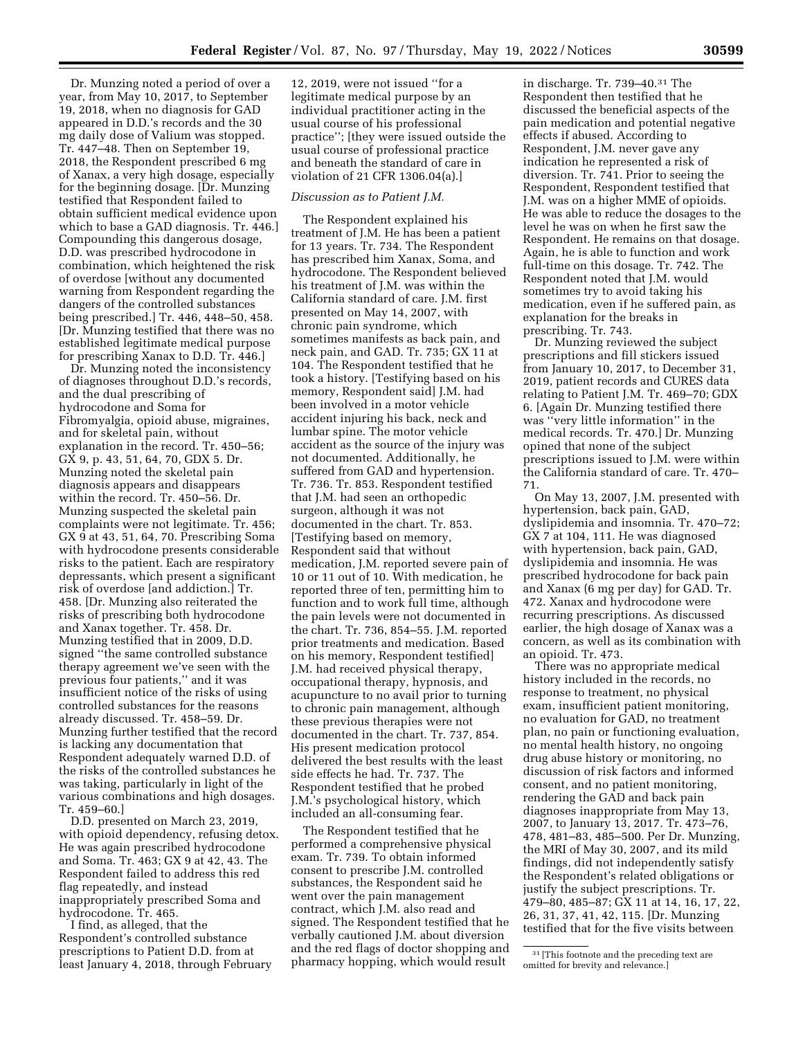Dr. Munzing noted a period of over a year, from May 10, 2017, to September 19, 2018, when no diagnosis for GAD appeared in D.D.'s records and the 30 mg daily dose of Valium was stopped. Tr. 447–48. Then on September 19, 2018, the Respondent prescribed 6 mg of Xanax, a very high dosage, especially for the beginning dosage. [Dr. Munzing testified that Respondent failed to obtain sufficient medical evidence upon which to base a GAD diagnosis. Tr. 446.] Compounding this dangerous dosage, D.D. was prescribed hydrocodone in combination, which heightened the risk of overdose [without any documented warning from Respondent regarding the dangers of the controlled substances being prescribed.] Tr. 446, 448–50, 458. [Dr. Munzing testified that there was no established legitimate medical purpose for prescribing Xanax to D.D. Tr. 446.]

Dr. Munzing noted the inconsistency of diagnoses throughout D.D.'s records, and the dual prescribing of hydrocodone and Soma for Fibromyalgia, opioid abuse, migraines, and for skeletal pain, without explanation in the record. Tr. 450–56; GX 9, p. 43, 51, 64, 70, GDX 5. Dr. Munzing noted the skeletal pain diagnosis appears and disappears within the record. Tr. 450–56. Dr. Munzing suspected the skeletal pain complaints were not legitimate. Tr. 456; GX 9 at 43, 51, 64, 70. Prescribing Soma with hydrocodone presents considerable risks to the patient. Each are respiratory depressants, which present a significant risk of overdose [and addiction.] Tr. 458. [Dr. Munzing also reiterated the risks of prescribing both hydrocodone and Xanax together. Tr. 458. Dr. Munzing testified that in 2009, D.D. signed "the same controlled substance therapy agreement we've seen with the previous four patients," and it was insufficient notice of the risks of using controlled substances for the reasons already discussed. Tr. 458–59. Dr. Munzing further testified that the record is lacking any documentation that Respondent adequately warned D.D. of the risks of the controlled substances he was taking, particularly in light of the various combinations and high dosages. Tr. 459–60.]

D.D. presented on March 23, 2019, with opioid dependency, refusing detox. He was again prescribed hydrocodone and Soma. Tr. 463; GX 9 at 42, 43. The Respondent failed to address this red flag repeatedly, and instead inappropriately prescribed Soma and hydrocodone. Tr. 465.

I find, as alleged, that the Respondent's controlled substance prescriptions to Patient D.D. from at least January 4, 2018, through February 12, 2019, were not issued "for a legitimate medical purpose by an individual practitioner acting in the usual course of his professional practice"; [they were issued outside the usual course of professional practice and beneath the standard of care in violation of 21 CFR 1306.04(a).]

*Discussion as to Patient J.M.*

The Respondent explained his treatment of J.M. He has been a patient for 13 years. Tr. 734. The Respondent has prescribed him Xanax, Soma, and hydrocodone. The Respondent believed his treatment of J.M. was within the California standard of care. J.M. first presented on May 14, 2007, with chronic pain syndrome, which sometimes manifests as back pain, and neck pain, and GAD. Tr. 735; GX 11 at 104. The Respondent testified that he took a history. [Testifying based on his memory, Respondent said] J.M. had been involved in a motor vehicle accident injuring his back, neck and lumbar spine. The motor vehicle accident as the source of the injury was not documented. Additionally, he suffered from GAD and hypertension. Tr. 736. Tr. 853. Respondent testified that J.M. had seen an orthopedic surgeon, although it was not documented in the chart. Tr. 853. [Testifying based on memory, Respondent said that without medication, J.M. reported severe pain of 10 or 11 out of 10. With medication, he reported three of ten, permitting him to function and to work full time, although the pain levels were not documented in the chart. Tr. 736, 854–55. J.M. reported prior treatments and medication. Based on his memory, Respondent testified] J.M. had received physical therapy, occupational therapy, hypnosis, and acupuncture to no avail prior to turning to chronic pain management, although these previous therapies were not documented in the chart. Tr. 737, 854. His present medication protocol delivered the best results with the least side effects he had. Tr. 737. The Respondent testified that he probed J.M.'s psychological history, which included an all-consuming fear.

The Respondent testified that he performed a comprehensive physical exam. Tr. 739. To obtain informed consent to prescribe J.M. controlled substances, the Respondent said he went over the pain management contract, which J.M. also read and signed. The Respondent testified that he verbally cautioned J.M. about diversion and the red flags of doctor shopping and pharmacy hopping, which would result in discharge. Tr. 739–40.[31] The Respondent then testified that he discussed the beneficial aspects of the pain medication and potential negative effects if abused. According to Respondent, J.M. never gave any indication he represented a risk of diversion. Tr. 741. Prior to seeing the Respondent, Respondent testified that J.M. was on a higher MME of opioids. He was able to reduce the dosages to the level he was on when he first saw the Respondent. He remains on that dosage. Again, he is able to function and work full-time on this dosage. Tr. 742. The Respondent noted that J.M. would sometimes try to avoid taking his medication, even if he suffered pain, as explanation for the breaks in prescribing. Tr. 743.

Dr. Munzing reviewed the subject prescriptions and fill stickers issued from January 10, 2017, to December 31, 2019, patient records and CURES data relating to Patient J.M. Tr. 469–70; GDX 6. [Again Dr. Munzing testified there was "very little information" in the medical records. Tr. 470.] Dr. Munzing opined that none of the subject prescriptions issued to J.M. were within the California standard of care. Tr. 470–71.

On May 13, 2007, J.M. presented with hypertension, back pain, GAD, dyslipidemia and insomnia. Tr. 470–72; GX 7 at 104, 111. He was diagnosed with hypertension, back pain, GAD, dyslipidemia and insomnia. He was prescribed hydrocodone for back pain and Xanax (6 mg per day) for GAD. Tr. 472. Xanax and hydrocodone were recurring prescriptions. As discussed earlier, the high dosage of Xanax was a concern, as well as its combination with an opioid. Tr. 473.

There was no appropriate medical history included in the records, no response to treatment, no physical exam, insufficient patient monitoring, no evaluation for GAD, no treatment plan, no pain or functioning evaluation, no mental health history, no ongoing drug abuse history or monitoring, no discussion of risk factors and informed consent, and no patient monitoring, rendering the GAD and back pain diagnoses inappropriate from May 13, 2007, to January 13, 2017. Tr. 473–76, 478, 481–83, 485–500. Per Dr. Munzing, the MRI of May 30, 2007, and its mild findings, did not independently satisfy the Respondent's related obligations or justify the subject prescriptions. Tr. 479–80, 485–87; GX 11 at 14, 16, 17, 22, 26, 31, 37, 41, 42, 115. [Dr. Munzing testified that for the five visits between

[31] [This footnote and the preceding text are omitted for brevity and relevance.]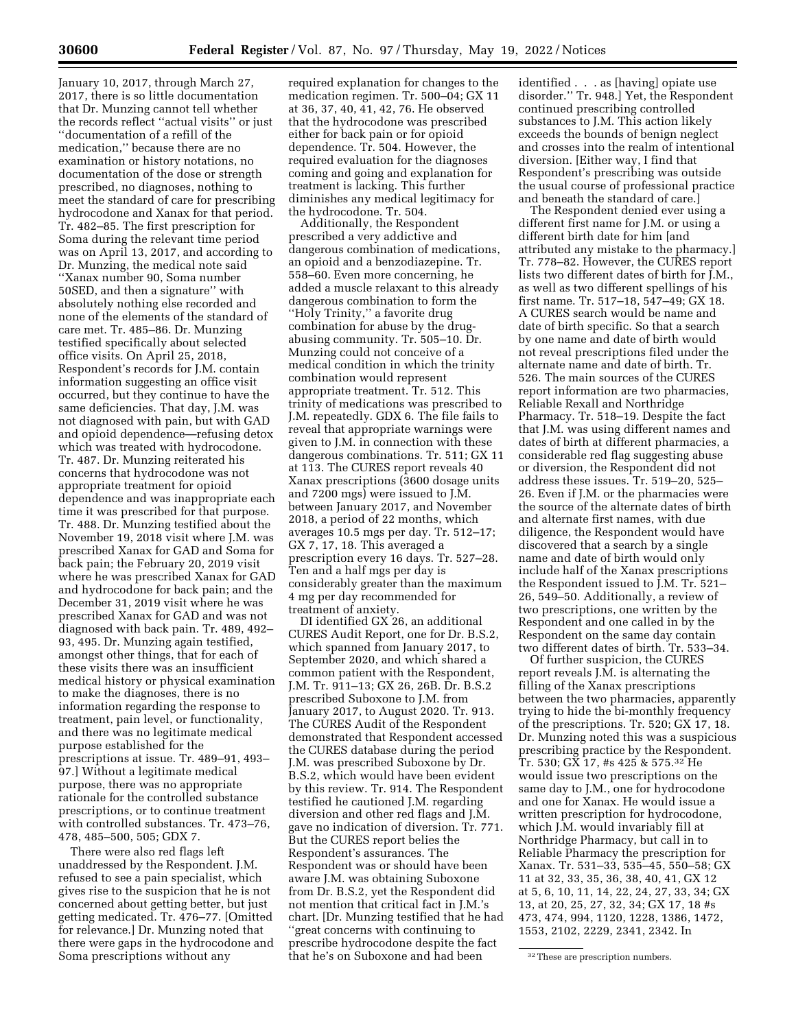January 10, 2017, through March 27, 2017, there is so little documentation that Dr. Munzing cannot tell whether the records reflect ''actual visits'' or just ''documentation of a refill of the medication,'' because there are no examination or history notations, no documentation of the dose or strength prescribed, no diagnoses, nothing to meet the standard of care for prescribing hydrocodone and Xanax for that period. Tr. 482–85. The first prescription for Soma during the relevant time period was on April 13, 2017, and according to Dr. Munzing, the medical note said ''Xanax number 90, Soma number 50SED, and then a signature'' with absolutely nothing else recorded and none of the elements of the standard of care met. Tr. 485–86. Dr. Munzing testified specifically about selected office visits. On April 25, 2018, Respondent's records for J.M. contain information suggesting an office visit occurred, but they continue to have the same deficiencies. That day, J.M. was not diagnosed with pain, but with GAD and opioid dependence—refusing detox which was treated with hydrocodone. Tr. 487. Dr. Munzing reiterated his concerns that hydrocodone was not appropriate treatment for opioid dependence and was inappropriate each time it was prescribed for that purpose. Tr. 488. Dr. Munzing testified about the November 19, 2018 visit where J.M. was prescribed Xanax for GAD and Soma for back pain; the February 20, 2019 visit where he was prescribed Xanax for GAD and hydrocodone for back pain; and the December 31, 2019 visit where he was prescribed Xanax for GAD and was not diagnosed with back pain. Tr. 489, 492–93, 495. Dr. Munzing again testified, amongst other things, that for each of these visits there was an insufficient medical history or physical examination to make the diagnoses, there is no information regarding the response to treatment, pain level, or functionality, and there was no legitimate medical purpose established for the prescriptions at issue. Tr. 489–91, 493–97.] Without a legitimate medical purpose, there was no appropriate rationale for the controlled substance prescriptions, or to continue treatment with controlled substances. Tr. 473–76, 478, 485–500, 505; GDX 7.

There were also red flags left unaddressed by the Respondent. J.M. refused to see a pain specialist, which gives rise to the suspicion that he is not concerned about getting better, but just getting medicated. Tr. 476–77. [Omitted for relevance.] Dr. Munzing noted that there were gaps in the hydrocodone and Soma prescriptions without any required explanation for changes to the medication regimen. Tr. 500–04; GX 11 at 36, 37, 40, 41, 42, 76. He observed that the hydrocodone was prescribed either for back pain or for opioid dependence. Tr. 504. However, the required evaluation for the diagnoses coming and going and explanation for treatment is lacking. This further diminishes any medical legitimacy for the hydrocodone. Tr. 504.

Additionally, the Respondent prescribed a very addictive and dangerous combination of medications, an opioid and a benzodiazepine. Tr. 558–60. Even more concerning, he added a muscle relaxant to this already dangerous combination to form the ''Holy Trinity,'' a favorite drug combination for abuse by the drug-abusing community. Tr. 505–10. Dr. Munzing could not conceive of a medical condition in which the trinity combination would represent appropriate treatment. Tr. 512. This trinity of medications was prescribed to J.M. repeatedly. GDX 6. The file fails to reveal that appropriate warnings were given to J.M. in connection with these dangerous combinations. Tr. 511; GX 11 at 113. The CURES report reveals 40 Xanax prescriptions (3600 dosage units and 7200 mgs) were issued to J.M. between January 2017, and November 2018, a period of 22 months, which averages 10.5 mgs per day. Tr. 512–17; GX 7, 17, 18. This averaged a prescription every 16 days. Tr. 527–28. Ten and a half mgs per day is considerably greater than the maximum 4 mg per day recommended for treatment of anxiety.

DI identified GX 26, an additional CURES Audit Report, one for Dr. B.S.2, which spanned from January 2017, to September 2020, and which shared a common patient with the Respondent, J.M. Tr. 911–13; GX 26, 26B. Dr. B.S.2 prescribed Suboxone to J.M. from January 2017, to August 2020. Tr. 913. The CURES Audit of the Respondent demonstrated that Respondent accessed the CURES database during the period J.M. was prescribed Suboxone by Dr. B.S.2, which would have been evident by this review. Tr. 914. The Respondent testified he cautioned J.M. regarding diversion and other red flags and J.M. gave no indication of diversion. Tr. 771. But the CURES report belies the Respondent's assurances. The Respondent was or should have been aware J.M. was obtaining Suboxone from Dr. B.S.2, yet the Respondent did not mention that critical fact in J.M.'s chart. [Dr. Munzing testified that he had ''great concerns with continuing to prescribe hydrocodone despite the fact that he's on Suboxone and had been identified . . . as [having] opiate use disorder.'' Tr. 948.] Yet, the Respondent continued prescribing controlled substances to J.M. This action likely exceeds the bounds of benign neglect and crosses into the realm of intentional diversion. [Either way, I find that Respondent's prescribing was outside the usual course of professional practice and beneath the standard of care.]

The Respondent denied ever using a different first name for J.M. or using a different birth date for him [and attributed any mistake to the pharmacy.] Tr. 778–82. However, the CURES report lists two different dates of birth for J.M., as well as two different spellings of his first name. Tr. 517–18, 547–49; GX 18. A CURES search would be name and date of birth specific. So that a search by one name and date of birth would not reveal prescriptions filed under the alternate name and date of birth. Tr. 526. The main sources of the CURES report information are two pharmacies, Reliable Rexall and Northridge Pharmacy. Tr. 518–19. Despite the fact that J.M. was using different names and dates of birth at different pharmacies, a considerable red flag suggesting abuse or diversion, the Respondent did not address these issues. Tr. 519–20, 525–26. Even if J.M. or the pharmacies were the source of the alternate dates of birth and alternate first names, with due diligence, the Respondent would have discovered that a search by a single name and date of birth would only include half of the Xanax prescriptions the Respondent issued to J.M. Tr. 521–26, 549–50. Additionally, a review of two prescriptions, one written by the Respondent and one called in by the Respondent on the same day contain two different dates of birth. Tr. 533–34.

Of further suspicion, the CURES report reveals J.M. is alternating the filling of the Xanax prescriptions between the two pharmacies, apparently trying to hide the bi-monthly frequency of the prescriptions. Tr. 520; GX 17, 18. Dr. Munzing noted this was a suspicious prescribing practice by the Respondent. Tr. 530; GX 17, #s 425 & 575.[32] He would issue two prescriptions on the same day to J.M., one for hydrocodone and one for Xanax. He would issue a written prescription for hydrocodone, which J.M. would invariably fill at Northridge Pharmacy, but call in to Reliable Pharmacy the prescription for Xanax. Tr. 531–33, 535–45, 550–58; GX 11 at 32, 33, 35, 36, 38, 40, 41, GX 12 at 5, 6, 10, 11, 14, 22, 24, 27, 33, 34; GX 13, at 20, 25, 27, 32, 34; GX 17, 18 #s 473, 474, 994, 1120, 1228, 1386, 1472, 1553, 2102, 2229, 2341, 2342. In

[32] These are prescription numbers.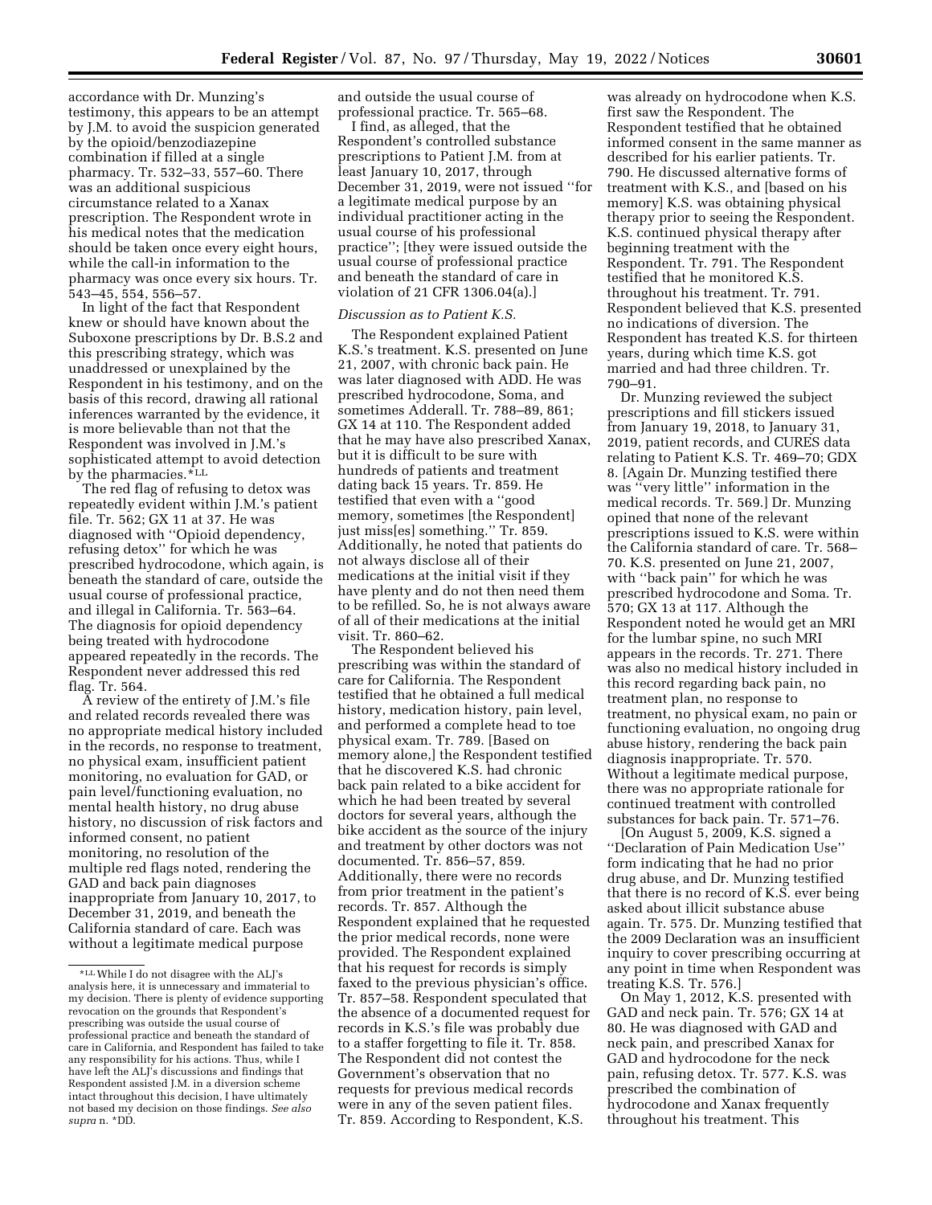accordance with Dr. Munzing's testimony, this appears to be an attempt by J.M. to avoid the suspicion generated by the opioid/benzodiazepine combination if filled at a single pharmacy. Tr. 532–33, 557–60. There was an additional suspicious circumstance related to a Xanax prescription. The Respondent wrote in his medical notes that the medication should be taken once every eight hours, while the call-in information to the pharmacy was once every six hours. Tr. 543–45, 554, 556–57.

In light of the fact that Respondent knew or should have known about the Suboxone prescriptions by Dr. B.S.2 and this prescribing strategy, which was unaddressed or unexplained by the Respondent in his testimony, and on the basis of this record, drawing all rational inferences warranted by the evidence, it is more believable than not that the Respondent was involved in J.M.'s sophisticated attempt to avoid detection by the pharmacies.*LL

The red flag of refusing to detox was repeatedly evident within J.M.'s patient file. Tr. 562; GX 11 at 37. He was diagnosed with ''Opioid dependency, refusing detox'' for which he was prescribed hydrocodone, which again, is beneath the standard of care, outside the usual course of professional practice, and illegal in California. Tr. 563–64. The diagnosis for opioid dependency being treated with hydrocodone appeared repeatedly in the records. The Respondent never addressed this red flag. Tr. 564.

A review of the entirety of J.M.'s file and related records revealed there was no appropriate medical history included in the records, no response to treatment, no physical exam, insufficient patient monitoring, no evaluation for GAD, or pain level/functioning evaluation, no mental health history, no drug abuse history, no discussion of risk factors and informed consent, no patient monitoring, no resolution of the multiple red flags noted, rendering the GAD and back pain diagnoses inappropriate from January 10, 2017, to December 31, 2019, and beneath the California standard of care. Each was without a legitimate medical purpose and outside the usual course of professional practice. Tr. 565–68.

I find, as alleged, that the Respondent's controlled substance prescriptions to Patient J.M. from at least January 10, 2017, through December 31, 2019, were not issued ''for a legitimate medical purpose by an individual practitioner acting in the usual course of his professional practice''; [they were issued outside the usual course of professional practice and beneath the standard of care in violation of 21 CFR 1306.04(a).]

*Discussion as to Patient K.S.*

The Respondent explained Patient K.S.'s treatment. K.S. presented on June 21, 2007, with chronic back pain. He was later diagnosed with ADD. He was prescribed hydrocodone, Soma, and sometimes Adderall. Tr. 788–89, 861; GX 14 at 110. The Respondent added that he may have also prescribed Xanax, but it is difficult to be sure with hundreds of patients and treatment dating back 15 years. Tr. 859. He testified that even with a ''good memory, sometimes [the Respondent] just miss[es] something.'' Tr. 859. Additionally, he noted that patients do not always disclose all of their medications at the initial visit if they have plenty and do not then need them to be refilled. So, he is not always aware of all of their medications at the initial visit. Tr. 860–62.

The Respondent believed his prescribing was within the standard of care for California. The Respondent testified that he obtained a full medical history, medication history, pain level, and performed a complete head to toe physical exam. Tr. 789. [Based on memory alone,] the Respondent testified that he discovered K.S. had chronic back pain related to a bike accident for which he had been treated by several doctors for several years, although the bike accident as the source of the injury and treatment by other doctors was not documented. Tr. 856–57, 859. Additionally, there were no records from prior treatment in the patient's records. Tr. 857. Although the Respondent explained that he requested the prior medical records, none were provided. The Respondent explained that his request for records is simply faxed to the previous physician's office. Tr. 857–58. Respondent speculated that the absence of a documented request for records in K.S.'s file was probably due to a staffer forgetting to file it. Tr. 858. The Respondent did not contest the Government's observation that no requests for previous medical records were in any of the seven patient files. Tr. 859. According to Respondent, K.S. was already on hydrocodone when K.S. first saw the Respondent. The Respondent testified that he obtained informed consent in the same manner as described for his earlier patients. Tr. 790. He discussed alternative forms of treatment with K.S., and [based on his memory] K.S. was obtaining physical therapy prior to seeing the Respondent. K.S. continued physical therapy after beginning treatment with the Respondent. Tr. 791. The Respondent testified that he monitored K.S. throughout his treatment. Tr. 791. Respondent believed that K.S. presented no indications of diversion. The Respondent has treated K.S. for thirteen years, during which time K.S. got married and had three children. Tr. 790–91.

Dr. Munzing reviewed the subject prescriptions and fill stickers issued from January 19, 2018, to January 31, 2019, patient records, and CURES data relating to Patient K.S. Tr. 469–70; GDX 8. [Again Dr. Munzing testified there was ''very little'' information in the medical records. Tr. 569.] Dr. Munzing opined that none of the relevant prescriptions issued to K.S. were within the California standard of care. Tr. 568–70. K.S. presented on June 21, 2007, with ''back pain'' for which he was prescribed hydrocodone and Soma. Tr. 570; GX 13 at 117. Although the Respondent noted he would get an MRI for the lumbar spine, no such MRI appears in the records. Tr. 271. There was also no medical history included in this record regarding back pain, no treatment plan, no response to treatment, no physical exam, no pain or functioning evaluation, no ongoing drug abuse history, rendering the back pain diagnosis inappropriate. Tr. 570. Without a legitimate medical purpose, there was no appropriate rationale for continued treatment with controlled substances for back pain. Tr. 571–76.

[On August 5, 2009, K.S. signed a ''Declaration of Pain Medication Use'' form indicating that he had no prior drug abuse, and Dr. Munzing testified that there is no record of K.S. ever being asked about illicit substance abuse again. Tr. 575. Dr. Munzing testified that the 2009 Declaration was an insufficient inquiry to cover prescribing occurring at any point in time when Respondent was treating K.S. Tr. 576.]

On May 1, 2012, K.S. presented with GAD and neck pain. Tr. 576; GX 14 at 80. He was diagnosed with GAD and neck pain, and prescribed Xanax for GAD and hydrocodone for the neck pain, refusing detox. Tr. 577. K.S. was prescribed the combination of hydrocodone and Xanax frequently throughout his treatment. This

*LL While I do not disagree with the ALJ's analysis here, it is unnecessary and immaterial to my decision. There is plenty of evidence supporting revocation on the grounds that Respondent's prescribing was outside the usual course of professional practice and beneath the standard of care in California, and Respondent has failed to take any responsibility for his actions. Thus, while I have left the ALJ's discussions and findings that Respondent assisted J.M. in a diversion scheme intact throughout this decision, I have ultimately not based my decision on those findings. *See also supra* n. *DD.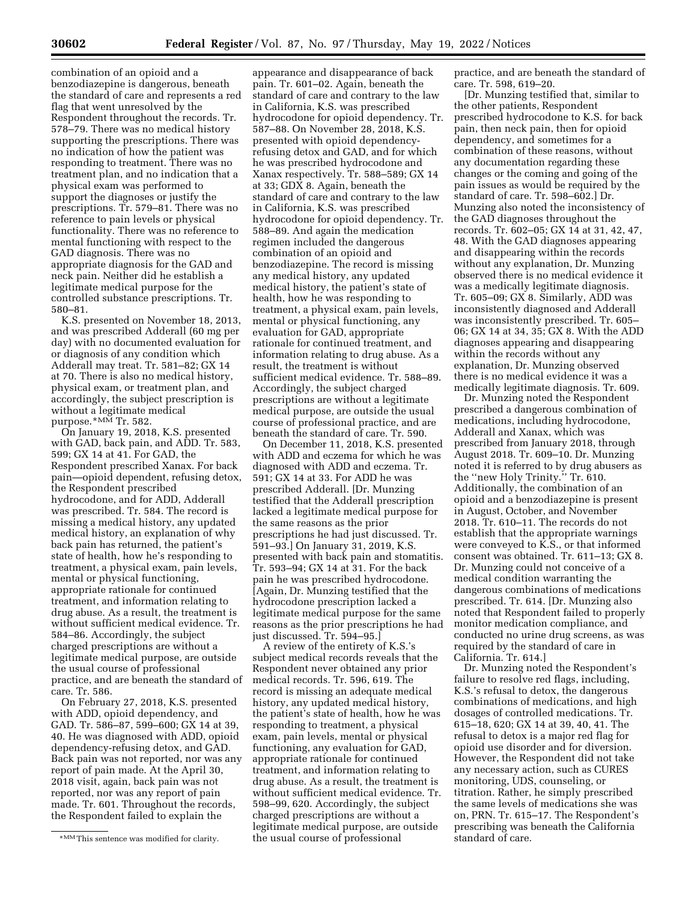combination of an opioid and a benzodiazepine is dangerous, beneath the standard of care and represents a red flag that went unresolved by the Respondent throughout the records. Tr. 578–79. There was no medical history supporting the prescriptions. There was no indication of how the patient was responding to treatment. There was no treatment plan, and no indication that a physical exam was performed to support the diagnoses or justify the prescriptions. Tr. 579–81. There was no reference to pain levels or physical functionality. There was no reference to mental functioning with respect to the GAD diagnosis. There was no appropriate diagnosis for the GAD and neck pain. Neither did he establish a legitimate medical purpose for the controlled substance prescriptions. Tr. 580–81.

K.S. presented on November 18, 2013, and was prescribed Adderall (60 mg per day) with no documented evaluation for or diagnosis of any condition which Adderall may treat. Tr. 581–82; GX 14 at 70. There is also no medical history, physical exam, or treatment plan, and accordingly, the subject prescription is without a legitimate medical purpose.*MM Tr. 582.

On January 19, 2018, K.S. presented with GAD, back pain, and ADD. Tr. 583, 599; GX 14 at 41. For GAD, the Respondent prescribed Xanax. For back pain—opioid dependent, refusing detox, the Respondent prescribed hydrocodone, and for ADD, Adderall was prescribed. Tr. 584. The record is missing a medical history, any updated medical history, an explanation of why back pain has returned, the patient's state of health, how he's responding to treatment, a physical exam, pain levels, mental or physical functioning, appropriate rationale for continued treatment, and information relating to drug abuse. As a result, the treatment is without sufficient medical evidence. Tr. 584–86. Accordingly, the subject charged prescriptions are without a legitimate medical purpose, are outside the usual course of professional practice, and are beneath the standard of care. Tr. 586.

On February 27, 2018, K.S. presented with ADD, opioid dependency, and GAD. Tr. 586–87, 599–600; GX 14 at 39, 40. He was diagnosed with ADD, opioid dependency-refusing detox, and GAD. Back pain was not reported, nor was any report of pain made. At the April 30, 2018 visit, again, back pain was not reported, nor was any report of pain made. Tr. 601. Throughout the records, the Respondent failed to explain the appearance and disappearance of back pain. Tr. 601–02. Again, beneath the standard of care and contrary to the law in California, K.S. was prescribed hydrocodone for opioid dependency. Tr. 587–88. On November 28, 2018, K.S. presented with opioid dependency-refusing detox and GAD, and for which he was prescribed hydrocodone and Xanax respectively. Tr. 588–589; GX 14 at 33; GDX 8. Again, beneath the standard of care and contrary to the law in California, K.S. was prescribed hydrocodone for opioid dependency. Tr. 588–89. And again the medication regimen included the dangerous combination of an opioid and benzodiazepine. The record is missing any medical history, any updated medical history, the patient's state of health, how he was responding to treatment, a physical exam, pain levels, mental or physical functioning, any evaluation for GAD, appropriate rationale for continued treatment, and information relating to drug abuse. As a result, the treatment is without sufficient medical evidence. Tr. 588–89. Accordingly, the subject charged prescriptions are without a legitimate medical purpose, are outside the usual course of professional practice, and are beneath the standard of care. Tr. 590.

On December 11, 2018, K.S. presented with ADD and eczema for which he was diagnosed with ADD and eczema. Tr. 591; GX 14 at 33. For ADD he was prescribed Adderall. [Dr. Munzing testified that the Adderall prescription lacked a legitimate medical purpose for the same reasons as the prior prescriptions he had just discussed. Tr. 591–93.] On January 31, 2019, K.S. presented with back pain and stomatitis. Tr. 593–94; GX 14 at 31. For the back pain he was prescribed hydrocodone. [Again, Dr. Munzing testified that the hydrocodone prescription lacked a legitimate medical purpose for the same reasons as the prior prescriptions he had just discussed. Tr. 594–95.]

A review of the entirety of K.S.'s subject medical records reveals that the Respondent never obtained any prior medical records. Tr. 596, 619. The record is missing an adequate medical history, any updated medical history, the patient's state of health, how he was responding to treatment, a physical exam, pain levels, mental or physical functioning, any evaluation for GAD, appropriate rationale for continued treatment, and information relating to drug abuse. As a result, the treatment is without sufficient medical evidence. Tr. 598–99, 620. Accordingly, the subject charged prescriptions are without a legitimate medical purpose, are outside the usual course of professional practice, and are beneath the standard of care. Tr. 598, 619–20.

[Dr. Munzing testified that, similar to the other patients, Respondent prescribed hydrocodone to K.S. for back pain, then neck pain, then for opioid dependency, and sometimes for a combination of these reasons, without any documentation regarding these changes or the coming and going of the pain issues as would be required by the standard of care. Tr. 598–602.] Dr. Munzing also noted the inconsistency of the GAD diagnoses throughout the records. Tr. 602–05; GX 14 at 31, 42, 47, 48. With the GAD diagnoses appearing and disappearing within the records without any explanation, Dr. Munzing observed there is no medical evidence it was a medically legitimate diagnosis. Tr. 605–09; GX 8. Similarly, ADD was inconsistently diagnosed and Adderall was inconsistently prescribed. Tr. 605–06; GX 14 at 34, 35; GX 8. With the ADD diagnoses appearing and disappearing within the records without any explanation, Dr. Munzing observed there is no medical evidence it was a medically legitimate diagnosis. Tr. 609.

Dr. Munzing noted the Respondent prescribed a dangerous combination of medications, including hydrocodone, Adderall and Xanax, which was prescribed from January 2018, through August 2018. Tr. 609–10. Dr. Munzing noted it is referred to by drug abusers as the ''new Holy Trinity.'' Tr. 610. Additionally, the combination of an opioid and a benzodiazepine is present in August, October, and November 2018. Tr. 610–11. The records do not establish that the appropriate warnings were conveyed to K.S., or that informed consent was obtained. Tr. 611–13; GX 8. Dr. Munzing could not conceive of a medical condition warranting the dangerous combinations of medications prescribed. Tr. 614. [Dr. Munzing also noted that Respondent failed to properly monitor medication compliance, and conducted no urine drug screens, as was required by the standard of care in California. Tr. 614.]

Dr. Munzing noted the Respondent's failure to resolve red flags, including, K.S.'s refusal to detox, the dangerous combinations of medications, and high dosages of controlled medications. Tr. 615–18, 620; GX 14 at 39, 40, 41. The refusal to detox is a major red flag for opioid use disorder and for diversion. However, the Respondent did not take any necessary action, such as CURES monitoring, UDS, counseling, or titration. Rather, he simply prescribed the same levels of medications she was on, PRN. Tr. 615–17. The Respondent's prescribing was beneath the California standard of care.

*MM This sentence was modified for clarity.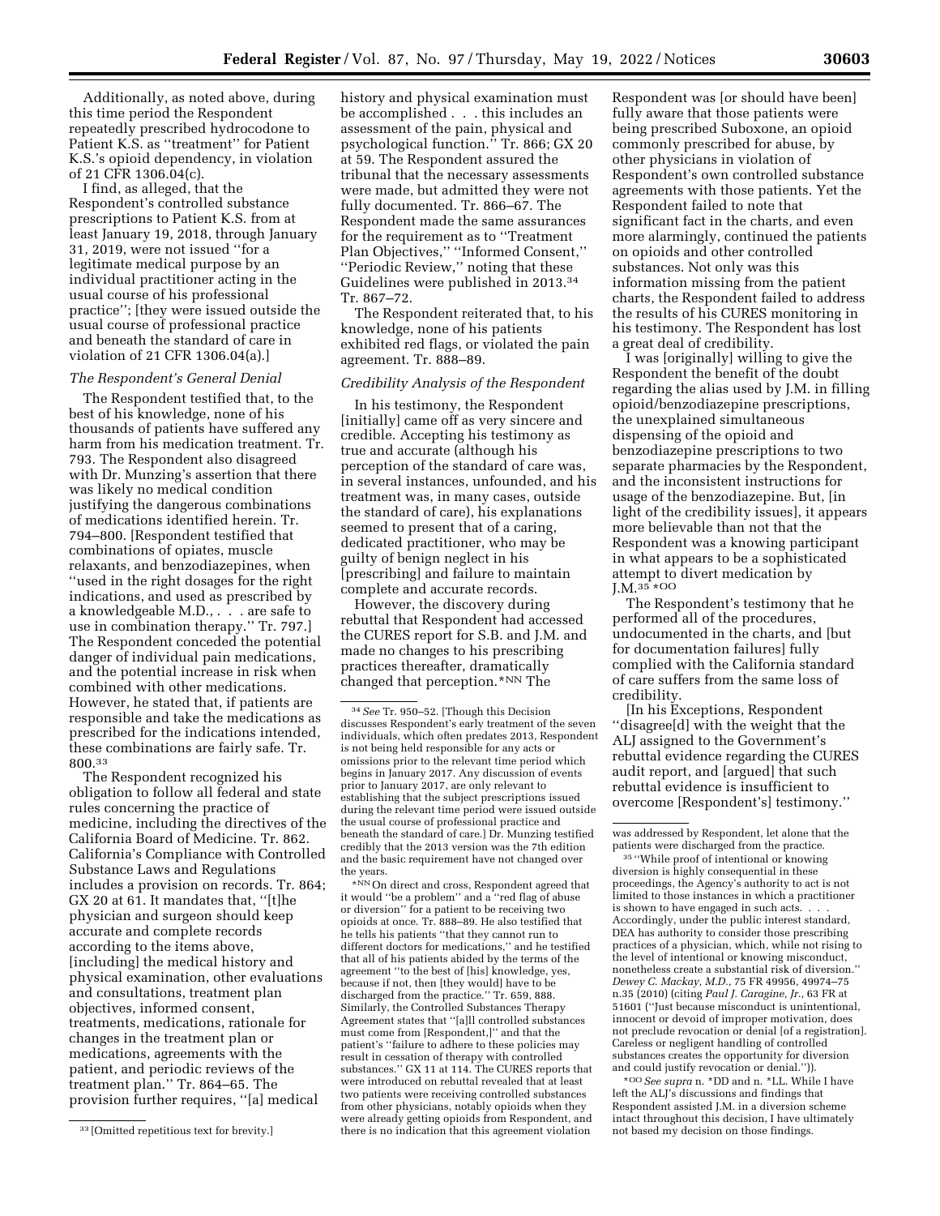Additionally, as noted above, during this time period the Respondent repeatedly prescribed hydrocodone to Patient K.S. as ''treatment'' for Patient K.S.'s opioid dependency, in violation of 21 CFR 1306.04(c).

I find, as alleged, that the Respondent's controlled substance prescriptions to Patient K.S. from at least January 19, 2018, through January 31, 2019, were not issued ''for a legitimate medical purpose by an individual practitioner acting in the usual course of his professional practice''; [they were issued outside the usual course of professional practice and beneath the standard of care in violation of 21 CFR 1306.04(a).]

### *The Respondent's General Denial*

The Respondent testified that, to the best of his knowledge, none of his thousands of patients have suffered any harm from his medication treatment. Tr. 793. The Respondent also disagreed with Dr. Munzing's assertion that there was likely no medical condition justifying the dangerous combinations of medications identified herein. Tr. 794–800. [Respondent testified that combinations of opiates, muscle relaxants, and benzodiazepines, when ''used in the right dosages for the right indications, and used as prescribed by a knowledgeable M.D., . . . are safe to use in combination therapy.'' Tr. 797.] The Respondent conceded the potential danger of individual pain medications, and the potential increase in risk when combined with other medications. However, he stated that, if patients are responsible and take the medications as prescribed for the indications intended, these combinations are fairly safe. Tr. 800.[33]

The Respondent recognized his obligation to follow all federal and state rules concerning the practice of medicine, including the directives of the California Board of Medicine. Tr. 862. California's Compliance with Controlled Substance Laws and Regulations includes a provision on records. Tr. 864; GX 20 at 61. It mandates that, ''[t]he physician and surgeon should keep accurate and complete records according to the items above, [including] the medical history and physical examination, other evaluations and consultations, treatment plan objectives, informed consent, treatments, medications, rationale for changes in the treatment plan or medications, agreements with the patient, and periodic reviews of the treatment plan.'' Tr. 864–65. The provision further requires, ''[a] medical history and physical examination must be accomplished . . . this includes an assessment of the pain, physical and psychological function.'' Tr. 866; GX 20 at 59. The Respondent assured the tribunal that the necessary assessments were made, but admitted they were not fully documented. Tr. 866–67. The Respondent made the same assurances for the requirement as to ''Treatment Plan Objectives,'' ''Informed Consent,'' ''Periodic Review,'' noting that these Guidelines were published in 2013.[34] Tr. 867–72.

The Respondent reiterated that, to his knowledge, none of his patients exhibited red flags, or violated the pain agreement. Tr. 888–89.

### *Credibility Analysis of the Respondent*

In his testimony, the Respondent [initially] came off as very sincere and credible. Accepting his testimony as true and accurate (although his perception of the standard of care was, in several instances, unfounded, and his treatment was, in many cases, outside the standard of care), his explanations seemed to present that of a caring, dedicated practitioner, who may be guilty of benign neglect in his [prescribing] and failure to maintain complete and accurate records.

However, the discovery during rebuttal that Respondent had accessed the CURES report for S.B. and J.M. and made no changes to his prescribing practices thereafter, dramatically changed that perception.*NN The Respondent was [or should have been] fully aware that those patients were being prescribed Suboxone, an opioid commonly prescribed for abuse, by other physicians in violation of Respondent's own controlled substance agreements with those patients. Yet the Respondent failed to note that significant fact in the charts, and even more alarmingly, continued the patients on opioids and other controlled substances. Not only was this information missing from the patient charts, the Respondent failed to address the results of his CURES monitoring in his testimony. The Respondent has lost a great deal of credibility.

I was [originally] willing to give the Respondent the benefit of the doubt regarding the alias used by J.M. in filling opioid/benzodiazepine prescriptions, the unexplained simultaneous dispensing of the opioid and benzodiazepine prescriptions to two separate pharmacies by the Respondent, and the inconsistent instructions for usage of the benzodiazepine. But, [in light of the credibility issues], it appears more believable than not that the Respondent was a knowing participant in what appears to be a sophisticated attempt to divert medication by J.M.[35] *OO

The Respondent's testimony that he performed all of the procedures, undocumented in the charts, and [but for documentation failures] fully complied with the California standard of care suffers from the same loss of credibility.

[In his Exceptions, Respondent ''disagree[d] with the weight that the ALJ assigned to the Government's rebuttal evidence regarding the CURES audit report, and [argued] that such rebuttal evidence is insufficient to overcome [Respondent's] testimony.''

---

[33] [Omitted repetitive text for brevity.]

[34] *See* Tr. 950–52. [Though this Decision discusses Respondent's early treatment of the seven individuals, which often predates 2013, Respondent is not being held responsible for any acts or omissions prior to the relevant time period which begins in January 2017. Any discussion of events prior to January 2017, are only relevant to establishing that the subject prescriptions issued during the relevant time period were issued outside the usual course of professional practice and beneath the standard of care.] Dr. Munzing testified credibly that the 2013 version was the 7th edition and the basic requirement have not changed over the years.

*NN On direct and cross, Respondent agreed that it would ''be a problem'' and a ''red flag of abuse or diversion'' for a patient to be receiving two opioids at once. Tr. 888–89. He also testified that he tells his patients ''that they cannot run to different doctors for medications,'' and he testified that all of his patients abided by the terms of the agreement ''to the best of [his] knowledge, yes, because if not, then [they would] have to be discharged from the practice.'' Tr. 659, 888. Similarly, the Controlled Substances Therapy Agreement states that ''[a]ll controlled substances must come from [Respondent,]'' and that the patient's ''failure to adhere to these policies may result in cessation of therapy with controlled substances.'' GX 11 at 114. The CURES reports that were introduced on rebuttal revealed that at least two patients were receiving controlled substances from other physicians, notably opioids when they were already getting opioids from Respondent, and there is no indication that this agreement violation was addressed by Respondent, let alone that the patients were discharged from the practice.

[35] ''While proof of intentional or knowing diversion is highly consequential in these proceedings, the Agency's authority to act is not limited to those instances in which a practitioner is shown to have engaged in such acts. . . . Accordingly, under the public interest standard, DEA has authority to consider those prescribing practices of a physician, which, while not rising to the level of intentional or knowing misconduct, nonetheless create a substantial risk of diversion.'' *Dewey C. Mackay, M.D.,* 75 FR 49956, 49974–75 n.35 (2010) (citing *Paul J. Caragine, Jr.,* 63 FR at 51601 (''Just because misconduct is unintentional, innocent or devoid of improper motivation, does not preclude revocation or denial [of a registration]. Careless or negligent handling of controlled substances creates the opportunity for diversion and could justify revocation or denial.'')).

*OO *See supra* n. *DD and n. *LL. While I have left the ALJ's discussions and findings that Respondent assisted J.M. in a diversion scheme intact throughout this decision, I have ultimately not based my decision on those findings.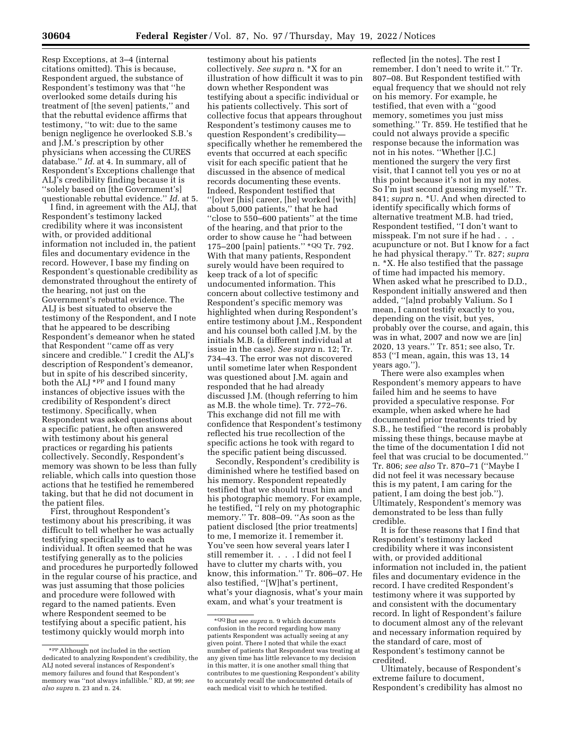Resp Exceptions, at 3–4 (internal citations omitted). This is because, Respondent argued, the substance of Respondent's testimony was that "he overlooked some details during his treatment of [the seven] patients," and that the rebuttal evidence affirms that testimony, "to wit: due to the same benign negligence he overlooked S.B.'s and J.M.'s prescription by other physicians when accessing the CURES database." *Id.* at 4. In summary, all of Respondent's Exceptions challenge that ALJ's credibility finding because it is "solely based on [the Government's] questionable rebuttal evidence." *Id.* at 5.

I find, in agreement with the ALJ, that Respondent's testimony lacked credibility where it was inconsistent with, or provided additional information not included in, the patient files and documentary evidence in the record. However, I base my finding on Respondent's questionable credibility as demonstrated throughout the entirety of the hearing, not just on the Government's rebuttal evidence. The ALJ is best situated to observe the testimony of the Respondent, and I note that he appeared to be describing Respondent's demeanor when he stated that Respondent "came off as very sincere and credible." I credit the ALJ's description of Respondent's demeanor, but in spite of his described sincerity, both the ALJ *PP and I found many instances of objective issues with the credibility of Respondent's direct testimony. Specifically, when Respondent was asked questions about a specific patient, he often answered with testimony about his general practices or regarding his patients collectively. Secondly, Respondent's memory was shown to be less than fully reliable, which calls into question those actions that he testified he remembered taking, but that he did not document in the patient files.

First, throughout Respondent's testimony about his prescribing, it was difficult to tell whether he was actually testifying specifically as to each individual. It often seemed that he was testifying generally as to the policies and procedures he purportedly followed in the regular course of his practice, and was just assuming that those policies and procedure were followed with regard to the named patients. Even where Respondent seemed to be testifying about a specific patient, his testimony quickly would morph into testimony about his patients collectively. *See supra* n. *X for an illustration of how difficult it was to pin down whether Respondent was testifying about a specific individual or his patients collectively. This sort of collective focus that appears throughout Respondent's testimony causes me to question Respondent's credibility—specifically whether he remembered the events that occurred at each specific visit for each specific patient that he discussed in the absence of medical records documenting these events. Indeed, Respondent testified that "[o]ver [his] career, [he] worked [with] about 5,000 patients," that he had "close to 550–600 patients" at the time of the hearing, and that prior to the order to show cause he "had between 175–200 [pain] patients." *QQ Tr. 792. With that many patients, Respondent surely would have been required to keep track of a lot of specific undocumented information. This concern about collective testimony and Respondent's specific memory was highlighted when during Respondent's entire testimony about J.M., Respondent and his counsel both called J.M. by the initials M.B. (a different individual at issue in the case). *See supra* n. 12; Tr. 734–43. The error was not discovered until sometime later when Respondent was questioned about J.M. again and responded that he had already discussed J.M. (though referring to him as M.B. the whole time). Tr. 772–76. This exchange did not fill me with confidence that Respondent's testimony reflected his true recollection of the specific actions he took with regard to the specific patient being discussed.

Secondly, Respondent's credibility is diminished where he testified based on his memory. Respondent repeatedly testified that we should trust him and his photographic memory. For example, he testified, "I rely on my photographic memory." Tr. 808–09. "As soon as the patient disclosed [the prior treatments] to me, I memorize it. I remember it. You've seen how several years later I still remember it. . . . I did not feel I have to clutter my charts with, you know, this information." Tr. 806–07. He also testified, "[W]hat's pertinent, what's your diagnosis, what's your main exam, and what's your treatment is reflected [in the notes]. The rest I remember. I don't need to write it." Tr. 807–08. But Respondent testified with equal frequency that we should not rely on his memory. For example, he testified, that even with a "good memory, sometimes you just miss something." Tr. 859. He testified that he could not always provide a specific response because the information was not in his notes. "Whether [J.C.] mentioned the surgery the very first visit, that I cannot tell you yes or no at this point because it's not in my notes. So I'm just second guessing myself." Tr. 841; *supra* n. *U. And when directed to identify specifically which forms of alternative treatment M.B. had tried, Respondent testified, "I don't want to misspeak. I'm not sure if he had . . . acupuncture or not. But I know for a fact he had physical therapy." Tr. 827; *supra* n. *X. He also testified that the passage of time had impacted his memory. When asked what he prescribed to D.D., Respondent initially answered and then added, "[a]nd probably Valium. So I mean, I cannot testify exactly to you, depending on the visit, but yes, probably over the course, and again, this was in what, 2007 and now we are [in] 2020, 13 years." Tr. 851; see also, Tr. 853 ("I mean, again, this was 13, 14 years ago.").

There were also examples when Respondent's memory appears to have failed him and he seems to have provided a speculative response. For example, when asked where he had documented prior treatments tried by S.B., he testified "the record is probably missing these things, because maybe at the time of the documentation I did not feel that was crucial to be documented." Tr. 806; *see also* Tr. 870–71 ("Maybe I did not feel it was necessary because this is my patent, I am caring for the patient, I am doing the best job."). Ultimately, Respondent's memory was demonstrated to be less than fully credible.

It is for these reasons that I find that Respondent's testimony lacked credibility where it was inconsistent with, or provided additional information not included in, the patient files and documentary evidence in the record. I have credited Respondent's testimony where it was supported by and consistent with the documentary record. In light of Respondent's failure to document almost any of the relevant and necessary information required by the standard of care, most of Respondent's testimony cannot be credited.

Ultimately, because of Respondent's extreme failure to document, Respondent's credibility has almost no

---

*PP Although not included in the section dedicated to analyzing Respondent's credibility, the ALJ noted several instances of Respondent's memory failures and found that Respondent's memory was "not always infallible." RD, at 99; *see also supra* n. 23 and n. 24.

*QQ But see *supra* n. 9 which documents confusion in the record regarding how many patients Respondent was actually seeing at any given point. There I noted that while the exact number of patients that Respondent was treating at any given time has little relevance to my decision in this matter, it is one another small thing that contributes to me questioning Respondent's ability to accurately recall the undocumented details of each medical visit to which he testified.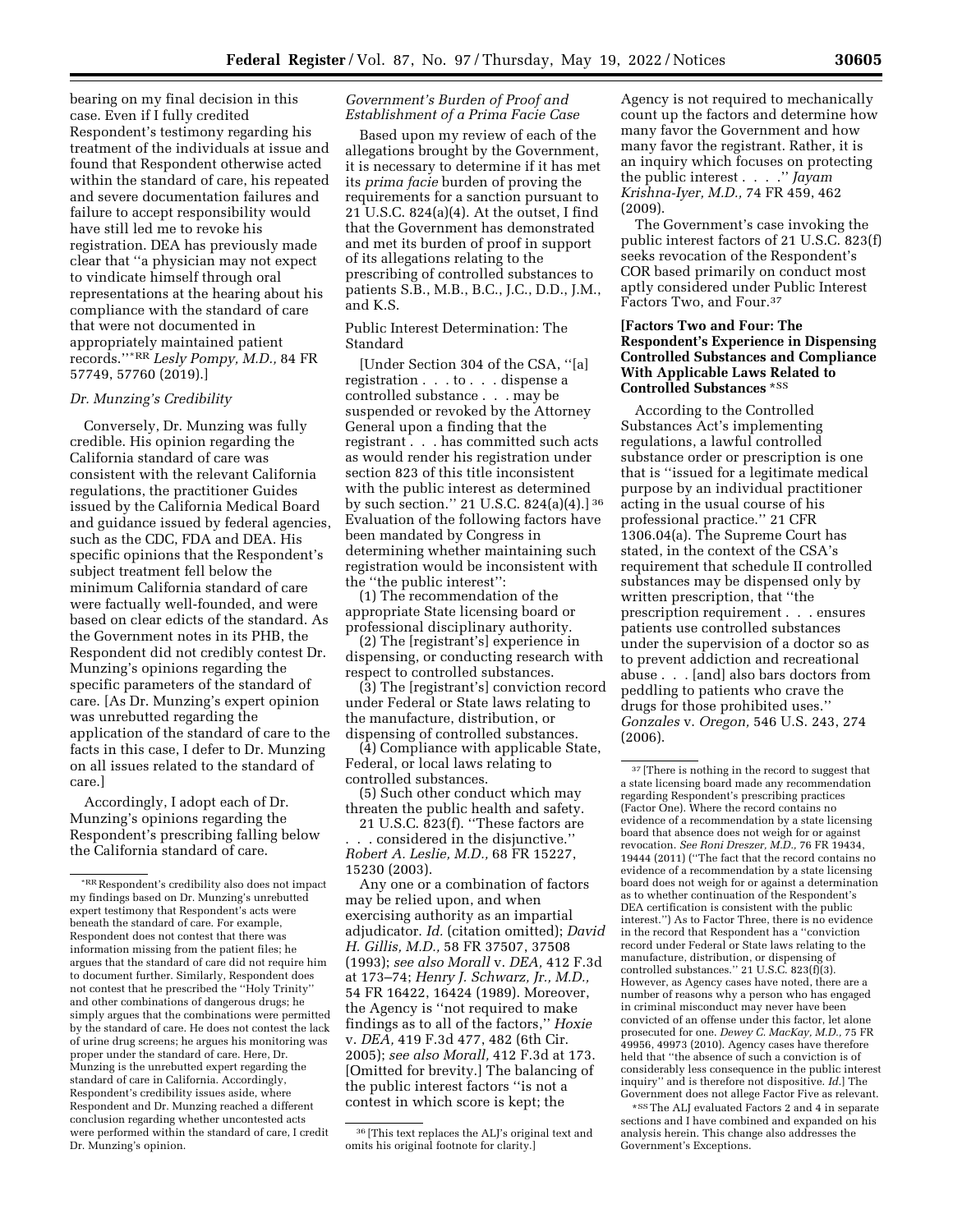bearing on my final decision in this case. Even if I fully credited Respondent's testimony regarding his treatment of the individuals at issue and found that Respondent otherwise acted within the standard of care, his repeated and severe documentation failures and failure to accept responsibility would have still led me to revoke his registration. DEA has previously made clear that ''a physician may not expect to vindicate himself through oral representations at the hearing about his compliance with the standard of care that were not documented in appropriately maintained patient records.''*RR *Lesly Pompy, M.D.,* 84 FR 57749, 57760 (2019).]

### *Dr. Munzing's Credibility*

Conversely, Dr. Munzing was fully credible. His opinion regarding the California standard of care was consistent with the relevant California regulations, the practitioner Guides issued by the California Medical Board and guidance issued by federal agencies, such as the CDC, FDA and DEA. His specific opinions that the Respondent's subject treatment fell below the minimum California standard of care were factually well-founded, and were based on clear edicts of the standard. As the Government notes in its PHB, the Respondent did not credibly contest Dr. Munzing's opinions regarding the specific parameters of the standard of care. [As Dr. Munzing's expert opinion was unrebutted regarding the application of the standard of care to the facts in this case, I defer to Dr. Munzing on all issues related to the standard of care.]

Accordingly, I adopt each of Dr. Munzing's opinions regarding the Respondent's prescribing falling below the California standard of care.

### *Government's Burden of Proof and Establishment of a Prima Facie Case*

Based upon my review of each of the allegations brought by the Government, it is necessary to determine if it has met its *prima facie* burden of proving the requirements for a sanction pursuant to 21 U.S.C. 824(a)(4). At the outset, I find that the Government has demonstrated and met its burden of proof in support of its allegations relating to the prescribing of controlled substances to patients S.B., M.B., B.C., J.C., D.D., J.M., and K.S.

### Public Interest Determination: The Standard

[Under Section 304 of the CSA, ''[a] registration . . . to . . . dispense a controlled substance . . . may be suspended or revoked by the Attorney General upon a finding that the registrant . . . has committed such acts as would render his registration under section 823 of this title inconsistent with the public interest as determined by such section.'' 21 U.S.C. 824(a)(4).] [36] Evaluation of the following factors have been mandated by Congress in determining whether maintaining such registration would be inconsistent with the ''the public interest'':

(1) The recommendation of the appropriate State licensing board or professional disciplinary authority.

(2) The [registrant's] experience in dispensing, or conducting research with respect to controlled substances.

(3) The [registrant's] conviction record under Federal or State laws relating to the manufacture, distribution, or dispensing of controlled substances.

(4) Compliance with applicable State, Federal, or local laws relating to controlled substances.

(5) Such other conduct which may threaten the public health and safety.

21 U.S.C. 823(f). ''These factors are . . . considered in the disjunctive.'' *Robert A. Leslie, M.D.,* 68 FR 15227, 15230 (2003).

Any one or a combination of factors may be relied upon, and when exercising authority as an impartial adjudicator. *Id.* (citation omitted); *David H. Gillis, M.D.,* 58 FR 37507, 37508 (1993); *see also Morall* v. *DEA,* 412 F.3d at 173–74; *Henry J. Schwarz, Jr., M.D.,* 54 FR 16422, 16424 (1989). Moreover, the Agency is ''not required to make findings as to all of the factors,'' *Hoxie* v. *DEA,* 419 F.3d 477, 482 (6th Cir. 2005); *see also Morall,* 412 F.3d at 173. [Omitted for brevity.] The balancing of the public interest factors ''is not a contest in which score is kept; the Agency is not required to mechanically count up the factors and determine how many favor the Government and how many favor the registrant. Rather, it is an inquiry which focuses on protecting the public interest . . . .'' *Jayam Krishna-Iyer, M.D.,* 74 FR 459, 462 (2009).

The Government's case invoking the public interest factors of 21 U.S.C. 823(f) seeks revocation of the Respondent's COR based primarily on conduct most aptly considered under Public Interest Factors Two, and Four.[37]

### [Factors Two and Four: The Respondent's Experience in Dispensing Controlled Substances and Compliance With Applicable Laws Related to Controlled Substances *SS

According to the Controlled Substances Act's implementing regulations, a lawful controlled substance order or prescription is one that is ''issued for a legitimate medical purpose by an individual practitioner acting in the usual course of his professional practice.'' 21 CFR 1306.04(a). The Supreme Court has stated, in the context of the CSA's requirement that schedule II controlled substances may be dispensed only by written prescription, that ''the prescription requirement . . . ensures patients use controlled substances under the supervision of a doctor so as to prevent addiction and recreational abuse . . . [and] also bars doctors from peddling to patients who crave the drugs for those prohibited uses.'' *Gonzales* v. *Oregon,* 546 U.S. 243, 274 (2006).

---

*RR Respondent's credibility also does not impact my findings based on Dr. Munzing's unrebutted expert testimony that Respondent's acts were beneath the standard of care. For example, Respondent does not contest that there was information missing from the patient files; he argues that the standard of care did not require him to document further. Similarly, Respondent does not contest that he prescribed the ''Holy Trinity'' and other combinations of dangerous drugs; he simply argues that the combinations were permitted by the standard of care. He does not contest the lack of urine drug screens; he argues his monitoring was proper under the standard of care. Here, Dr. Munzing is the unrebutted expert regarding the standard of care in California. Accordingly, Respondent's credibility issues aside, where Respondent and Dr. Munzing reached a different conclusion regarding whether uncontested acts were performed within the standard of care, I credit Dr. Munzing's opinion.

[36] [This text replaces the ALJ's original text and omits his original footnote for clarity.]

[37] [There is nothing in the record to suggest that a state licensing board made any recommendation regarding Respondent's prescribing practices (Factor One). Where the record contains no evidence of a recommendation by a state licensing board that absence does not weigh for or against revocation. *See Roni Dreszer, M.D.,* 76 FR 19434, 19444 (2011) (''The fact that the record contains no evidence of a recommendation by a state licensing board does not weigh for or against a determination as to whether continuation of the Respondent's DEA certification is consistent with the public interest.'') As to Factor Three, there is no evidence in the record that Respondent has a ''conviction record under Federal or State laws relating to the manufacture, distribution, or dispensing of controlled substances.'' 21 U.S.C. 823(f)(3). However, as Agency cases have noted, there are a number of reasons why a person who has engaged in criminal misconduct may never have been convicted of an offense under this factor, let alone prosecuted for one. *Dewey C. MacKay, M.D.,* 75 FR 49956, 49973 (2010). Agency cases have therefore held that ''the absence of such a conviction is of considerably less consequence in the public interest inquiry'' and is therefore not dispositive. *Id.*] The Government does not allege Factor Five as relevant.

*SS The ALJ evaluated Factors 2 and 4 in separate sections and I have combined and expanded on his analysis herein. This change also addresses the Government's Exceptions.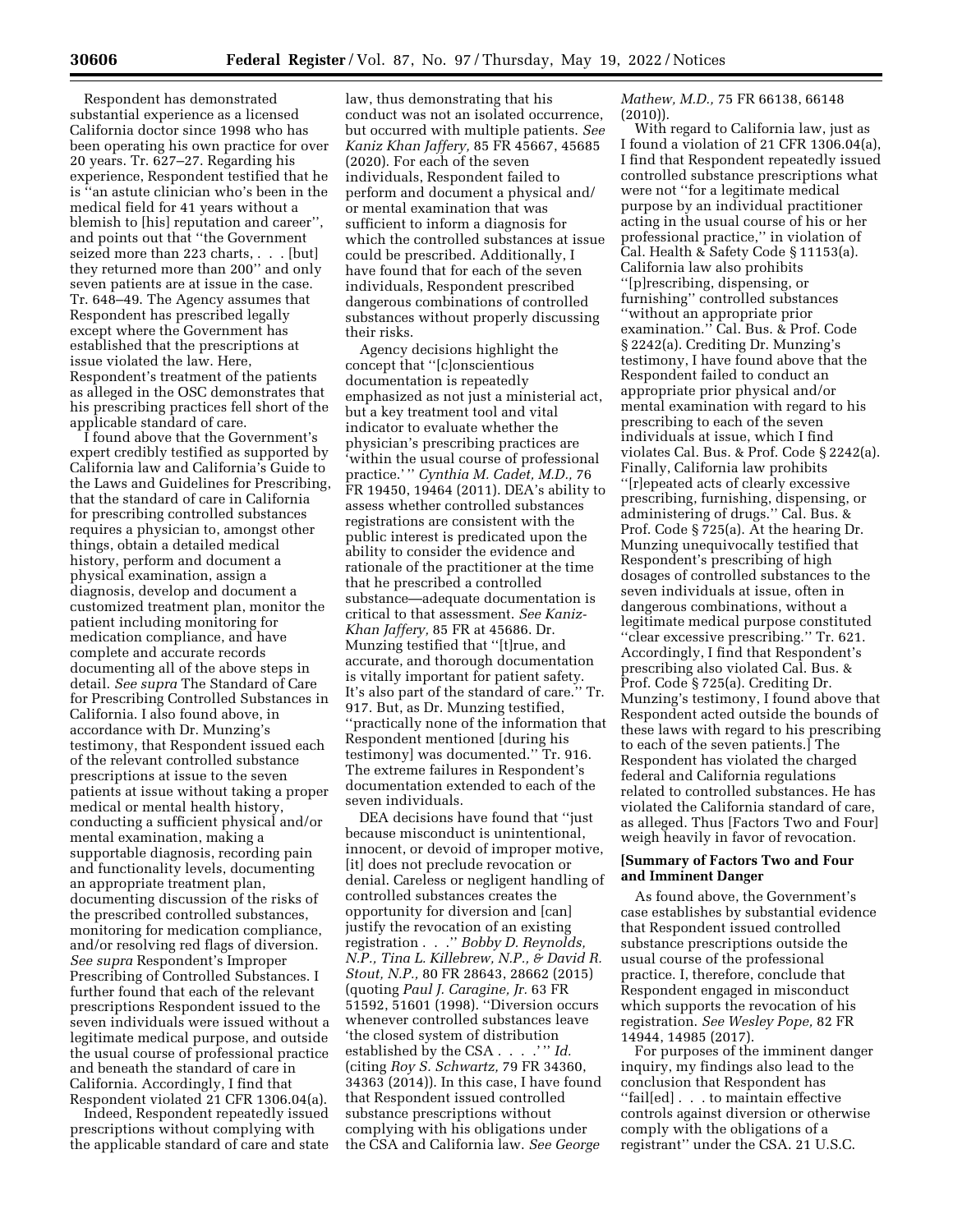Respondent has demonstrated substantial experience as a licensed California doctor since 1998 who has been operating his own practice for over 20 years. Tr. 627–27. Regarding his experience, Respondent testified that he is ''an astute clinician who's been in the medical field for 41 years without a blemish to [his] reputation and career'', and points out that ''the Government seized more than 223 charts, . . . [but] they returned more than 200'' and only seven patients are at issue in the case. Tr. 648–49. The Agency assumes that Respondent has prescribed legally except where the Government has established that the prescriptions at issue violated the law. Here, Respondent's treatment of the patients as alleged in the OSC demonstrates that his prescribing practices fell short of the applicable standard of care.

I found above that the Government's expert credibly testified as supported by California law and California's Guide to the Laws and Guidelines for Prescribing, that the standard of care in California for prescribing controlled substances requires a physician to, amongst other things, obtain a detailed medical history, perform and document a physical examination, assign a diagnosis, develop and document a customized treatment plan, monitor the patient including monitoring for medication compliance, and have complete and accurate records documenting all of the above steps in detail. *See supra* The Standard of Care for Prescribing Controlled Substances in California. I also found above, in accordance with Dr. Munzing's testimony, that Respondent issued each of the relevant controlled substance prescriptions at issue to the seven patients at issue without taking a proper medical or mental health history, conducting a sufficient physical and/or mental examination, making a supportable diagnosis, recording pain and functionality levels, documenting an appropriate treatment plan, documenting discussion of the risks of the prescribed controlled substances, monitoring for medication compliance, and/or resolving red flags of diversion. *See supra* Respondent's Improper Prescribing of Controlled Substances. I further found that each of the relevant prescriptions Respondent issued to the seven individuals were issued without a legitimate medical purpose, and outside the usual course of professional practice and beneath the standard of care in California. Accordingly, I find that Respondent violated 21 CFR 1306.04(a).

Indeed, Respondent repeatedly issued prescriptions without complying with the applicable standard of care and state law, thus demonstrating that his conduct was not an isolated occurrence, but occurred with multiple patients. *See Kaniz Khan Jaffery,* 85 FR 45667, 45685 (2020). For each of the seven individuals, Respondent failed to perform and document a physical and/or mental examination that was sufficient to inform a diagnosis for which the controlled substances at issue could be prescribed. Additionally, I have found that for each of the seven individuals, Respondent prescribed dangerous combinations of controlled substances without properly discussing their risks.

Agency decisions highlight the concept that ''[c]onscientious documentation is repeatedly emphasized as not just a ministerial act, but a key treatment tool and vital indicator to evaluate whether the physician's prescribing practices are 'within the usual course of professional practice.' '' *Cynthia M. Cadet, M.D.,* 76 FR 19450, 19464 (2011). DEA's ability to assess whether controlled substances registrations are consistent with the public interest is predicated upon the ability to consider the evidence and rationale of the practitioner at the time that he prescribed a controlled substance—adequate documentation is critical to that assessment. *See Kaniz-Khan Jaffery,* 85 FR at 45686. Dr. Munzing testified that ''[t]rue, and accurate, and thorough documentation is vitally important for patient safety. It's also part of the standard of care.'' Tr. 917. But, as Dr. Munzing testified, ''practically none of the information that Respondent mentioned [during his testimony] was documented.'' Tr. 916. The extreme failures in Respondent's documentation extended to each of the seven individuals.

DEA decisions have found that ''just because misconduct is unintentional, innocent, or devoid of improper motive, [it] does not preclude revocation or denial. Careless or negligent handling of controlled substances creates the opportunity for diversion and [can] justify the revocation of an existing registration . . .'' *Bobby D. Reynolds, N.P., Tina L. Killebrew, N.P., & David R. Stout, N.P.,* 80 FR 28643, 28662 (2015) (quoting *Paul J. Caragine, Jr.* 63 FR 51592, 51601 (1998). ''Diversion occurs whenever controlled substances leave 'the closed system of distribution established by the CSA . . . .' '' *Id.* (citing *Roy S. Schwartz,* 79 FR 34360, 34363 (2014)). In this case, I have found that Respondent issued controlled substance prescriptions without complying with his obligations under the CSA and California law. *See George Mathew, M.D.,* 75 FR 66138, 66148 (2010)).

With regard to California law, just as I found a violation of 21 CFR 1306.04(a), I find that Respondent repeatedly issued controlled substance prescriptions what were not ''for a legitimate medical purpose by an individual practitioner acting in the usual course of his or her professional practice,'' in violation of Cal. Health & Safety Code § 11153(a). California law also prohibits ''[p]rescribing, dispensing, or furnishing'' controlled substances ''without an appropriate prior examination.'' Cal. Bus. & Prof. Code § 2242(a). Crediting Dr. Munzing's testimony, I have found above that the Respondent failed to conduct an appropriate prior physical and/or mental examination with regard to his prescribing to each of the seven individuals at issue, which I find violates Cal. Bus. & Prof. Code § 2242(a). Finally, California law prohibits ''[r]epeated acts of clearly excessive prescribing, furnishing, dispensing, or administering of drugs.'' Cal. Bus. & Prof. Code § 725(a). At the hearing Dr. Munzing unequivocally testified that Respondent's prescribing of high dosages of controlled substances to the seven individuals at issue, often in dangerous combinations, without a legitimate medical purpose constituted ''clear excessive prescribing.'' Tr. 621. Accordingly, I find that Respondent's prescribing also violated Cal. Bus. & Prof. Code § 725(a). Crediting Dr. Munzing's testimony, I found above that Respondent acted outside the bounds of these laws with regard to his prescribing to each of the seven patients.] The Respondent has violated the charged federal and California regulations related to controlled substances. He has violated the California standard of care, as alleged. Thus [Factors Two and Four] weigh heavily in favor of revocation.

**[Summary of Factors Two and Four and Imminent Danger**

As found above, the Government's case establishes by substantial evidence that Respondent issued controlled substance prescriptions outside the usual course of the professional practice. I, therefore, conclude that Respondent engaged in misconduct which supports the revocation of his registration. *See Wesley Pope,* 82 FR 14944, 14985 (2017).

For purposes of the imminent danger inquiry, my findings also lead to the conclusion that Respondent has ''fail[ed] . . . to maintain effective controls against diversion or otherwise comply with the obligations of a registrant'' under the CSA. 21 U.S.C.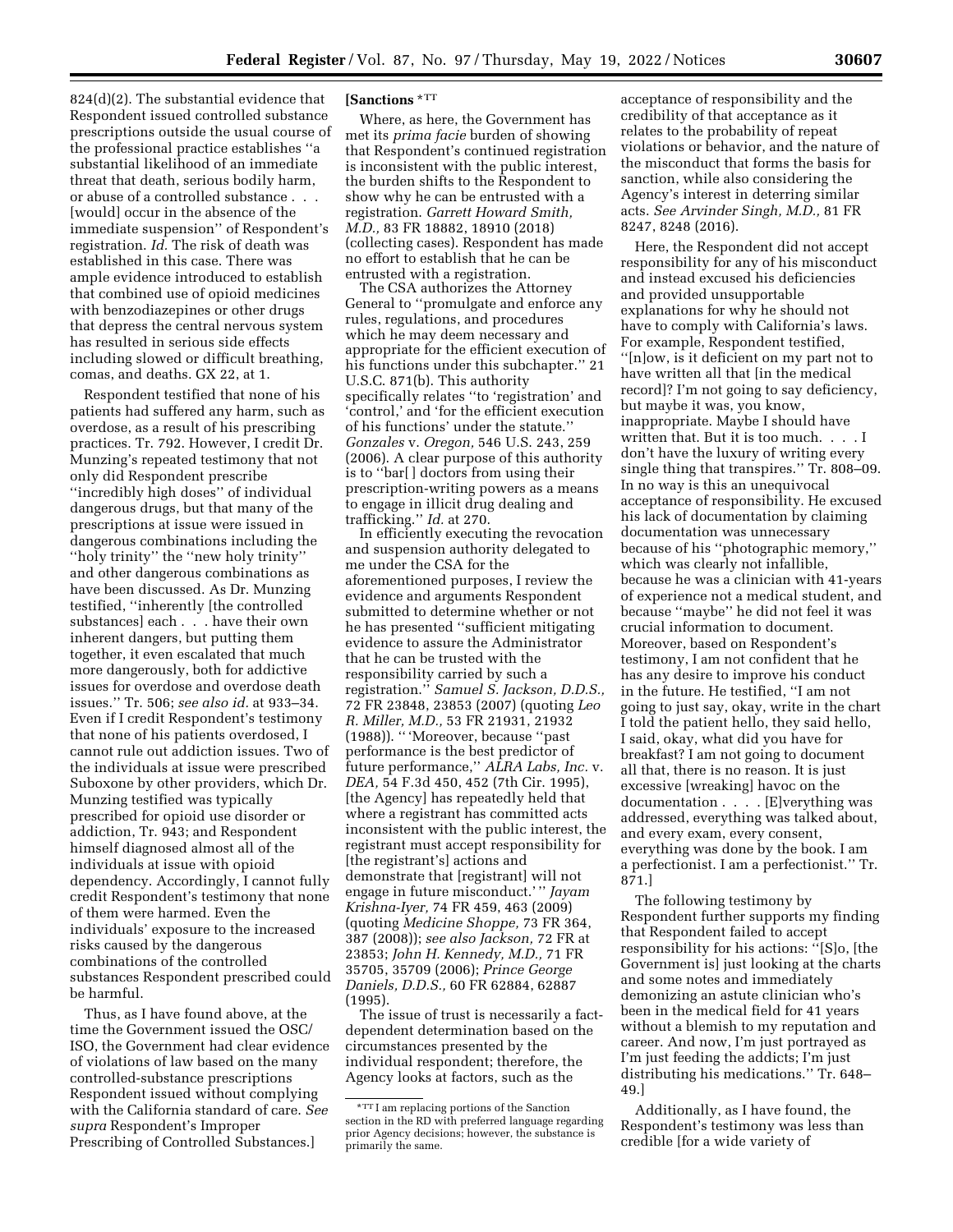824(d)(2). The substantial evidence that Respondent issued controlled substance prescriptions outside the usual course of the professional practice establishes ''a substantial likelihood of an immediate threat that death, serious bodily harm, or abuse of a controlled substance . . . [would] occur in the absence of the immediate suspension'' of Respondent's registration. *Id.* The risk of death was established in this case. There was ample evidence introduced to establish that combined use of opioid medicines with benzodiazepines or other drugs that depress the central nervous system has resulted in serious side effects including slowed or difficult breathing, comas, and deaths. GX 22, at 1.

Respondent testified that none of his patients had suffered any harm, such as overdose, as a result of his prescribing practices. Tr. 792. However, I credit Dr. Munzing's repeated testimony that not only did Respondent prescribe ''incredibly high doses'' of individual dangerous drugs, but that many of the prescriptions at issue were issued in dangerous combinations including the ''holy trinity'' the ''new holy trinity'' and other dangerous combinations as have been discussed. As Dr. Munzing testified, ''inherently [the controlled substances] each . . . have their own inherent dangers, but putting them together, it even escalated that much more dangerously, both for addictive issues for overdose and overdose death issues.'' Tr. 506; *see also id.* at 933–34. Even if I credit Respondent's testimony that none of his patients overdosed, I cannot rule out addiction issues. Two of the individuals at issue were prescribed Suboxone by other providers, which Dr. Munzing testified was typically prescribed for opioid use disorder or addiction, Tr. 943; and Respondent himself diagnosed almost all of the individuals at issue with opioid dependency. Accordingly, I cannot fully credit Respondent's testimony that none of them were harmed. Even the individuals' exposure to the increased risks caused by the dangerous combinations of the controlled substances Respondent prescribed could be harmful.

Thus, as I have found above, at the time the Government issued the OSC/ISO, the Government had clear evidence of violations of law based on the many controlled-substance prescriptions Respondent issued without complying with the California standard of care. *See supra* Respondent's Improper Prescribing of Controlled Substances.]

**[Sanctions** *TT

Where, as here, the Government has met its *prima facie* burden of showing that Respondent's continued registration is inconsistent with the public interest, the burden shifts to the Respondent to show why he can be entrusted with a registration. *Garrett Howard Smith, M.D.,* 83 FR 18882, 18910 (2018) (collecting cases). Respondent has made no effort to establish that he can be entrusted with a registration.

The CSA authorizes the Attorney General to ''promulgate and enforce any rules, regulations, and procedures which he may deem necessary and appropriate for the efficient execution of his functions under this subchapter.'' 21 U.S.C. 871(b). This authority specifically relates ''to 'registration' and 'control,' and 'for the efficient execution of his functions' under the statute.'' *Gonzales* v. *Oregon,* 546 U.S. 243, 259 (2006). A clear purpose of this authority is to ''bar[ ] doctors from using their prescription-writing powers as a means to engage in illicit drug dealing and trafficking.'' *Id.* at 270.

In efficiently executing the revocation and suspension authority delegated to me under the CSA for the aforementioned purposes, I review the evidence and arguments Respondent submitted to determine whether or not he has presented ''sufficient mitigating evidence to assure the Administrator that he can be trusted with the responsibility carried by such a registration.'' *Samuel S. Jackson, D.D.S.,* 72 FR 23848, 23853 (2007) (quoting *Leo R. Miller, M.D.,* 53 FR 21931, 21932 (1988)). '' 'Moreover, because ''past performance is the best predictor of future performance,'' *ALRA Labs, Inc.* v. *DEA,* 54 F.3d 450, 452 (7th Cir. 1995), [the Agency] has repeatedly held that where a registrant has committed acts inconsistent with the public interest, the registrant must accept responsibility for [the registrant's] actions and demonstrate that [registrant] will not engage in future misconduct.' '' *Jayam Krishna-Iyer,* 74 FR 459, 463 (2009) (quoting *Medicine Shoppe,* 73 FR 364, 387 (2008)); *see also Jackson,* 72 FR at 23853; *John H. Kennedy, M.D.,* 71 FR 35705, 35709 (2006); *Prince George Daniels, D.D.S.,* 60 FR 62884, 62887 (1995).

The issue of trust is necessarily a fact-dependent determination based on the circumstances presented by the individual respondent; therefore, the Agency looks at factors, such as the acceptance of responsibility and the credibility of that acceptance as it relates to the probability of repeat violations or behavior, and the nature of the misconduct that forms the basis for sanction, while also considering the Agency's interest in deterring similar acts. *See Arvinder Singh, M.D.,* 81 FR 8247, 8248 (2016).

Here, the Respondent did not accept responsibility for any of his misconduct and instead excused his deficiencies and provided unsupportable explanations for why he should not have to comply with California's laws. For example, Respondent testified, ''[n]ow, is it deficient on my part not to have written all that [in the medical record]? I'm not going to say deficiency, but maybe it was, you know, inappropriate. Maybe I should have written that. But it is too much. . . . I don't have the luxury of writing every single thing that transpires.'' Tr. 808–09. In no way is this an unequivocal acceptance of responsibility. He excused his lack of documentation by claiming documentation was unnecessary because of his ''photographic memory,'' which was clearly not infallible, because he was a clinician with 41-years of experience not a medical student, and because ''maybe'' he did not feel it was crucial information to document. Moreover, based on Respondent's testimony, I am not confident that he has any desire to improve his conduct in the future. He testified, ''I am not going to just say, okay, write in the chart I told the patient hello, they said hello, I said, okay, what did you have for breakfast? I am not going to document all that, there is no reason. It is just excessive [wreaking] havoc on the documentation . . . . [E]verything was addressed, everything was talked about, and every exam, every consent, everything was done by the book. I am a perfectionist. I am a perfectionist.'' Tr. 871.]

The following testimony by Respondent further supports my finding that Respondent failed to accept responsibility for his actions: ''[S]o, [the Government is] just looking at the charts and some notes and immediately demonizing an astute clinician who's been in the medical field for 41 years without a blemish to my reputation and career. And now, I'm just portrayed as I'm just feeding the addicts; I'm just distributing his medications.'' Tr. 648–49.]

Additionally, as I have found, the Respondent's testimony was less than credible [for a wide variety of

*TT I am replacing portions of the Sanction section in the RD with preferred language regarding prior Agency decisions; however, the substance is primarily the same.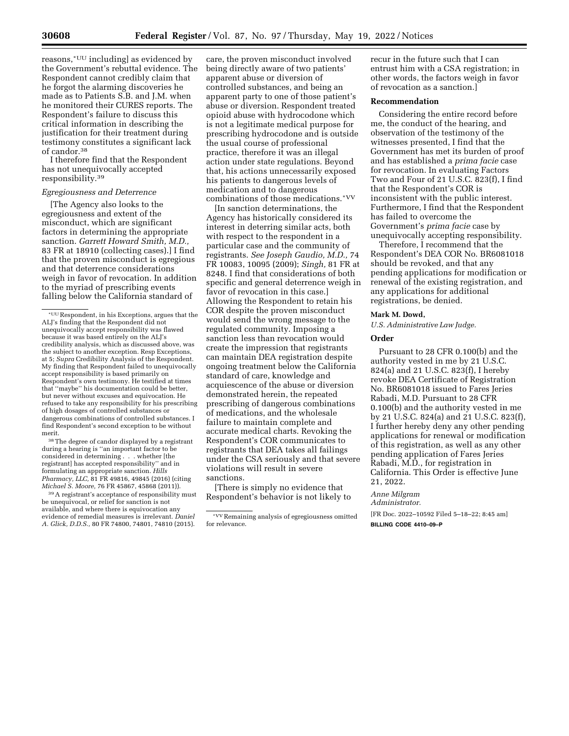reasons,[*UU] including] as evidenced by the Government's rebuttal evidence. The Respondent cannot credibly claim that he forgot the alarming discoveries he made as to Patients S.B. and J.M. when he monitored their CURES reports. The Respondent's failure to discuss this critical information in describing the justification for their treatment during testimony constitutes a significant lack of candor.[38]

I therefore find that the Respondent has not unequivocally accepted responsibility.[39]

### *Egregiousness and Deterrence*

[The Agency also looks to the egregiousness and extent of the misconduct, which are significant factors in determining the appropriate sanction. *Garrett Howard Smith, M.D.,* 83 FR at 18910 (collecting cases).] I find that the proven misconduct is egregious and that deterrence considerations weigh in favor of revocation. In addition to the myriad of prescribing events falling below the California standard of care, the proven misconduct involved being directly aware of two patients' apparent abuse or diversion of controlled substances, and being an apparent party to one of those patient's abuse or diversion. Respondent treated opioid abuse with hydrocodone which is not a legitimate medical purpose for prescribing hydrocodone and is outside the usual course of professional practice, therefore it was an illegal action under state regulations. Beyond that, his actions unnecessarily exposed his patients to dangerous levels of medication and to dangerous combinations of those medications.[*VV]

[In sanction determinations, the Agency has historically considered its interest in deterring similar acts, both with respect to the respondent in a particular case and the community of registrants. *See Joseph Gaudio, M.D.,* 74 FR 10083, 10095 (2009); *Singh,* 81 FR at 8248. I find that considerations of both specific and general deterrence weigh in favor of revocation in this case.] Allowing the Respondent to retain his COR despite the proven misconduct would send the wrong message to the regulated community. Imposing a sanction less than revocation would create the impression that registrants can maintain DEA registration despite ongoing treatment below the California standard of care, knowledge and acquiescence of the abuse or diversion demonstrated herein, the repeated prescribing of dangerous combinations of medications, and the wholesale failure to maintain complete and accurate medical charts. Revoking the Respondent's COR communicates to registrants that DEA takes all failings under the CSA seriously and that severe violations will result in severe sanctions.

[There is simply no evidence that Respondent's behavior is not likely to recur in the future such that I can entrust him with a CSA registration; in other words, the factors weigh in favor of revocation as a sanction.]

### Recommendation

Considering the entire record before me, the conduct of the hearing, and observation of the testimony of the witnesses presented, I find that the Government has met its burden of proof and has established a *prima facie* case for revocation. In evaluating Factors Two and Four of 21 U.S.C. 823(f), I find that the Respondent's COR is inconsistent with the public interest. Furthermore, I find that the Respondent has failed to overcome the Government's *prima facie* case by unequivocally accepting responsibility.

Therefore, I recommend that the Respondent's DEA COR No. BR6081018 should be revoked, and that any pending applications for modification or renewal of the existing registration, and any applications for additional registrations, be denied.

**Mark M. Dowd,**

*U.S. Administrative Law Judge.*

### Order

Pursuant to 28 CFR 0.100(b) and the authority vested in me by 21 U.S.C. 824(a) and 21 U.S.C. 823(f), I hereby revoke DEA Certificate of Registration No. BR6081018 issued to Fares Jeries Rabadi, M.D. Pursuant to 28 CFR 0.100(b) and the authority vested in me by 21 U.S.C. 824(a) and 21 U.S.C. 823(f), I further hereby deny any other pending applications for renewal or modification of this registration, as well as any other pending application of Fares Jeries Rabadi, M.D., for registration in California. This Order is effective June 21, 2022.

*Anne Milgram*
*Administrator.*

[FR Doc. 2022–10592 Filed 5–18–22; 8:45 am]

**BILLING CODE 4410–09–P**

---

[*UU] Respondent, in his Exceptions, argues that the ALJ's finding that the Respondent did not unequivocally accept responsibility was flawed because it was based entirely on the ALJ's credibility analysis, which as discussed above, was the subject to another exception. Resp Exceptions, at 5; *Supra* Credibility Analysis of the Respondent. My finding that Respondent failed to unequivocally accept responsibility is based primarily on Respondent's own testimony. He testified at times that "maybe" his documentation could be better, but never without excuses and equivocation. He refused to take any responsibility for his prescribing of high dosages of controlled substances or dangerous combinations of controlled substances. I find Respondent's second exception to be without merit.

[38] The degree of candor displayed by a registrant during a hearing is "an important factor to be considered in determining . . . whether [the registrant] has accepted responsibility" and in formulating an appropriate sanction. *Hills Pharmacy, LLC,* 81 FR 49816, 49845 (2016) (citing *Michael S. Moore,* 76 FR 45867, 45868 (2011)).

[39] A registrant's acceptance of responsibility must be unequivocal, or relief for sanction is not available, and where there is equivocation any evidence of remedial measures is irrelevant. *Daniel A. Glick, D.D.S.,* 80 FR 74800, 74801, 74810 (2015).

[*VV] Remaining analysis of egregiousness omitted for relevance.